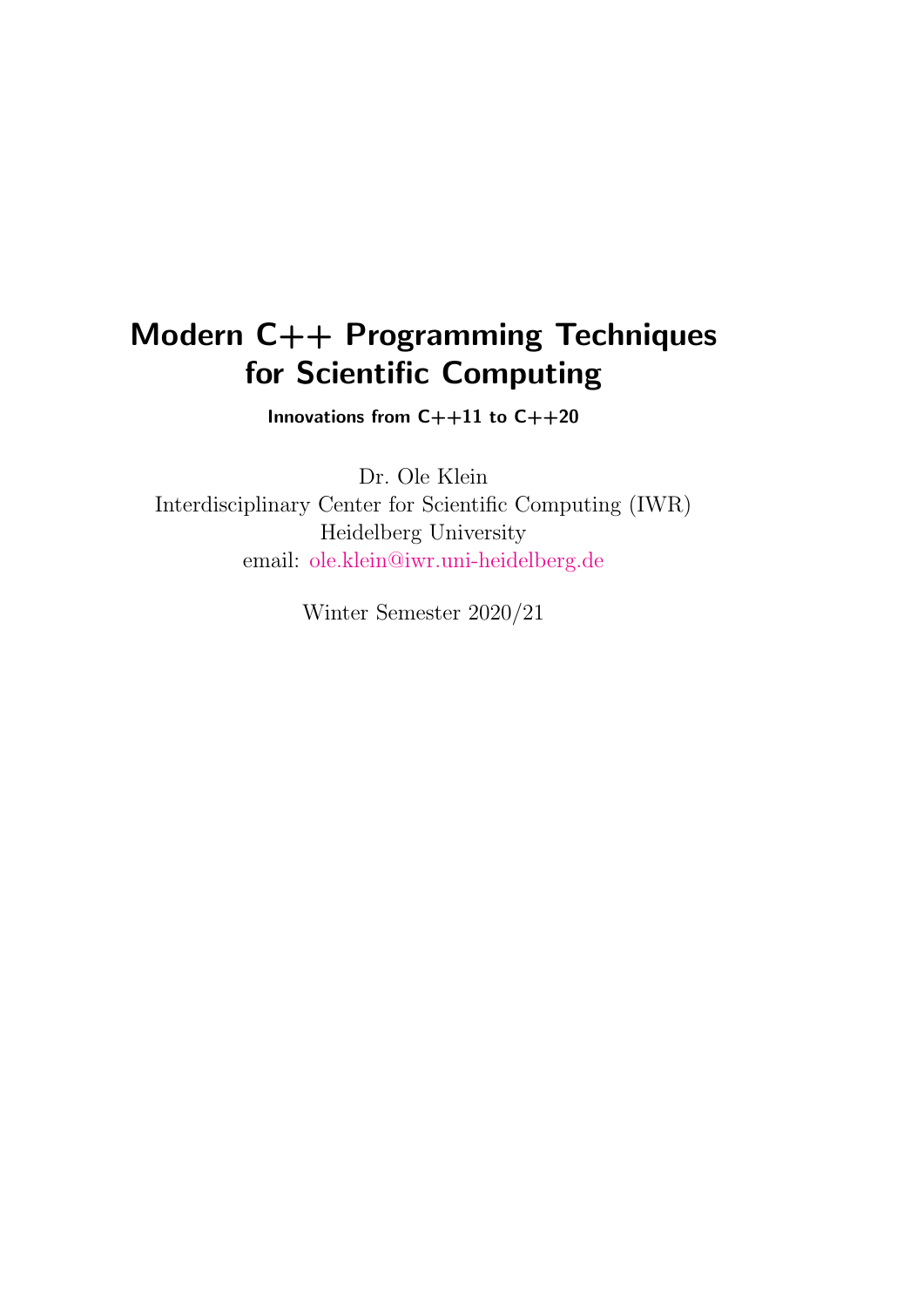# Modern C++ Programming Techniques for Scientific Computing

**Innovations from C++11 to C++20**

Dr. Ole Klein
Interdisciplinary Center for Scientific Computing (IWR)
Heidelberg University
email: ole.klein@iwr.uni-heidelberg.de

Winter Semester 2020/21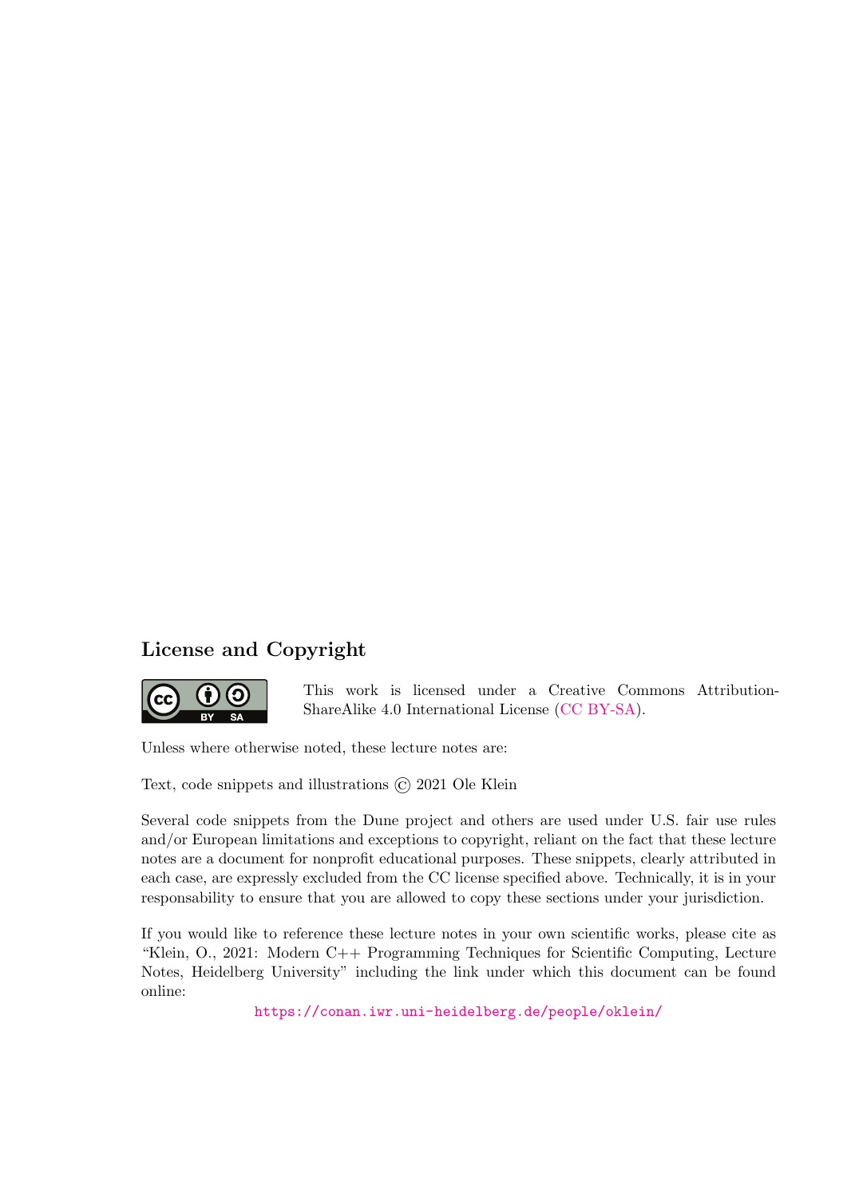## License and Copyright

This work is licensed under a Creative Commons Attribution-ShareAlike 4.0 International License (CC BY-SA).

Unless where otherwise noted, these lecture notes are:

Text, code snippets and illustrations © 2021 Ole Klein

Several code snippets from the Dune project and others are used under U.S. fair use rules and/or European limitations and exceptions to copyright, reliant on the fact that these lecture notes are a document for nonprofit educational purposes. These snippets, clearly attributed in each case, are expressly excluded from the CC license specified above. Technically, it is in your responsability to ensure that you are allowed to copy these sections under your jurisdiction.

If you would like to reference these lecture notes in your own scientific works, please cite as "Klein, O., 2021: Modern C++ Programming Techniques for Scientific Computing, Lecture Notes, Heidelberg University" including the link under which this document can be found online:

https://conan.iwr.uni-heidelberg.de/people/oklein/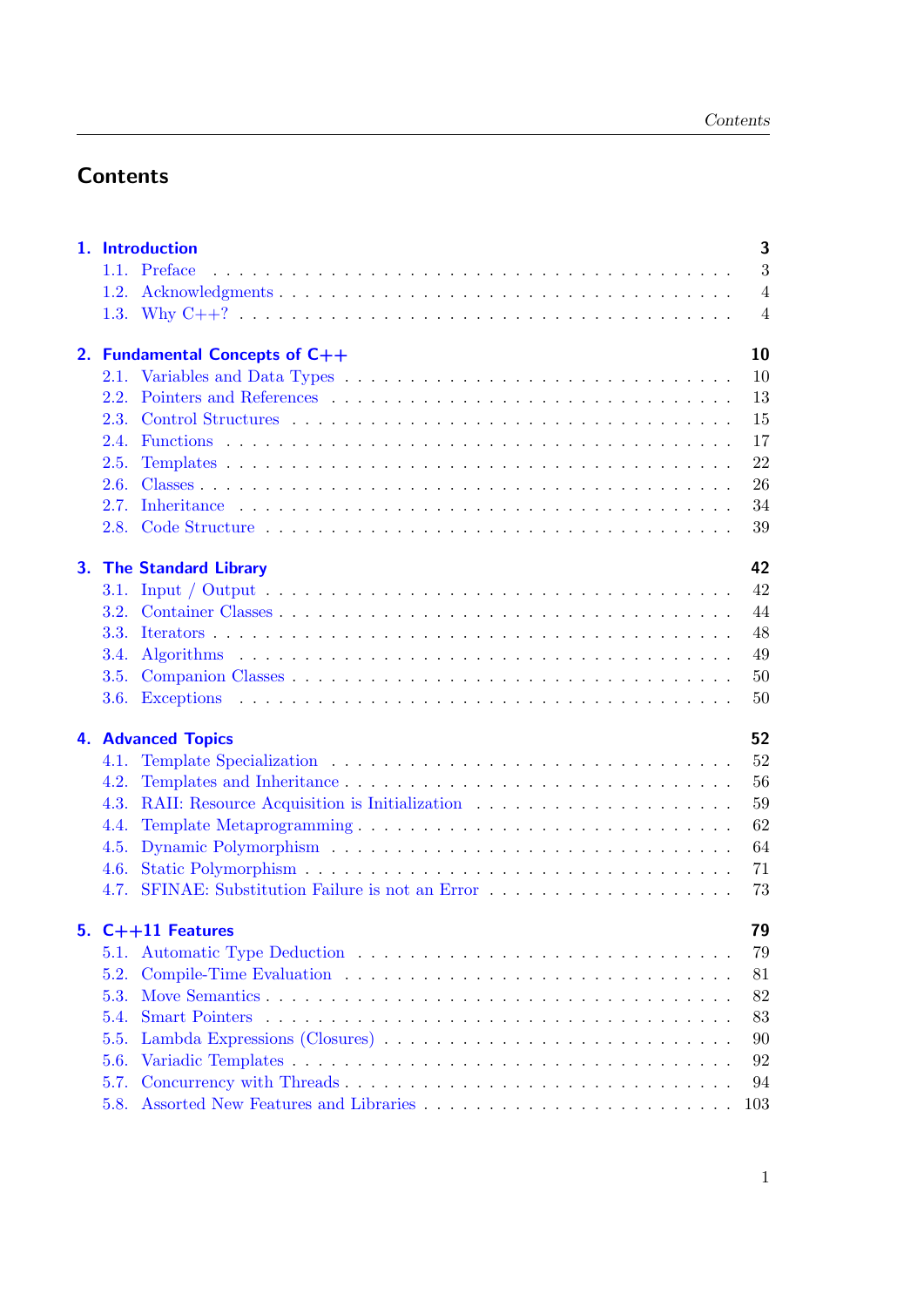# Contents

**1. Introduction** — **3**
- 1.1. Preface — 3
- 1.2. Acknowledgments — 4
- 1.3. Why C++? — 4

**2. Fundamental Concepts of C++** — **10**
- 2.1. Variables and Data Types — 10
- 2.2. Pointers and References — 13
- 2.3. Control Structures — 15
- 2.4. Functions — 17
- 2.5. Templates — 22
- 2.6. Classes — 26
- 2.7. Inheritance — 34
- 2.8. Code Structure — 39

**3. The Standard Library** — **42**
- 3.1. Input / Output — 42
- 3.2. Container Classes — 44
- 3.3. Iterators — 48
- 3.4. Algorithms — 49
- 3.5. Companion Classes — 50
- 3.6. Exceptions — 50

**4. Advanced Topics** — **52**
- 4.1. Template Specialization — 52
- 4.2. Templates and Inheritance — 56
- 4.3. RAII: Resource Acquisition is Initialization — 59
- 4.4. Template Metaprogramming — 62
- 4.5. Dynamic Polymorphism — 64
- 4.6. Static Polymorphism — 71
- 4.7. SFINAE: Substitution Failure is not an Error — 73

**5. C++11 Features** — **79**
- 5.1. Automatic Type Deduction — 79
- 5.2. Compile-Time Evaluation — 81
- 5.3. Move Semantics — 82
- 5.4. Smart Pointers — 83
- 5.5. Lambda Expressions (Closures) — 90
- 5.6. Variadic Templates — 92
- 5.7. Concurrency with Threads — 94
- 5.8. Assorted New Features and Libraries — 103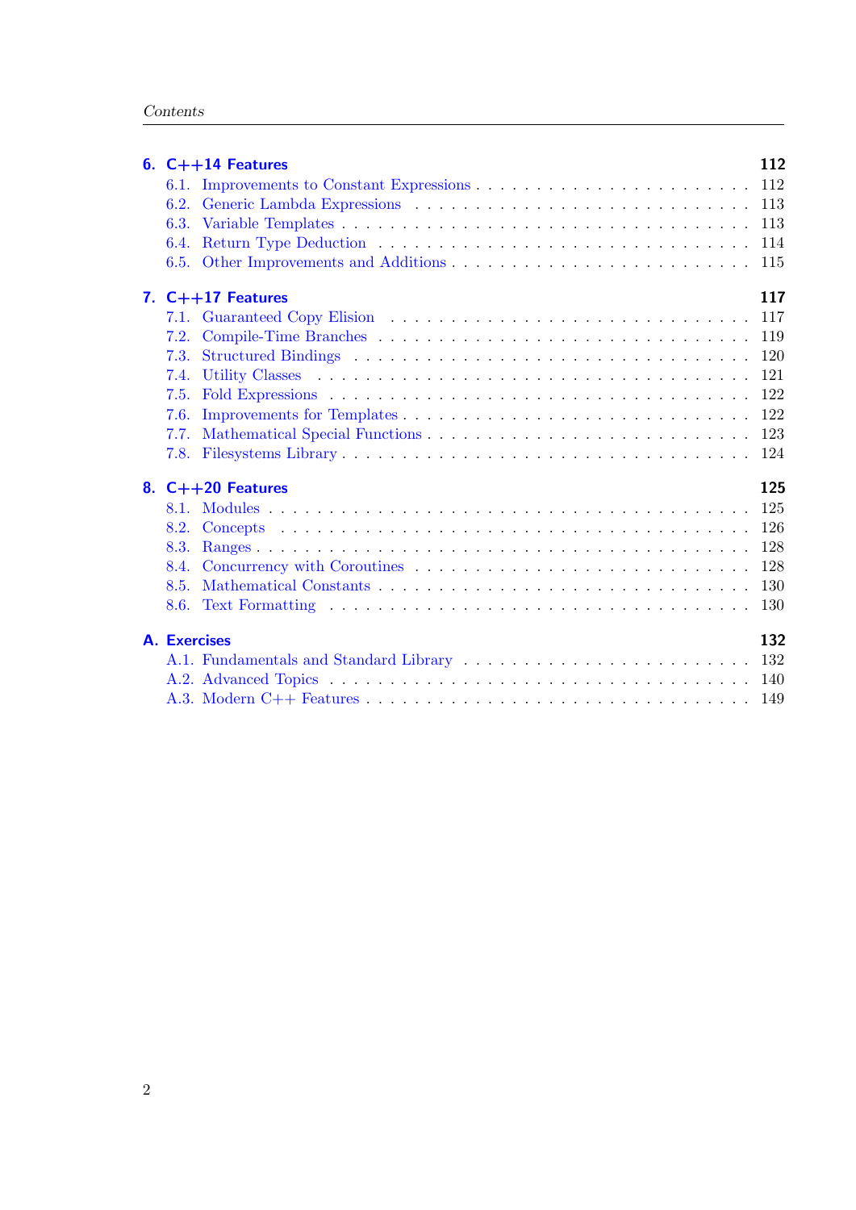**6. C++14 Features** 112

- 6.1. Improvements to Constant Expressions 112
- 6.2. Generic Lambda Expressions 113
- 6.3. Variable Templates 113
- 6.4. Return Type Deduction 114
- 6.5. Other Improvements and Additions 115

**7. C++17 Features** 117

- 7.1. Guaranteed Copy Elision 117
- 7.2. Compile-Time Branches 119
- 7.3. Structured Bindings 120
- 7.4. Utility Classes 121
- 7.5. Fold Expressions 122
- 7.6. Improvements for Templates 122
- 7.7. Mathematical Special Functions 123
- 7.8. Filesystems Library 124

**8. C++20 Features** 125

- 8.1. Modules 125
- 8.2. Concepts 126
- 8.3. Ranges 128
- 8.4. Concurrency with Coroutines 128
- 8.5. Mathematical Constants 130
- 8.6. Text Formatting 130

**A. Exercises** 132

- A.1. Fundamentals and Standard Library 132
- A.2. Advanced Topics 140
- A.3. Modern C++ Features 149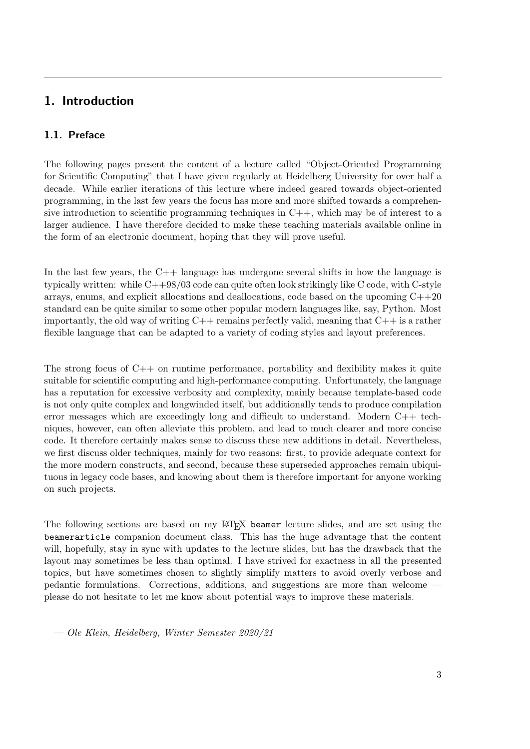# 1. Introduction

## 1.1. Preface

The following pages present the content of a lecture called "Object-Oriented Programming for Scientific Computing" that I have given regularly at Heidelberg University for over half a decade. While earlier iterations of this lecture where indeed geared towards object-oriented programming, in the last few years the focus has more and more shifted towards a comprehensive introduction to scientific programming techniques in C++, which may be of interest to a larger audience. I have therefore decided to make these teaching materials available online in the form of an electronic document, hoping that they will prove useful.

In the last few years, the C++ language has undergone several shifts in how the language is typically written: while C++98/03 code can quite often look strikingly like C code, with C-style arrays, enums, and explicit allocations and deallocations, code based on the upcoming C++20 standard can be quite similar to some other popular modern languages like, say, Python. Most importantly, the old way of writing C++ remains perfectly valid, meaning that C++ is a rather flexible language that can be adapted to a variety of coding styles and layout preferences.

The strong focus of C++ on runtime performance, portability and flexibility makes it quite suitable for scientific computing and high-performance computing. Unfortunately, the language has a reputation for excessive verbosity and complexity, mainly because template-based code is not only quite complex and longwinded itself, but additionally tends to produce compilation error messages which are exceedingly long and difficult to understand. Modern C++ techniques, however, can often alleviate this problem, and lead to much clearer and more concise code. It therefore certainly makes sense to discuss these new additions in detail. Nevertheless, we first discuss older techniques, mainly for two reasons: first, to provide adequate context for the more modern constructs, and second, because these superseded approaches remain ubiquituous in legacy code bases, and knowing about them is therefore important for anyone working on such projects.

The following sections are based on my LaTeX `beamer` lecture slides, and are set using the `beamerarticle` companion document class. This has the huge advantage that the content will, hopefully, stay in sync with updates to the lecture slides, but has the drawback that the layout may sometimes be less than optimal. I have strived for exactness in all the presented topics, but have sometimes chosen to slightly simplify matters to avoid overly verbose and pedantic formulations. Corrections, additions, and suggestions are more than welcome — please do not hesitate to let me know about potential ways to improve these materials.

— *Ole Klein, Heidelberg, Winter Semester 2020/21*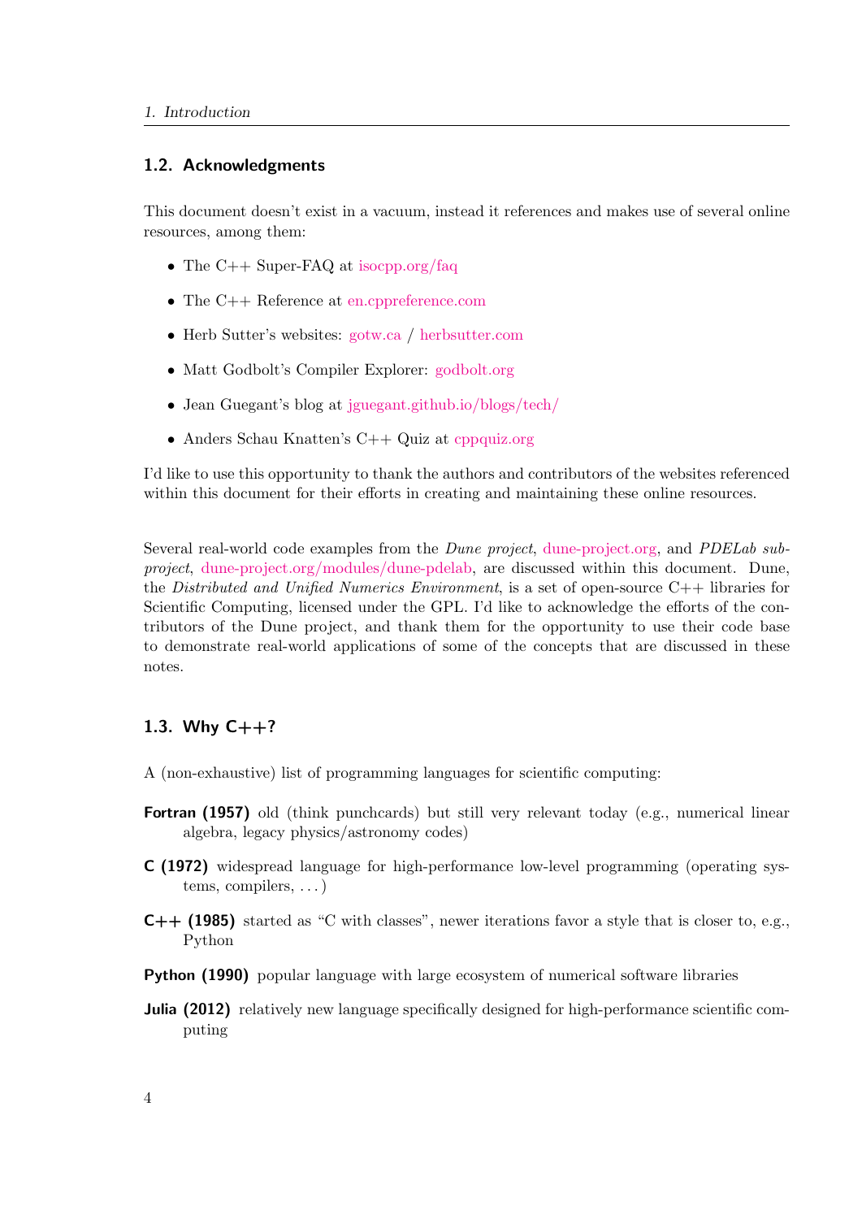## 1.2. Acknowledgments

This document doesn't exist in a vacuum, instead it references and makes use of several online resources, among them:

- The C++ Super-FAQ at isocpp.org/faq
- The C++ Reference at en.cppreference.com
- Herb Sutter's websites: gotw.ca / herbsutter.com
- Matt Godbolt's Compiler Explorer: godbolt.org
- Jean Guegant's blog at jguegant.github.io/blogs/tech/
- Anders Schau Knatten's C++ Quiz at cppquiz.org

I'd like to use this opportunity to thank the authors and contributors of the websites referenced within this document for their efforts in creating and maintaining these online resources.

Several real-world code examples from the *Dune project*, dune-project.org, and *PDELab subproject*, dune-project.org/modules/dune-pdelab, are discussed within this document. Dune, the *Distributed and Unified Numerics Environment*, is a set of open-source C++ libraries for Scientific Computing, licensed under the GPL. I'd like to acknowledge the efforts of the contributors of the Dune project, and thank them for the opportunity to use their code base to demonstrate real-world applications of some of the concepts that are discussed in these notes.

## 1.3. Why C++?

A (non-exhaustive) list of programming languages for scientific computing:

**Fortran (1957)** old (think punchcards) but still very relevant today (e.g., numerical linear algebra, legacy physics/astronomy codes)

**C (1972)** widespread language for high-performance low-level programming (operating systems, compilers, ...)

**C++ (1985)** started as "C with classes", newer iterations favor a style that is closer to, e.g., Python

**Python (1990)** popular language with large ecosystem of numerical software libraries

**Julia (2012)** relatively new language specifically designed for high-performance scientific computing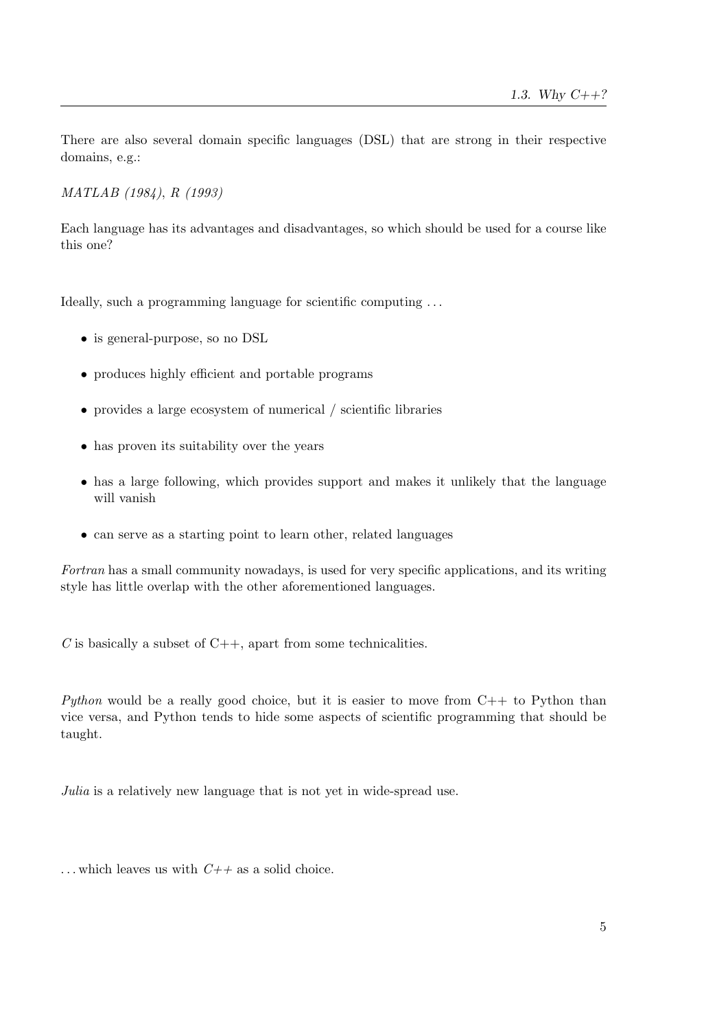There are also several domain specific languages (DSL) that are strong in their respective domains, e.g.:

*MATLAB (1984)*, *R (1993)*

Each language has its advantages and disadvantages, so which should be used for a course like this one?

Ideally, such a programming language for scientific computing …

- is general-purpose, so no DSL
- produces highly efficient and portable programs
- provides a large ecosystem of numerical / scientific libraries
- has proven its suitability over the years
- has a large following, which provides support and makes it unlikely that the language will vanish
- can serve as a starting point to learn other, related languages

*Fortran* has a small community nowadays, is used for very specific applications, and its writing style has little overlap with the other aforementioned languages.

*C* is basically a subset of C++, apart from some technicalities.

*Python* would be a really good choice, but it is easier to move from C++ to Python than vice versa, and Python tends to hide some aspects of scientific programming that should be taught.

*Julia* is a relatively new language that is not yet in wide-spread use.

… which leaves us with *C++* as a solid choice.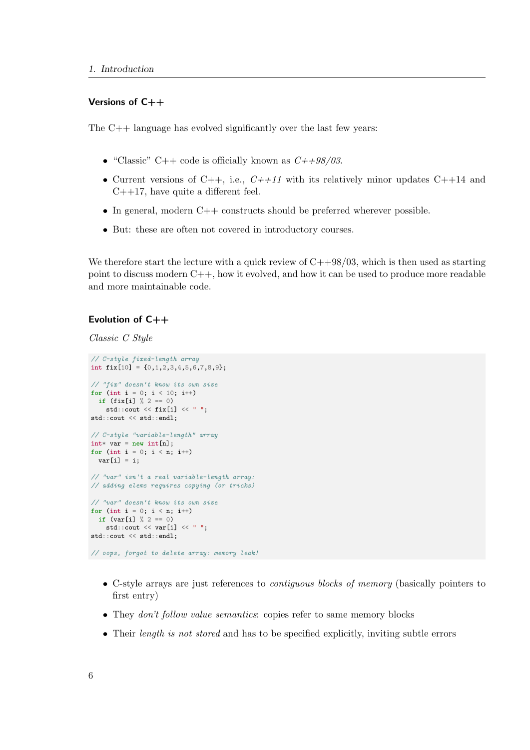### Versions of C++

The C++ language has evolved significantly over the last few years:

- "Classic" C++ code is officially known as *C++98/03*.
- Current versions of C++, i.e., *C++11* with its relatively minor updates C++14 and C++17, have quite a different feel.
- In general, modern C++ constructs should be preferred wherever possible.
- But: these are often not covered in introductory courses.

We therefore start the lecture with a quick review of C++98/03, which is then used as starting point to discuss modern C++, how it evolved, and how it can be used to produce more readable and more maintainable code.

### Evolution of C++

*Classic C Style*

```
// C-style fixed-length array
int fix[10] = {0,1,2,3,4,5,6,7,8,9};

// "fix" doesn't know its own size
for (int i = 0; i < 10; i++)
  if (fix[i] % 2 == 0)
    std::cout << fix[i] << " ";
std::cout << std::endl;

// C-style "variable-length" array
int* var = new int[n];
for (int i = 0; i < n; i++)
  var[i] = i;

// "var" isn't a real variable-length array:
// adding elems requires copying (or tricks)

// "var" doesn't know its own size
for (int i = 0; i < n; i++)
  if (var[i] % 2 == 0)
    std::cout << var[i] << " ";
std::cout << std::endl;

// oops, forgot to delete array: memory leak!
```

- C-style arrays are just references to *contiguous blocks of memory* (basically pointers to first entry)
- They *don't follow value semantics*: copies refer to same memory blocks
- Their *length is not stored* and has to be specified explicitly, inviting subtle errors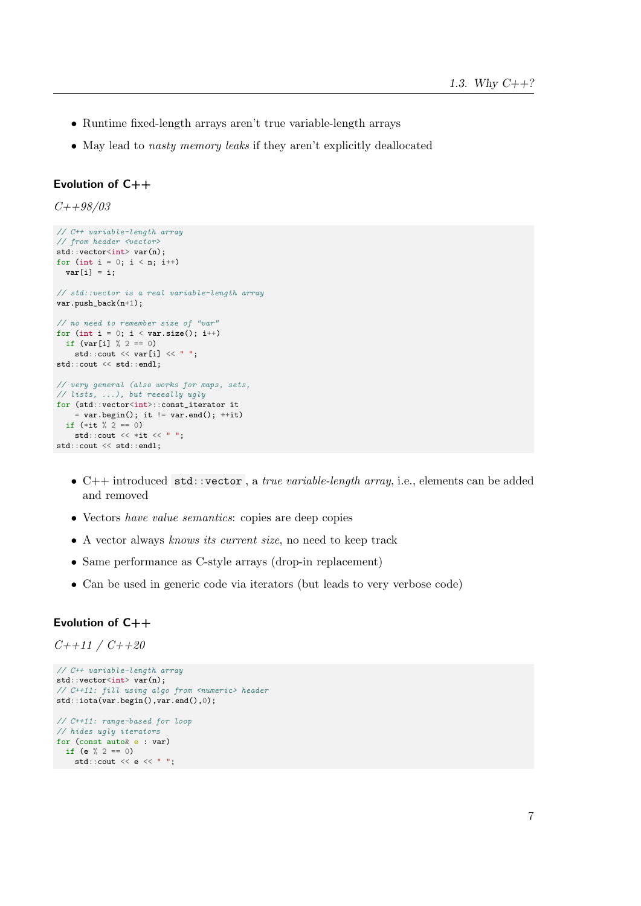- Runtime fixed-length arrays aren't true variable-length arrays
- May lead to *nasty memory leaks* if they aren't explicitly deallocated

### Evolution of C++

*C++98/03*

```
// C++ variable-length array
// from header <vector>
std::vector<int> var(n);
for (int i = 0; i < n; i++)
  var[i] = i;

// std::vector is a real variable-length array
var.push_back(n+1);

// no need to remember size of "var"
for (int i = 0; i < var.size(); i++)
  if (var[i] % 2 == 0)
    std::cout << var[i] << " ";
std::cout << std::endl;

// very general (also works for maps, sets,
// lists, ...), but reeeally ugly
for (std::vector<int>::const_iterator it
    = var.begin(); it != var.end(); ++it)
  if (*it % 2 == 0)
    std::cout << *it << " ";
std::cout << std::endl;
```

- C++ introduced `std::vector`, a *true variable-length array*, i.e., elements can be added and removed
- Vectors *have value semantics*: copies are deep copies
- A vector always *knows its current size*, no need to keep track
- Same performance as C-style arrays (drop-in replacement)
- Can be used in generic code via iterators (but leads to very verbose code)

### Evolution of C++

*C++11 / C++20*

```
// C++ variable-length array
std::vector<int> var(n);
// C++11: fill using algo from <numeric> header
std::iota(var.begin(),var.end(),0);

// C++11: range-based for loop
// hides ugly iterators
for (const auto& e : var)
  if (e % 2 == 0)
    std::cout << e << " ";
```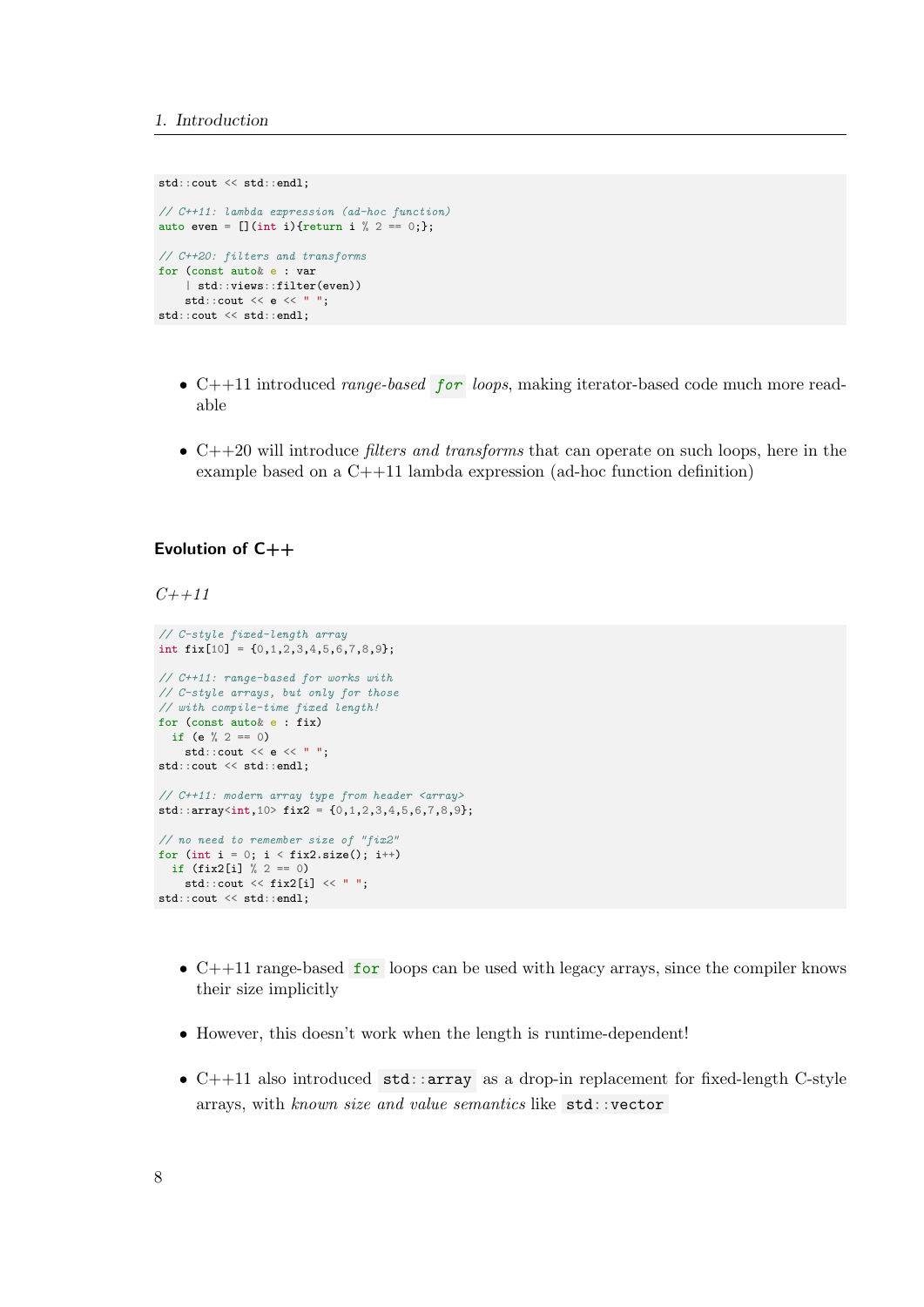```
std::cout << std::endl;

// C++11: lambda expression (ad-hoc function)
auto even = [](int i){return i % 2 == 0;};

// C++20: filters and transforms
for (const auto& e : var
    | std::views::filter(even))
    std::cout << e << " ";
std::cout << std::endl;
```

- C++11 introduced *range-based* `for` *loops*, making iterator-based code much more readable
- C++20 will introduce *filters and transforms* that can operate on such loops, here in the example based on a C++11 lambda expression (ad-hoc function definition)

#### Evolution of C++

*C++11*

```
// C-style fixed-length array
int fix[10] = {0,1,2,3,4,5,6,7,8,9};

// C++11: range-based for works with
// C-style arrays, but only for those
// with compile-time fixed length!
for (const auto& e : fix)
  if (e % 2 == 0)
    std::cout << e << " ";
std::cout << std::endl;

// C++11: modern array type from header <array>
std::array<int,10> fix2 = {0,1,2,3,4,5,6,7,8,9};

// no need to remember size of "fix2"
for (int i = 0; i < fix2.size(); i++)
  if (fix2[i] % 2 == 0)
    std::cout << fix2[i] << " ";
std::cout << std::endl;
```

- C++11 range-based `for` loops can be used with legacy arrays, since the compiler knows their size implicitly
- However, this doesn't work when the length is runtime-dependent!
- C++11 also introduced `std::array` as a drop-in replacement for fixed-length C-style arrays, with *known size and value semantics* like `std::vector`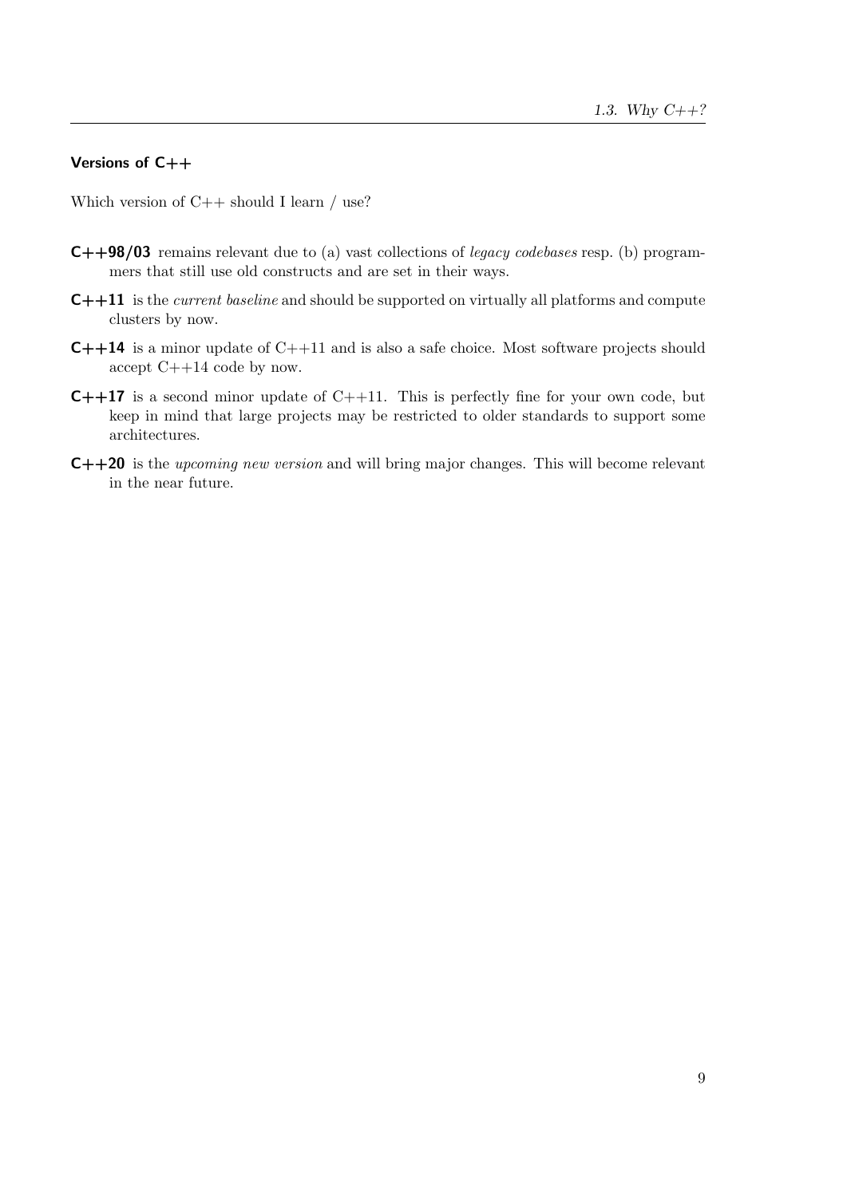### Versions of C++

Which version of C++ should I learn / use?

**C++98/03** remains relevant due to (a) vast collections of *legacy codebases* resp. (b) programmers that still use old constructs and are set in their ways.

**C++11** is the *current baseline* and should be supported on virtually all platforms and compute clusters by now.

**C++14** is a minor update of C++11 and is also a safe choice. Most software projects should accept C++14 code by now.

**C++17** is a second minor update of C++11. This is perfectly fine for your own code, but keep in mind that large projects may be restricted to older standards to support some architectures.

**C++20** is the *upcoming new version* and will bring major changes. This will become relevant in the near future.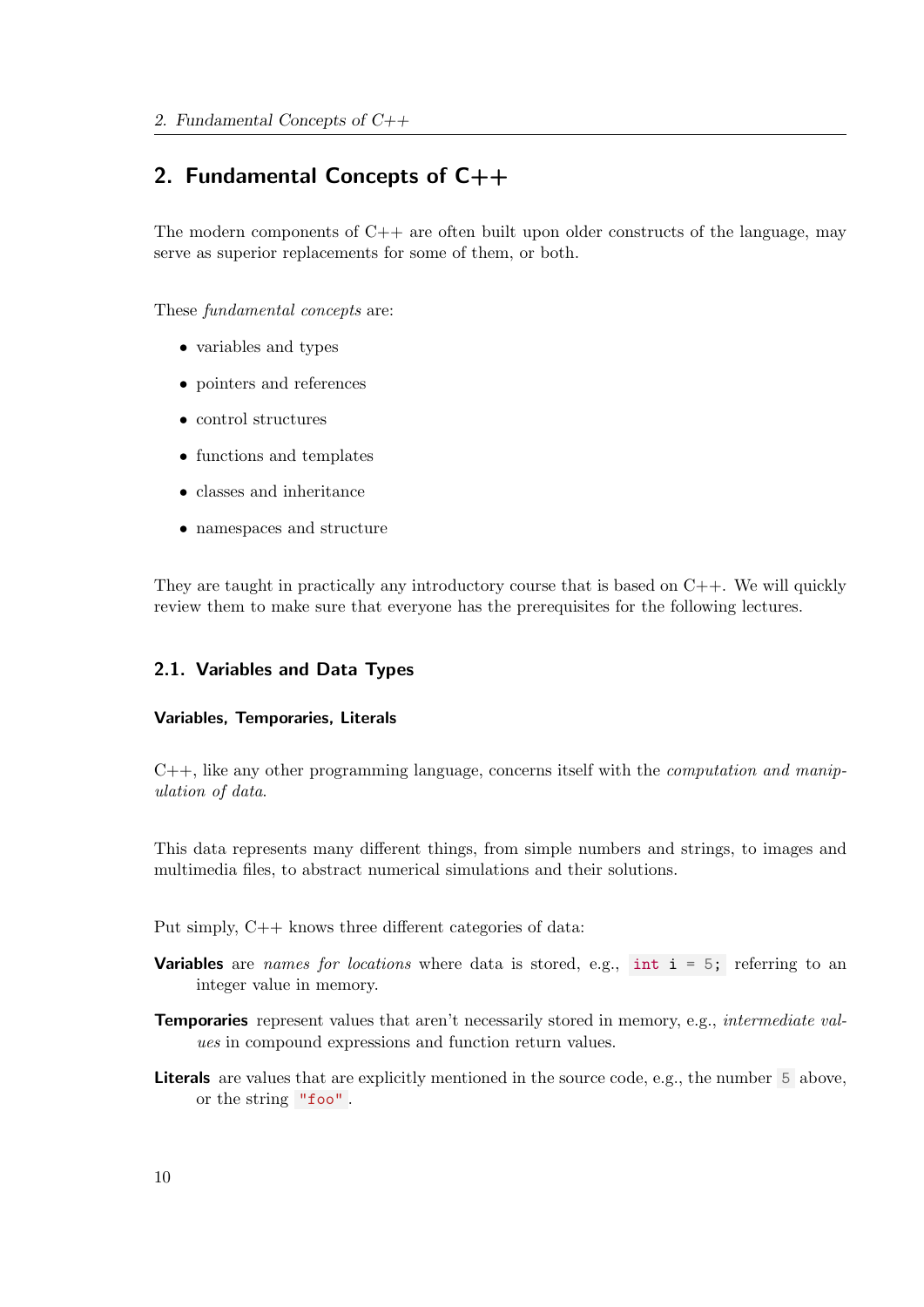# 2. Fundamental Concepts of C++

The modern components of C++ are often built upon older constructs of the language, may serve as superior replacements for some of them, or both.

These *fundamental concepts* are:

- variables and types
- pointers and references
- control structures
- functions and templates
- classes and inheritance
- namespaces and structure

They are taught in practically any introductory course that is based on C++. We will quickly review them to make sure that everyone has the prerequisites for the following lectures.

## 2.1. Variables and Data Types

### Variables, Temporaries, Literals

C++, like any other programming language, concerns itself with the *computation and manipulation of data*.

This data represents many different things, from simple numbers and strings, to images and multimedia files, to abstract numerical simulations and their solutions.

Put simply, C++ knows three different categories of data:

**Variables** are *names for locations* where data is stored, e.g., `int i = 5;` referring to an integer value in memory.

**Temporaries** represent values that aren't necessarily stored in memory, e.g., *intermediate values* in compound expressions and function return values.

**Literals** are values that are explicitly mentioned in the source code, e.g., the number `5` above, or the string `"foo"`.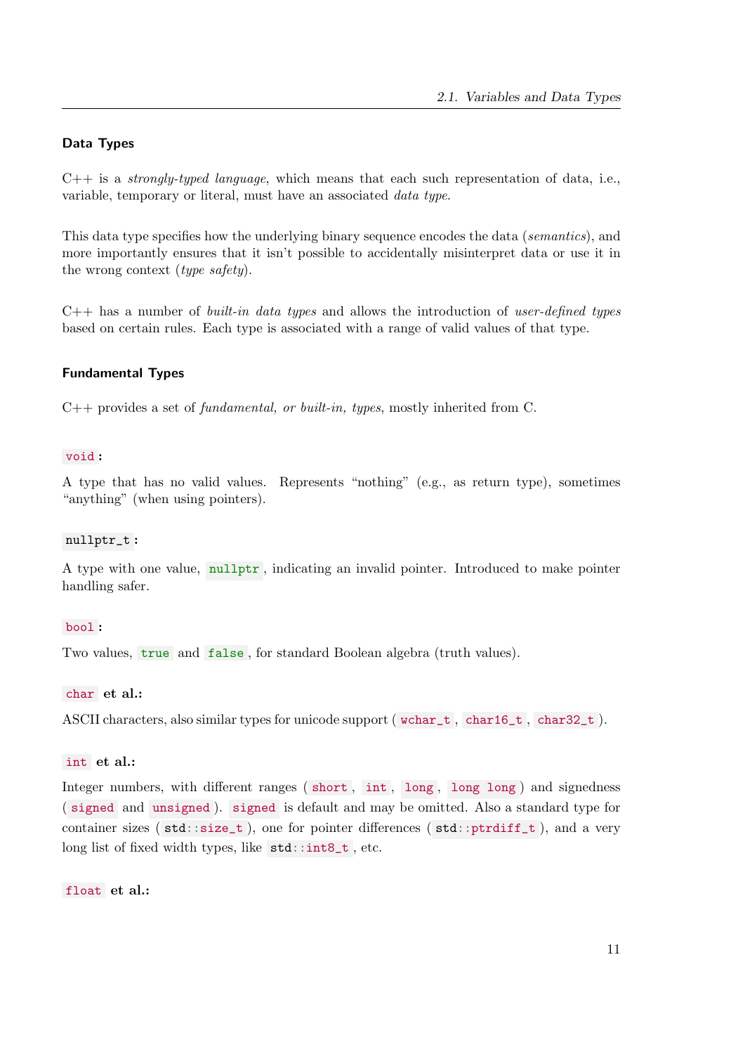### Data Types

C++ is a *strongly-typed language*, which means that each such representation of data, i.e., variable, temporary or literal, must have an associated *data type*.

This data type specifies how the underlying binary sequence encodes the data (*semantics*), and more importantly ensures that it isn't possible to accidentally misinterpret data or use it in the wrong context (*type safety*).

C++ has a number of *built-in data types* and allows the introduction of *user-defined types* based on certain rules. Each type is associated with a range of valid values of that type.

### Fundamental Types

C++ provides a set of *fundamental, or built-in, types*, mostly inherited from C.

`void`**:**

A type that has no valid values. Represents "nothing" (e.g., as return type), sometimes "anything" (when using pointers).

`nullptr_t`**:**

A type with one value, `nullptr`, indicating an invalid pointer. Introduced to make pointer handling safer.

`bool`**:**

Two values, `true` and `false`, for standard Boolean algebra (truth values).

`char` **et al.:**

ASCII characters, also similar types for unicode support (`wchar_t`, `char16_t`, `char32_t`).

`int` **et al.:**

Integer numbers, with different ranges (`short`, `int`, `long`, `long long`) and signedness (`signed` and `unsigned`). `signed` is default and may be omitted. Also a standard type for container sizes (`std::size_t`), one for pointer differences (`std::ptrdiff_t`), and a very long list of fixed width types, like `std::int8_t`, etc.

`float` **et al.:**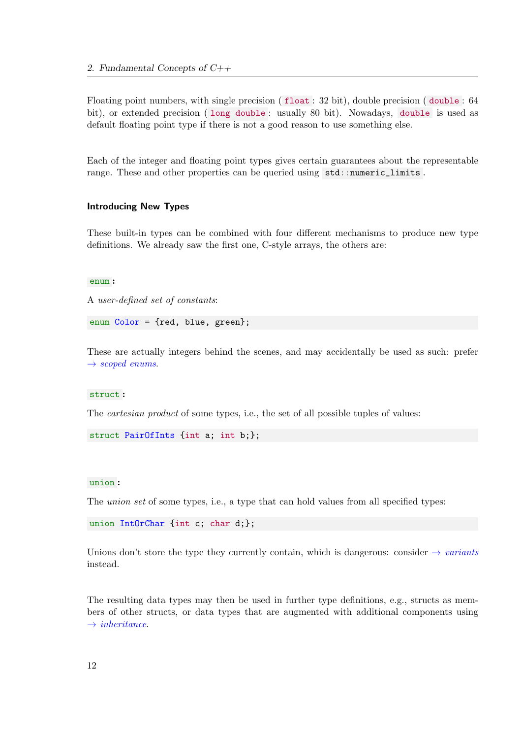Floating point numbers, with single precision (`float`: 32 bit), double precision (`double`: 64 bit), or extended precision (`long double`: usually 80 bit). Nowadays, `double` is used as default floating point type if there is not a good reason to use something else.

Each of the integer and floating point types gives certain guarantees about the representable range. These and other properties can be queried using `std::numeric_limits`.

### Introducing New Types

These built-in types can be combined with four different mechanisms to produce new type definitions. We already saw the first one, C-style arrays, the others are:

`enum`:

A *user-defined set of constants*:

```
enum Color = {red, blue, green};
```

These are actually integers behind the scenes, and may accidentally be used as such: prefer → *scoped enums*.

`struct`:

The *cartesian product* of some types, i.e., the set of all possible tuples of values:

```
struct PairOfInts {int a; int b;};
```

`union`:

The *union set* of some types, i.e., a type that can hold values from all specified types:

```
union IntOrChar {int c; char d;};
```

Unions don't store the type they currently contain, which is dangerous: consider → *variants* instead.

The resulting data types may then be used in further type definitions, e.g., structs as members of other structs, or data types that are augmented with additional components using → *inheritance*.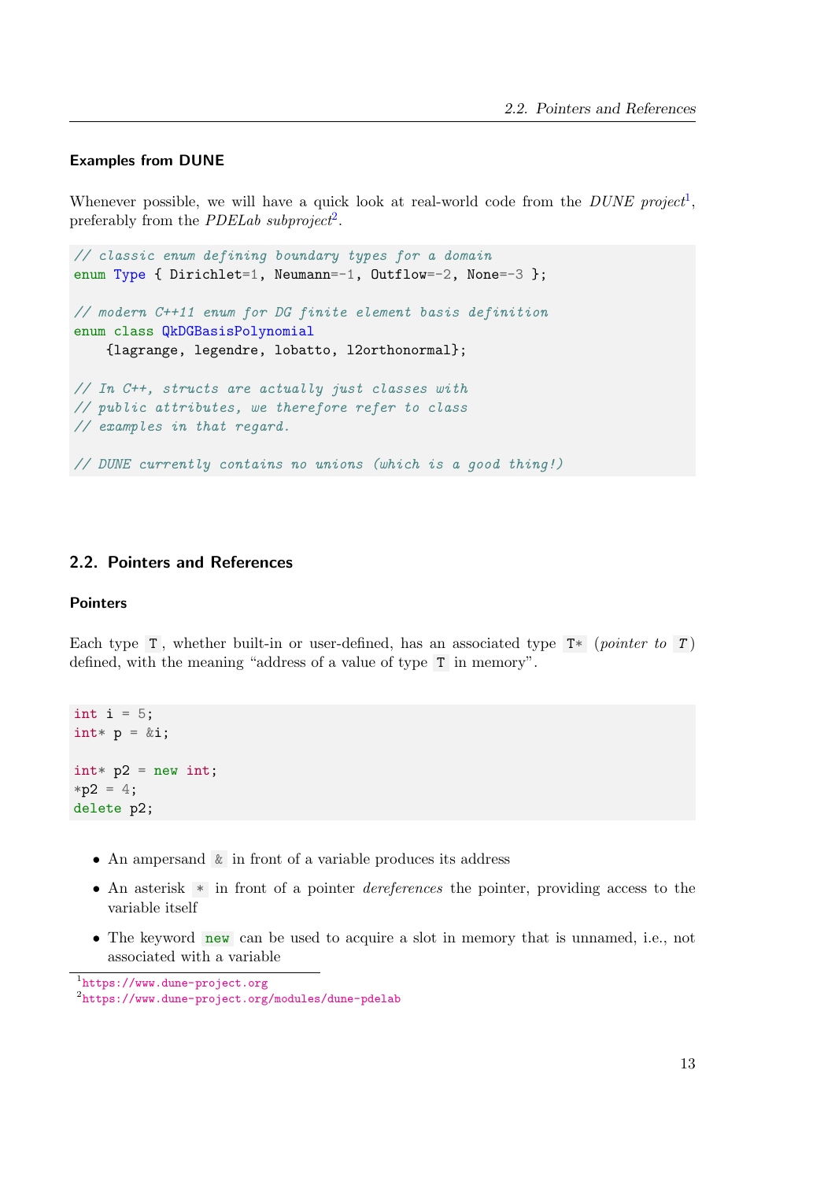#### Examples from DUNE

Whenever possible, we will have a quick look at real-world code from the *DUNE project*[1], preferably from the *PDELab subproject*[2].

```
// classic enum defining boundary types for a domain
enum Type { Dirichlet=1, Neumann=-1, Outflow=-2, None=-3 };

// modern C++11 enum for DG finite element basis definition
enum class QkDGBasisPolynomial
    {lagrange, legendre, lobatto, l2orthonormal};

// In C++, structs are actually just classes with
// public attributes, we therefore refer to class
// examples in that regard.

// DUNE currently contains no unions (which is a good thing!)
```

## 2.2. Pointers and References

#### Pointers

Each type `T`, whether built-in or user-defined, has an associated type `T*` (*pointer to* `T`) defined, with the meaning "address of a value of type `T` in memory".

```
int i = 5;
int* p = &i;

int* p2 = new int;
*p2 = 4;
delete p2;
```

- An ampersand `&` in front of a variable produces its address
- An asterisk `*` in front of a pointer *dereferences* the pointer, providing access to the variable itself
- The keyword `new` can be used to acquire a slot in memory that is unnamed, i.e., not associated with a variable

[1] https://www.dune-project.org
[2] https://www.dune-project.org/modules/dune-pdelab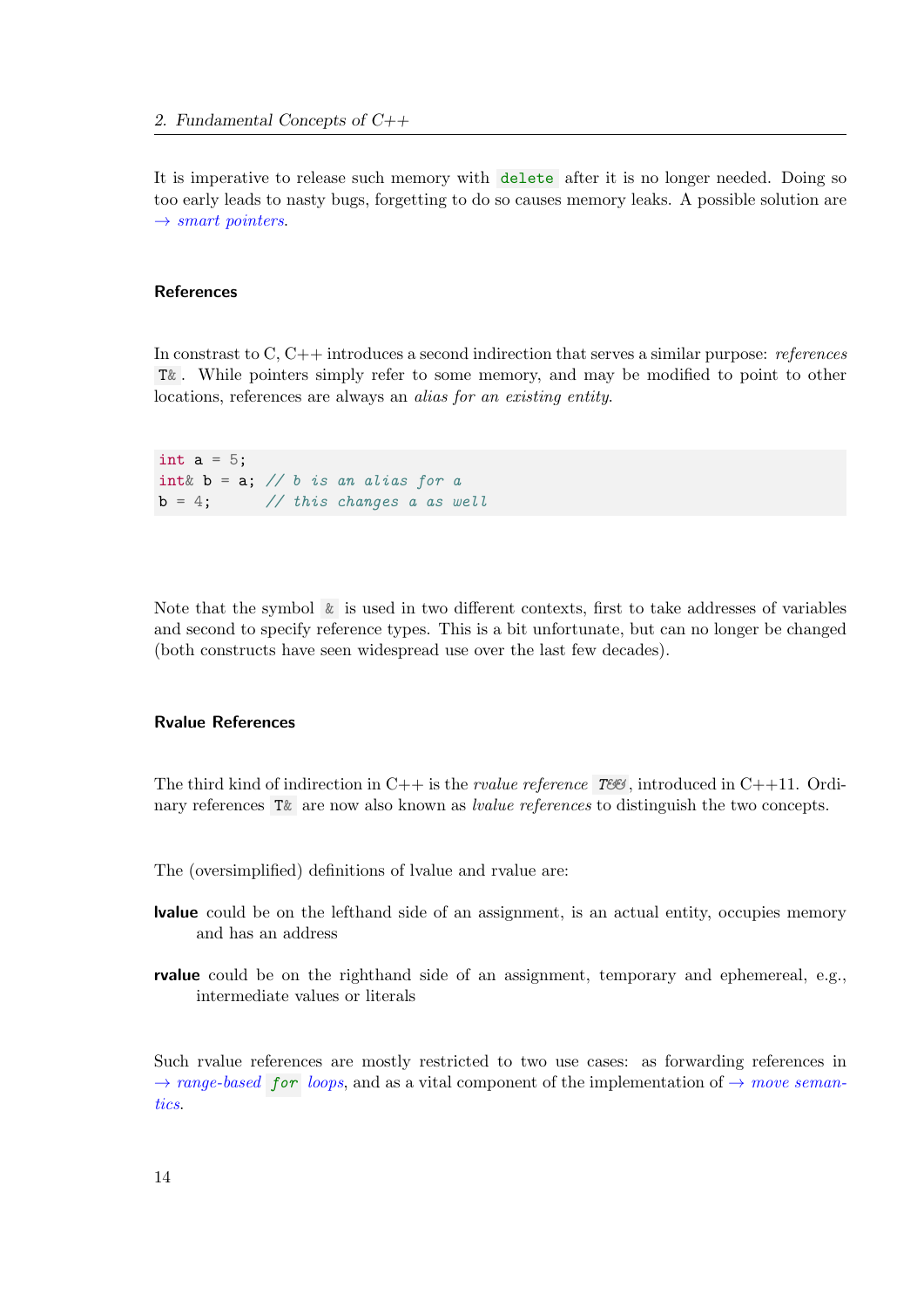It is imperative to release such memory with `delete` after it is no longer needed. Doing so too early leads to nasty bugs, forgetting to do so causes memory leaks. A possible solution are *→ smart pointers*.

### References

In constrast to C, C++ introduces a second indirection that serves a similar purpose: *references* `T&`. While pointers simply refer to some memory, and may be modified to point to other locations, references are always an *alias for an existing entity*.

```
int a = 5;
int& b = a; // b is an alias for a
b = 4;      // this changes a as well
```

Note that the symbol `&` is used in two different contexts, first to take addresses of variables and second to specify reference types. This is a bit unfortunate, but can no longer be changed (both constructs have seen widespread use over the last few decades).

### Rvalue References

The third kind of indirection in C++ is the *rvalue reference* `T&&`, introduced in C++11. Ordinary references `T&` are now also known as *lvalue references* to distinguish the two concepts.

The (oversimplified) definitions of lvalue and rvalue are:

**lvalue** could be on the lefthand side of an assignment, is an actual entity, occupies memory and has an address

**rvalue** could be on the righthand side of an assignment, temporary and ephemereal, e.g., intermediate values or literals

Such rvalue references are mostly restricted to two use cases: as forwarding references in *→ range-based `for` loops*, and as a vital component of the implementation of *→ move semantics*.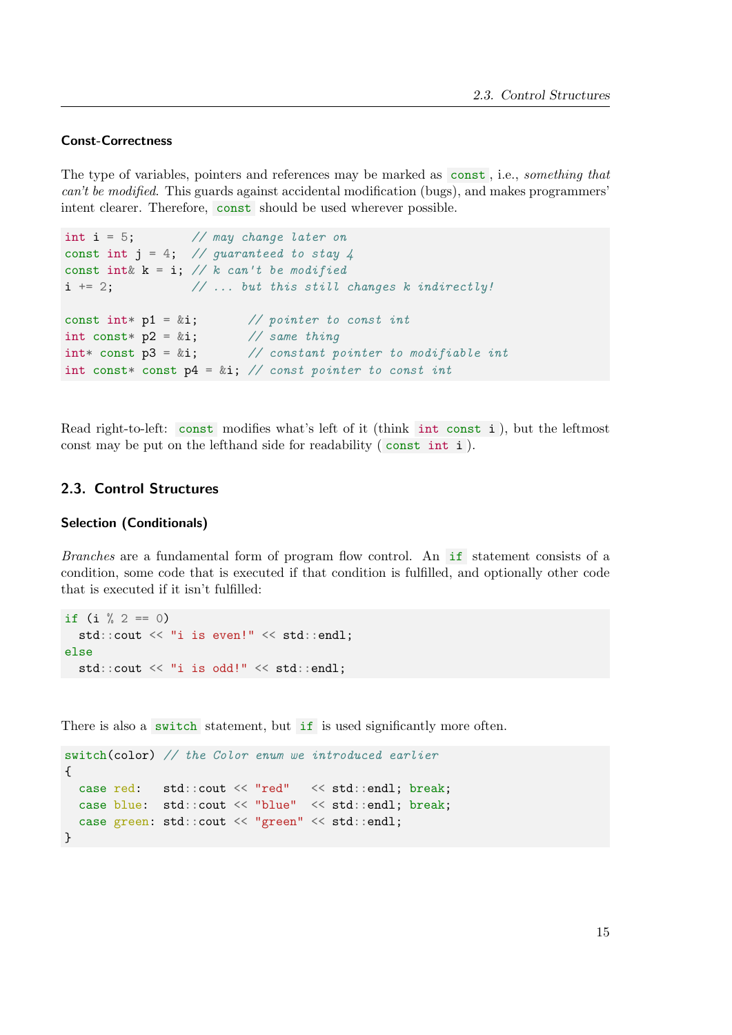### Const-Correctness

The type of variables, pointers and references may be marked as `const`, i.e., *something that can't be modified*. This guards against accidental modification (bugs), and makes programmers' intent clearer. Therefore, `const` should be used wherever possible.

```
int i = 5;         // may change later on
const int j = 4;   // guaranteed to stay 4
const int& k = i;  // k can't be modified
i += 2;            // ... but this still changes k indirectly!

const int* p1 = &i;        // pointer to const int
int const* p2 = &i;        // same thing
int* const p3 = &i;        // constant pointer to modifiable int
int const* const p4 = &i;  // const pointer to const int
```

Read right-to-left: `const` modifies what's left of it (think `int const i`), but the leftmost const may be put on the lefthand side for readability (`const int i`).

## 2.3. Control Structures

### Selection (Conditionals)

*Branches* are a fundamental form of program flow control. An `if` statement consists of a condition, some code that is executed if that condition is fulfilled, and optionally other code that is executed if it isn't fulfilled:

```
if (i % 2 == 0)
  std::cout << "i is even!" << std::endl;
else
  std::cout << "i is odd!" << std::endl;
```

There is also a `switch` statement, but `if` is used significantly more often.

```
switch(color) // the Color enum we introduced earlier
{
  case red:   std::cout << "red"   << std::endl; break;
  case blue:  std::cout << "blue"  << std::endl; break;
  case green: std::cout << "green" << std::endl;
}
```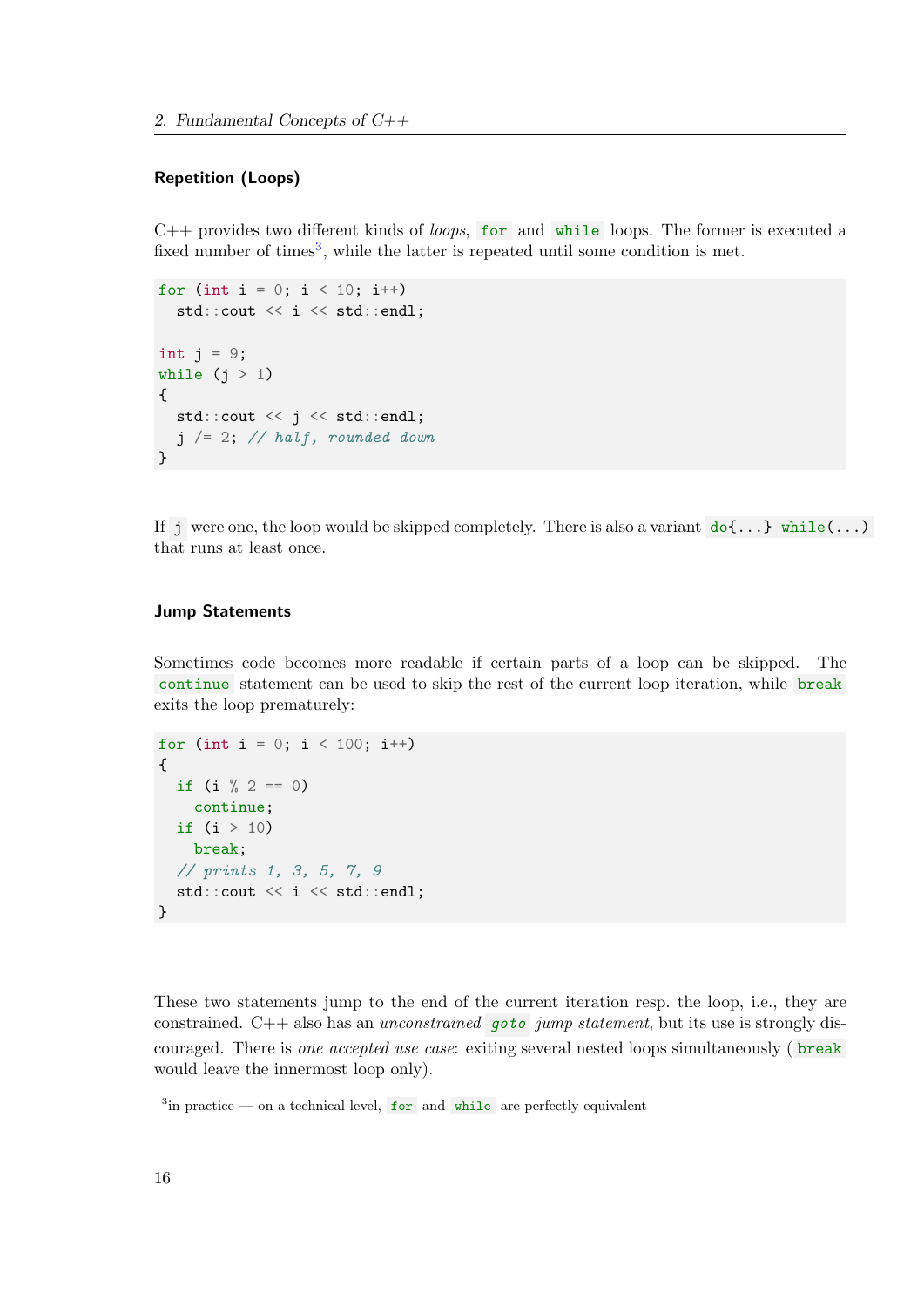### Repetition (Loops)

C++ provides two different kinds of *loops*, `for` and `while` loops. The former is executed a fixed number of times[3], while the latter is repeated until some condition is met.

```
for (int i = 0; i < 10; i++)
  std::cout << i << std::endl;

int j = 9;
while (j > 1)
{
  std::cout << j << std::endl;
  j /= 2; // half, rounded down
}
```

If `j` were one, the loop would be skipped completely. There is also a variant `do{...} while(...)` that runs at least once.

### Jump Statements

Sometimes code becomes more readable if certain parts of a loop can be skipped. The `continue` statement can be used to skip the rest of the current loop iteration, while `break` exits the loop prematurely:

```
for (int i = 0; i < 100; i++)
{
  if (i % 2 == 0)
    continue;
  if (i > 10)
    break;
  // prints 1, 3, 5, 7, 9
  std::cout << i << std::endl;
}
```

These two statements jump to the end of the current iteration resp. the loop, i.e., they are constrained. C++ also has an *unconstrained* `goto` *jump statement*, but its use is strongly discouraged. There is *one accepted use case*: exiting several nested loops simultaneously (`break` would leave the innermost loop only).

[3] in practice — on a technical level, `for` and `while` are perfectly equivalent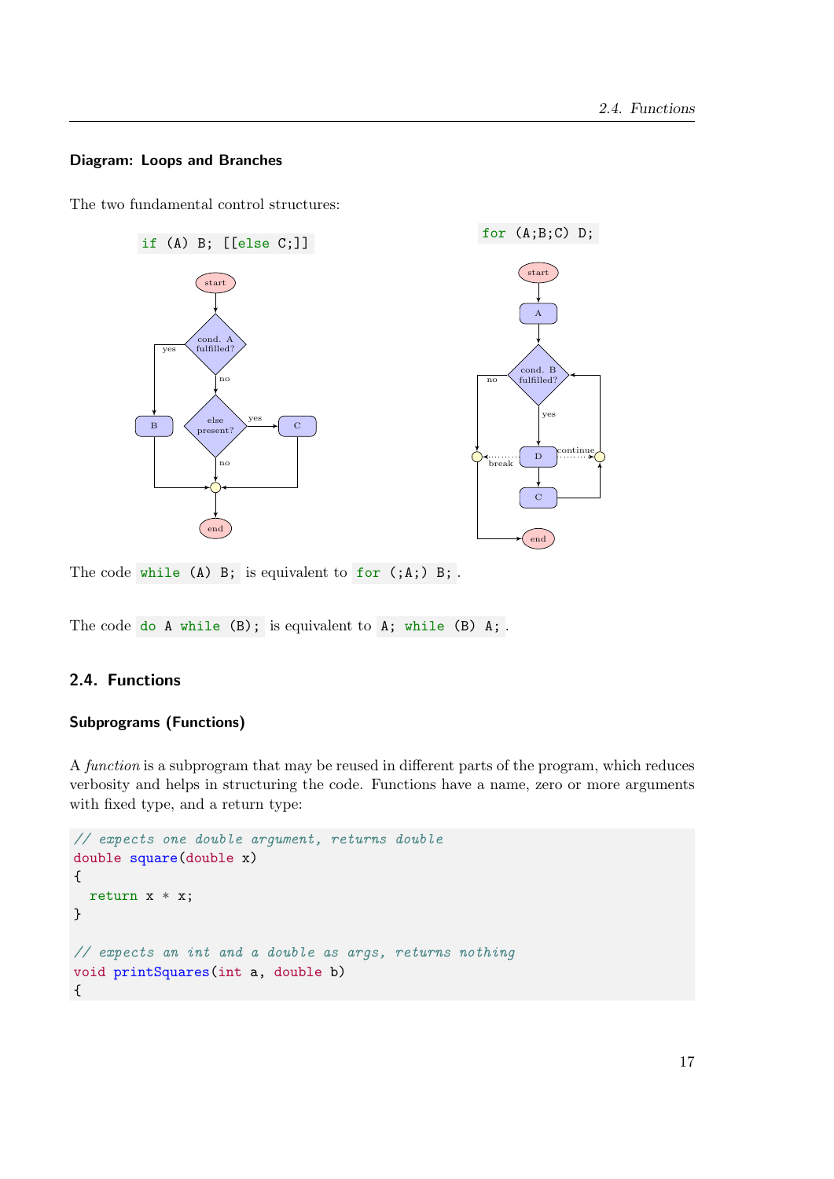#### Diagram: Loops and Branches

The two fundamental control structures:

`if (A) B; [[else C;]]`

`for (A;B;C) D;`

start

cond. A fulfilled?

yes

no

B

else present?

yes

C

no

end

start

A

cond. B fulfilled?

no

yes

D

continue

break

C

end

The code `while (A) B;` is equivalent to `for (;A;) B;`.

The code `do A while (B);` is equivalent to `A; while (B) A;`.

## 2.4. Functions

#### Subprograms (Functions)

A *function* is a subprogram that may be reused in different parts of the program, which reduces verbosity and helps in structuring the code. Functions have a name, zero or more arguments with fixed type, and a return type:

```
// expects one double argument, returns double
double square(double x)
{
  return x * x;
}

// expects an int and a double as args, returns nothing
void printSquares(int a, double b)
{
```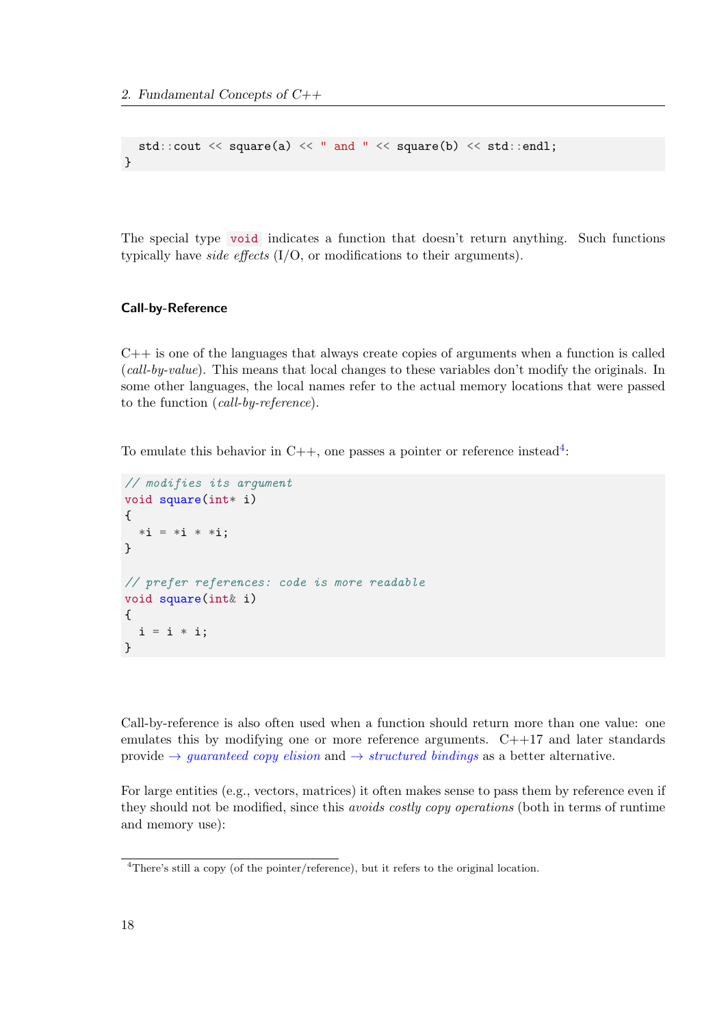```cpp
  std::cout << square(a) << " and " << square(b) << std::endl;
}
```

The special type `void` indicates a function that doesn't return anything. Such functions typically have *side effects* (I/O, or modifications to their arguments).

### Call-by-Reference

C++ is one of the languages that always create copies of arguments when a function is called (*call-by-value*). This means that local changes to these variables don't modify the originals. In some other languages, the local names refer to the actual memory locations that were passed to the function (*call-by-reference*).

To emulate this behavior in C++, one passes a pointer or reference instead[4]:

```cpp
// modifies its argument
void square(int* i)
{
  *i = *i * *i;
}

// prefer references: code is more readable
void square(int& i)
{
  i = i * i;
}
```

Call-by-reference is also often used when a function should return more than one value: one emulates this by modifying one or more reference arguments. C++17 and later standards provide → *guaranteed copy elision* and → *structured bindings* as a better alternative.

For large entities (e.g., vectors, matrices) it often makes sense to pass them by reference even if they should not be modified, since this *avoids costly copy operations* (both in terms of runtime and memory use):

[4] There's still a copy (of the pointer/reference), but it refers to the original location.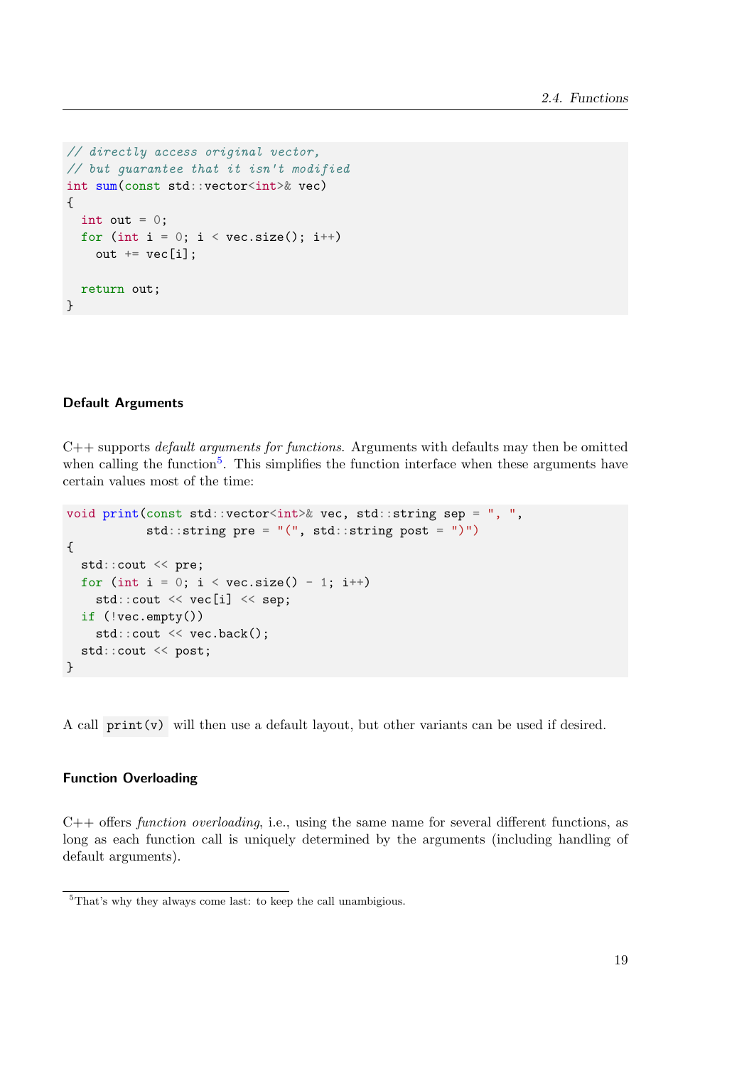```cpp
// directly access original vector,
// but guarantee that it isn't modified
int sum(const std::vector<int>& vec)
{
  int out = 0;
  for (int i = 0; i < vec.size(); i++)
    out += vec[i];

  return out;
}
```

#### Default Arguments

C++ supports *default arguments for functions*. Arguments with defaults may then be omitted when calling the function[5]. This simplifies the function interface when these arguments have certain values most of the time:

```cpp
void print(const std::vector<int>& vec, std::string sep = ", ",
           std::string pre = "(", std::string post = ")")
{
  std::cout << pre;
  for (int i = 0; i < vec.size() - 1; i++)
    std::cout << vec[i] << sep;
  if (!vec.empty())
    std::cout << vec.back();
  std::cout << post;
}
```

A call `print(v)` will then use a default layout, but other variants can be used if desired.

#### Function Overloading

C++ offers *function overloading*, i.e., using the same name for several different functions, as long as each function call is uniquely determined by the arguments (including handling of default arguments).

[5] That's why they always come last: to keep the call unambigious.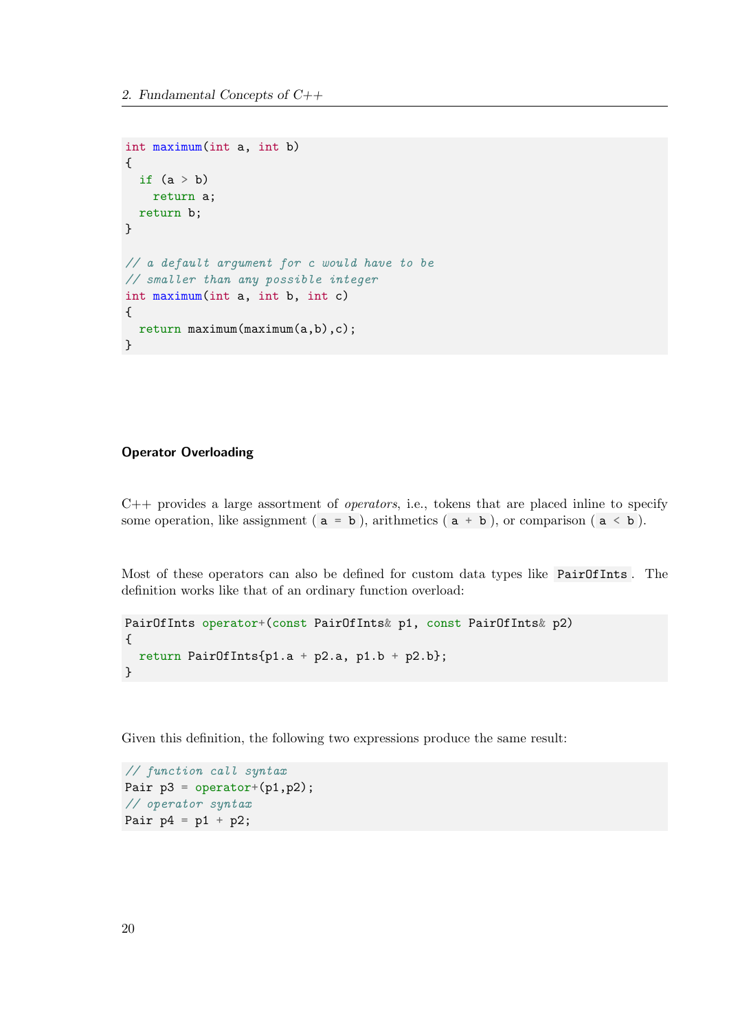```cpp
int maximum(int a, int b)
{
  if (a > b)
    return a;
  return b;
}

// a default argument for c would have to be
// smaller than any possible integer
int maximum(int a, int b, int c)
{
  return maximum(maximum(a,b),c);
}
```

#### Operator Overloading

C++ provides a large assortment of *operators*, i.e., tokens that are placed inline to specify some operation, like assignment ( `a = b` ), arithmetics ( `a + b` ), or comparison ( `a < b` ).

Most of these operators can also be defined for custom data types like `PairOfInts`. The definition works like that of an ordinary function overload:

```cpp
PairOfInts operator+(const PairOfInts& p1, const PairOfInts& p2)
{
  return PairOfInts{p1.a + p2.a, p1.b + p2.b};
}
```

Given this definition, the following two expressions produce the same result:

```cpp
// function call syntax
Pair p3 = operator+(p1,p2);
// operator syntax
Pair p4 = p1 + p2;
```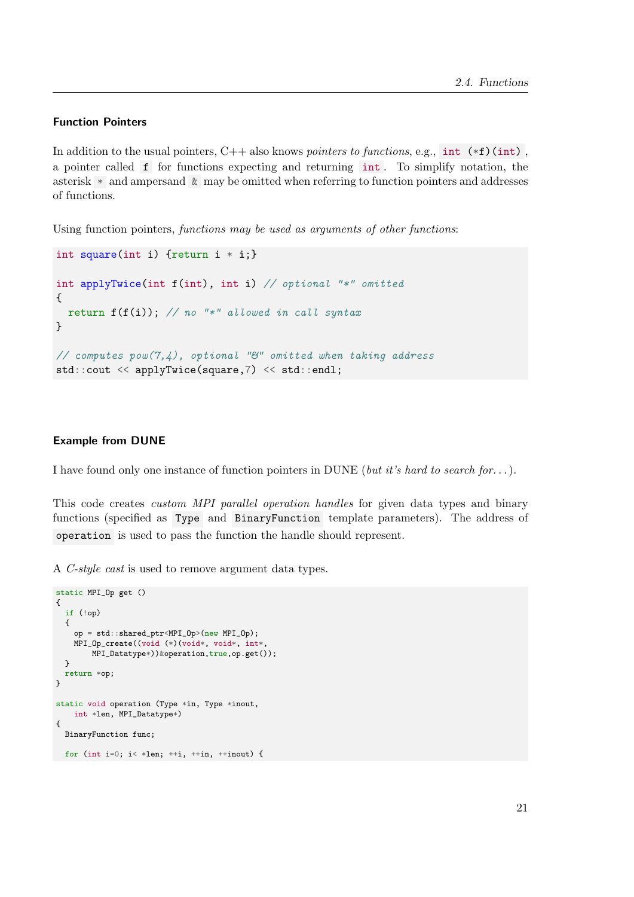### Function Pointers

In addition to the usual pointers, C++ also knows *pointers to functions*, e.g., `int (*f)(int)`, a pointer called `f` for functions expecting and returning `int`. To simplify notation, the asterisk `*` and ampersand `&` may be omitted when referring to function pointers and addresses of functions.

Using function pointers, *functions may be used as arguments of other functions*:

```
int square(int i) {return i * i;}

int applyTwice(int f(int), int i) // optional "*" omitted
{
  return f(f(i)); // no "*" allowed in call syntax
}

// computes pow(7,4), optional "&" omitted when taking address
std::cout << applyTwice(square,7) << std::endl;
```

### Example from DUNE

I have found only one instance of function pointers in DUNE (*but it's hard to search for...*).

This code creates *custom MPI parallel operation handles* for given data types and binary functions (specified as `Type` and `BinaryFunction` template parameters). The address of `operation` is used to pass the function the handle should represent.

A *C-style cast* is used to remove argument data types.

```
static MPI_Op get ()
{
  if (!op)
  {
    op = std::shared_ptr<MPI_Op>(new MPI_Op);
    MPI_Op_create((void (*)(void*, void*, int*,
        MPI_Datatype*))&operation,true,op.get());
  }
  return *op;
}

static void operation (Type *in, Type *inout,
    int *len, MPI_Datatype*)
{
  BinaryFunction func;

  for (int i=0; i< *len; ++i, ++in, ++inout) {
```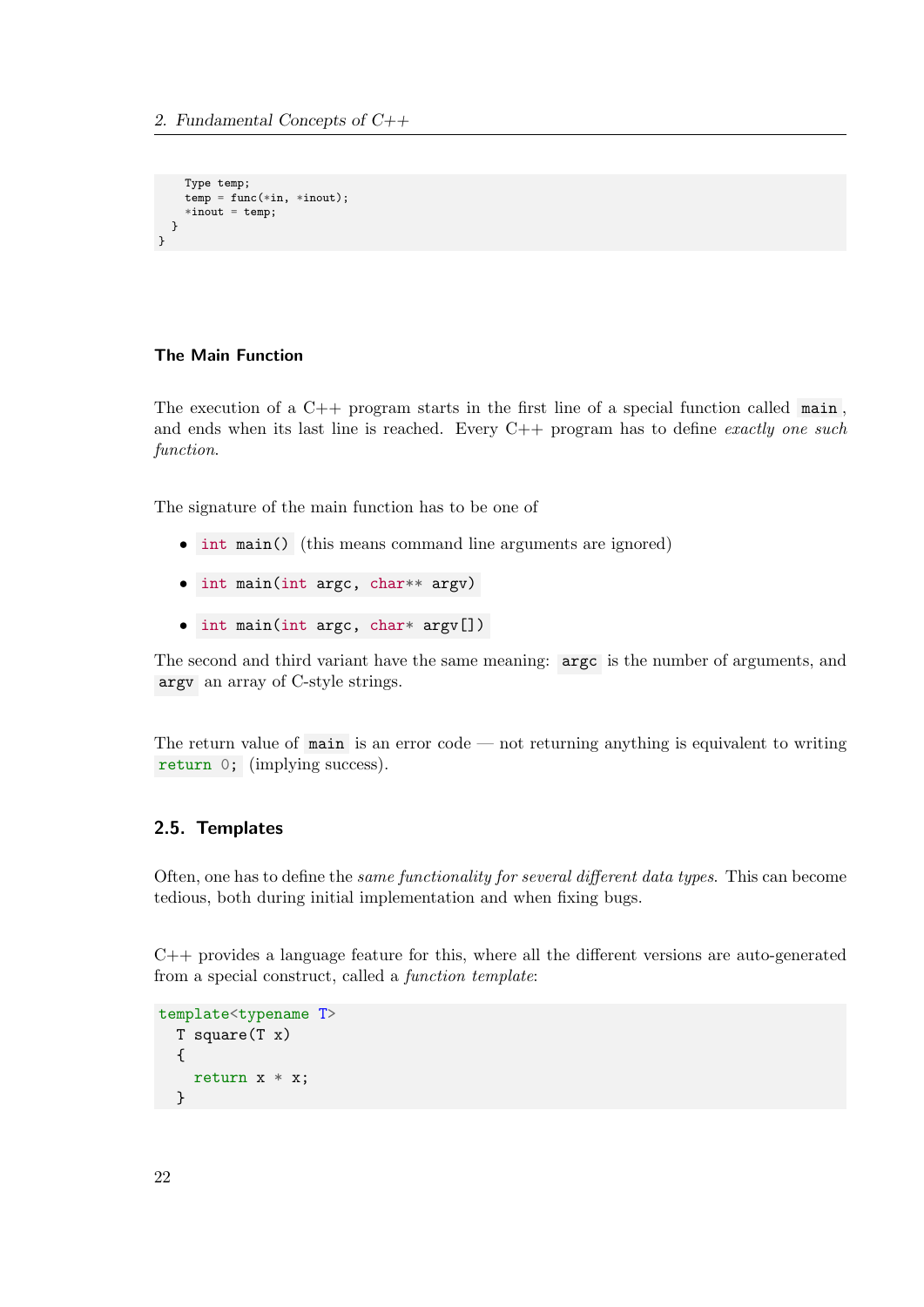```
    Type temp;
    temp = func(*in, *inout);
    *inout = temp;
  }
}
```

#### The Main Function

The execution of a C++ program starts in the first line of a special function called `main`, and ends when its last line is reached. Every C++ program has to define *exactly one such function*.

The signature of the main function has to be one of

- `int main()` (this means command line arguments are ignored)
- `int main(int argc, char** argv)`
- `int main(int argc, char* argv[])`

The second and third variant have the same meaning: `argc` is the number of arguments, and `argv` an array of C-style strings.

The return value of `main` is an error code — not returning anything is equivalent to writing `return 0;` (implying success).

### 2.5. Templates

Often, one has to define the *same functionality for several different data types*. This can become tedious, both during initial implementation and when fixing bugs.

C++ provides a language feature for this, where all the different versions are auto-generated from a special construct, called a *function template*:

```
template<typename T>
  T square(T x)
  {
    return x * x;
  }
```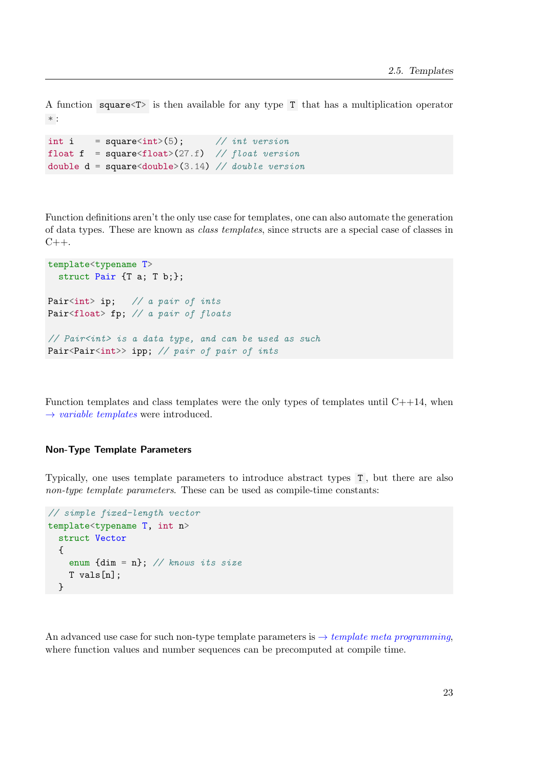A function `square<T>` is then available for any type `T` that has a multiplication operator `*`:

```
int i    = square<int>(5);       // int version
float f  = square<float>(27.f)  // float version
double d = square<double>(3.14) // double version
```

Function definitions aren't the only use case for templates, one can also automate the generation of data types. These are known as *class templates*, since structs are a special case of classes in C++.

```
template<typename T>
  struct Pair {T a; T b;};

Pair<int> ip;   // a pair of ints
Pair<float> fp; // a pair of floats

// Pair<int> is a data type, and can be used as such
Pair<Pair<int>> ipp; // pair of pair of ints
```

Function templates and class templates were the only types of templates until C++14, when → *variable templates* were introduced.

#### Non-Type Template Parameters

Typically, one uses template parameters to introduce abstract types `T`, but there are also *non-type template parameters*. These can be used as compile-time constants:

```
// simple fixed-length vector
template<typename T, int n>
  struct Vector
  {
    enum {dim = n}; // knows its size
    T vals[n];
  }
```

An advanced use case for such non-type template parameters is → *template meta programming*, where function values and number sequences can be precomputed at compile time.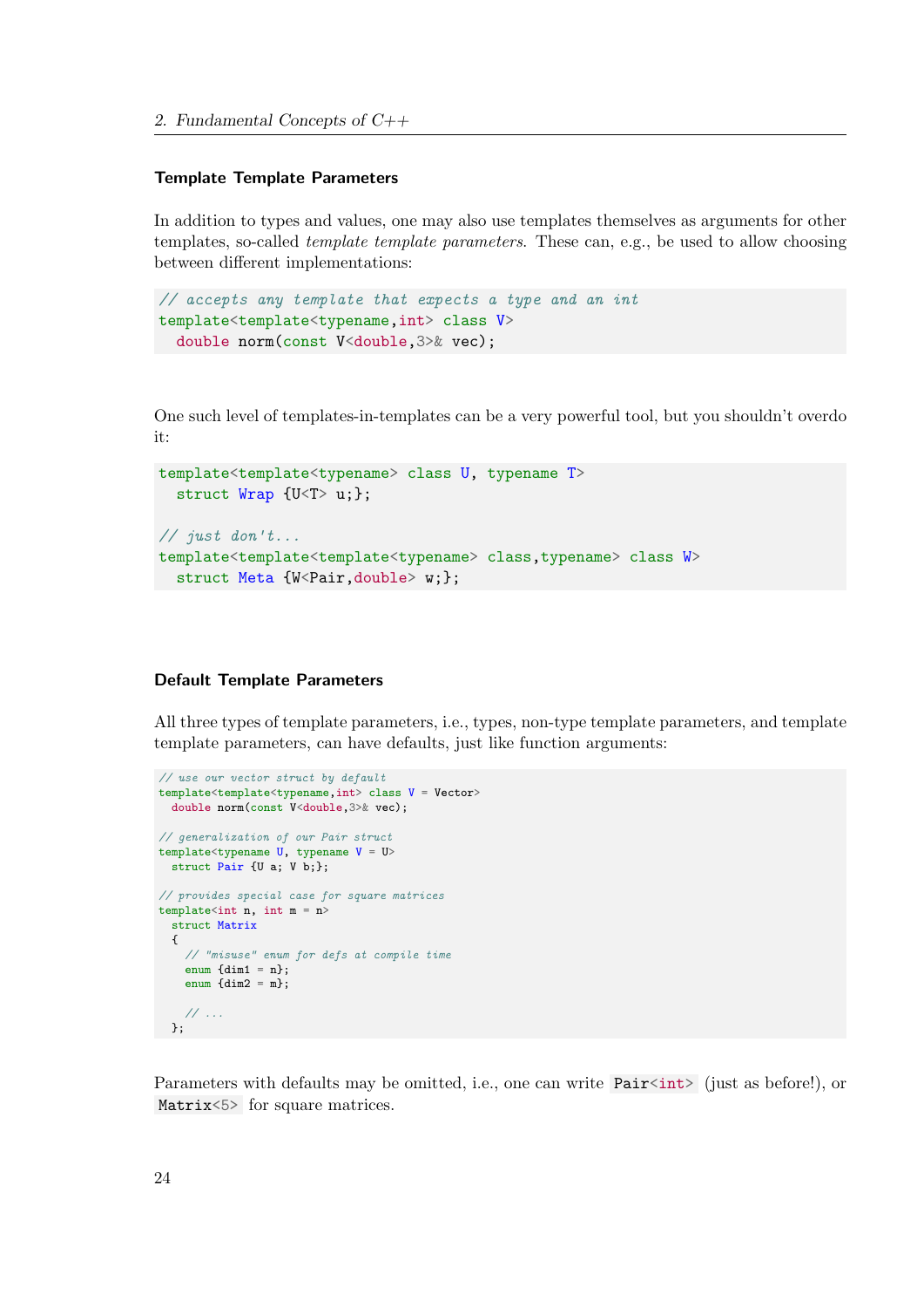### Template Template Parameters

In addition to types and values, one may also use templates themselves as arguments for other templates, so-called *template template parameters*. These can, e.g., be used to allow choosing between different implementations:

```
// accepts any template that expects a type and an int
template<template<typename,int> class V>
  double norm(const V<double,3>& vec);
```

One such level of templates-in-templates can be a very powerful tool, but you shouldn't overdo it:

```
template<template<typename> class U, typename T>
  struct Wrap {U<T> u;};

// just don't...
template<template<template<typename> class,typename> class W>
  struct Meta {W<Pair,double> w;};
```

### Default Template Parameters

All three types of template parameters, i.e., types, non-type template parameters, and template template parameters, can have defaults, just like function arguments:

```
// use our vector struct by default
template<template<typename,int> class V = Vector>
  double norm(const V<double,3>& vec);

// generalization of our Pair struct
template<typename U, typename V = U>
  struct Pair {U a; V b;};

// provides special case for square matrices
template<int n, int m = n>
  struct Matrix
  {
    // "misuse" enum for defs at compile time
    enum {dim1 = n};
    enum {dim2 = m};

    // ...
  };
```

Parameters with defaults may be omitted, i.e., one can write `Pair<int>` (just as before!), or `Matrix<5>` for square matrices.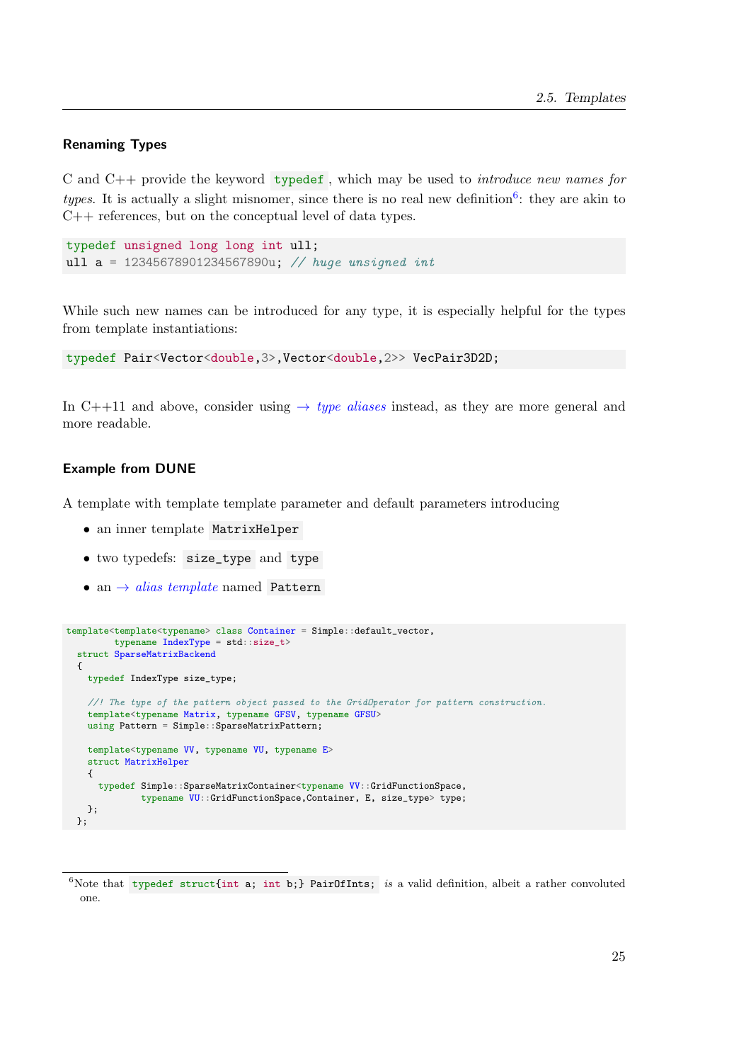### Renaming Types

C and C++ provide the keyword `typedef`, which may be used to *introduce new names for types*. It is actually a slight misnomer, since there is no real new definition[6]: they are akin to C++ references, but on the conceptual level of data types.

```
typedef unsigned long long int ull;
ull a = 12345678901234567890u; // huge unsigned int
```

While such new names can be introduced for any type, it is especially helpful for the types from template instantiations:

```
typedef Pair<Vector<double,3>,Vector<double,2>> VecPair3D2D;
```

In C++11 and above, consider using → *type aliases* instead, as they are more general and more readable.

### Example from DUNE

A template with template template parameter and default parameters introducing

- an inner template `MatrixHelper`
- two typedefs: `size_type` and `type`
- an → *alias template* named `Pattern`

```
template<template<typename> class Container = Simple::default_vector,
         typename IndexType = std::size_t>
  struct SparseMatrixBackend
  {
    typedef IndexType size_type;

    //! The type of the pattern object passed to the GridOperator for pattern construction.
    template<typename Matrix, typename GFSV, typename GFSU>
    using Pattern = Simple::SparseMatrixPattern;

    template<typename VV, typename VU, typename E>
    struct MatrixHelper
    {
      typedef Simple::SparseMatrixContainer<typename VV::GridFunctionSpace,
              typename VU::GridFunctionSpace,Container, E, size_type> type;
    };
  };
```

[6] Note that `typedef struct{int a; int b;} PairOfInts;` *is* a valid definition, albeit a rather convoluted one.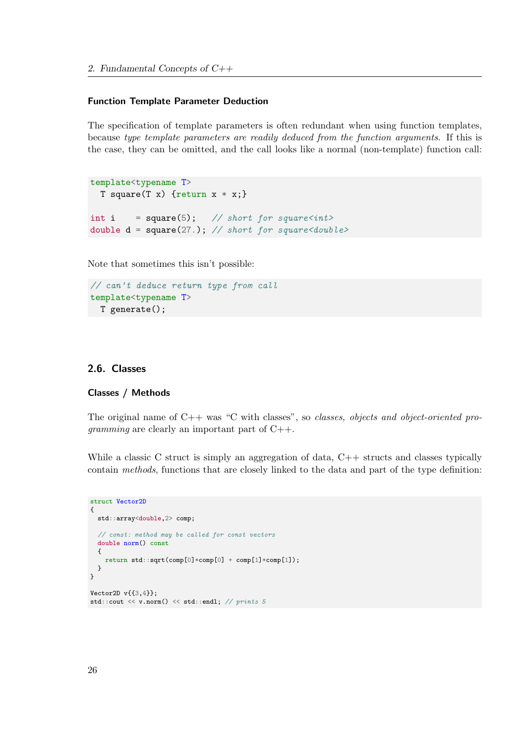### Function Template Parameter Deduction

The specification of template parameters is often redundant when using function templates, because *type template parameters are readily deduced from the function arguments*. If this is the case, they can be omitted, and the call looks like a normal (non-template) function call:

```
template<typename T>
  T square(T x) {return x * x;}

int i    = square(5);   // short for square<int>
double d = square(27.); // short for square<double>
```

Note that sometimes this isn't possible:

```
// can't deduce return type from call
template<typename T>
  T generate();
```

## 2.6. Classes

### Classes / Methods

The original name of C++ was "C with classes", so *classes, objects and object-oriented programming* are clearly an important part of C++.

While a classic C struct is simply an aggregation of data, C++ structs and classes typically contain *methods*, functions that are closely linked to the data and part of the type definition:

```
struct Vector2D
{
  std::array<double,2> comp;

  // const: method may be called for const vectors
  double norm() const
  {
    return std::sqrt(comp[0]*comp[0] + comp[1]*comp[1]);
  }
}

Vector2D v{{3,4}};
std::cout << v.norm() << std::endl; // prints 5
```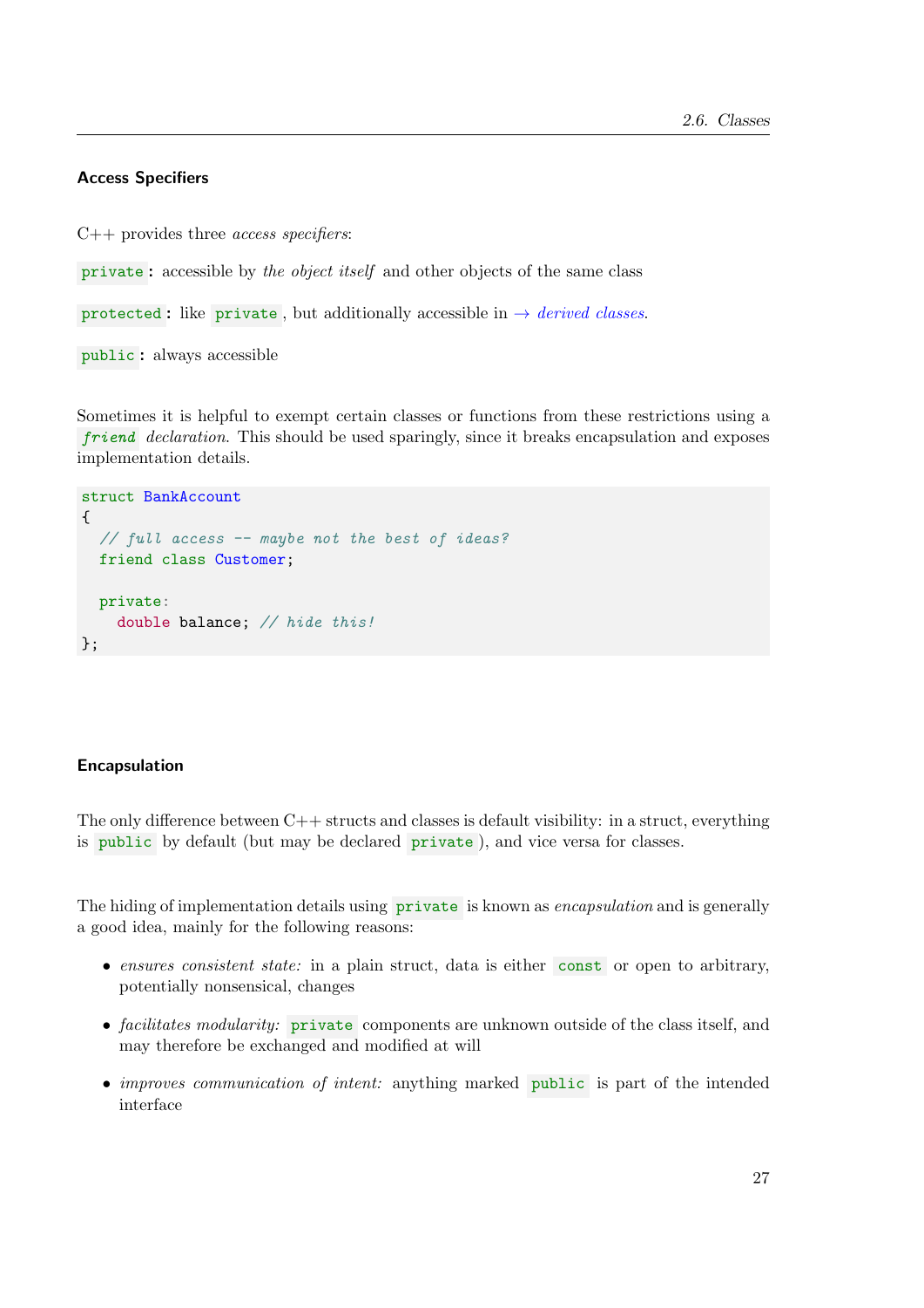### Access Specifiers

C++ provides three *access specifiers*:

`private`: accessible by *the object itself* and other objects of the same class

`protected`: like `private`, but additionally accessible in → *derived classes*.

`public`: always accessible

Sometimes it is helpful to exempt certain classes or functions from these restrictions using a `friend` *declaration*. This should be used sparingly, since it breaks encapsulation and exposes implementation details.

```
struct BankAccount
{
  // full access -- maybe not the best of ideas?
  friend class Customer;

  private:
    double balance; // hide this!
};
```

### Encapsulation

The only difference between C++ structs and classes is default visibility: in a struct, everything is `public` by default (but may be declared `private`), and vice versa for classes.

The hiding of implementation details using `private` is known as *encapsulation* and is generally a good idea, mainly for the following reasons:

- *ensures consistent state:* in a plain struct, data is either `const` or open to arbitrary, potentially nonsensical, changes
- *facilitates modularity:* `private` components are unknown outside of the class itself, and may therefore be exchanged and modified at will
- *improves communication of intent:* anything marked `public` is part of the intended interface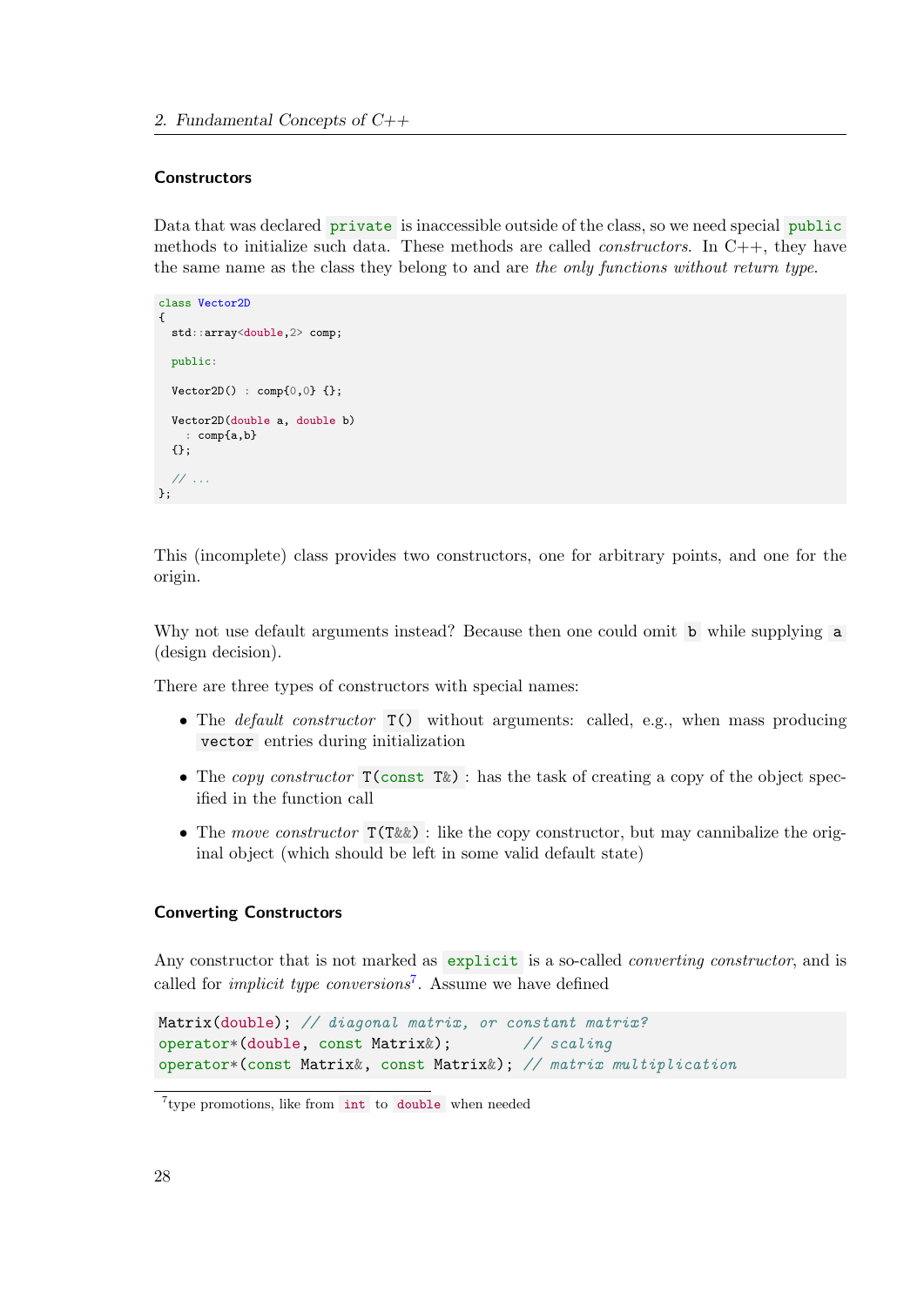### Constructors

Data that was declared `private` is inaccessible outside of the class, so we need special `public` methods to initialize such data. These methods are called *constructors*. In C++, they have the same name as the class they belong to and are *the only functions without return type*.

```
class Vector2D
{
  std::array<double,2> comp;

  public:

  Vector2D() : comp{0,0} {};

  Vector2D(double a, double b)
    : comp{a,b}
  {};

  // ...
};
```

This (incomplete) class provides two constructors, one for arbitrary points, and one for the origin.

Why not use default arguments instead? Because then one could omit `b` while supplying `a` (design decision).

There are three types of constructors with special names:

- The *default constructor* `T()` without arguments: called, e.g., when mass producing `vector` entries during initialization
- The *copy constructor* `T(const T&)`: has the task of creating a copy of the object specified in the function call
- The *move constructor* `T(T&&)`: like the copy constructor, but may cannibalize the original object (which should be left in some valid default state)

### Converting Constructors

Any constructor that is not marked as `explicit` is a so-called *converting constructor*, and is called for *implicit type conversions*[7]. Assume we have defined

```
Matrix(double); // diagonal matrix, or constant matrix?
operator*(double, const Matrix&);        // scaling
operator*(const Matrix&, const Matrix&); // matrix multiplication
```

[7] type promotions, like from `int` to `double` when needed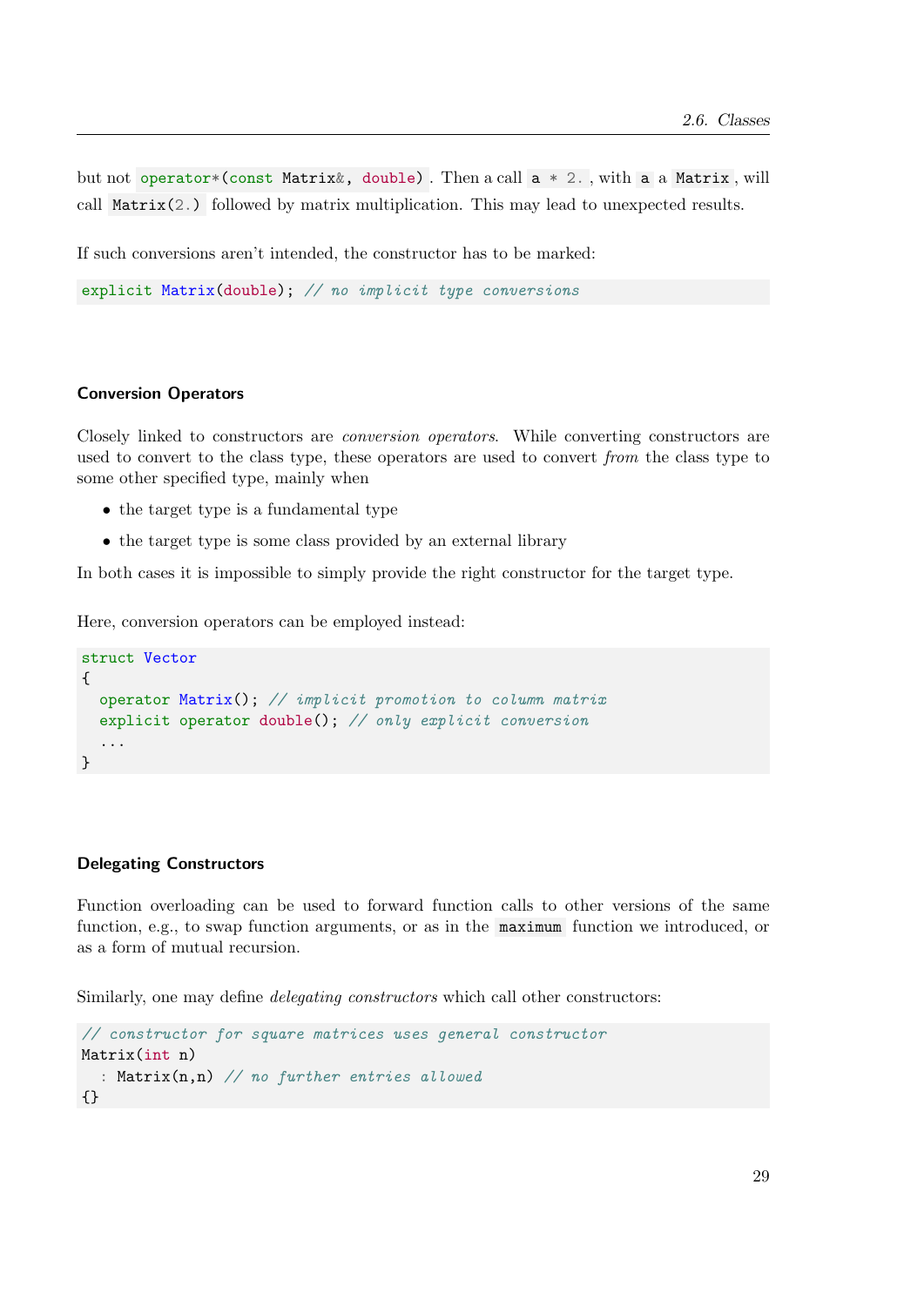but not `operator*(const Matrix&, double)`. Then a call `a * 2.`, with `a` a `Matrix`, will call `Matrix(2.)` followed by matrix multiplication. This may lead to unexpected results.

If such conversions aren't intended, the constructor has to be marked:

```
explicit Matrix(double); // no implicit type conversions
```

### Conversion Operators

Closely linked to constructors are *conversion operators*. While converting constructors are used to convert to the class type, these operators are used to convert *from* the class type to some other specified type, mainly when

- the target type is a fundamental type
- the target type is some class provided by an external library

In both cases it is impossible to simply provide the right constructor for the target type.

Here, conversion operators can be employed instead:

```
struct Vector
{
  operator Matrix(); // implicit promotion to column matrix
  explicit operator double(); // only explicit conversion
  ...
}
```

### Delegating Constructors

Function overloading can be used to forward function calls to other versions of the same function, e.g., to swap function arguments, or as in the `maximum` function we introduced, or as a form of mutual recursion.

Similarly, one may define *delegating constructors* which call other constructors:

```
// constructor for square matrices uses general constructor
Matrix(int n)
  : Matrix(n,n) // no further entries allowed
{}
```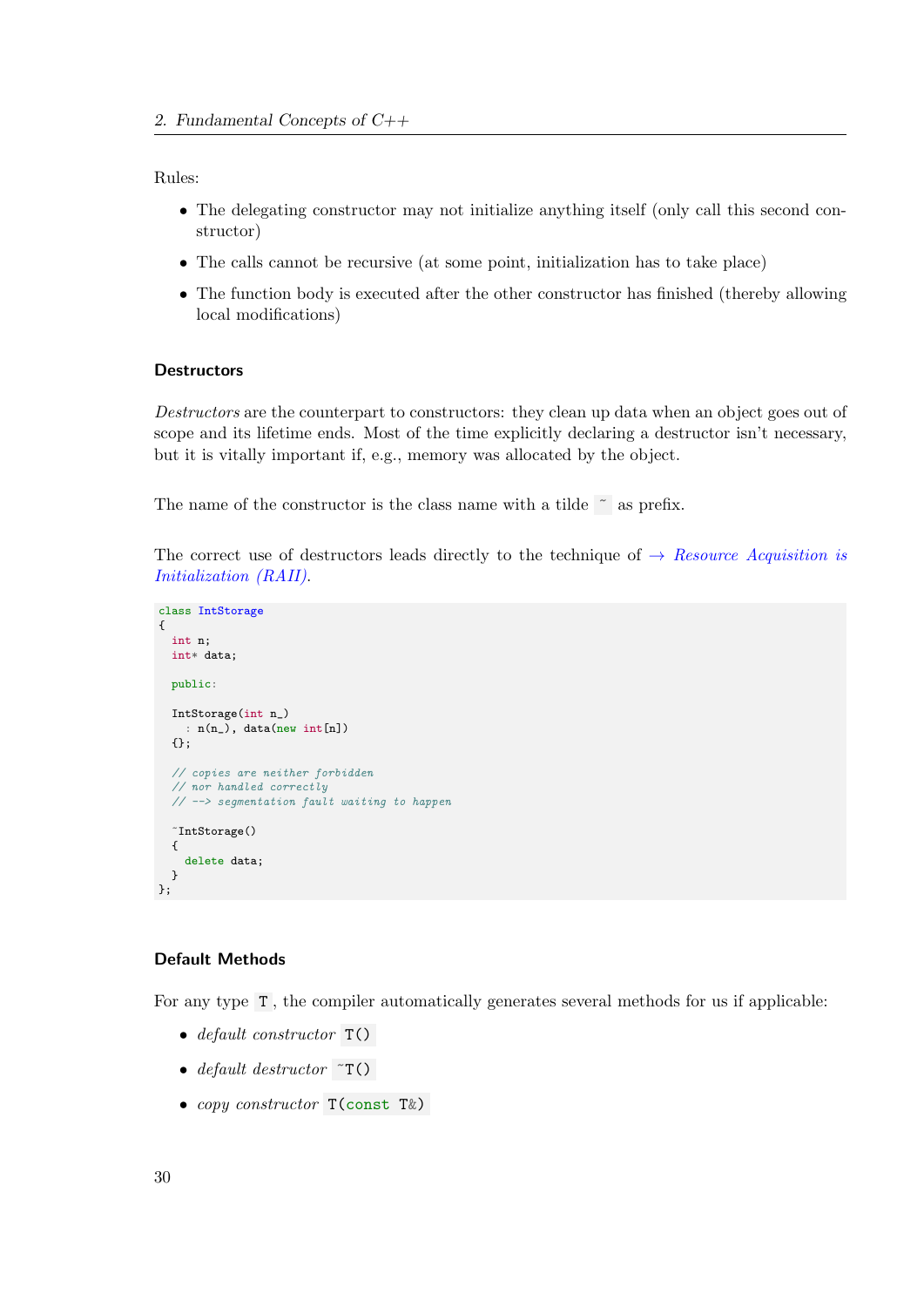Rules:

- The delegating constructor may not initialize anything itself (only call this second constructor)
- The calls cannot be recursive (at some point, initialization has to take place)
- The function body is executed after the other constructor has finished (thereby allowing local modifications)

### Destructors

*Destructors* are the counterpart to constructors: they clean up data when an object goes out of scope and its lifetime ends. Most of the time explicitly declaring a destructor isn't necessary, but it is vitally important if, e.g., memory was allocated by the object.

The name of the constructor is the class name with a tilde `~` as prefix.

The correct use of destructors leads directly to the technique of → *Resource Acquisition is Initialization (RAII)*.

```
class IntStorage
{
  int n;
  int* data;

  public:

  IntStorage(int n_)
    : n(n_), data(new int[n])
  {};

  // copies are neither forbidden
  // nor handled correctly
  // --> segmentation fault waiting to happen

  ~IntStorage()
  {
    delete data;
  }
};
```

### Default Methods

For any type `T`, the compiler automatically generates several methods for us if applicable:

- *default constructor* `T()`
- *default destructor* `~T()`
- *copy constructor* `T(const T&)`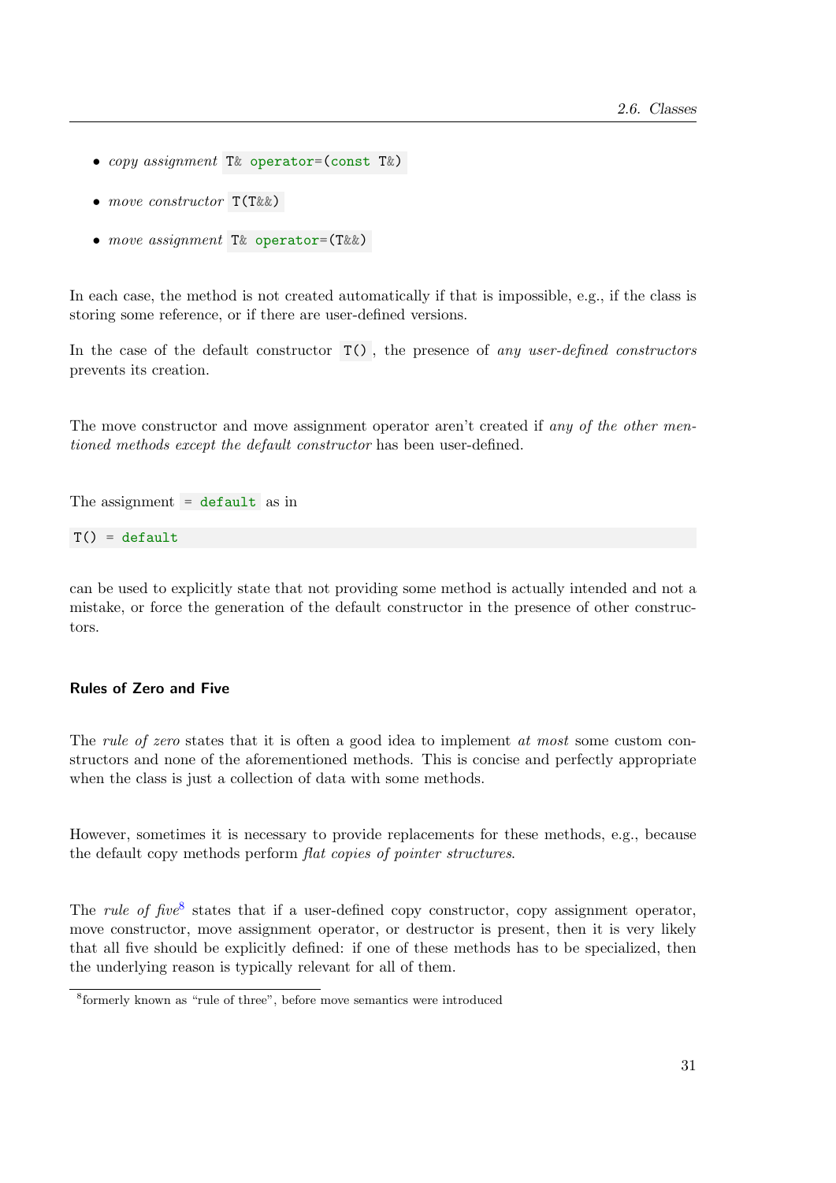- *copy assignment* `T& operator=(const T&)`
- *move constructor* `T(T&&)`
- *move assignment* `T& operator=(T&&)`

In each case, the method is not created automatically if that is impossible, e.g., if the class is storing some reference, or if there are user-defined versions.

In the case of the default constructor `T()`, the presence of *any user-defined constructors* prevents its creation.

The move constructor and move assignment operator aren't created if *any of the other mentioned methods except the default constructor* has been user-defined.

The assignment `= default` as in

```
T() = default
```

can be used to explicitly state that not providing some method is actually intended and not a mistake, or force the generation of the default constructor in the presence of other constructors.

#### Rules of Zero and Five

The *rule of zero* states that it is often a good idea to implement *at most* some custom constructors and none of the aforementioned methods. This is concise and perfectly appropriate when the class is just a collection of data with some methods.

However, sometimes it is necessary to provide replacements for these methods, e.g., because the default copy methods perform *flat copies of pointer structures*.

The *rule of five*[8] states that if a user-defined copy constructor, copy assignment operator, move constructor, move assignment operator, or destructor is present, then it is very likely that all five should be explicitly defined: if one of these methods has to be specialized, then the underlying reason is typically relevant for all of them.

[8] formerly known as "rule of three", before move semantics were introduced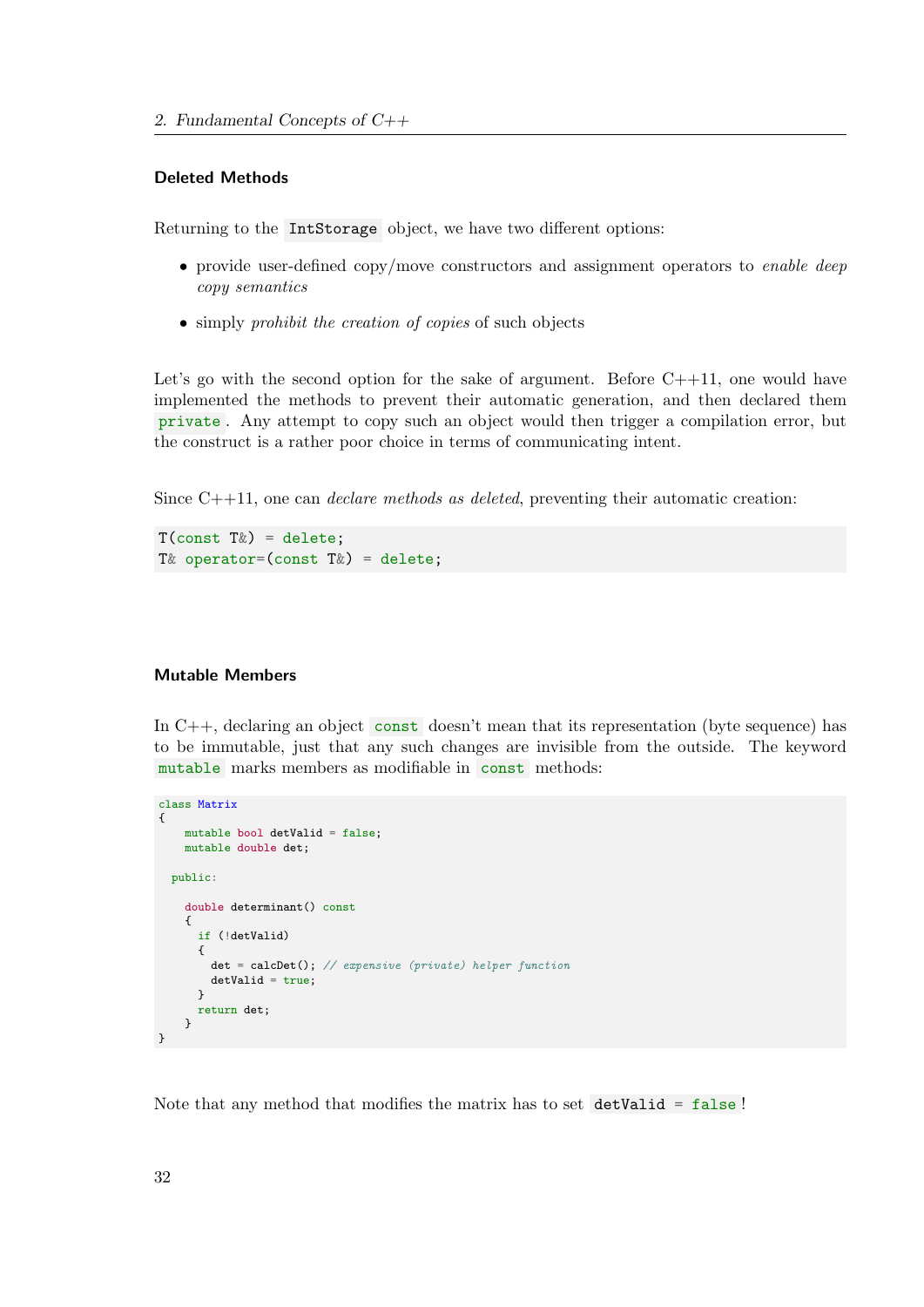### Deleted Methods

Returning to the `IntStorage` object, we have two different options:

- provide user-defined copy/move constructors and assignment operators to *enable deep copy semantics*
- simply *prohibit the creation of copies* of such objects

Let's go with the second option for the sake of argument. Before C++11, one would have implemented the methods to prevent their automatic generation, and then declared them `private`. Any attempt to copy such an object would then trigger a compilation error, but the construct is a rather poor choice in terms of communicating intent.

Since C++11, one can *declare methods as deleted*, preventing their automatic creation:

```
T(const T&) = delete;
T& operator=(const T&) = delete;
```

### Mutable Members

In C++, declaring an object `const` doesn't mean that its representation (byte sequence) has to be immutable, just that any such changes are invisible from the outside. The keyword `mutable` marks members as modifiable in `const` methods:

```
class Matrix
{
    mutable bool detValid = false;
    mutable double det;

  public:

    double determinant() const
    {
      if (!detValid)
      {
        det = calcDet(); // expensive (private) helper function
        detValid = true;
      }
      return det;
    }
}
```

Note that any method that modifies the matrix has to set `detValid = false`!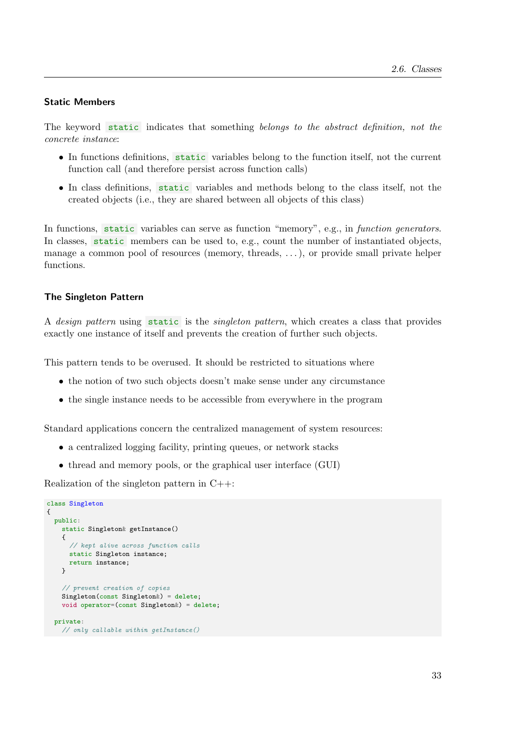### Static Members

The keyword `static` indicates that something *belongs to the abstract definition, not the concrete instance*:

- In functions definitions, `static` variables belong to the function itself, not the current function call (and therefore persist across function calls)
- In class definitions, `static` variables and methods belong to the class itself, not the created objects (i.e., they are shared between all objects of this class)

In functions, `static` variables can serve as function "memory", e.g., in *function generators*. In classes, `static` members can be used to, e.g., count the number of instantiated objects, manage a common pool of resources (memory, threads, ...), or provide small private helper functions.

### The Singleton Pattern

A *design pattern* using `static` is the *singleton pattern*, which creates a class that provides exactly one instance of itself and prevents the creation of further such objects.

This pattern tends to be overused. It should be restricted to situations where

- the notion of two such objects doesn't make sense under any circumstance
- the single instance needs to be accessible from everywhere in the program

Standard applications concern the centralized management of system resources:

- a centralized logging facility, printing queues, or network stacks
- thread and memory pools, or the graphical user interface (GUI)

Realization of the singleton pattern in C++:

```
class Singleton
{
  public:
    static Singleton& getInstance()
    {
      // kept alive across function calls
      static Singleton instance;
      return instance;
    }

    // prevent creation of copies
    Singleton(const Singleton&) = delete;
    void operator=(const Singleton&) = delete;

  private:
    // only callable within getInstance()
```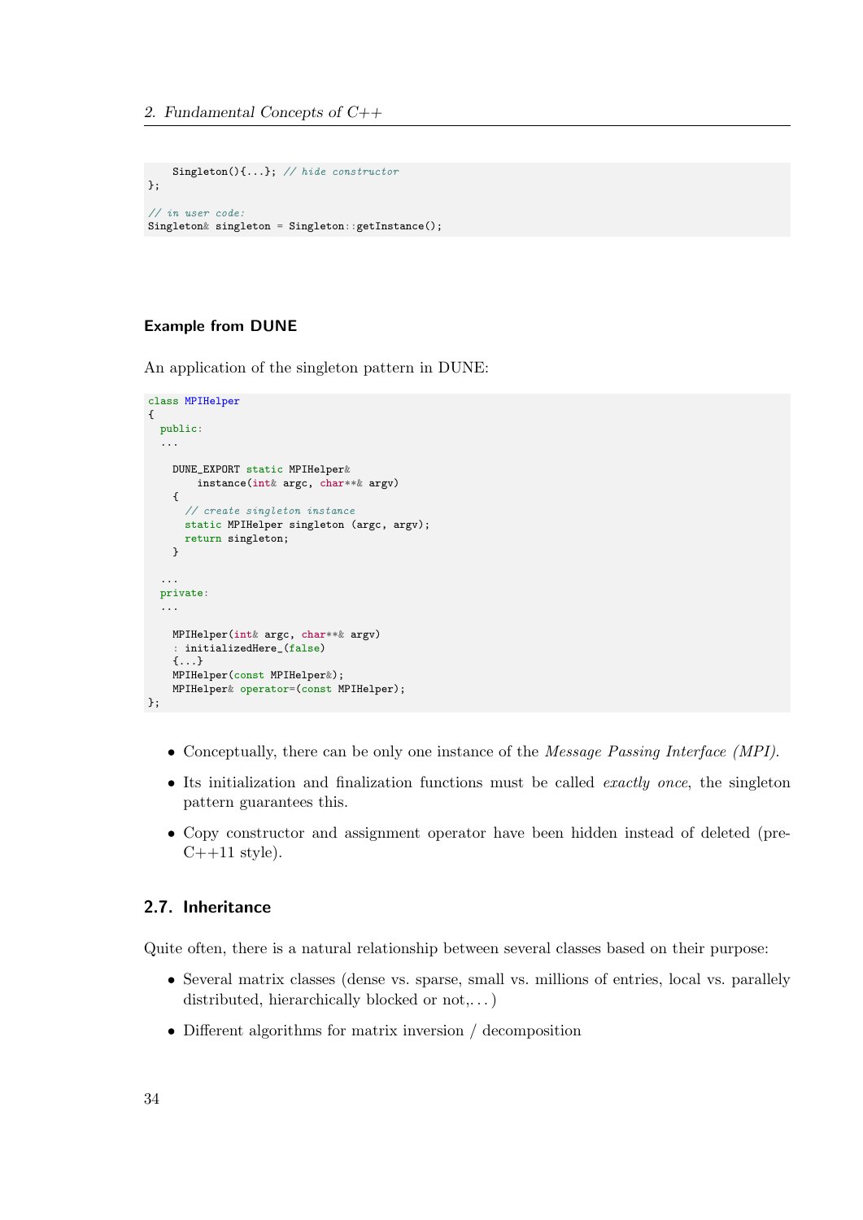```
    Singleton(){...}; // hide constructor
};

// in user code:
Singleton& singleton = Singleton::getInstance();
```

#### Example from DUNE

An application of the singleton pattern in DUNE:

```
class MPIHelper
{
  public:
  ...

    DUNE_EXPORT static MPIHelper&
        instance(int& argc, char**& argv)
    {
      // create singleton instance
      static MPIHelper singleton (argc, argv);
      return singleton;
    }

  ...
  private:
  ...

    MPIHelper(int& argc, char**& argv)
    : initializedHere_(false)
    {...}
    MPIHelper(const MPIHelper&);
    MPIHelper& operator=(const MPIHelper);
};
```

- Conceptually, there can be only one instance of the *Message Passing Interface (MPI)*.
- Its initialization and finalization functions must be called *exactly once*, the singleton pattern guarantees this.
- Copy constructor and assignment operator have been hidden instead of deleted (pre-C++11 style).

## 2.7. Inheritance

Quite often, there is a natural relationship between several classes based on their purpose:

- Several matrix classes (dense vs. sparse, small vs. millions of entries, local vs. parallely distributed, hierarchically blocked or not,. . . )
- Different algorithms for matrix inversion / decomposition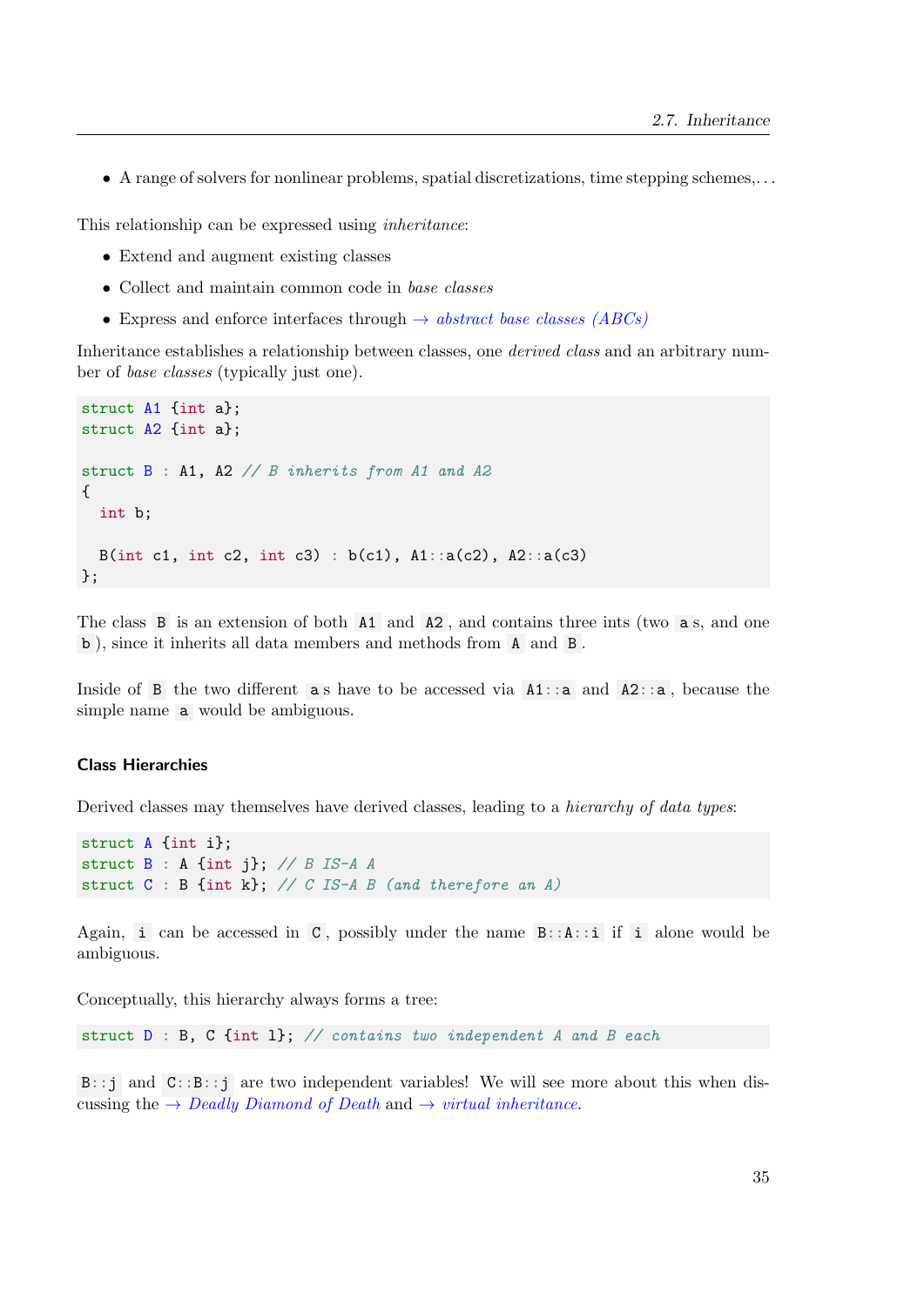- A range of solvers for nonlinear problems, spatial discretizations, time stepping schemes,. . .

This relationship can be expressed using *inheritance*:

- Extend and augment existing classes
- Collect and maintain common code in *base classes*
- Express and enforce interfaces through → *abstract base classes (ABCs)*

Inheritance establishes a relationship between classes, one *derived class* and an arbitrary number of *base classes* (typically just one).

```
struct A1 {int a};
struct A2 {int a};

struct B : A1, A2 // B inherits from A1 and A2
{
  int b;

  B(int c1, int c2, int c3) : b(c1), A1::a(c2), A2::a(c3)
};
```

The class `B` is an extension of both `A1` and `A2`, and contains three ints (two `a`s, and one `b`), since it inherits all data members and methods from `A` and `B`.

Inside of `B` the two different `a`s have to be accessed via `A1::a` and `A2::a`, because the simple name `a` would be ambiguous.

### Class Hierarchies

Derived classes may themselves have derived classes, leading to a *hierarchy of data types*:

```
struct A {int i};
struct B : A {int j}; // B IS-A A
struct C : B {int k}; // C IS-A B (and therefore an A)
```

Again, `i` can be accessed in `C`, possibly under the name `B::A::i` if `i` alone would be ambiguous.

Conceptually, this hierarchy always forms a tree:

```
struct D : B, C {int l}; // contains two independent A and B each
```

`B::j` and `C::B::j` are two independent variables! We will see more about this when discussing the → *Deadly Diamond of Death* and → *virtual inheritance*.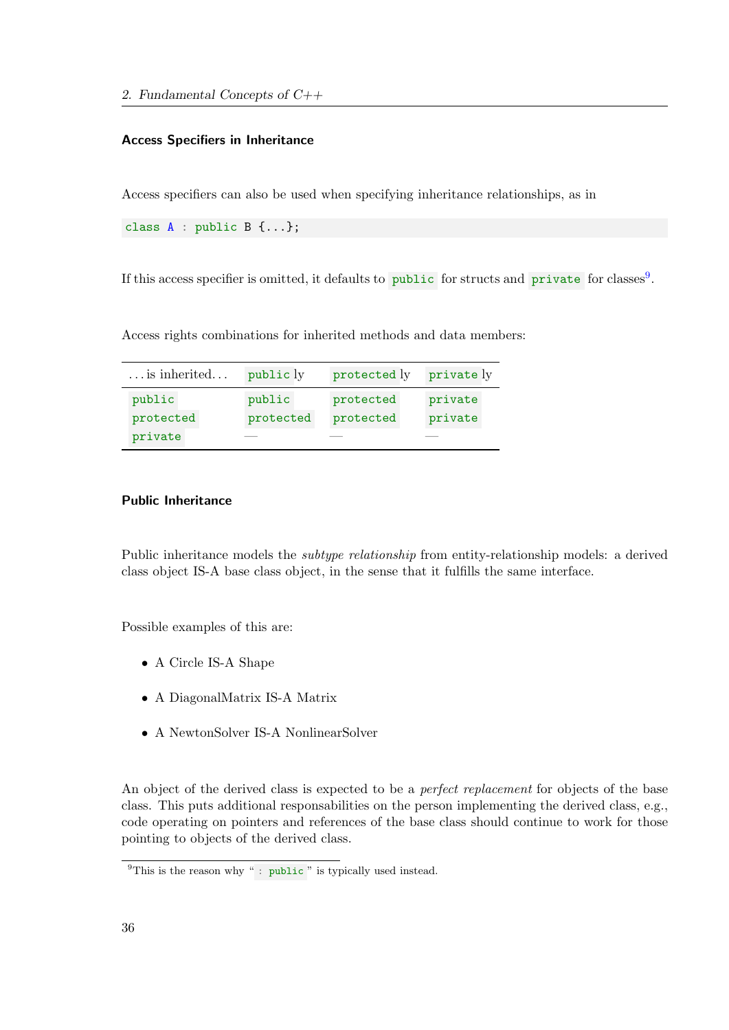### Access Specifiers in Inheritance

Access specifiers can also be used when specifying inheritance relationships, as in

```
class A : public B {...};
```

If this access specifier is omitted, it defaults to `public` for structs and `private` for classes[9].

Access rights combinations for inherited methods and data members:

| ... is inherited... | `public` ly | `protected` ly | `private` ly |
|---|---|---|---|
| `public` | `public` | `protected` | `private` |
| `protected` | `protected` | `protected` | `private` |
| `private` | — | — | — |

### Public Inheritance

Public inheritance models the *subtype relationship* from entity-relationship models: a derived class object IS-A base class object, in the sense that it fulfills the same interface.

Possible examples of this are:

- A Circle IS-A Shape
- A DiagonalMatrix IS-A Matrix
- A NewtonSolver IS-A NonlinearSolver

An object of the derived class is expected to be a *perfect replacement* for objects of the base class. This puts additional responsabilities on the person implementing the derived class, e.g., code operating on pointers and references of the base class should continue to work for those pointing to objects of the derived class.

[9]This is the reason why "`: public`" is typically used instead.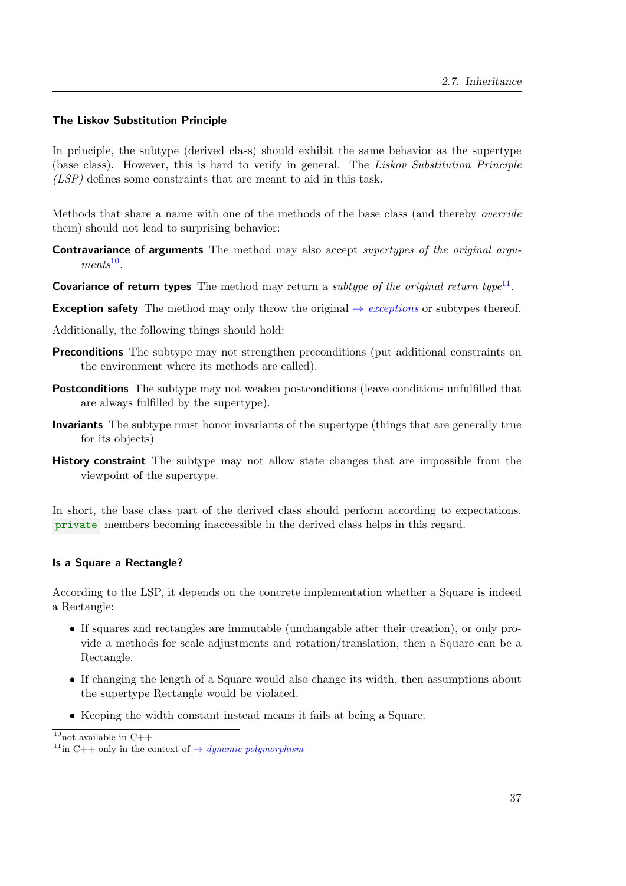### The Liskov Substitution Principle

In principle, the subtype (derived class) should exhibit the same behavior as the supertype (base class). However, this is hard to verify in general. The *Liskov Substitution Principle (LSP)* defines some constraints that are meant to aid in this task.

Methods that share a name with one of the methods of the base class (and thereby *override* them) should not lead to surprising behavior:

**Contravariance of arguments** The method may also accept *supertypes of the original arguments*[10].

**Covariance of return types** The method may return a *subtype of the original return type*[11].

**Exception safety** The method may only throw the original → *exceptions* or subtypes thereof.

Additionally, the following things should hold:

**Preconditions** The subtype may not strengthen preconditions (put additional constraints on the environment where its methods are called).

**Postconditions** The subtype may not weaken postconditions (leave conditions unfulfilled that are always fulfilled by the supertype).

**Invariants** The subtype must honor invariants of the supertype (things that are generally true for its objects)

**History constraint** The subtype may not allow state changes that are impossible from the viewpoint of the supertype.

In short, the base class part of the derived class should perform according to expectations. `private` members becoming inaccessible in the derived class helps in this regard.

### Is a Square a Rectangle?

According to the LSP, it depends on the concrete implementation whether a Square is indeed a Rectangle:

- If squares and rectangles are immutable (unchangable after their creation), or only provide a methods for scale adjustments and rotation/translation, then a Square can be a Rectangle.
- If changing the length of a Square would also change its width, then assumptions about the supertype Rectangle would be violated.
- Keeping the width constant instead means it fails at being a Square.

[10] not available in C++

[11] in C++ only in the context of → *dynamic polymorphism*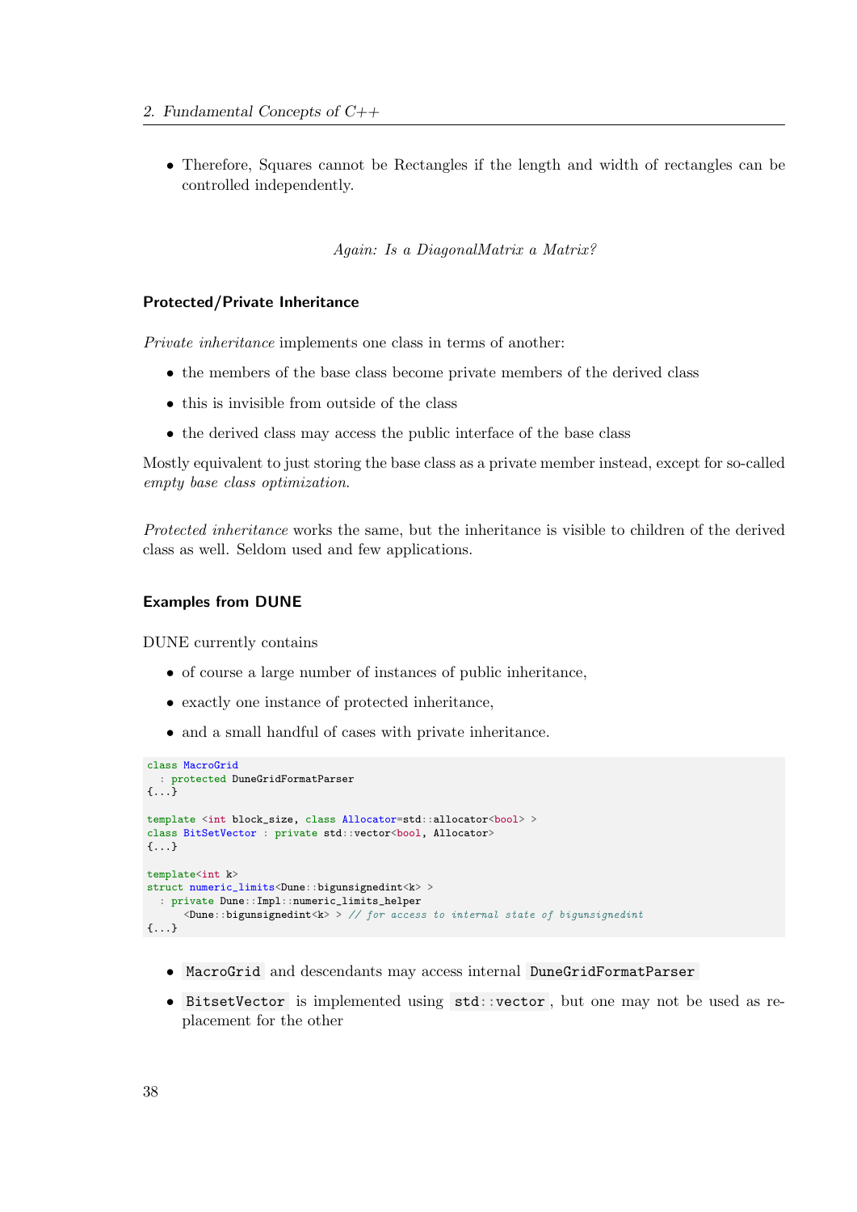- Therefore, Squares cannot be Rectangles if the length and width of rectangles can be controlled independently.

*Again: Is a DiagonalMatrix a Matrix?*

#### Protected/Private Inheritance

*Private inheritance* implements one class in terms of another:

- the members of the base class become private members of the derived class
- this is invisible from outside of the class
- the derived class may access the public interface of the base class

Mostly equivalent to just storing the base class as a private member instead, except for so-called *empty base class optimization*.

*Protected inheritance* works the same, but the inheritance is visible to children of the derived class as well. Seldom used and few applications.

#### Examples from DUNE

DUNE currently contains

- of course a large number of instances of public inheritance,
- exactly one instance of protected inheritance,
- and a small handful of cases with private inheritance.

```
class MacroGrid
  : protected DuneGridFormatParser
{...}

template <int block_size, class Allocator=std::allocator<bool> >
class BitSetVector : private std::vector<bool, Allocator>
{...}

template<int k>
struct numeric_limits<Dune::bigunsignedint<k> >
  : private Dune::Impl::numeric_limits_helper
      <Dune::bigunsignedint<k> > // for access to internal state of bigunsignedint
{...}
```

- `MacroGrid` and descendants may access internal `DuneGridFormatParser`
- `BitsetVector` is implemented using `std::vector`, but one may not be used as replacement for the other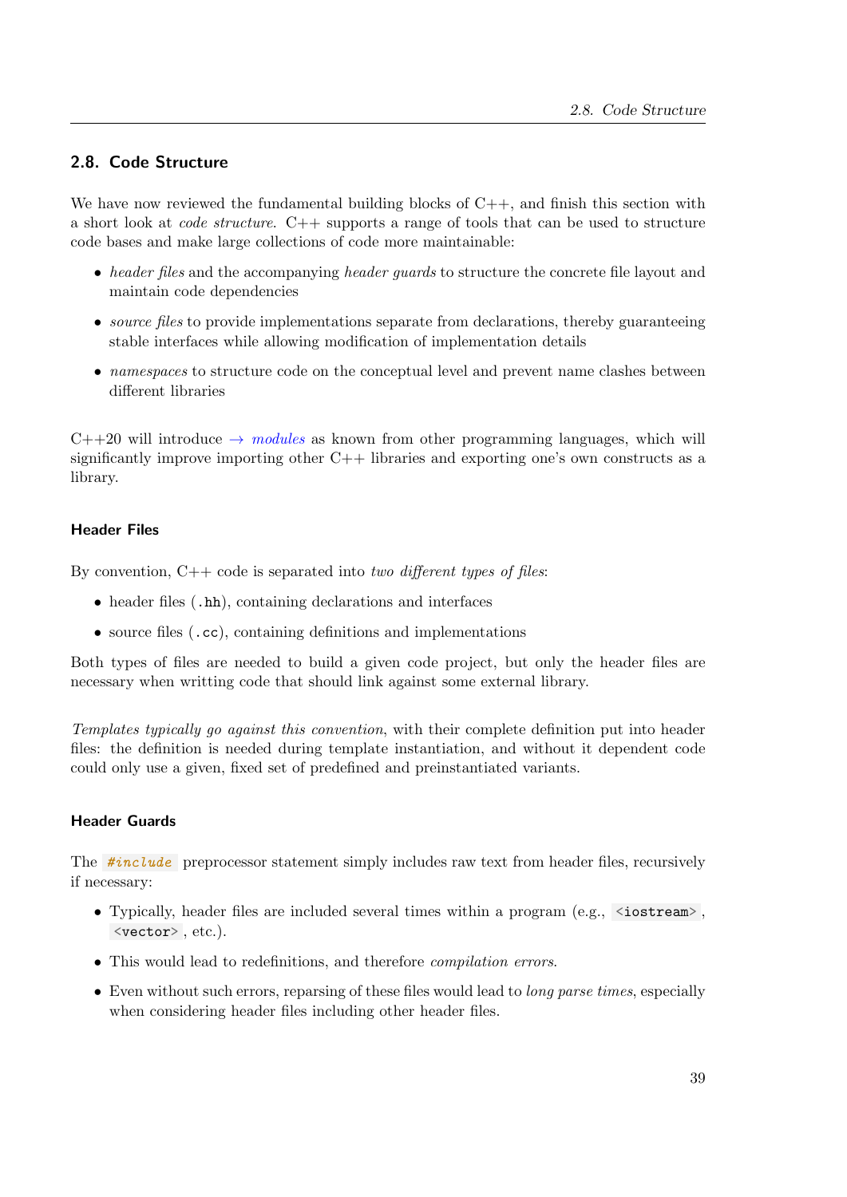## 2.8. Code Structure

We have now reviewed the fundamental building blocks of C++, and finish this section with a short look at *code structure*. C++ supports a range of tools that can be used to structure code bases and make large collections of code more maintainable:

- *header files* and the accompanying *header guards* to structure the concrete file layout and maintain code dependencies
- *source files* to provide implementations separate from declarations, thereby guaranteeing stable interfaces while allowing modification of implementation details
- *namespaces* to structure code on the conceptual level and prevent name clashes between different libraries

C++20 will introduce → *modules* as known from other programming languages, which will significantly improve importing other C++ libraries and exporting one's own constructs as a library.

### Header Files

By convention, C++ code is separated into *two different types of files*:

- header files (`.hh`), containing declarations and interfaces
- source files (`.cc`), containing definitions and implementations

Both types of files are needed to build a given code project, but only the header files are necessary when writting code that should link against some external library.

*Templates typically go against this convention*, with their complete definition put into header files: the definition is needed during template instantiation, and without it dependent code could only use a given, fixed set of predefined and preinstantiated variants.

### Header Guards

The `#include` preprocessor statement simply includes raw text from header files, recursively if necessary:

- Typically, header files are included several times within a program (e.g., `<iostream>`, `<vector>`, etc.).
- This would lead to redefinitions, and therefore *compilation errors*.
- Even without such errors, reparsing of these files would lead to *long parse times*, especially when considering header files including other header files.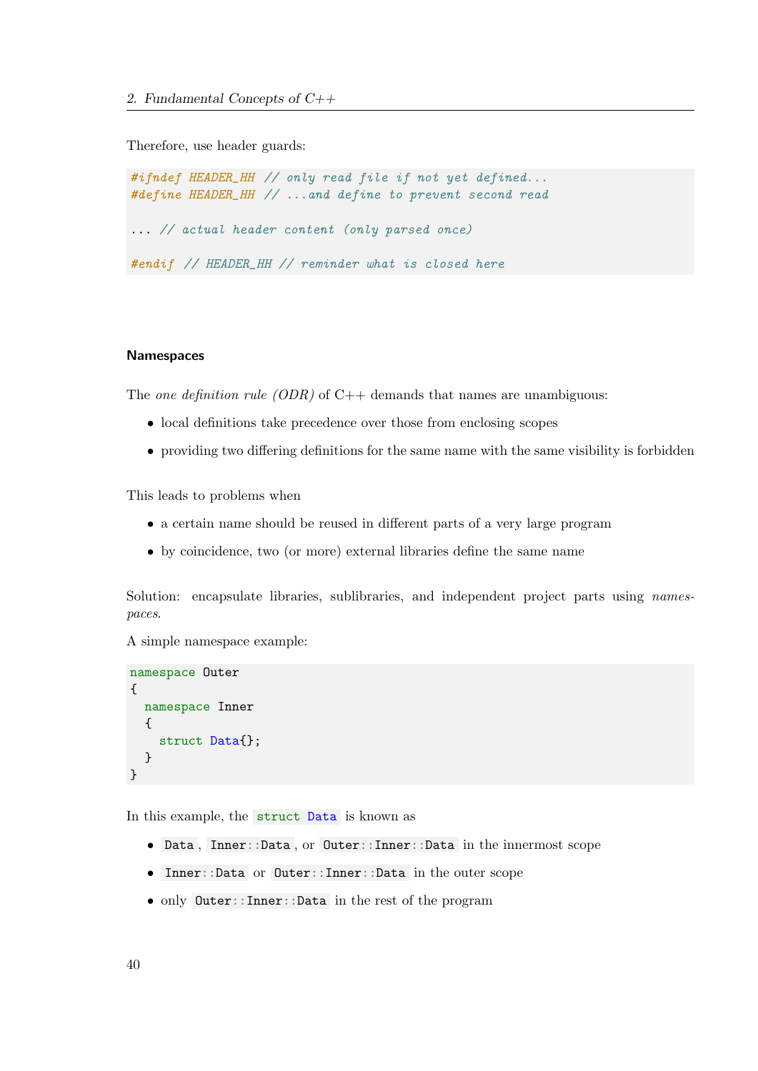Therefore, use header guards:

```
#ifndef HEADER_HH // only read file if not yet defined...
#define HEADER_HH // ...and define to prevent second read

... // actual header content (only parsed once)

#endif // HEADER_HH // reminder what is closed here
```

### Namespaces

The *one definition rule (ODR)* of C++ demands that names are unambiguous:

- local definitions take precedence over those from enclosing scopes
- providing two differing definitions for the same name with the same visibility is forbidden

This leads to problems when

- a certain name should be reused in different parts of a very large program
- by coincidence, two (or more) external libraries define the same name

Solution: encapsulate libraries, sublibraries, and independent project parts using *namespaces*.

A simple namespace example:

```
namespace Outer
{
  namespace Inner
  {
    struct Data{};
  }
}
```

In this example, the `struct Data` is known as

- `Data`, `Inner::Data`, or `Outer::Inner::Data` in the innermost scope
- `Inner::Data` or `Outer::Inner::Data` in the outer scope
- only `Outer::Inner::Data` in the rest of the program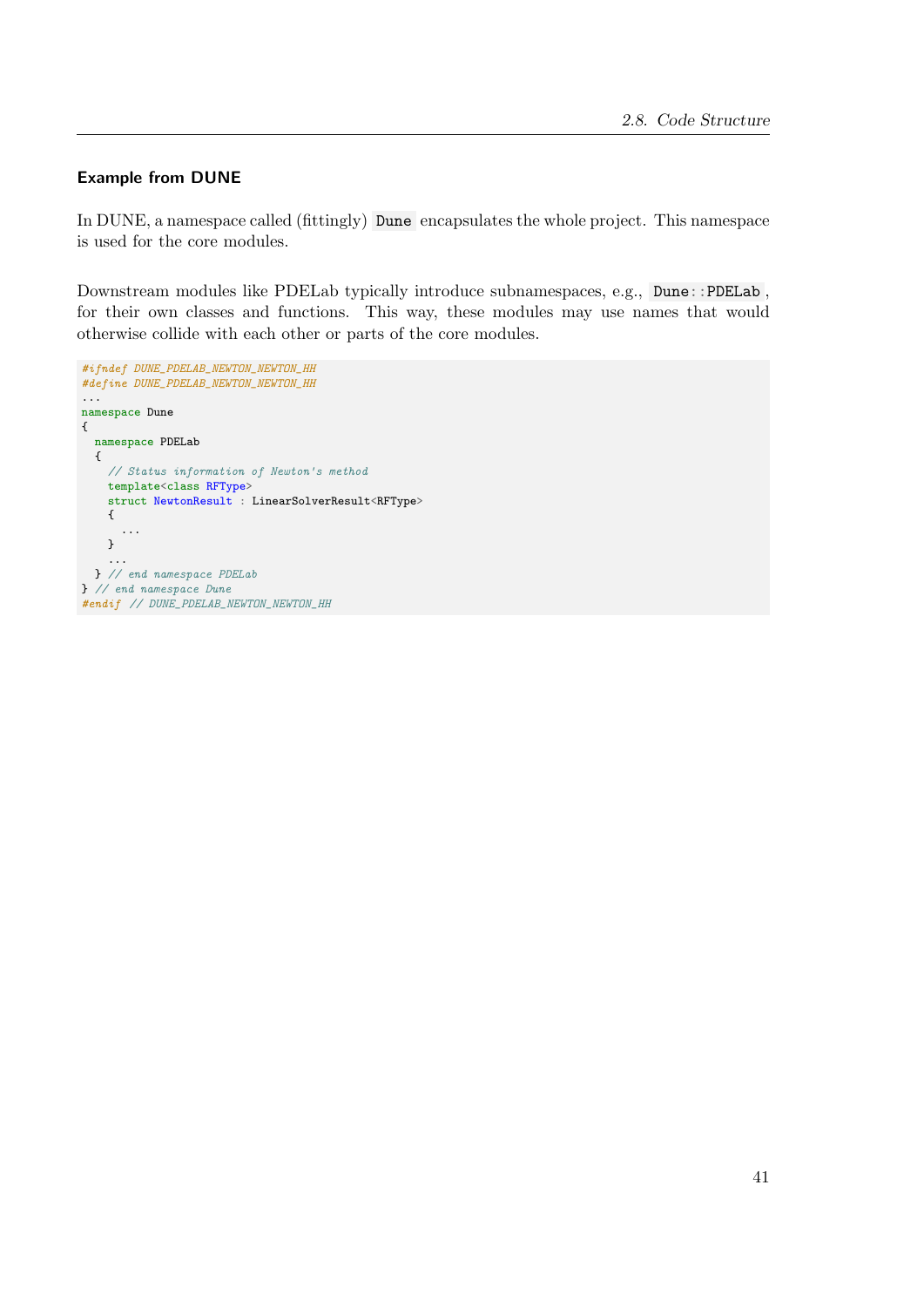### Example from DUNE

In DUNE, a namespace called (fittingly) `Dune` encapsulates the whole project. This namespace is used for the core modules.

Downstream modules like PDELab typically introduce subnamespaces, e.g., `Dune::PDELab`, for their own classes and functions. This way, these modules may use names that would otherwise collide with each other or parts of the core modules.

```
#ifndef DUNE_PDELAB_NEWTON_NEWTON_HH
#define DUNE_PDELAB_NEWTON_NEWTON_HH
...
namespace Dune
{
  namespace PDELab
  {
    // Status information of Newton's method
    template<class RFType>
    struct NewtonResult : LinearSolverResult<RFType>
    {
      ...
    }
    ...
  } // end namespace PDELab
} // end namespace Dune
#endif // DUNE_PDELAB_NEWTON_NEWTON_HH
```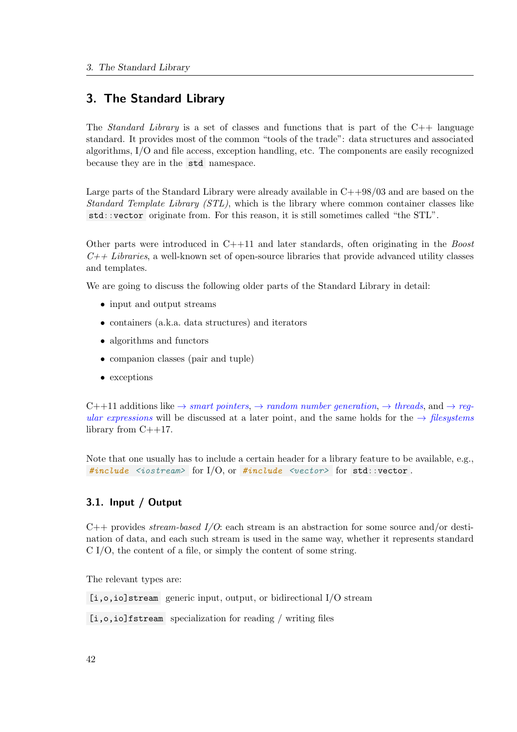# 3. The Standard Library

The *Standard Library* is a set of classes and functions that is part of the C++ language standard. It provides most of the common "tools of the trade": data structures and associated algorithms, I/O and file access, exception handling, etc. The components are easily recognized because they are in the `std` namespace.

Large parts of the Standard Library were already available in C++98/03 and are based on the *Standard Template Library (STL)*, which is the library where common container classes like `std::vector` originate from. For this reason, it is still sometimes called "the STL".

Other parts were introduced in C++11 and later standards, often originating in the *Boost C++ Libraries*, a well-known set of open-source libraries that provide advanced utility classes and templates.

We are going to discuss the following older parts of the Standard Library in detail:

- input and output streams
- containers (a.k.a. data structures) and iterators
- algorithms and functors
- companion classes (pair and tuple)
- exceptions

C++11 additions like → *smart pointers*, → *random number generation*, → *threads*, and → *regular expressions* will be discussed at a later point, and the same holds for the → *filesystems* library from C++17.

Note that one usually has to include a certain header for a library feature to be available, e.g., `#include <iostream>` for I/O, or `#include <vector>` for `std::vector`.

## 3.1. Input / Output

C++ provides *stream-based I/O*: each stream is an abstraction for some source and/or destination of data, and each such stream is used in the same way, whether it represents standard C I/O, the content of a file, or simply the content of some string.

The relevant types are:

`[i,o,io]stream` generic input, output, or bidirectional I/O stream

`[i,o,io]fstream` specialization for reading / writing files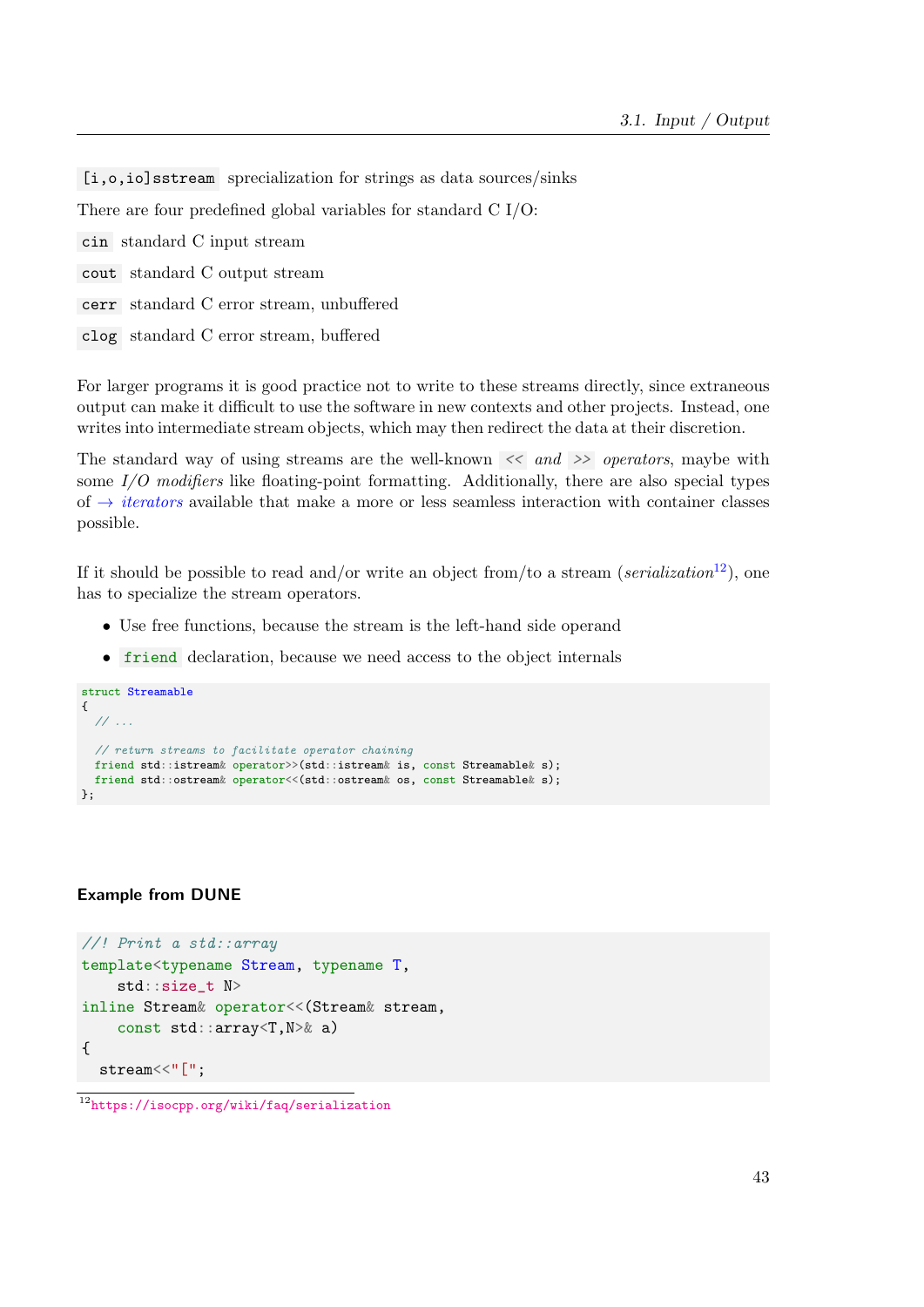`[i,o,io]sstream` sprecialization for strings as data sources/sinks

There are four predefined global variables for standard C I/O:

`cin` standard C input stream

`cout` standard C output stream

`cerr` standard C error stream, unbuffered

`clog` standard C error stream, buffered

For larger programs it is good practice not to write to these streams directly, since extraneous output can make it difficult to use the software in new contexts and other projects. Instead, one writes into intermediate stream objects, which may then redirect the data at their discretion.

The standard way of using streams are the well-known `<<` *and* `>>` *operators*, maybe with some *I/O modifiers* like floating-point formatting. Additionally, there are also special types of → *iterators* available that make a more or less seamless interaction with container classes possible.

If it should be possible to read and/or write an object from/to a stream (*serialization*[12]), one has to specialize the stream operators.

- Use free functions, because the stream is the left-hand side operand
- `friend` declaration, because we need access to the object internals

```
struct Streamable
{
  // ...

  // return streams to facilitate operator chaining
  friend std::istream& operator>>(std::istream& is, const Streamable& s);
  friend std::ostream& operator<<(std::ostream& os, const Streamable& s);
};
```

#### Example from DUNE

```
//! Print a std::array
template<typename Stream, typename T,
    std::size_t N>
inline Stream& operator<<(Stream& stream,
    const std::array<T,N>& a)
{
  stream<<"[";
```

[12] https://isocpp.org/wiki/faq/serialization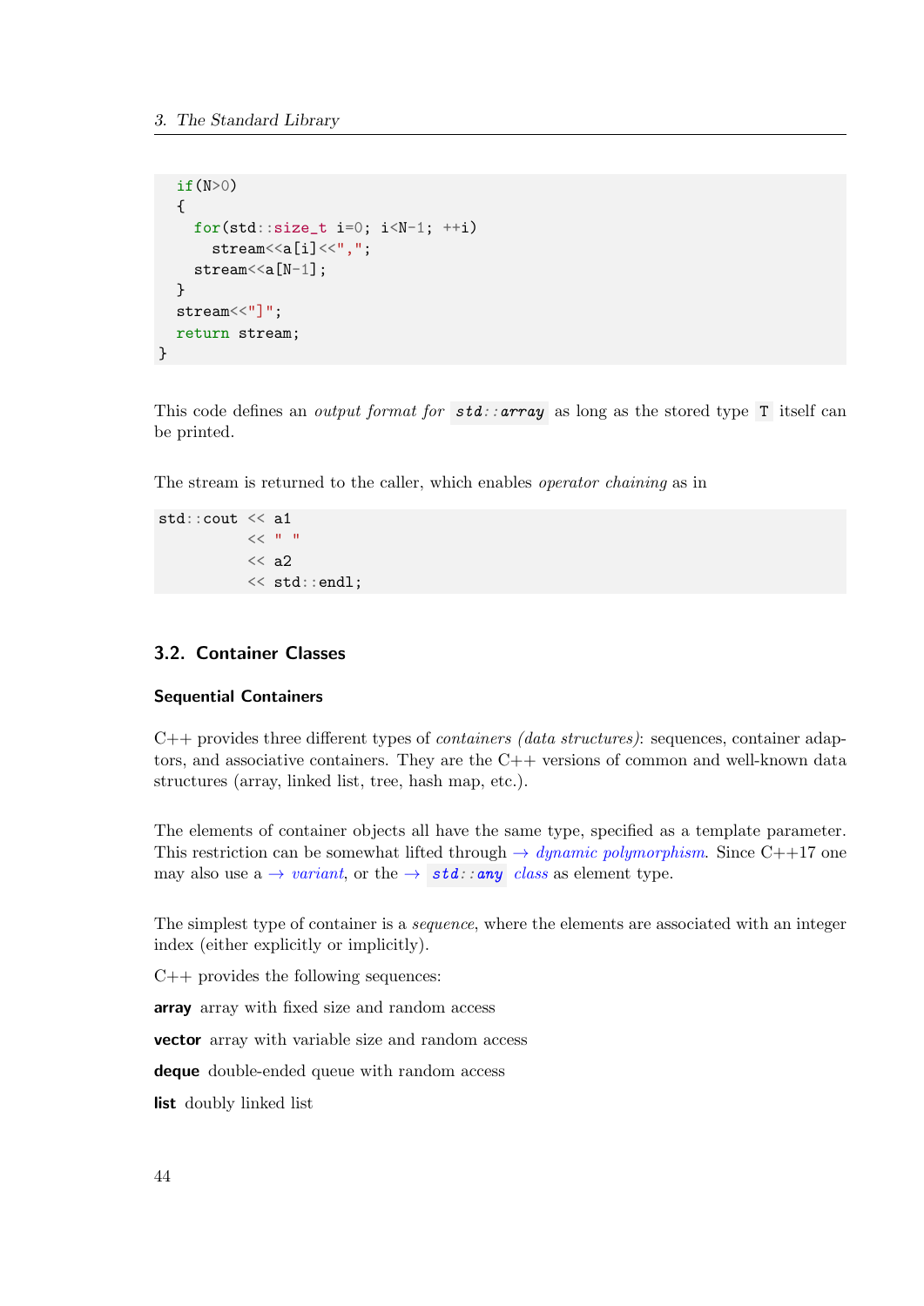```
  if(N>0)
  {
    for(std::size_t i=0; i<N-1; ++i)
      stream<<a[i]<<",";
    stream<<a[N-1];
  }
  stream<<"]";
  return stream;
}
```

This code defines an *output format for* `std::array` as long as the stored type `T` itself can be printed.

The stream is returned to the caller, which enables *operator chaining* as in

```
std::cout << a1
          << " "
          << a2
          << std::endl;
```

## 3.2. Container Classes

### Sequential Containers

C++ provides three different types of *containers (data structures)*: sequences, container adaptors, and associative containers. They are the C++ versions of common and well-known data structures (array, linked list, tree, hash map, etc.).

The elements of container objects all have the same type, specified as a template parameter. This restriction can be somewhat lifted through → *dynamic polymorphism*. Since C++17 one may also use a → *variant*, or the → `std::any` *class* as element type.

The simplest type of container is a *sequence*, where the elements are associated with an integer index (either explicitly or implicitly).

C++ provides the following sequences:

**array** array with fixed size and random access

**vector** array with variable size and random access

**deque** double-ended queue with random access

**list** doubly linked list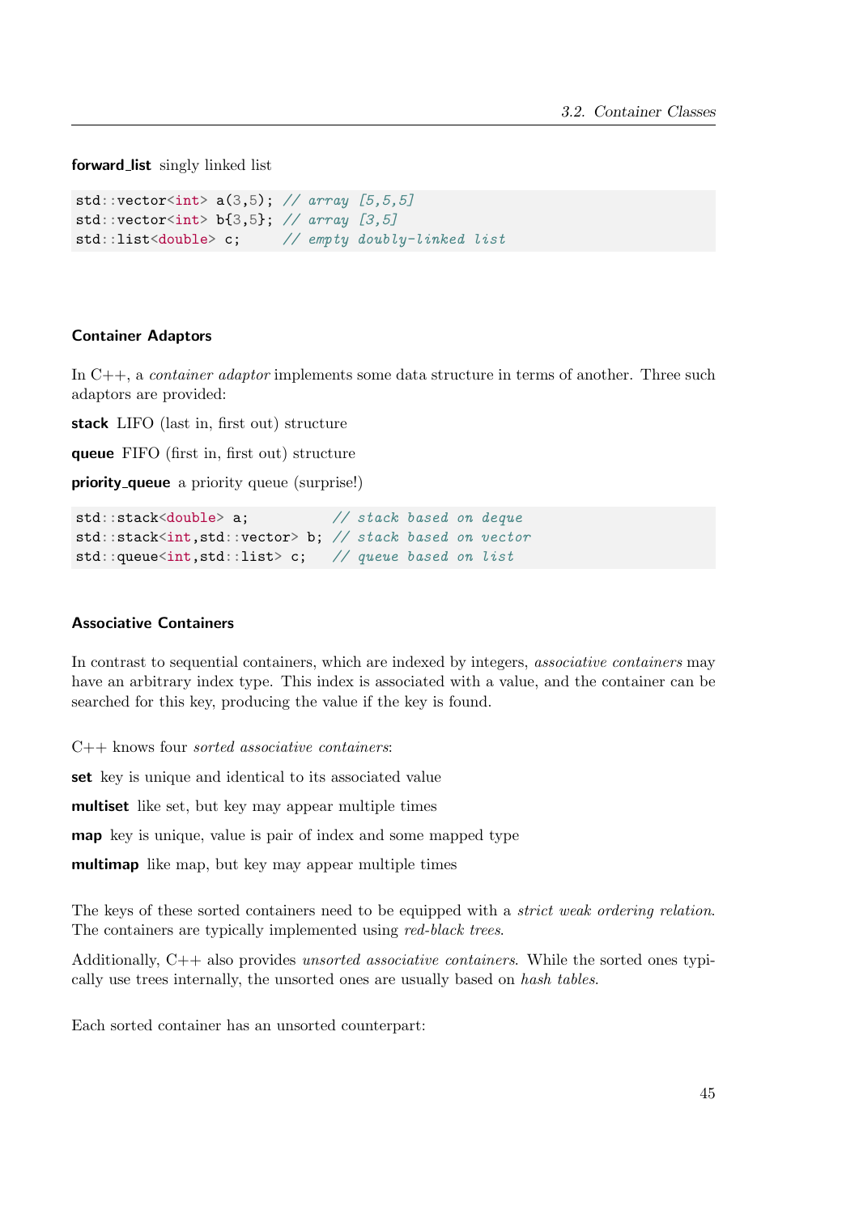**forward_list** singly linked list

```
std::vector<int> a(3,5); // array [5,5,5]
std::vector<int> b{3,5}; // array [3,5]
std::list<double> c;     // empty doubly-linked list
```

### Container Adaptors

In C++, a *container adaptor* implements some data structure in terms of another. Three such adaptors are provided:

**stack** LIFO (last in, first out) structure

**queue** FIFO (first in, first out) structure

**priority_queue** a priority queue (surprise!)

```
std::stack<double> a;          // stack based on deque
std::stack<int,std::vector> b; // stack based on vector
std::queue<int,std::list> c;   // queue based on list
```

### Associative Containers

In contrast to sequential containers, which are indexed by integers, *associative containers* may have an arbitrary index type. This index is associated with a value, and the container can be searched for this key, producing the value if the key is found.

C++ knows four *sorted associative containers*:

**set** key is unique and identical to its associated value

**multiset** like set, but key may appear multiple times

**map** key is unique, value is pair of index and some mapped type

**multimap** like map, but key may appear multiple times

The keys of these sorted containers need to be equipped with a *strict weak ordering relation*. The containers are typically implemented using *red-black trees*.

Additionally, C++ also provides *unsorted associative containers*. While the sorted ones typically use trees internally, the unsorted ones are usually based on *hash tables*.

Each sorted container has an unsorted counterpart: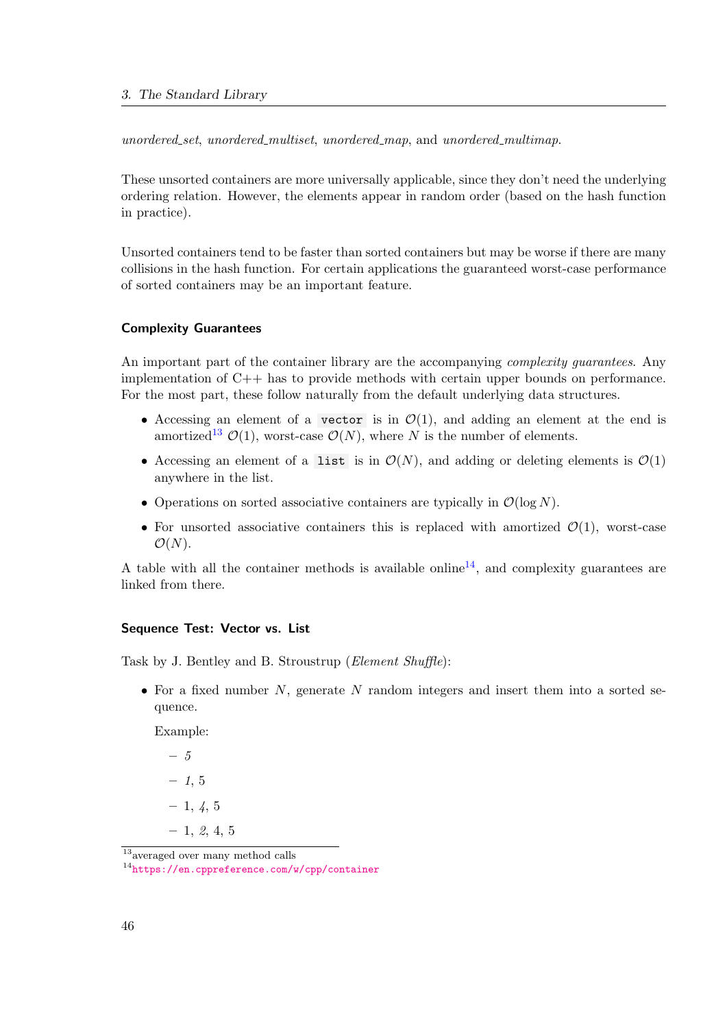*unordered_set*, *unordered_multiset*, *unordered_map*, and *unordered_multimap*.

These unsorted containers are more universally applicable, since they don't need the underlying ordering relation. However, the elements appear in random order (based on the hash function in practice).

Unsorted containers tend to be faster than sorted containers but may be worse if there are many collisions in the hash function. For certain applications the guaranteed worst-case performance of sorted containers may be an important feature.

### Complexity Guarantees

An important part of the container library are the accompanying *complexity guarantees*. Any implementation of C++ has to provide methods with certain upper bounds on performance. For the most part, these follow naturally from the default underlying data structures.

- Accessing an element of a `vector` is in $\mathcal{O}(1)$, and adding an element at the end is amortized[13] $\mathcal{O}(1)$, worst-case $\mathcal{O}(N)$, where $N$ is the number of elements.
- Accessing an element of a `list` is in $\mathcal{O}(N)$, and adding or deleting elements is $\mathcal{O}(1)$ anywhere in the list.
- Operations on sorted associative containers are typically in $\mathcal{O}(\log N)$.
- For unsorted associative containers this is replaced with amortized $\mathcal{O}(1)$, worst-case $\mathcal{O}(N)$.

A table with all the container methods is available online[14], and complexity guarantees are linked from there.

### Sequence Test: Vector vs. List

Task by J. Bentley and B. Stroustrup (*Element Shuffle*):

- For a fixed number $N$, generate $N$ random integers and insert them into a sorted sequence.

  Example:

  - *5*
  - *1*, 5
  - 1, *4*, 5
  - 1, *2*, 4, 5

[13] averaged over many method calls

[14] https://en.cppreference.com/w/cpp/container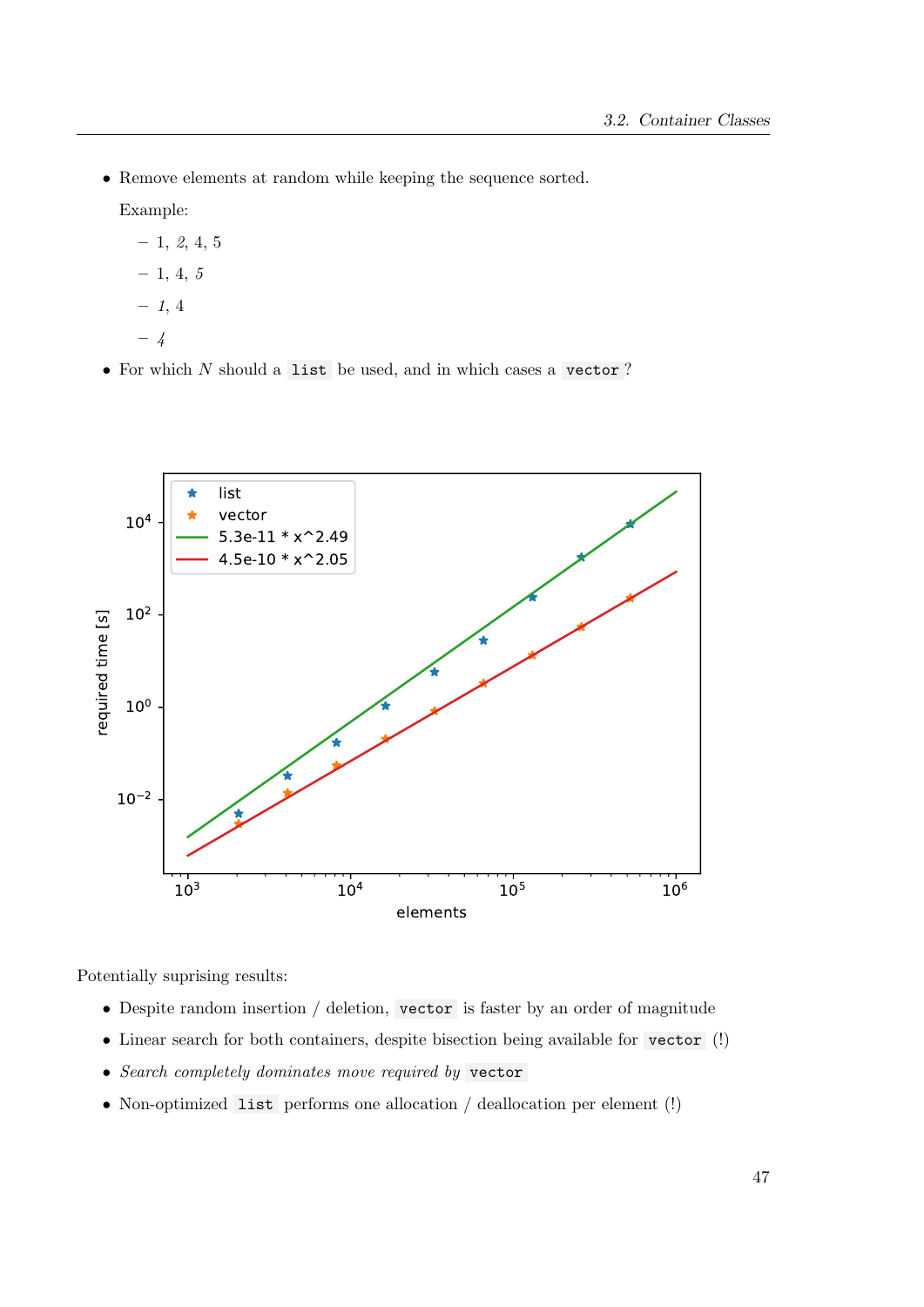- Remove elements at random while keeping the sequence sorted.

  Example:

  - 1, *2*, 4, 5
  - 1, 4, *5*
  - *1*, 4
  - *4*

- For which $N$ should a `list` be used, and in which cases a `vector`?

Potentially suprising results:

- Despite random insertion / deletion, `vector` is faster by an order of magnitude
- Linear search for both containers, despite bisection being available for `vector` (!)
- *Search completely dominates move required by* `vector`
- Non-optimized `list` performs one allocation / deallocation per element (!)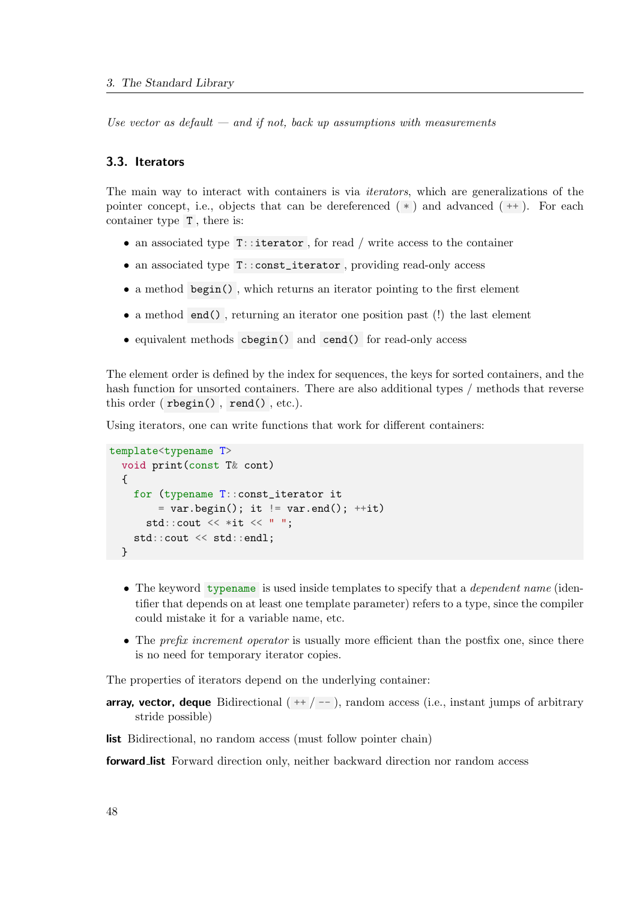*Use vector as default — and if not, back up assumptions with measurements*

## 3.3. Iterators

The main way to interact with containers is via *iterators*, which are generalizations of the pointer concept, i.e., objects that can be dereferenced ( `*` ) and advanced ( `++` ). For each container type `T`, there is:

- an associated type `T::iterator`, for read / write access to the container
- an associated type `T::const_iterator`, providing read-only access
- a method `begin()`, which returns an iterator pointing to the first element
- a method `end()`, returning an iterator one position past (!) the last element
- equivalent methods `cbegin()` and `cend()` for read-only access

The element order is defined by the index for sequences, the keys for sorted containers, and the hash function for unsorted containers. There are also additional types / methods that reverse this order ( `rbegin()`, `rend()`, etc.).

Using iterators, one can write functions that work for different containers:

```
template<typename T>
  void print(const T& cont)
  {
    for (typename T::const_iterator it
        = var.begin(); it != var.end(); ++it)
      std::cout << *it << " ";
    std::cout << std::endl;
  }
```

- The keyword `typename` is used inside templates to specify that a *dependent name* (identifier that depends on at least one template parameter) refers to a type, since the compiler could mistake it for a variable name, etc.
- The *prefix increment operator* is usually more efficient than the postfix one, since there is no need for temporary iterator copies.

The properties of iterators depend on the underlying container:

**array, vector, deque** Bidirectional ( `++` / `--` ), random access (i.e., instant jumps of arbitrary stride possible)

**list** Bidirectional, no random access (must follow pointer chain)

**forward_list** Forward direction only, neither backward direction nor random access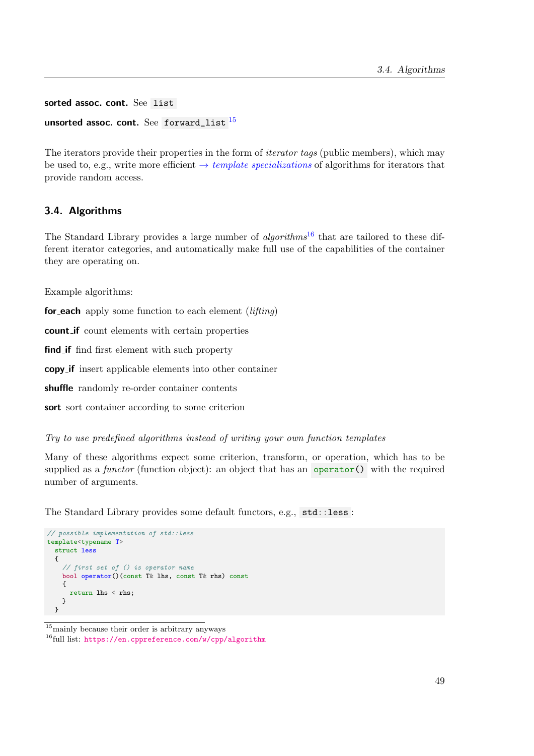**sorted assoc. cont.** See `list`

**unsorted assoc. cont.** See `forward_list` [15]

The iterators provide their properties in the form of *iterator tags* (public members), which may be used to, e.g., write more efficient → *template specializations* of algorithms for iterators that provide random access.

## 3.4. Algorithms

The Standard Library provides a large number of *algorithms*[16] that are tailored to these different iterator categories, and automatically make full use of the capabilities of the container they are operating on.

Example algorithms:

**for_each** apply some function to each element (*lifting*)

**count_if** count elements with certain properties

**find_if** find first element with such property

**copy_if** insert applicable elements into other container

**shuffle** randomly re-order container contents

**sort** sort container according to some criterion

*Try to use predefined algorithms instead of writing your own function templates*

Many of these algorithms expect some criterion, transform, or operation, which has to be supplied as a *functor* (function object): an object that has an `operator()` with the required number of arguments.

The Standard Library provides some default functors, e.g., `std::less`:

```
// possible implementation of std::less
template<typename T>
  struct less
  {
    // first set of () is operator name
    bool operator()(const T& lhs, const T& rhs) const
    {
      return lhs < rhs;
    }
  }
```

[15] mainly because their order is arbitrary anyways

[16] full list: https://en.cppreference.com/w/cpp/algorithm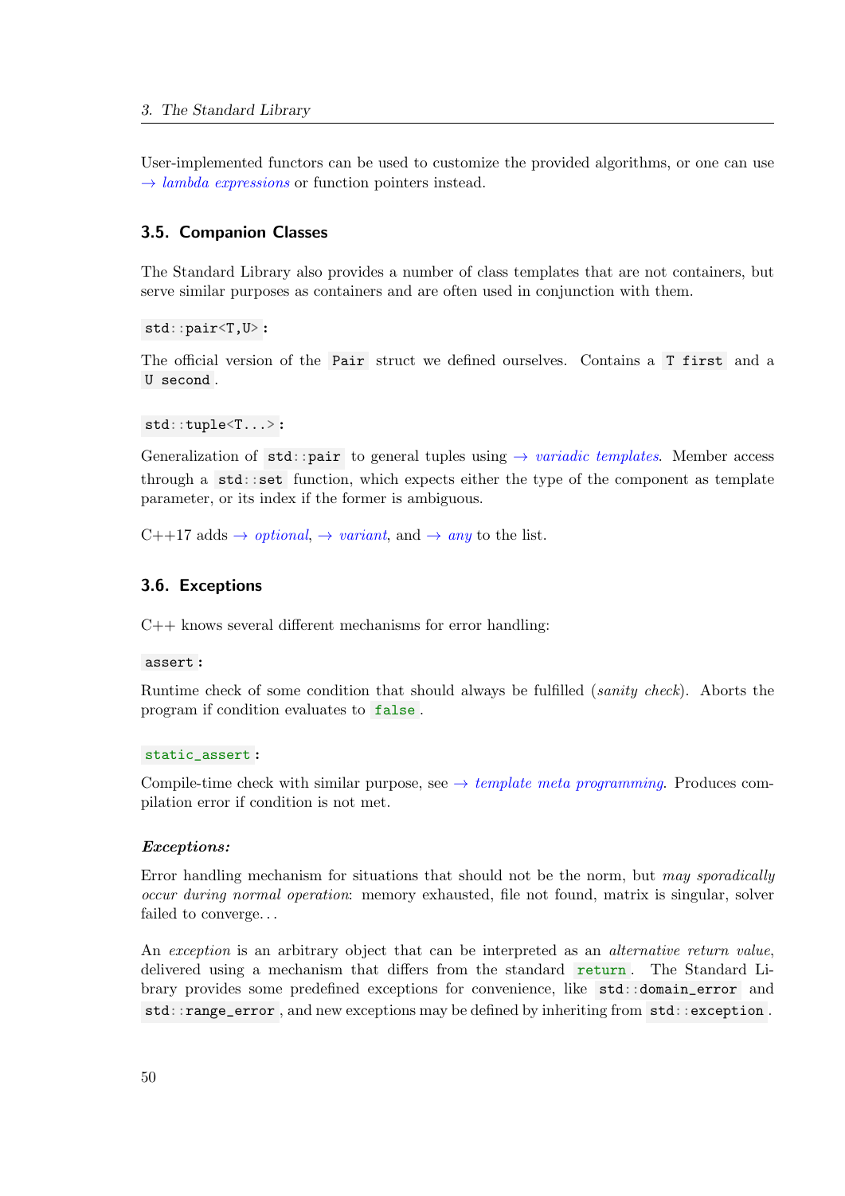User-implemented functors can be used to customize the provided algorithms, or one can use → *lambda expressions* or function pointers instead.

## 3.5. Companion Classes

The Standard Library also provides a number of class templates that are not containers, but serve similar purposes as containers and are often used in conjunction with them.

`std::pair<T,U>`:

The official version of the `Pair` struct we defined ourselves. Contains a `T first` and a `U second`.

`std::tuple<T...>`:

Generalization of `std::pair` to general tuples using → *variadic templates*. Member access through a `std::set` function, which expects either the type of the component as template parameter, or its index if the former is ambiguous.

C++17 adds → *optional*, → *variant*, and → *any* to the list.

## 3.6. Exceptions

C++ knows several different mechanisms for error handling:

`assert`:

Runtime check of some condition that should always be fulfilled (*sanity check*). Aborts the program if condition evaluates to `false`.

`static_assert`:

Compile-time check with similar purpose, see → *template meta programming*. Produces compilation error if condition is not met.

***Exceptions:***

Error handling mechanism for situations that should not be the norm, but *may sporadically occur during normal operation*: memory exhausted, file not found, matrix is singular, solver failed to converge. . .

An *exception* is an arbitrary object that can be interpreted as an *alternative return value*, delivered using a mechanism that differs from the standard `return`. The Standard Library provides some predefined exceptions for convenience, like `std::domain_error` and `std::range_error`, and new exceptions may be defined by inheriting from `std::exception`.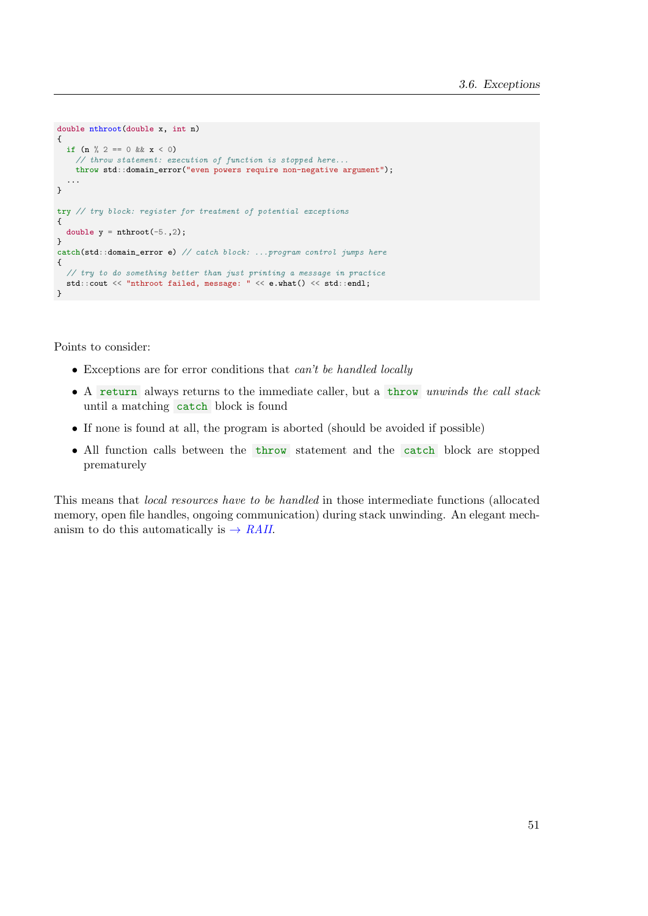```cpp
double nthroot(double x, int n)
{
  if (n % 2 == 0 && x < 0)
    // throw statement: execution of function is stopped here...
    throw std::domain_error("even powers require non-negative argument");
  ...
}

try // try block: register for treatment of potential exceptions
{
  double y = nthroot(-5.,2);
}
catch(std::domain_error e) // catch block: ...program control jumps here
{
  // try to do something better than just printing a message in practice
  std::cout << "nthroot failed, message: " << e.what() << std::endl;
}
```

Points to consider:

- Exceptions are for error conditions that *can't be handled locally*
- A `return` always returns to the immediate caller, but a `throw` *unwinds the call stack* until a matching `catch` block is found
- If none is found at all, the program is aborted (should be avoided if possible)
- All function calls between the `throw` statement and the `catch` block are stopped prematurely

This means that *local resources have to be handled* in those intermediate functions (allocated memory, open file handles, ongoing communication) during stack unwinding. An elegant mechanism to do this automatically is → *RAII*.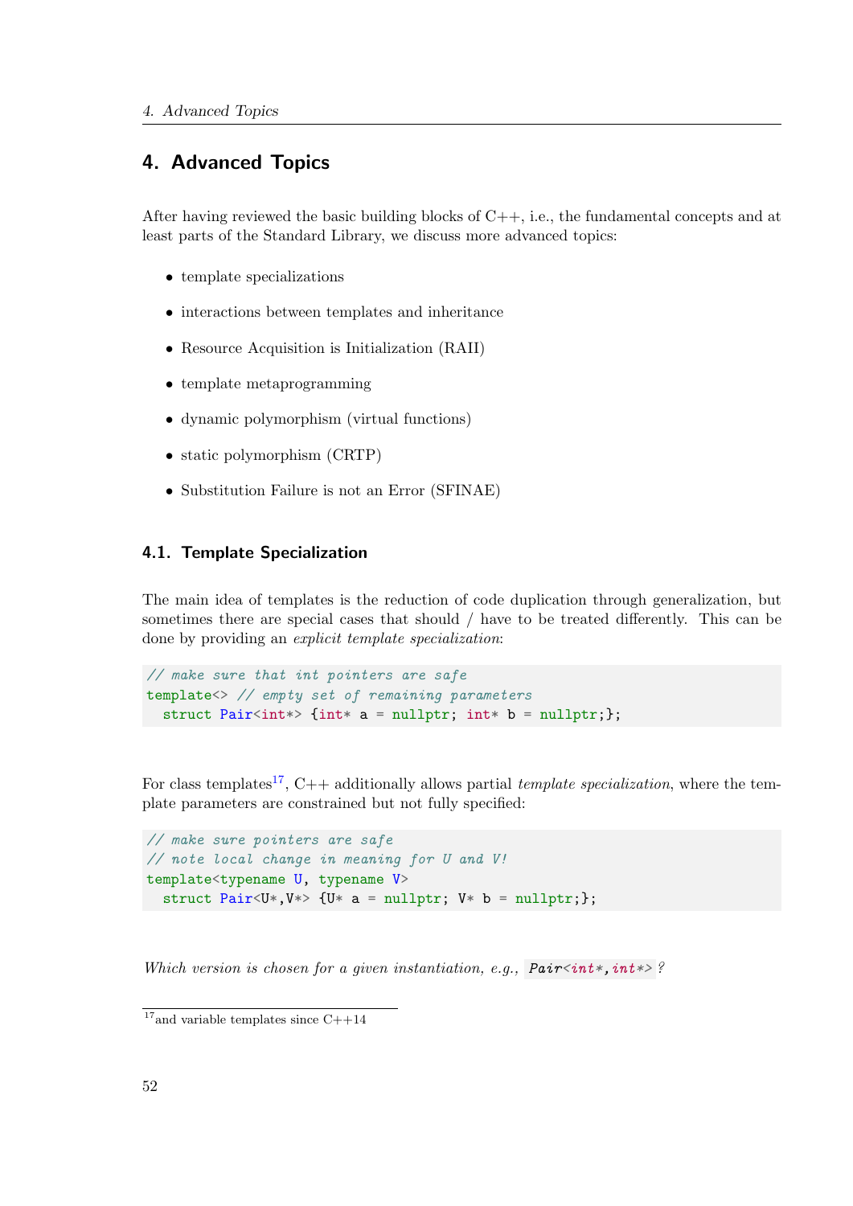# 4. Advanced Topics

After having reviewed the basic building blocks of C++, i.e., the fundamental concepts and at least parts of the Standard Library, we discuss more advanced topics:

- template specializations
- interactions between templates and inheritance
- Resource Acquisition is Initialization (RAII)
- template metaprogramming
- dynamic polymorphism (virtual functions)
- static polymorphism (CRTP)
- Substitution Failure is not an Error (SFINAE)

## 4.1. Template Specialization

The main idea of templates is the reduction of code duplication through generalization, but sometimes there are special cases that should / have to be treated differently. This can be done by providing an *explicit template specialization*:

```
// make sure that int pointers are safe
template<> // empty set of remaining parameters
  struct Pair<int*> {int* a = nullptr; int* b = nullptr;};
```

For class templates[17], C++ additionally allows partial *template specialization*, where the template parameters are constrained but not fully specified:

```
// make sure pointers are safe
// note local change in meaning for U and V!
template<typename U, typename V>
  struct Pair<U*,V*> {U* a = nullptr; V* b = nullptr;};
```

*Which version is chosen for a given instantiation, e.g.,* `Pair<int*,int*>`*?*

[17] and variable templates since C++14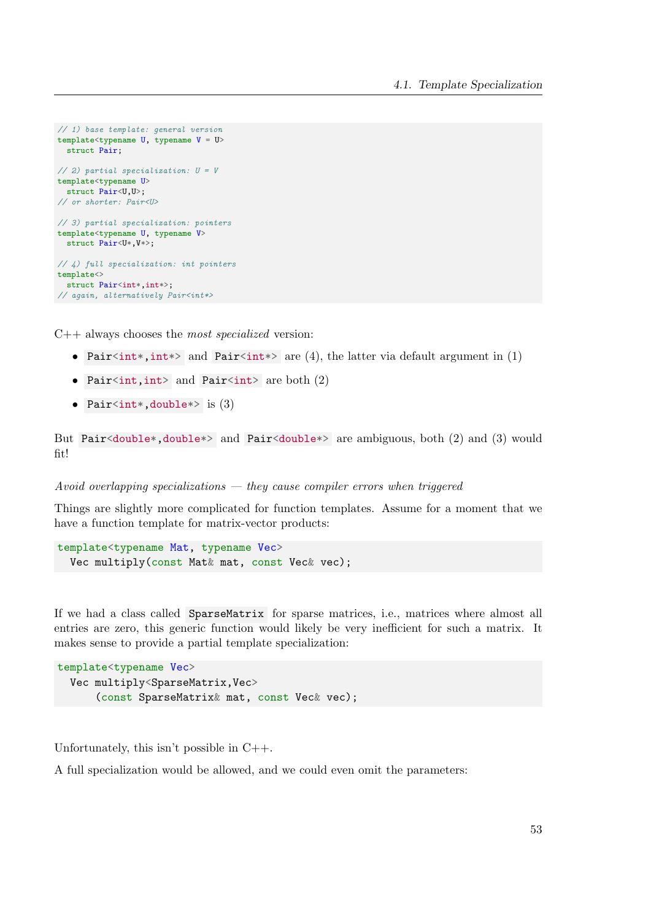```cpp
// 1) base template: general version
template<typename U, typename V = U>
  struct Pair;

// 2) partial specialization: U = V
template<typename U>
  struct Pair<U,U>;
// or shorter: Pair<U>

// 3) partial specialization: pointers
template<typename U, typename V>
  struct Pair<U*,V*>;

// 4) full specialization: int pointers
template<>
  struct Pair<int*,int*>;
// again, alternatively Pair<int*>
```

C++ always chooses the *most specialized* version:

- `Pair<int*,int*>` and `Pair<int*>` are (4), the latter via default argument in (1)
- `Pair<int,int>` and `Pair<int>` are both (2)
- `Pair<int*,double*>` is (3)

But `Pair<double*,double*>` and `Pair<double*>` are ambiguous, both (2) and (3) would fit!

*Avoid overlapping specializations — they cause compiler errors when triggered*

Things are slightly more complicated for function templates. Assume for a moment that we have a function template for matrix-vector products:

```cpp
template<typename Mat, typename Vec>
  Vec multiply(const Mat& mat, const Vec& vec);
```

If we had a class called `SparseMatrix` for sparse matrices, i.e., matrices where almost all entries are zero, this generic function would likely be very inefficient for such a matrix. It makes sense to provide a partial template specialization:

```cpp
template<typename Vec>
  Vec multiply<SparseMatrix,Vec>
      (const SparseMatrix& mat, const Vec& vec);
```

Unfortunately, this isn't possible in C++.

A full specialization would be allowed, and we could even omit the parameters: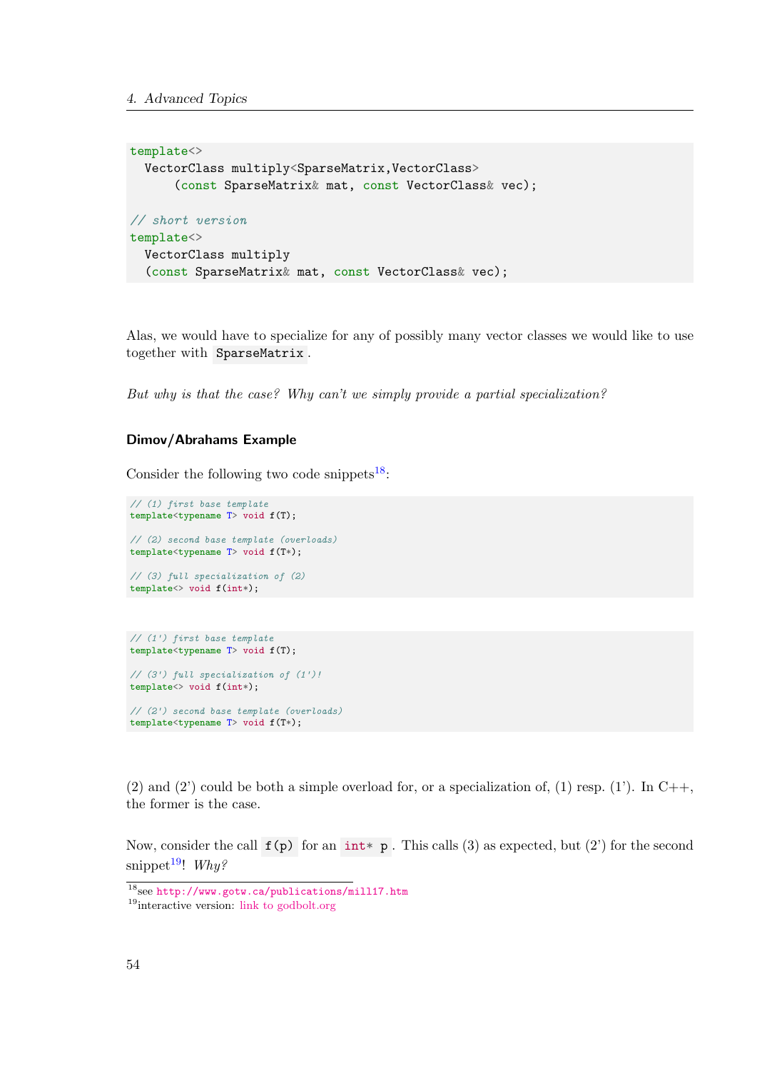```cpp
template<>
  VectorClass multiply<SparseMatrix,VectorClass>
      (const SparseMatrix& mat, const VectorClass& vec);

// short version
template<>
  VectorClass multiply
  (const SparseMatrix& mat, const VectorClass& vec);
```

Alas, we would have to specialize for any of possibly many vector classes we would like to use together with `SparseMatrix`.

*But why is that the case? Why can't we simply provide a partial specialization?*

### Dimov/Abrahams Example

Consider the following two code snippets[18]:

```cpp
// (1) first base template
template<typename T> void f(T);

// (2) second base template (overloads)
template<typename T> void f(T*);

// (3) full specialization of (2)
template<> void f(int*);
```

```cpp
// (1') first base template
template<typename T> void f(T);

// (3') full specialization of (1')!
template<> void f(int*);

// (2') second base template (overloads)
template<typename T> void f(T*);
```

(2) and (2') could be both a simple overload for, or a specialization of, (1) resp. (1'). In C++, the former is the case.

Now, consider the call `f(p)` for an `int* p`. This calls (3) as expected, but (2') for the second snippet[19]! *Why?*

---

[18] see http://www.gotw.ca/publications/mill17.htm

[19] interactive version: link to godbolt.org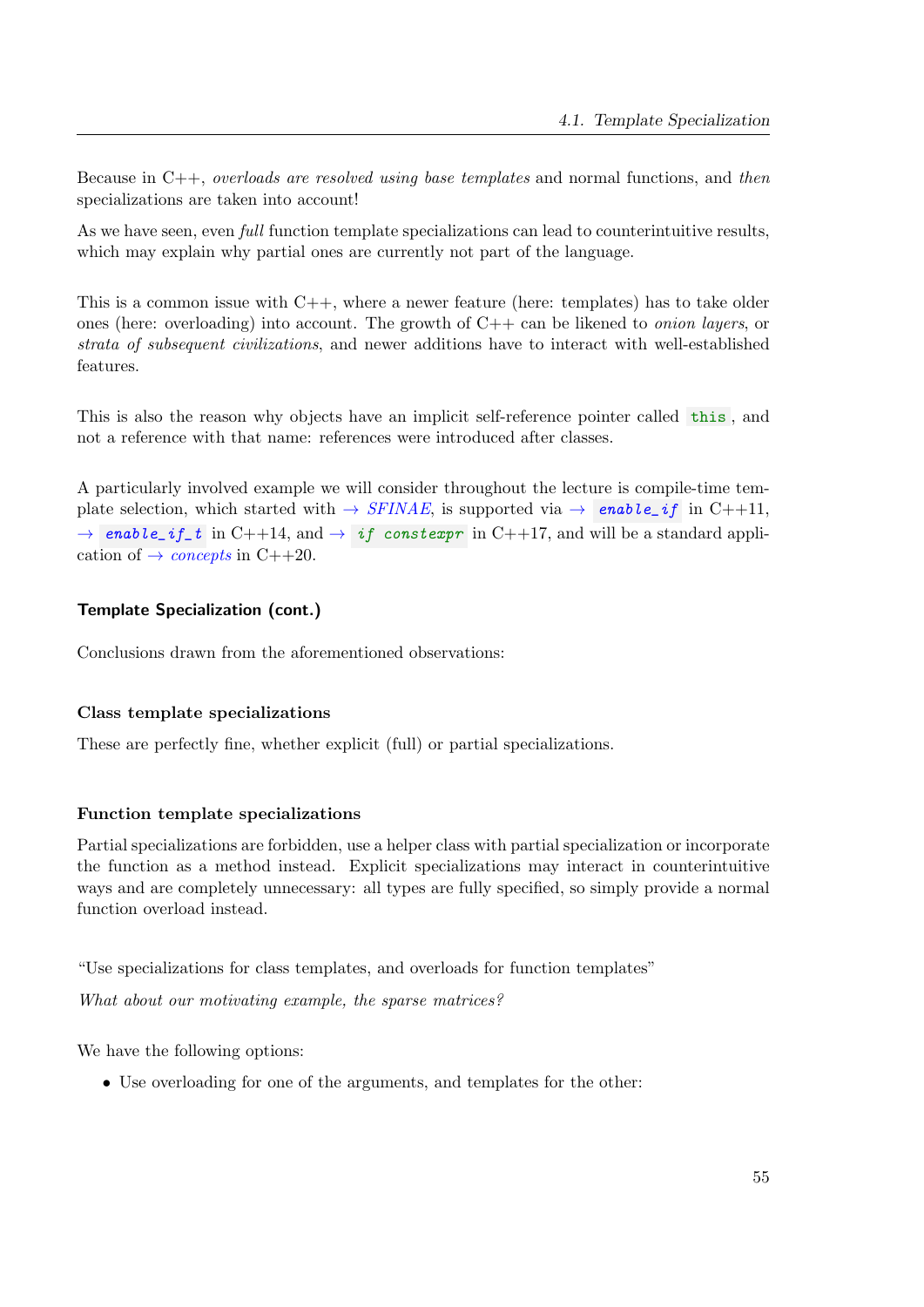Because in C++, *overloads are resolved using base templates* and normal functions, and *then* specializations are taken into account!

As we have seen, even *full* function template specializations can lead to counterintuitive results, which may explain why partial ones are currently not part of the language.

This is a common issue with C++, where a newer feature (here: templates) has to take older ones (here: overloading) into account. The growth of C++ can be likened to *onion layers*, or *strata of subsequent civilizations*, and newer additions have to interact with well-established features.

This is also the reason why objects have an implicit self-reference pointer called `this`, and not a reference with that name: references were introduced after classes.

A particularly involved example we will consider throughout the lecture is compile-time template selection, which started with → *SFINAE*, is supported via → `enable_if` in C++11, → `enable_if_t` in C++14, and → `if constexpr` in C++17, and will be a standard application of → *concepts* in C++20.

### Template Specialization (cont.)

Conclusions drawn from the aforementioned observations:

#### Class template specializations

These are perfectly fine, whether explicit (full) or partial specializations.

#### Function template specializations

Partial specializations are forbidden, use a helper class with partial specialization or incorporate the function as a method instead. Explicit specializations may interact in counterintuitive ways and are completely unnecessary: all types are fully specified, so simply provide a normal function overload instead.

"Use specializations for class templates, and overloads for function templates"

*What about our motivating example, the sparse matrices?*

We have the following options:

- Use overloading for one of the arguments, and templates for the other: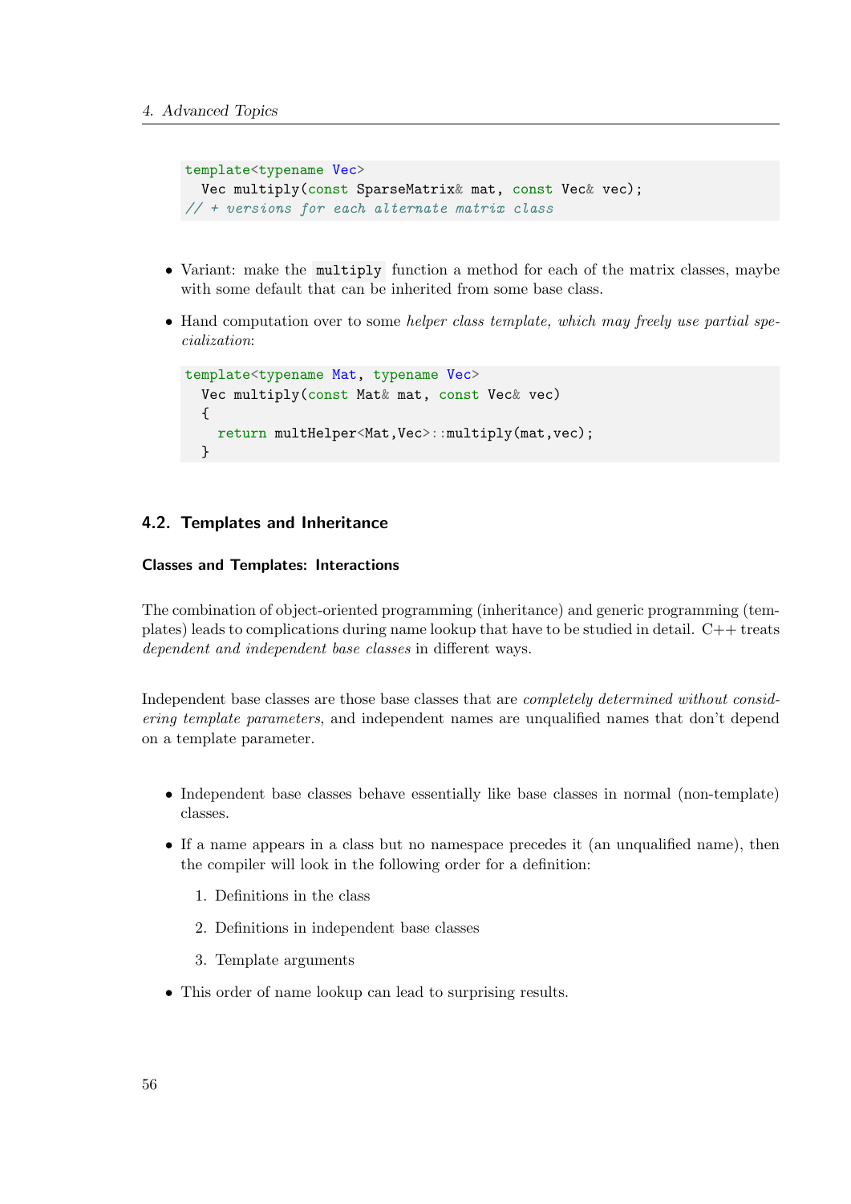```cpp
template<typename Vec>
  Vec multiply(const SparseMatrix& mat, const Vec& vec);
// + versions for each alternate matrix class
```

- Variant: make the `multiply` function a method for each of the matrix classes, maybe with some default that can be inherited from some base class.
- Hand computation over to some *helper class template, which may freely use partial specialization*:

```cpp
template<typename Mat, typename Vec>
  Vec multiply(const Mat& mat, const Vec& vec)
  {
    return multHelper<Mat,Vec>::multiply(mat,vec);
  }
```

## 4.2. Templates and Inheritance

### Classes and Templates: Interactions

The combination of object-oriented programming (inheritance) and generic programming (templates) leads to complications during name lookup that have to be studied in detail. C++ treats *dependent and independent base classes* in different ways.

Independent base classes are those base classes that are *completely determined without considering template parameters*, and independent names are unqualified names that don't depend on a template parameter.

- Independent base classes behave essentially like base classes in normal (non-template) classes.
- If a name appears in a class but no namespace precedes it (an unqualified name), then the compiler will look in the following order for a definition:
  1. Definitions in the class
  2. Definitions in independent base classes
  3. Template arguments
- This order of name lookup can lead to surprising results.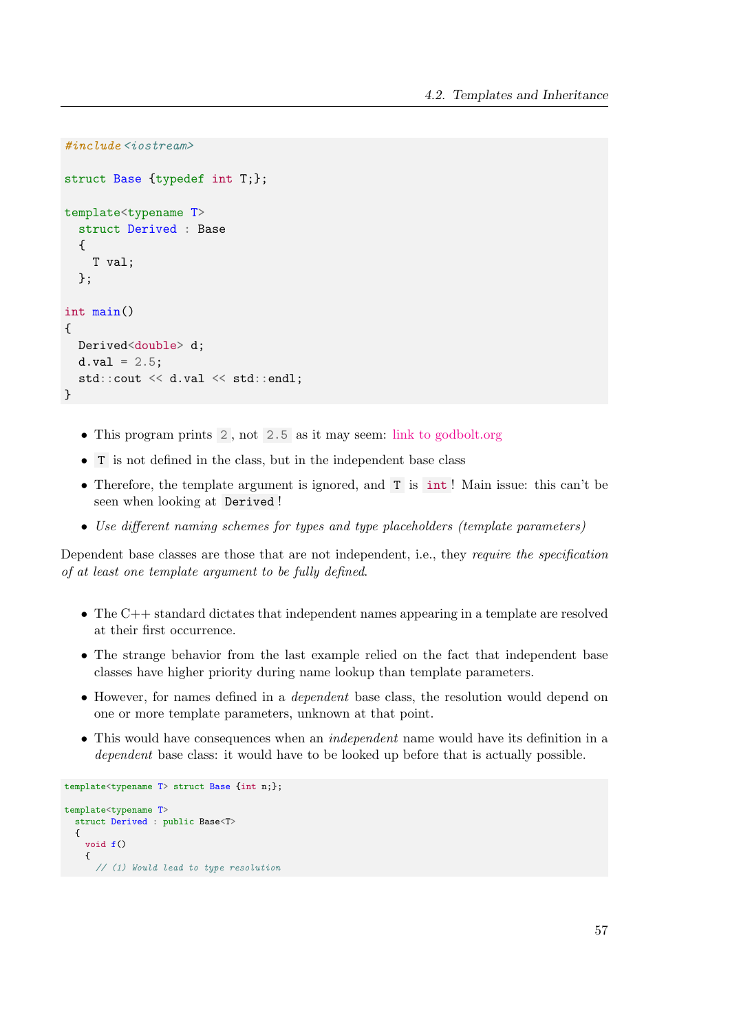```cpp
#include <iostream>

struct Base {typedef int T;};

template<typename T>
  struct Derived : Base
  {
    T val;
  };

int main()
{
  Derived<double> d;
  d.val = 2.5;
  std::cout << d.val << std::endl;
}
```

- This program prints `2`, not `2.5` as it may seem: link to godbolt.org
- `T` is not defined in the class, but in the independent base class
- Therefore, the template argument is ignored, and `T` is `int`! Main issue: this can't be seen when looking at `Derived`!
- *Use different naming schemes for types and type placeholders (template parameters)*

Dependent base classes are those that are not independent, i.e., they *require the specification of at least one template argument to be fully defined*.

- The C++ standard dictates that independent names appearing in a template are resolved at their first occurrence.
- The strange behavior from the last example relied on the fact that independent base classes have higher priority during name lookup than template parameters.
- However, for names defined in a *dependent* base class, the resolution would depend on one or more template parameters, unknown at that point.
- This would have consequences when an *independent* name would have its definition in a *dependent* base class: it would have to be looked up before that is actually possible.

```cpp
template<typename T> struct Base {int n;};

template<typename T>
  struct Derived : public Base<T>
  {
    void f()
    {
      // (1) Would lead to type resolution
```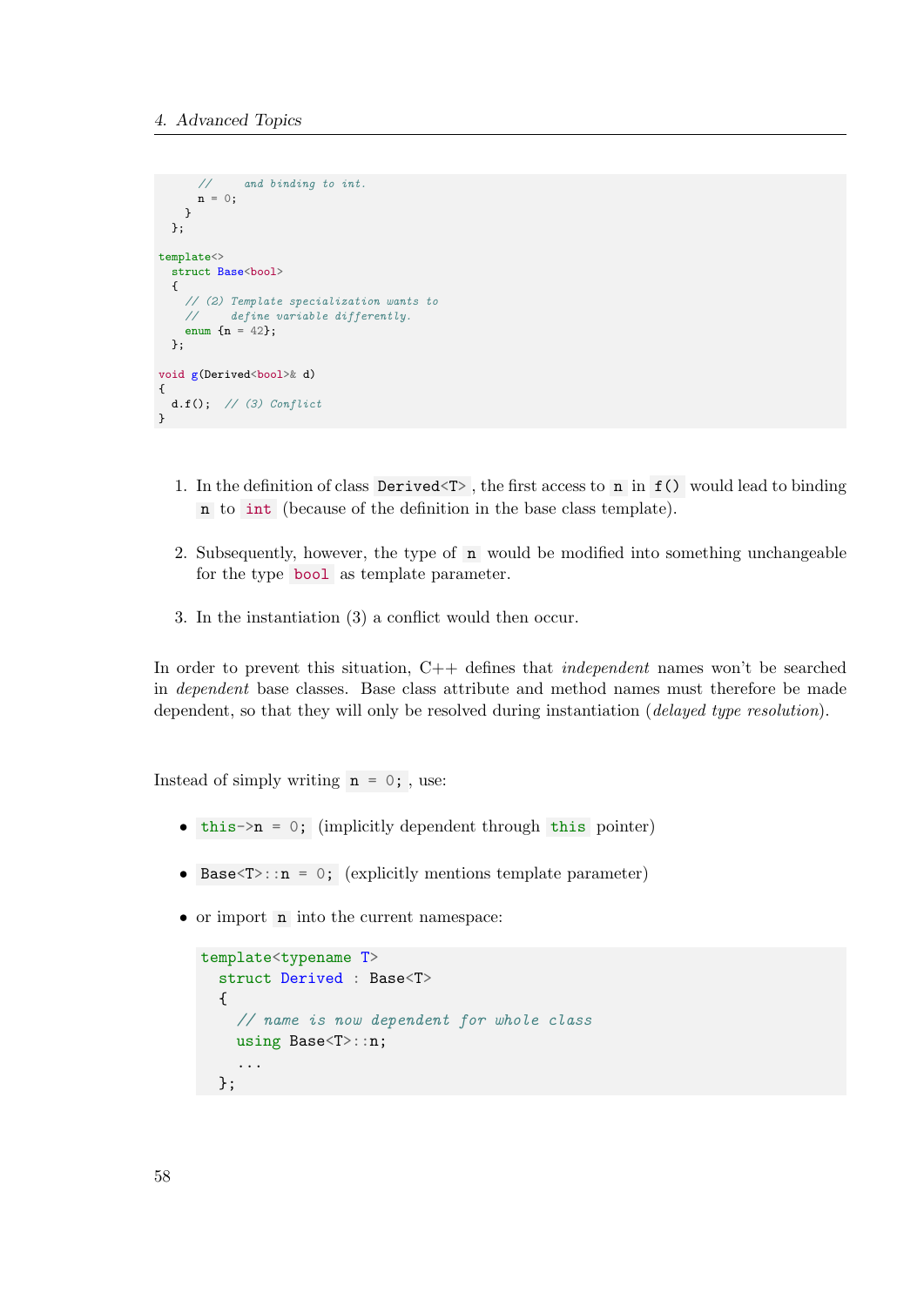```
    //     and binding to int.
    n = 0;
  }
};

template<>
struct Base<bool>
{
  // (2) Template specialization wants to
  //     define variable differently.
  enum {n = 42};
};

void g(Derived<bool>& d)
{
  d.f();  // (3) Conflict
}
```

1. In the definition of class `Derived<T>`, the first access to `n` in `f()` would lead to binding `n` to `int` (because of the definition in the base class template).

2. Subsequently, however, the type of `n` would be modified into something unchangeable for the type `bool` as template parameter.

3. In the instantiation (3) a conflict would then occur.

In order to prevent this situation, C++ defines that *independent* names won't be searched in *dependent* base classes. Base class attribute and method names must therefore be made dependent, so that they will only be resolved during instantiation (*delayed type resolution*).

Instead of simply writing `n = 0;`, use:

- `this->n = 0;` (implicitly dependent through `this` pointer)

- `Base<T>::n = 0;` (explicitly mentions template parameter)

- or import `n` into the current namespace:

```
template<typename T>
  struct Derived : Base<T>
  {
    // name is now dependent for whole class
    using Base<T>::n;
    ...
  };
```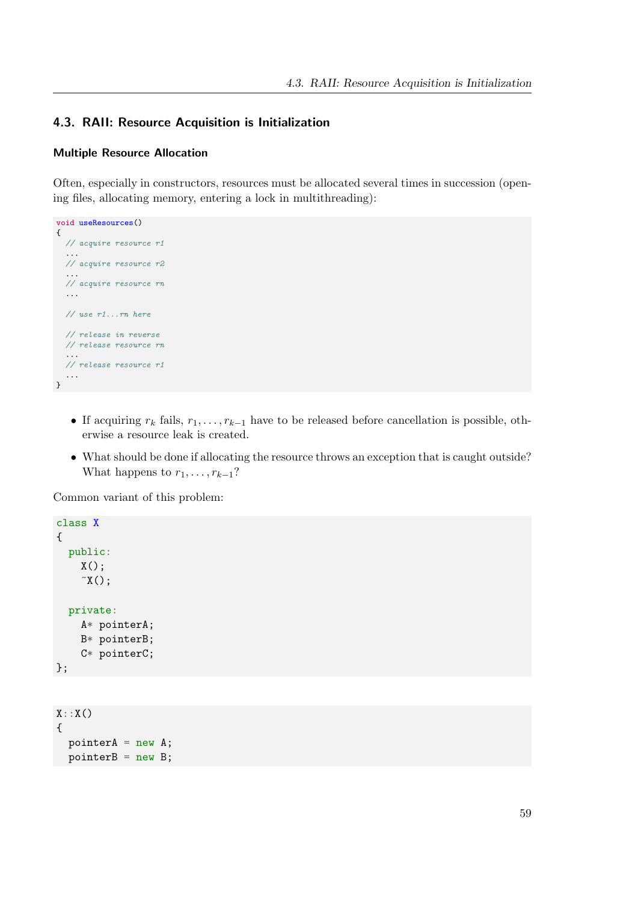## 4.3. RAII: Resource Acquisition is Initialization

### Multiple Resource Allocation

Often, especially in constructors, resources must be allocated several times in succession (opening files, allocating memory, entering a lock in multithreading):

```
void useResources()
{
  // acquire resource r1
  ...
  // acquire resource r2
  ...
  // acquire resource rn
  ...

  // use r1...rn here

  // release in reverse
  // release resource rn
  ...
  // release resource r1
  ...
}
```

- If acquiring $r_k$ fails, $r_1, \ldots, r_{k-1}$ have to be released before cancellation is possible, otherwise a resource leak is created.
- What should be done if allocating the resource throws an exception that is caught outside? What happens to $r_1, \ldots, r_{k-1}$?

Common variant of this problem:

```
class X
{
  public:
    X();
    ~X();

  private:
    A* pointerA;
    B* pointerB;
    C* pointerC;
};
```

```
X::X()
{
  pointerA = new A;
  pointerB = new B;
```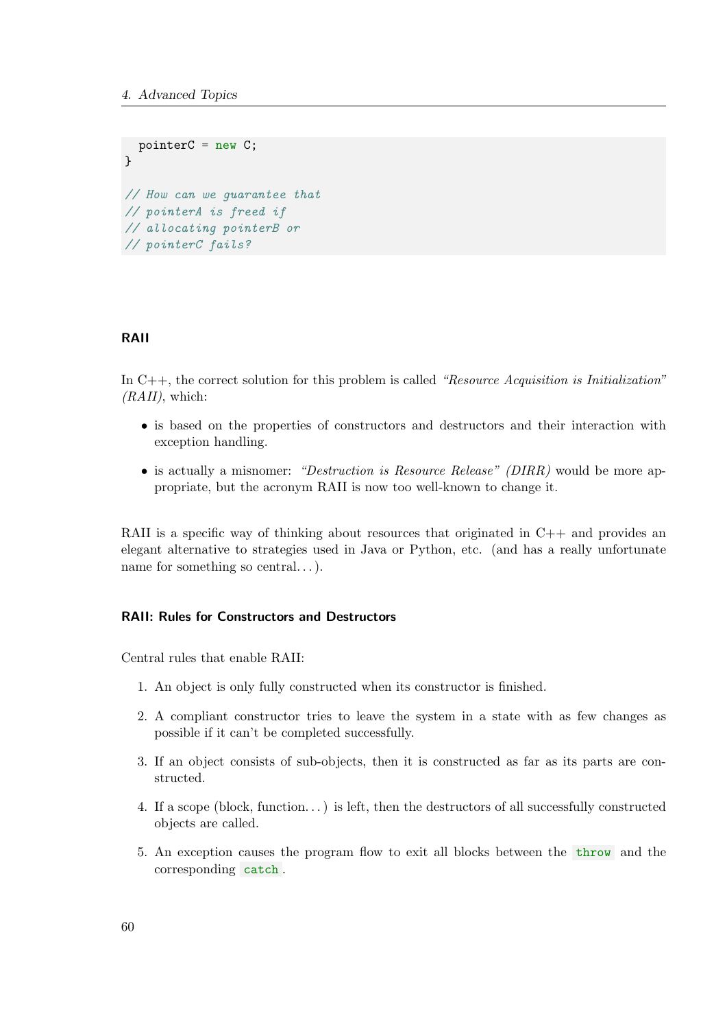```cpp
  pointerC = new C;
}

// How can we guarantee that
// pointerA is freed if
// allocating pointerB or
// pointerC fails?
```

### RAII

In C++, the correct solution for this problem is called *"Resource Acquisition is Initialization" (RAII)*, which:

- is based on the properties of constructors and destructors and their interaction with exception handling.
- is actually a misnomer: *"Destruction is Resource Release" (DIRR)* would be more appropriate, but the acronym RAII is now too well-known to change it.

RAII is a specific way of thinking about resources that originated in C++ and provides an elegant alternative to strategies used in Java or Python, etc. (and has a really unfortunate name for something so central…).

### RAII: Rules for Constructors and Destructors

Central rules that enable RAII:

1. An object is only fully constructed when its constructor is finished.
2. A compliant constructor tries to leave the system in a state with as few changes as possible if it can't be completed successfully.
3. If an object consists of sub-objects, then it is constructed as far as its parts are constructed.
4. If a scope (block, function…) is left, then the destructors of all successfully constructed objects are called.
5. An exception causes the program flow to exit all blocks between the `throw` and the corresponding `catch`.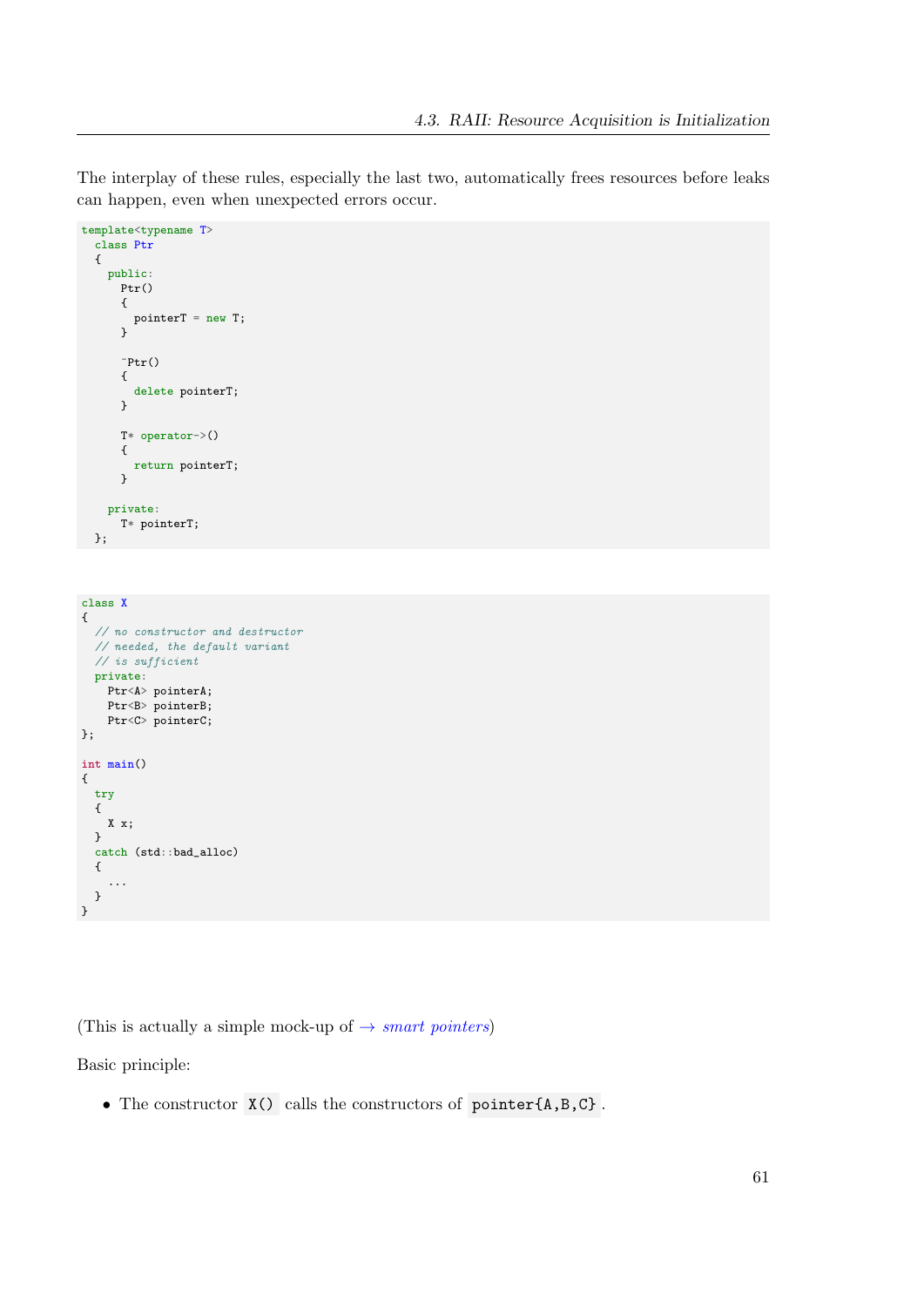The interplay of these rules, especially the last two, automatically frees resources before leaks can happen, even when unexpected errors occur.

```
template<typename T>
  class Ptr
  {
    public:
      Ptr()
      {
        pointerT = new T;
      }

      ~Ptr()
      {
        delete pointerT;
      }

      T* operator->()
      {
        return pointerT;
      }

    private:
      T* pointerT;
  };
```

```
class X
{
  // no constructor and destructor
  // needed, the default variant
  // is sufficient
  private:
    Ptr<A> pointerA;
    Ptr<B> pointerB;
    Ptr<C> pointerC;
};

int main()
{
  try
  {
    X x;
  }
  catch (std::bad_alloc)
  {
    ...
  }
}
```

(This is actually a simple mock-up of → *smart pointers*)

Basic principle:

- The constructor `X()` calls the constructors of `pointer{A,B,C}`.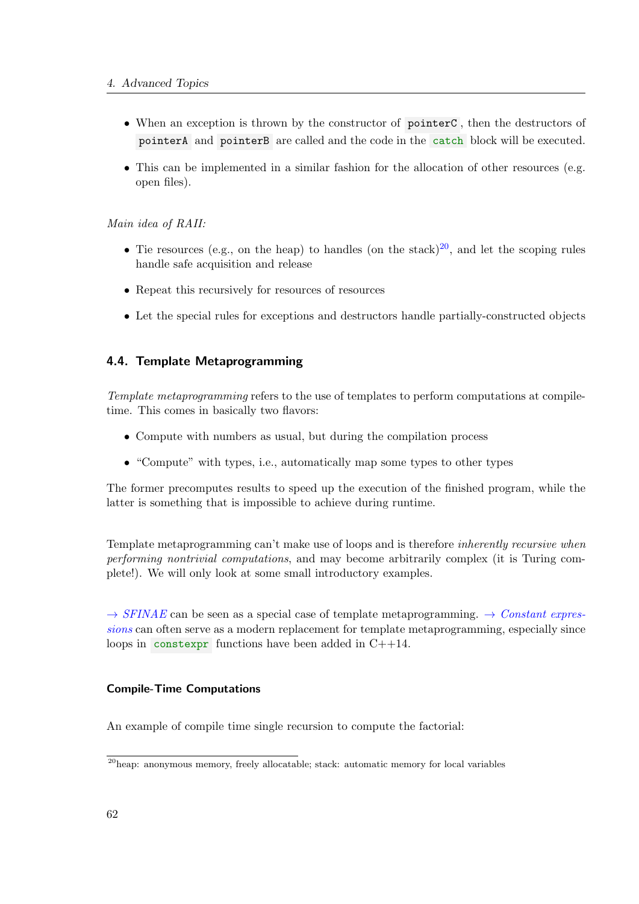- When an exception is thrown by the constructor of `pointerC`, then the destructors of `pointerA` and `pointerB` are called and the code in the `catch` block will be executed.
- This can be implemented in a similar fashion for the allocation of other resources (e.g. open files).

*Main idea of RAII:*

- Tie resources (e.g., on the heap) to handles (on the stack)[20], and let the scoping rules handle safe acquisition and release
- Repeat this recursively for resources of resources
- Let the special rules for exceptions and destructors handle partially-constructed objects

## 4.4. Template Metaprogramming

*Template metaprogramming* refers to the use of templates to perform computations at compile-time. This comes in basically two flavors:

- Compute with numbers as usual, but during the compilation process
- "Compute" with types, i.e., automatically map some types to other types

The former precomputes results to speed up the execution of the finished program, while the latter is something that is impossible to achieve during runtime.

Template metaprogramming can't make use of loops and is therefore *inherently recursive when performing nontrivial computations*, and may become arbitrarily complex (it is Turing complete!). We will only look at some small introductory examples.

→ *SFINAE* can be seen as a special case of template metaprogramming. → *Constant expressions* can often serve as a modern replacement for template metaprogramming, especially since loops in `constexpr` functions have been added in C++14.

#### Compile-Time Computations

An example of compile time single recursion to compute the factorial:

[20] heap: anonymous memory, freely allocatable; stack: automatic memory for local variables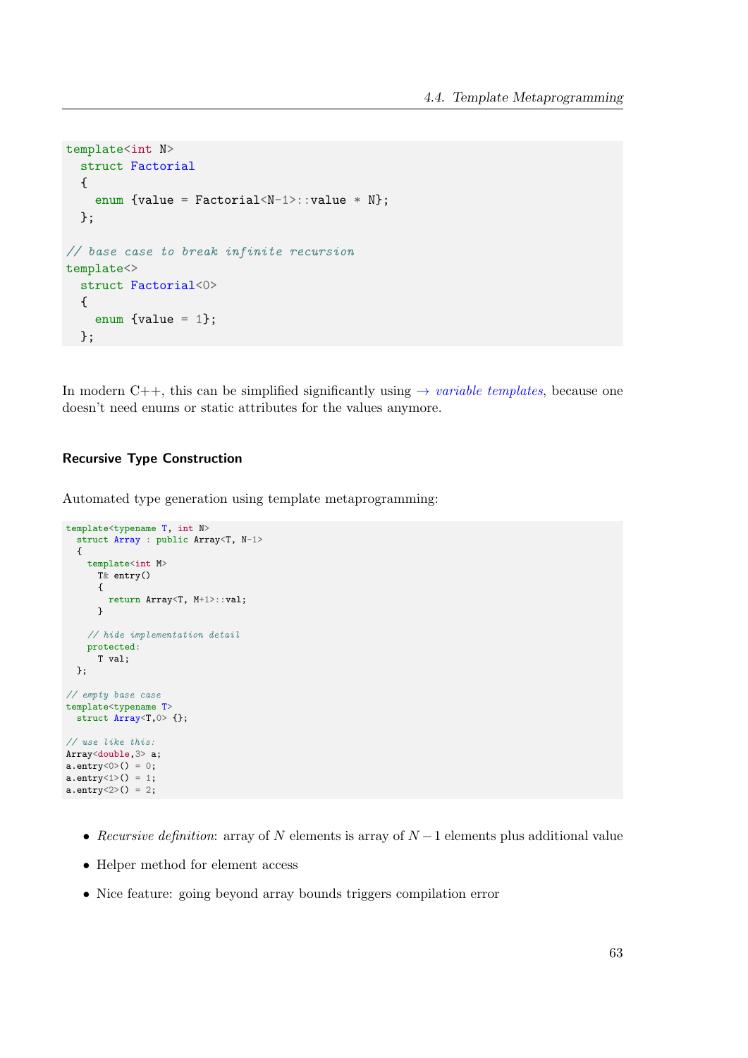```cpp
template<int N>
  struct Factorial
  {
    enum {value = Factorial<N-1>::value * N};
  };

// base case to break infinite recursion
template<>
  struct Factorial<0>
  {
    enum {value = 1};
  };
```

In modern C++, this can be simplified significantly using → *variable templates*, because one doesn't need enums or static attributes for the values anymore.

### Recursive Type Construction

Automated type generation using template metaprogramming:

```cpp
template<typename T, int N>
  struct Array : public Array<T, N-1>
  {
    template<int M>
      T& entry()
      {
        return Array<T, M+1>::val;
      }

    // hide implementation detail
    protected:
      T val;
  };

// empty base case
template<typename T>
  struct Array<T,0> {};

// use like this:
Array<double,3> a;
a.entry<0>() = 0;
a.entry<1>() = 1;
a.entry<2>() = 2;
```

- *Recursive definition*: array of $N$ elements is array of $N-1$ elements plus additional value
- Helper method for element access
- Nice feature: going beyond array bounds triggers compilation error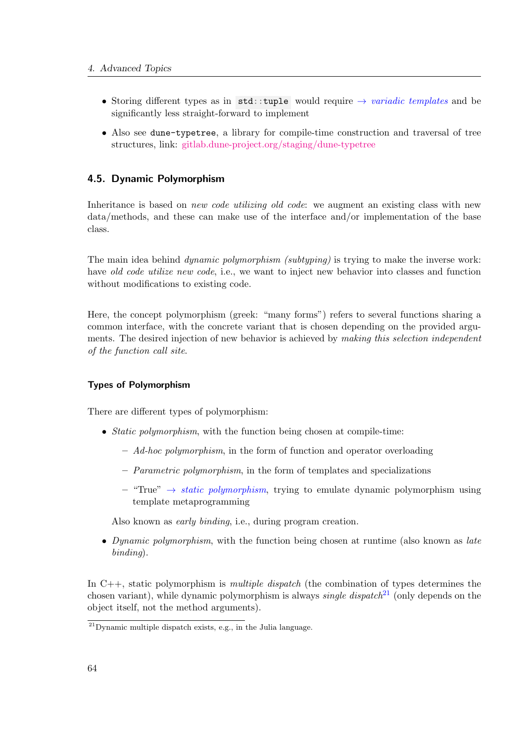- Storing different types as in `std::tuple` would require → *variadic templates* and be significantly less straight-forward to implement

- Also see `dune-typetree`, a library for compile-time construction and traversal of tree structures, link: gitlab.dune-project.org/staging/dune-typetree

## 4.5. Dynamic Polymorphism

Inheritance is based on *new code utilizing old code*: we augment an existing class with new data/methods, and these can make use of the interface and/or implementation of the base class.

The main idea behind *dynamic polymorphism (subtyping)* is trying to make the inverse work: have *old code utilize new code*, i.e., we want to inject new behavior into classes and function without modifications to existing code.

Here, the concept polymorphism (greek: "many forms") refers to several functions sharing a common interface, with the concrete variant that is chosen depending on the provided arguments. The desired injection of new behavior is achieved by *making this selection independent of the function call site*.

### Types of Polymorphism

There are different types of polymorphism:

- *Static polymorphism*, with the function being chosen at compile-time:
  - *Ad-hoc polymorphism*, in the form of function and operator overloading
  - *Parametric polymorphism*, in the form of templates and specializations
  - "True" → *static polymorphism*, trying to emulate dynamic polymorphism using template metaprogramming

  Also known as *early binding*, i.e., during program creation.

- *Dynamic polymorphism*, with the function being chosen at runtime (also known as *late binding*).

In C++, static polymorphism is *multiple dispatch* (the combination of types determines the chosen variant), while dynamic polymorphism is always *single dispatch*[21] (only depends on the object itself, not the method arguments).

[21] Dynamic multiple dispatch exists, e.g., in the Julia language.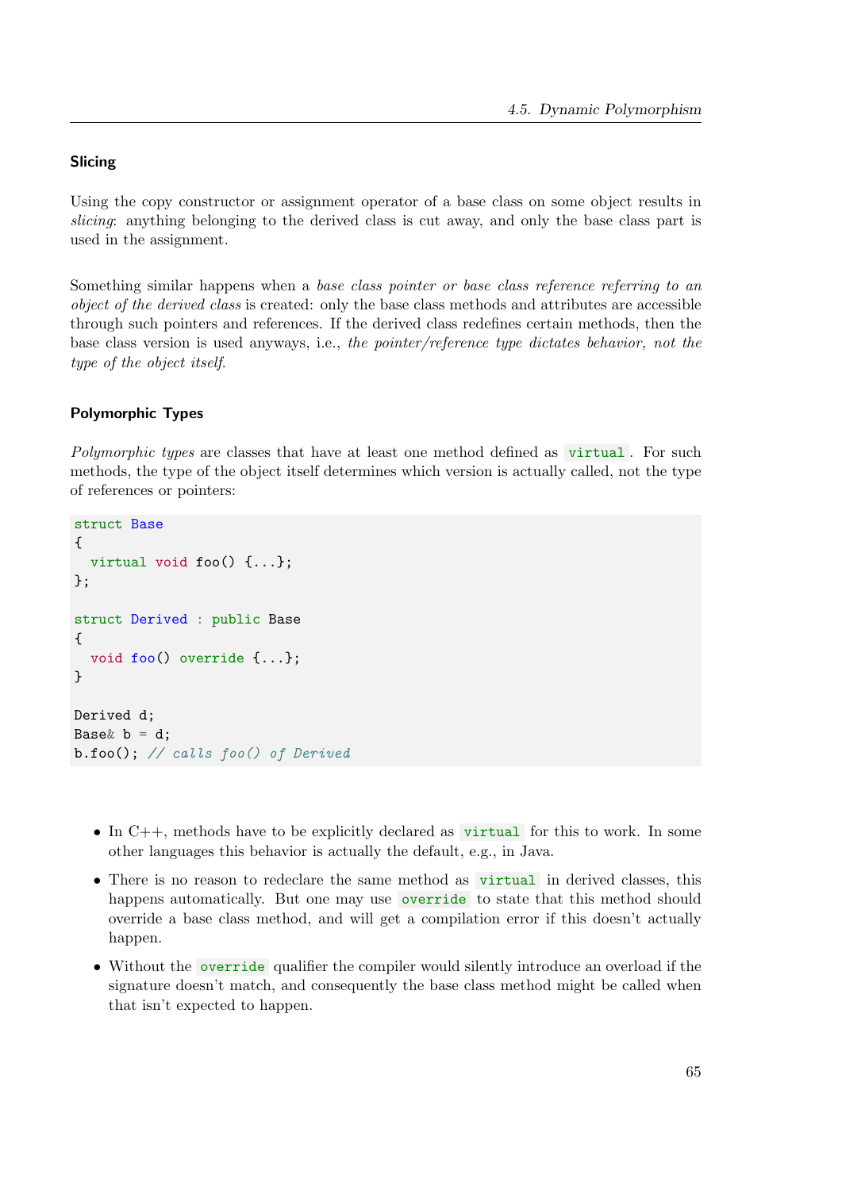### Slicing

Using the copy constructor or assignment operator of a base class on some object results in *slicing*: anything belonging to the derived class is cut away, and only the base class part is used in the assignment.

Something similar happens when a *base class pointer or base class reference referring to an object of the derived class* is created: only the base class methods and attributes are accessible through such pointers and references. If the derived class redefines certain methods, then the base class version is used anyways, i.e., *the pointer/reference type dictates behavior, not the type of the object itself.*

### Polymorphic Types

*Polymorphic types* are classes that have at least one method defined as `virtual`. For such methods, the type of the object itself determines which version is actually called, not the type of references or pointers:

```
struct Base
{
  virtual void foo() {...};
};

struct Derived : public Base
{
  void foo() override {...};
}

Derived d;
Base& b = d;
b.foo(); // calls foo() of Derived
```

- In C++, methods have to be explicitly declared as `virtual` for this to work. In some other languages this behavior is actually the default, e.g., in Java.
- There is no reason to redeclare the same method as `virtual` in derived classes, this happens automatically. But one may use `override` to state that this method should override a base class method, and will get a compilation error if this doesn't actually happen.
- Without the `override` qualifier the compiler would silently introduce an overload if the signature doesn't match, and consequently the base class method might be called when that isn't expected to happen.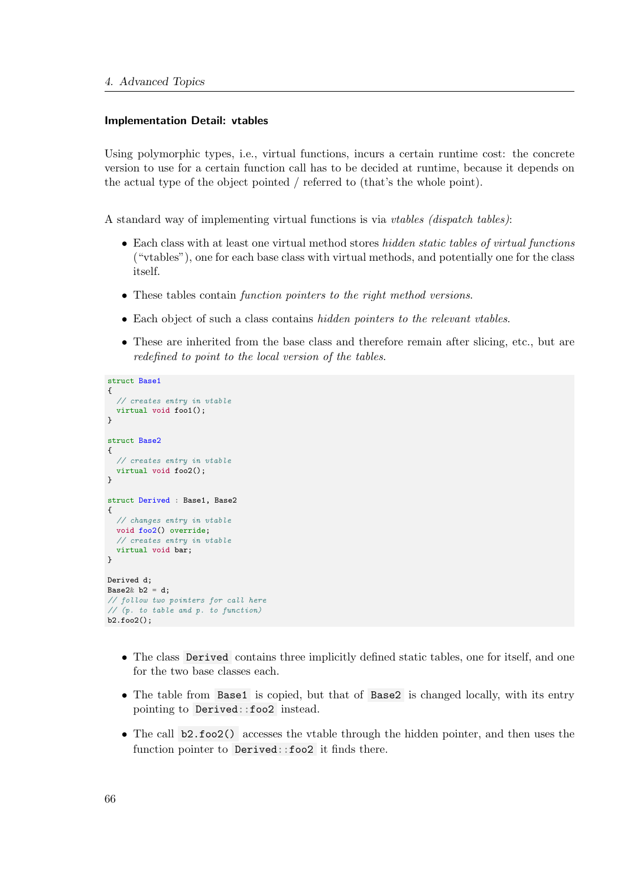#### Implementation Detail: vtables

Using polymorphic types, i.e., virtual functions, incurs a certain runtime cost: the concrete version to use for a certain function call has to be decided at runtime, because it depends on the actual type of the object pointed / referred to (that's the whole point).

A standard way of implementing virtual functions is via *vtables (dispatch tables)*:

- Each class with at least one virtual method stores *hidden static tables of virtual functions* ("vtables"), one for each base class with virtual methods, and potentially one for the class itself.
- These tables contain *function pointers to the right method versions*.
- Each object of such a class contains *hidden pointers to the relevant vtables*.
- These are inherited from the base class and therefore remain after slicing, etc., but are *redefined to point to the local version of the tables*.

```
struct Base1
{
  // creates entry in vtable
  virtual void foo1();
}

struct Base2
{
  // creates entry in vtable
  virtual void foo2();
}

struct Derived : Base1, Base2
{
  // changes entry in vtable
  void foo2() override;
  // creates entry in vtable
  virtual void bar;
}

Derived d;
Base2& b2 = d;
// follow two pointers for call here
// (p. to table and p. to function)
b2.foo2();
```

- The class `Derived` contains three implicitly defined static tables, one for itself, and one for the two base classes each.
- The table from `Base1` is copied, but that of `Base2` is changed locally, with its entry pointing to `Derived::foo2` instead.
- The call `b2.foo2()` accesses the vtable through the hidden pointer, and then uses the function pointer to `Derived::foo2` it finds there.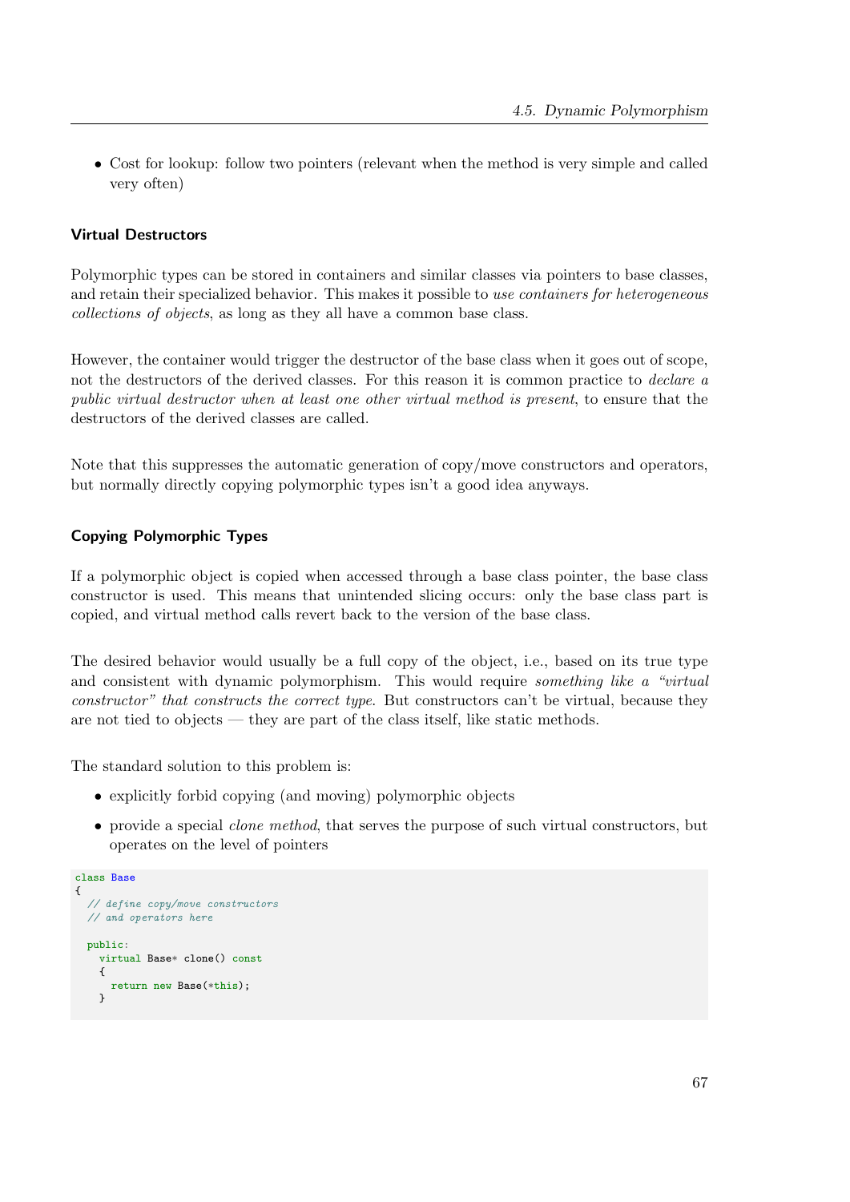- Cost for lookup: follow two pointers (relevant when the method is very simple and called very often)

### Virtual Destructors

Polymorphic types can be stored in containers and similar classes via pointers to base classes, and retain their specialized behavior. This makes it possible to *use containers for heterogeneous collections of objects*, as long as they all have a common base class.

However, the container would trigger the destructor of the base class when it goes out of scope, not the destructors of the derived classes. For this reason it is common practice to *declare a public virtual destructor when at least one other virtual method is present*, to ensure that the destructors of the derived classes are called.

Note that this suppresses the automatic generation of copy/move constructors and operators, but normally directly copying polymorphic types isn't a good idea anyways.

### Copying Polymorphic Types

If a polymorphic object is copied when accessed through a base class pointer, the base class constructor is used. This means that unintended slicing occurs: only the base class part is copied, and virtual method calls revert back to the version of the base class.

The desired behavior would usually be a full copy of the object, i.e., based on its true type and consistent with dynamic polymorphism. This would require *something like a "virtual constructor" that constructs the correct type*. But constructors can't be virtual, because they are not tied to objects — they are part of the class itself, like static methods.

The standard solution to this problem is:

- explicitly forbid copying (and moving) polymorphic objects
- provide a special *clone method*, that serves the purpose of such virtual constructors, but operates on the level of pointers

```
class Base
{
  // define copy/move constructors
  // and operators here

  public:
    virtual Base* clone() const
    {
      return new Base(*this);
    }
```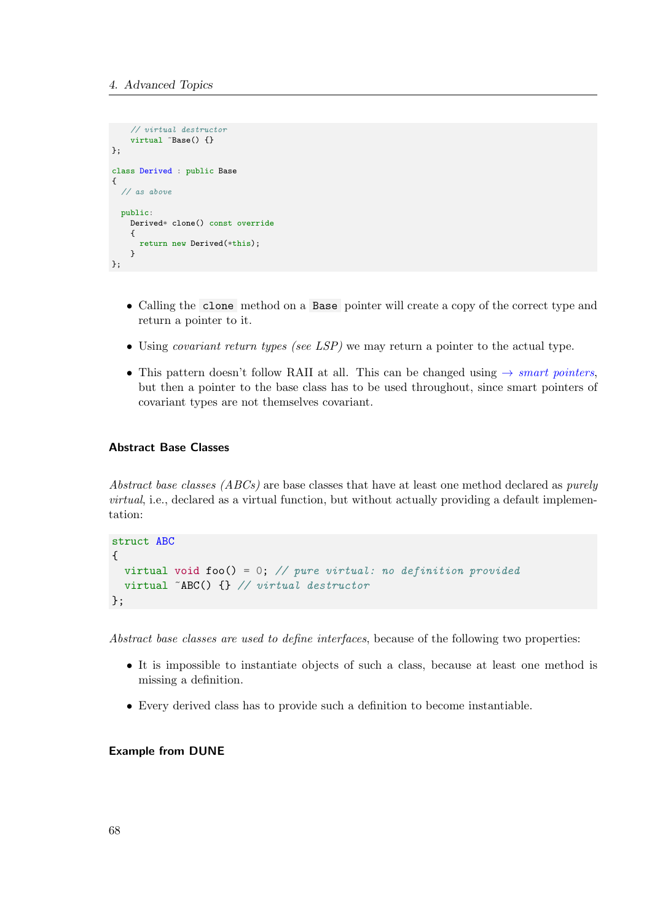```
    // virtual destructor
    virtual ~Base() {}
};

class Derived : public Base
{
  // as above

  public:
    Derived* clone() const override
    {
      return new Derived(*this);
    }
};
```

- Calling the `clone` method on a `Base` pointer will create a copy of the correct type and return a pointer to it.
- Using *covariant return types (see LSP)* we may return a pointer to the actual type.
- This pattern doesn't follow RAII at all. This can be changed using → *smart pointers*, but then a pointer to the base class has to be used throughout, since smart pointers of covariant types are not themselves covariant.

### Abstract Base Classes

*Abstract base classes (ABCs)* are base classes that have at least one method declared as *purely virtual*, i.e., declared as a virtual function, but without actually providing a default implementation:

```
struct ABC
{
  virtual void foo() = 0; // pure virtual: no definition provided
  virtual ~ABC() {} // virtual destructor
};
```

*Abstract base classes are used to define interfaces*, because of the following two properties:

- It is impossible to instantiate objects of such a class, because at least one method is missing a definition.
- Every derived class has to provide such a definition to become instantiable.

### Example from DUNE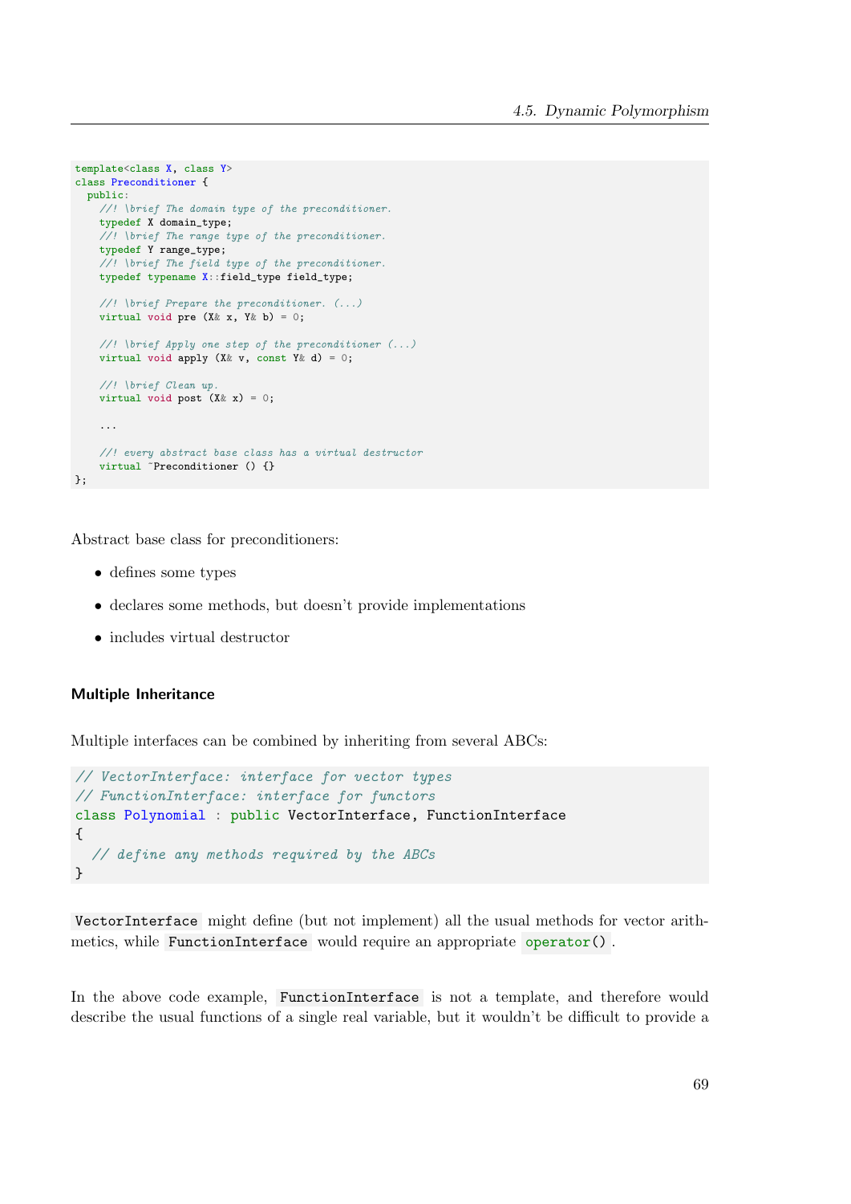```cpp
template<class X, class Y>
class Preconditioner {
  public:
    //! \brief The domain type of the preconditioner.
    typedef X domain_type;
    //! \brief The range type of the preconditioner.
    typedef Y range_type;
    //! \brief The field type of the preconditioner.
    typedef typename X::field_type field_type;

    //! \brief Prepare the preconditioner. (...)
    virtual void pre (X& x, Y& b) = 0;

    //! \brief Apply one step of the preconditioner (...)
    virtual void apply (X& v, const Y& d) = 0;

    //! \brief Clean up.
    virtual void post (X& x) = 0;

    ...

    //! every abstract base class has a virtual destructor
    virtual ~Preconditioner () {}
};
```

Abstract base class for preconditioners:

- defines some types
- declares some methods, but doesn't provide implementations
- includes virtual destructor

#### Multiple Inheritance

Multiple interfaces can be combined by inheriting from several ABCs:

```cpp
// VectorInterface: interface for vector types
// FunctionInterface: interface for functors
class Polynomial : public VectorInterface, FunctionInterface
{
  // define any methods required by the ABCs
}
```

`VectorInterface` might define (but not implement) all the usual methods for vector arithmetics, while `FunctionInterface` would require an appropriate `operator()`.

In the above code example, `FunctionInterface` is not a template, and therefore would describe the usual functions of a single real variable, but it wouldn't be difficult to provide a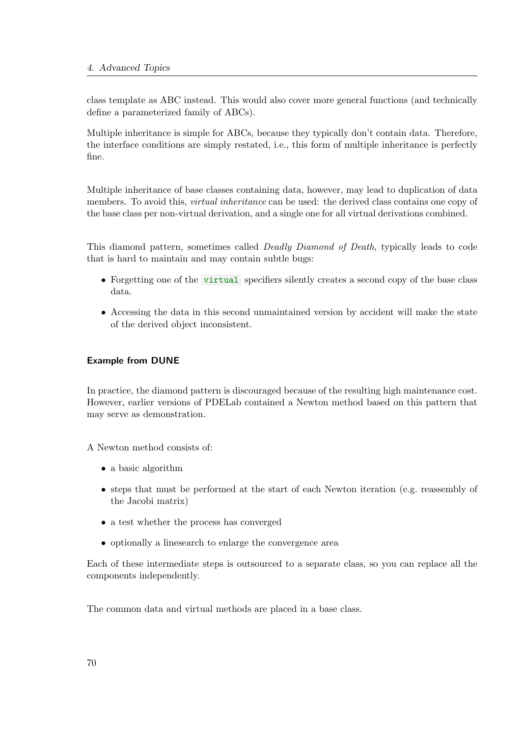class template as ABC instead. This would also cover more general functions (and technically define a parameterized family of ABCs).

Multiple inheritance is simple for ABCs, because they typically don't contain data. Therefore, the interface conditions are simply restated, i.e., this form of multiple inheritance is perfectly fine.

Multiple inheritance of base classes containing data, however, may lead to duplication of data members. To avoid this, *virtual inheritance* can be used: the derived class contains one copy of the base class per non-virtual derivation, and a single one for all virtual derivations combined.

This diamond pattern, sometimes called *Deadly Diamond of Death*, typically leads to code that is hard to maintain and may contain subtle bugs:

- Forgetting one of the `virtual` specifiers silently creates a second copy of the base class data.
- Accessing the data in this second unmaintained version by accident will make the state of the derived object inconsistent.

#### Example from DUNE

In practice, the diamond pattern is discouraged because of the resulting high maintenance cost. However, earlier versions of PDELab contained a Newton method based on this pattern that may serve as demonstration.

A Newton method consists of:

- a basic algorithm
- steps that must be performed at the start of each Newton iteration (e.g. reassembly of the Jacobi matrix)
- a test whether the process has converged
- optionally a linesearch to enlarge the convergence area

Each of these intermediate steps is outsourced to a separate class, so you can replace all the components independently.

The common data and virtual methods are placed in a base class.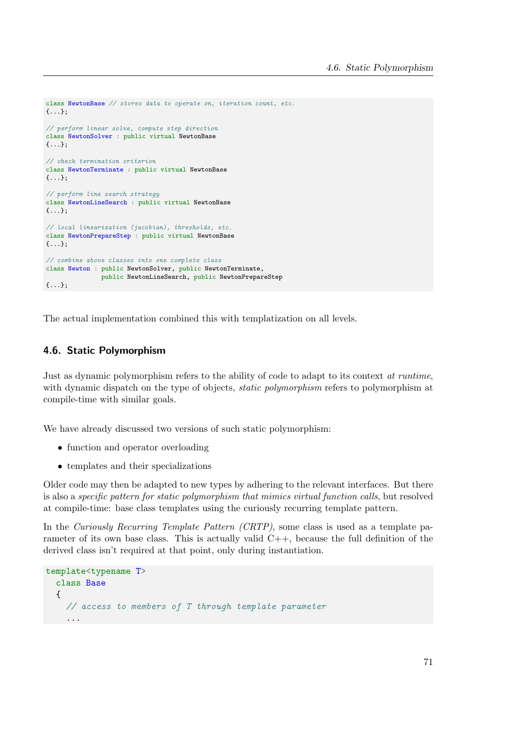```cpp
class NewtonBase // stores data to operate on, iteration count, etc.
{...};

// perform linear solve, compute step direction
class NewtonSolver : public virtual NewtonBase
{...};

// check termination criterion
class NewtonTerminate : public virtual NewtonBase
{...};

// perform line search strategy
class NewtonLineSearch : public virtual NewtonBase
{...};

// local linearization (jacobian), thresholds, etc.
class NewtonPrepareStep : public virtual NewtonBase
{...};

// combine above classes into one complete class
class Newton : public NewtonSolver, public NewtonTerminate,
               public NewtonLineSearch, public NewtonPrepareStep
{...};
```

The actual implementation combined this with templatization on all levels.

## 4.6. Static Polymorphism

Just as dynamic polymorphism refers to the ability of code to adapt to its context *at runtime*, with dynamic dispatch on the type of objects, *static polymorphism* refers to polymorphism at compile-time with similar goals.

We have already discussed two versions of such static polymorphism:

- function and operator overloading
- templates and their specializations

Older code may then be adapted to new types by adhering to the relevant interfaces. But there is also a *specific pattern for static polymorphism that mimics virtual function calls*, but resolved at compile-time: base class templates using the curiously recurring template pattern.

In the *Curiously Recurring Template Pattern (CRTP)*, some class is used as a template parameter of its own base class. This is actually valid C++, because the full definition of the derived class isn't required at that point, only during instantiation.

```cpp
template<typename T>
  class Base
  {
    // access to members of T through template parameter
    ...
```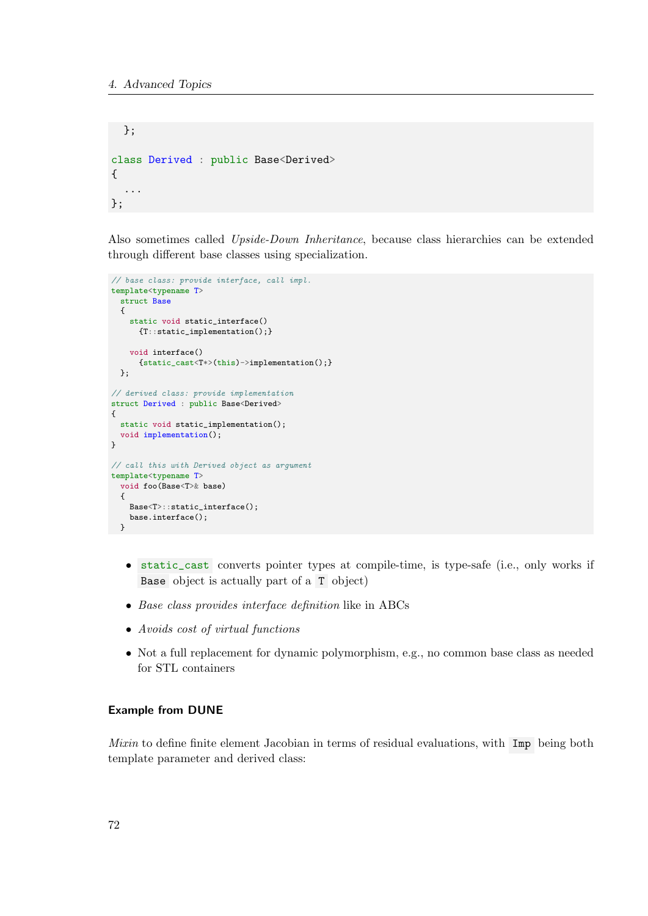```
  };

class Derived : public Base<Derived>
{
  ...
};
```

Also sometimes called *Upside-Down Inheritance*, because class hierarchies can be extended through different base classes using specialization.

```
// base class: provide interface, call impl.
template<typename T>
  struct Base
  {
    static void static_interface()
      {T::static_implementation();}

    void interface()
      {static_cast<T*>(this)->implementation();}
  };

// derived class: provide implementation
struct Derived : public Base<Derived>
{
  static void static_implementation();
  void implementation();
}

// call this with Derived object as argument
template<typename T>
  void foo(Base<T>& base)
  {
    Base<T>::static_interface();
    base.interface();
  }
```

- `static_cast` converts pointer types at compile-time, is type-safe (i.e., only works if `Base` object is actually part of a `T` object)
- *Base class provides interface definition* like in ABCs
- *Avoids cost of virtual functions*
- Not a full replacement for dynamic polymorphism, e.g., no common base class as needed for STL containers

### Example from DUNE

*Mixin* to define finite element Jacobian in terms of residual evaluations, with `Imp` being both template parameter and derived class: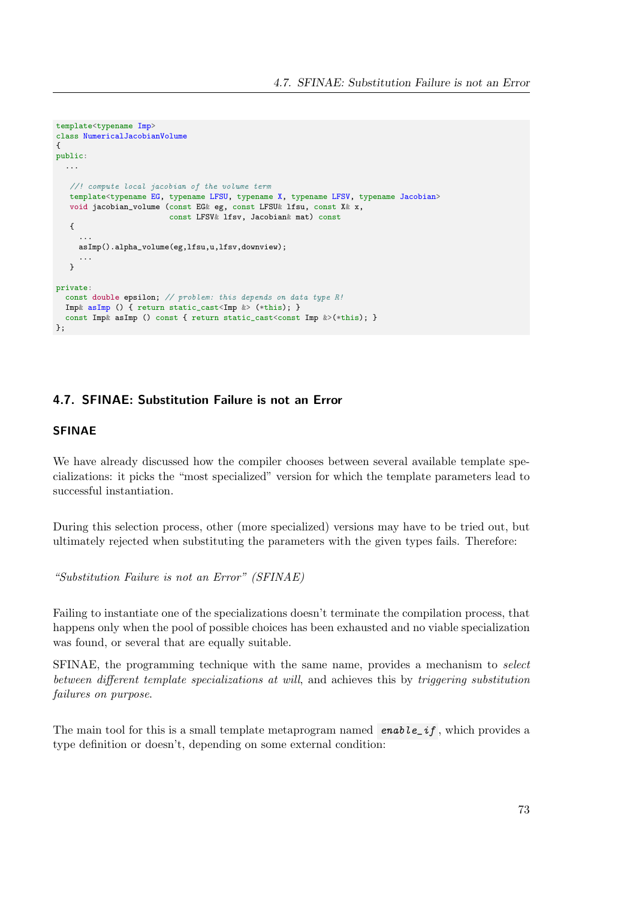```cpp
template<typename Imp>
class NumericalJacobianVolume
{
public:
  ...

   //! compute local jacobian of the volume term
   template<typename EG, typename LFSU, typename X, typename LFSV, typename Jacobian>
   void jacobian_volume (const EG& eg, const LFSU& lfsu, const X& x,
                         const LFSV& lfsv, Jacobian& mat) const
   {
     ...
     asImp().alpha_volume(eg,lfsu,u,lfsv,downview);
     ...
   }

private:
  const double epsilon; // problem: this depends on data type R!
  Imp& asImp () { return static_cast<Imp &> (*this); }
  const Imp& asImp () const { return static_cast<const Imp &>(*this); }
};
```

## 4.7. SFINAE: Substitution Failure is not an Error

### SFINAE

We have already discussed how the compiler chooses between several available template specializations: it picks the "most specialized" version for which the template parameters lead to successful instantiation.

During this selection process, other (more specialized) versions may have to be tried out, but ultimately rejected when substituting the parameters with the given types fails. Therefore:

*"Substitution Failure is not an Error" (SFINAE)*

Failing to instantiate one of the specializations doesn't terminate the compilation process, that happens only when the pool of possible choices has been exhausted and no viable specialization was found, or several that are equally suitable.

SFINAE, the programming technique with the same name, provides a mechanism to *select between different template specializations at will*, and achieves this by *triggering substitution failures on purpose*.

The main tool for this is a small template metaprogram named `enable_if`, which provides a type definition or doesn't, depending on some external condition: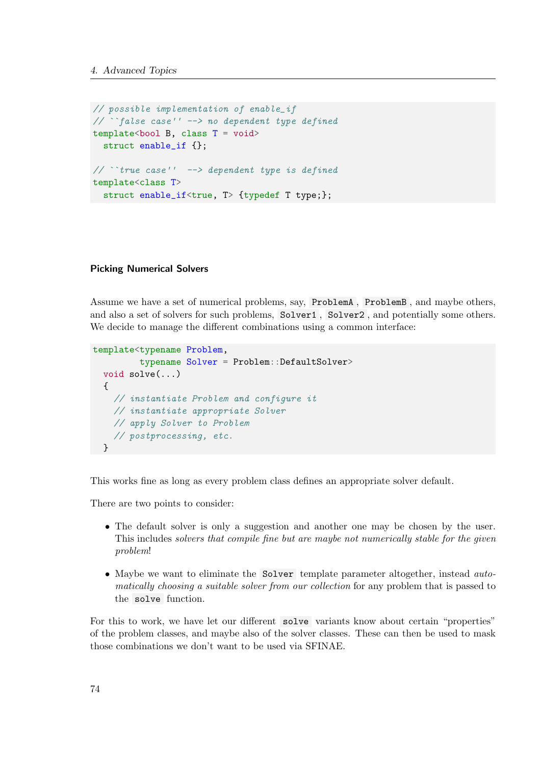```cpp
// possible implementation of enable_if
// ``false case'' --> no dependent type defined
template<bool B, class T = void>
  struct enable_if {};

// ``true case''  --> dependent type is defined
template<class T>
  struct enable_if<true, T> {typedef T type;};
```

### Picking Numerical Solvers

Assume we have a set of numerical problems, say, `ProblemA`, `ProblemB`, and maybe others, and also a set of solvers for such problems, `Solver1`, `Solver2`, and potentially some others. We decide to manage the different combinations using a common interface:

```cpp
template<typename Problem,
         typename Solver = Problem::DefaultSolver>
  void solve(...)
  {
    // instantiate Problem and configure it
    // instantiate appropriate Solver
    // apply Solver to Problem
    // postprocessing, etc.
  }
```

This works fine as long as every problem class defines an appropriate solver default.

There are two points to consider:

- The default solver is only a suggestion and another one may be chosen by the user. This includes *solvers that compile fine but are maybe not numerically stable for the given problem*!
- Maybe we want to eliminate the `Solver` template parameter altogether, instead *automatically choosing a suitable solver from our collection* for any problem that is passed to the `solve` function.

For this to work, we have let our different `solve` variants know about certain “properties” of the problem classes, and maybe also of the solver classes. These can then be used to mask those combinations we don’t want to be used via SFINAE.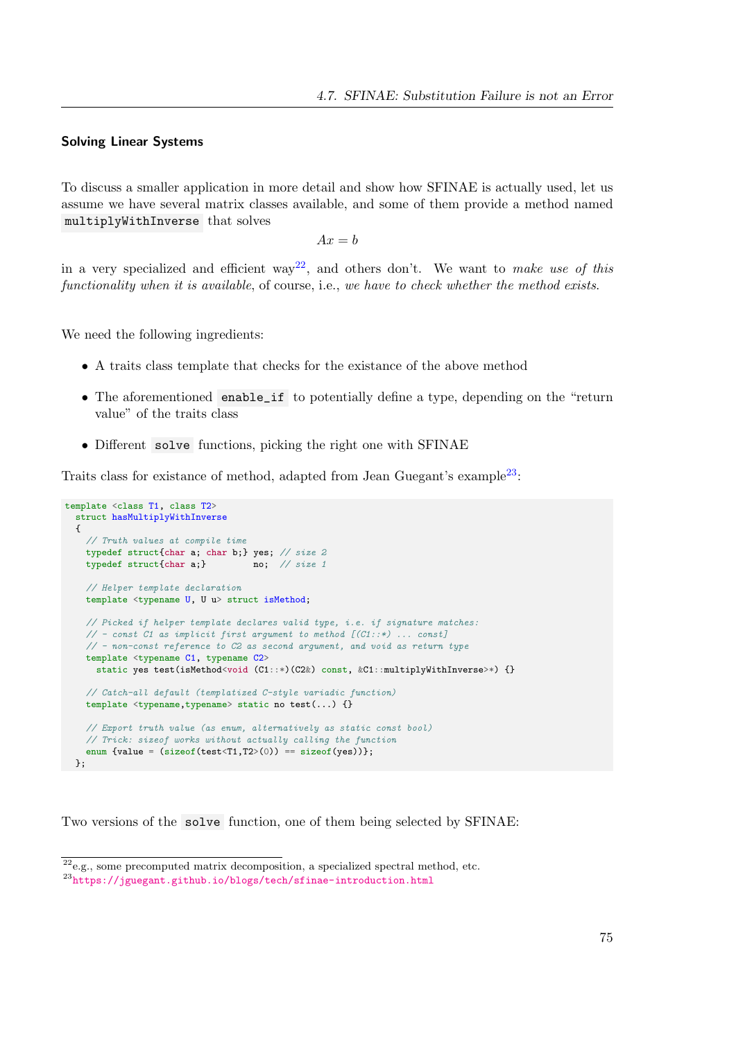### Solving Linear Systems

To discuss a smaller application in more detail and show how SFINAE is actually used, let us assume we have several matrix classes available, and some of them provide a method named `multiplyWithInverse` that solves

$$Ax = b$$

in a very specialized and efficient way[22], and others don't. We want to *make use of this functionality when it is available*, of course, i.e., *we have to check whether the method exists.*

We need the following ingredients:

- A traits class template that checks for the existance of the above method
- The aforementioned `enable_if` to potentially define a type, depending on the "return value" of the traits class
- Different `solve` functions, picking the right one with SFINAE

Traits class for existance of method, adapted from Jean Guegant's example[23]:

```
template <class T1, class T2>
  struct hasMultiplyWithInverse
  {
    // Truth values at compile time
    typedef struct{char a; char b;} yes; // size 2
    typedef struct{char a;}         no;  // size 1

    // Helper template declaration
    template <typename U, U u> struct isMethod;

    // Picked if helper template declares valid type, i.e. if signature matches:
    // - const C1 as implicit first argument to method [(C1::*) ... const]
    // - non-const reference to C2 as second argument, and void as return type
    template <typename C1, typename C2>
      static yes test(isMethod<void (C1::*)(C2&) const, &C1::multiplyWithInverse>*) {}

    // Catch-all default (templatized C-style variadic function)
    template <typename,typename> static no test(...) {}

    // Export truth value (as enum, alternatively as static const bool)
    // Trick: sizeof works without actually calling the function
    enum {value = (sizeof(test<T1,T2>(0)) == sizeof(yes))};
  };
```

Two versions of the `solve` function, one of them being selected by SFINAE:

[22] e.g., some precomputed matrix decomposition, a specialized spectral method, etc.

[23] https://jguegant.github.io/blogs/tech/sfinae-introduction.html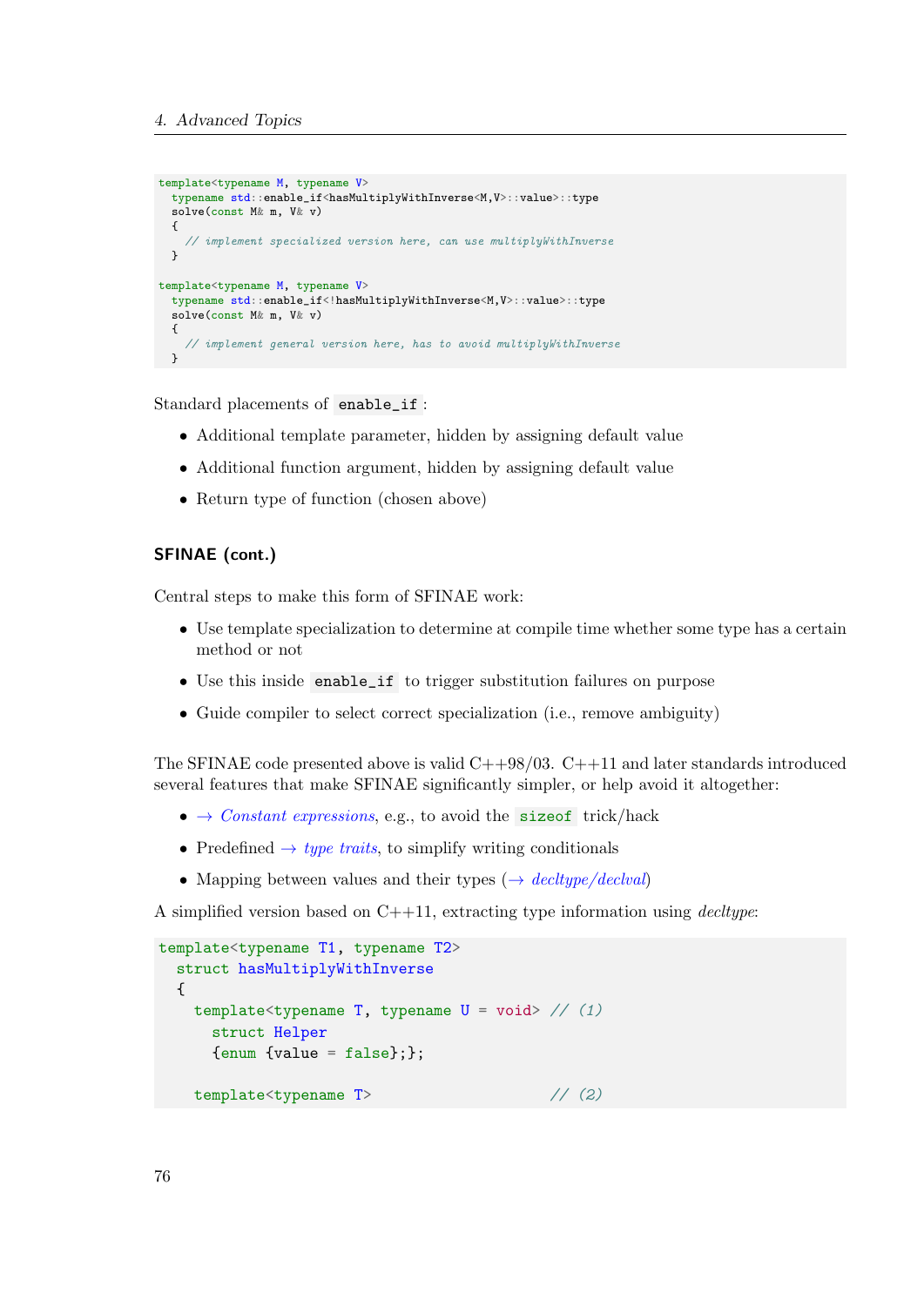```cpp
template<typename M, typename V>
  typename std::enable_if<hasMultiplyWithInverse<M,V>::value>::type
  solve(const M& m, V& v)
  {
    // implement specialized version here, can use multiplyWithInverse
  }

template<typename M, typename V>
  typename std::enable_if<!hasMultiplyWithInverse<M,V>::value>::type
  solve(const M& m, V& v)
  {
    // implement general version here, has to avoid multiplyWithInverse
  }
```

Standard placements of `enable_if`:

- Additional template parameter, hidden by assigning default value
- Additional function argument, hidden by assigning default value
- Return type of function (chosen above)

#### SFINAE (cont.)

Central steps to make this form of SFINAE work:

- Use template specialization to determine at compile time whether some type has a certain method or not
- Use this inside `enable_if` to trigger substitution failures on purpose
- Guide compiler to select correct specialization (i.e., remove ambiguity)

The SFINAE code presented above is valid C++98/03. C++11 and later standards introduced several features that make SFINAE significantly simpler, or help avoid it altogether:

- → *Constant expressions*, e.g., to avoid the `sizeof` trick/hack
- Predefined → *type traits*, to simplify writing conditionals
- Mapping between values and their types (→ *decltype/declval*)

A simplified version based on C++11, extracting type information using *decltype*:

```cpp
template<typename T1, typename T2>
  struct hasMultiplyWithInverse
  {
    template<typename T, typename U = void> // (1)
      struct Helper
      {enum {value = false};};

    template<typename T>                    // (2)
```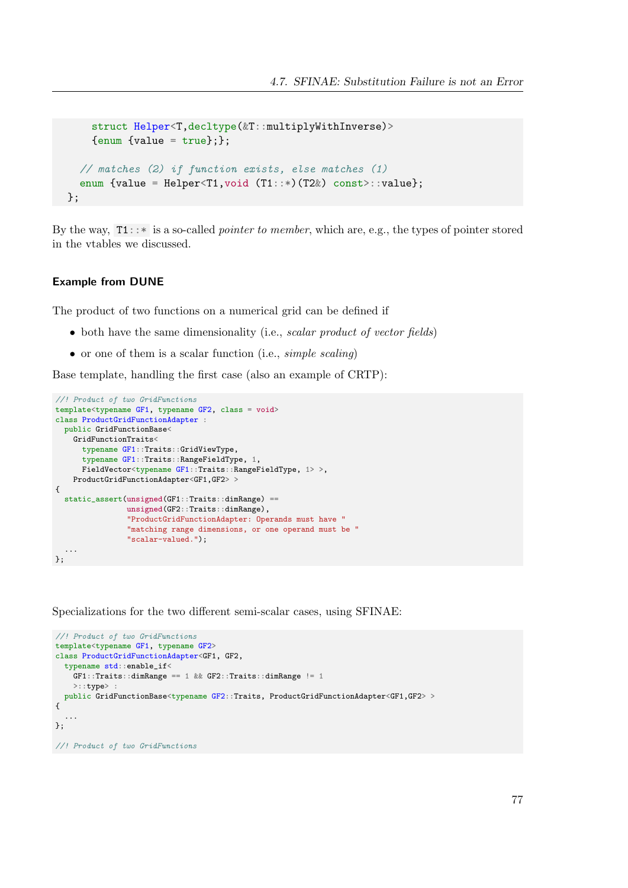```cpp
    struct Helper<T,decltype(&T::multiplyWithInverse)>
    {enum {value = true};};

  // matches (2) if function exists, else matches (1)
  enum {value = Helper<T1,void (T1::*)(T2&) const>::value};
};
```

By the way, `T1::*` is a so-called *pointer to member*, which are, e.g., the types of pointer stored in the vtables we discussed.

### Example from DUNE

The product of two functions on a numerical grid can be defined if

- both have the same dimensionality (i.e., *scalar product of vector fields*)
- or one of them is a scalar function (i.e., *simple scaling*)

Base template, handling the first case (also an example of CRTP):

```cpp
//! Product of two GridFunctions
template<typename GF1, typename GF2, class = void>
class ProductGridFunctionAdapter :
  public GridFunctionBase<
    GridFunctionTraits<
      typename GF1::Traits::GridViewType,
      typename GF1::Traits::RangeFieldType, 1,
      FieldVector<typename GF1::Traits::RangeFieldType, 1> >,
    ProductGridFunctionAdapter<GF1,GF2> >
{
  static_assert(unsigned(GF1::Traits::dimRange) ==
                unsigned(GF2::Traits::dimRange),
                "ProductGridFunctionAdapter: Operands must have "
                "matching range dimensions, or one operand must be "
                "scalar-valued.");
  ...
};
```

Specializations for the two different semi-scalar cases, using SFINAE:

```cpp
//! Product of two GridFunctions
template<typename GF1, typename GF2>
class ProductGridFunctionAdapter<GF1, GF2,
  typename std::enable_if<
    GF1::Traits::dimRange == 1 && GF2::Traits::dimRange != 1
    >::type> :
  public GridFunctionBase<typename GF2::Traits, ProductGridFunctionAdapter<GF1,GF2> >
{
  ...
};

//! Product of two GridFunctions
```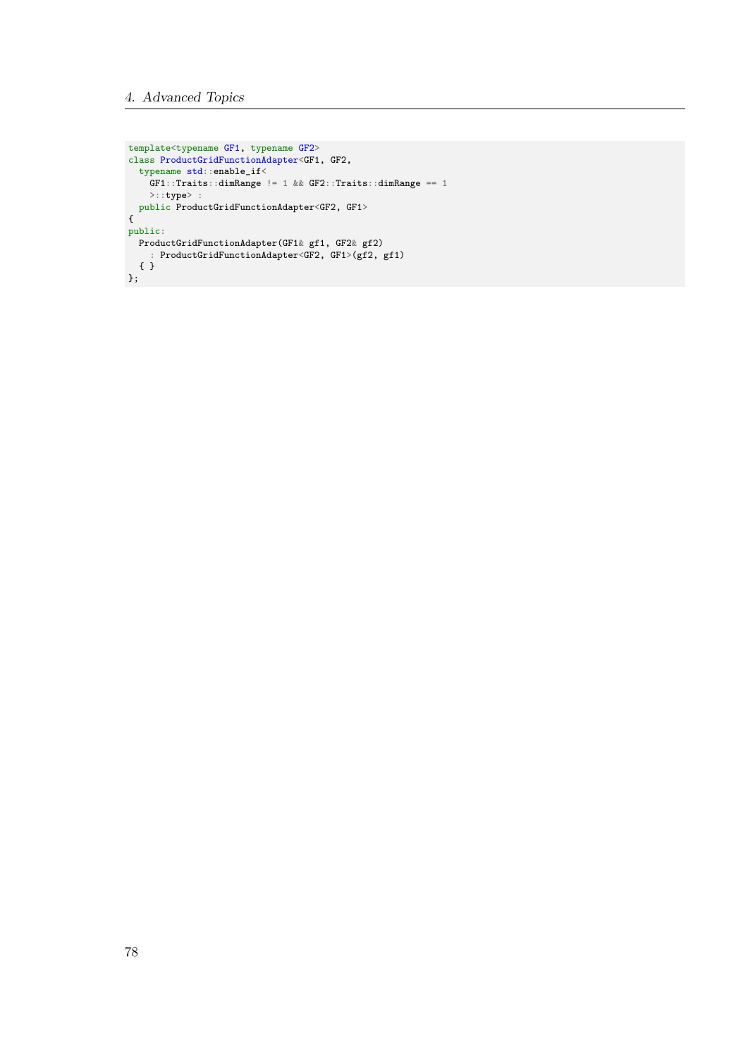```
template<typename GF1, typename GF2>
class ProductGridFunctionAdapter<GF1, GF2,
  typename std::enable_if<
    GF1::Traits::dimRange != 1 && GF2::Traits::dimRange == 1
    >::type> :
  public ProductGridFunctionAdapter<GF2, GF1>
{
public:
  ProductGridFunctionAdapter(GF1& gf1, GF2& gf2)
    : ProductGridFunctionAdapter<GF2, GF1>(gf2, gf1)
  { }
};
```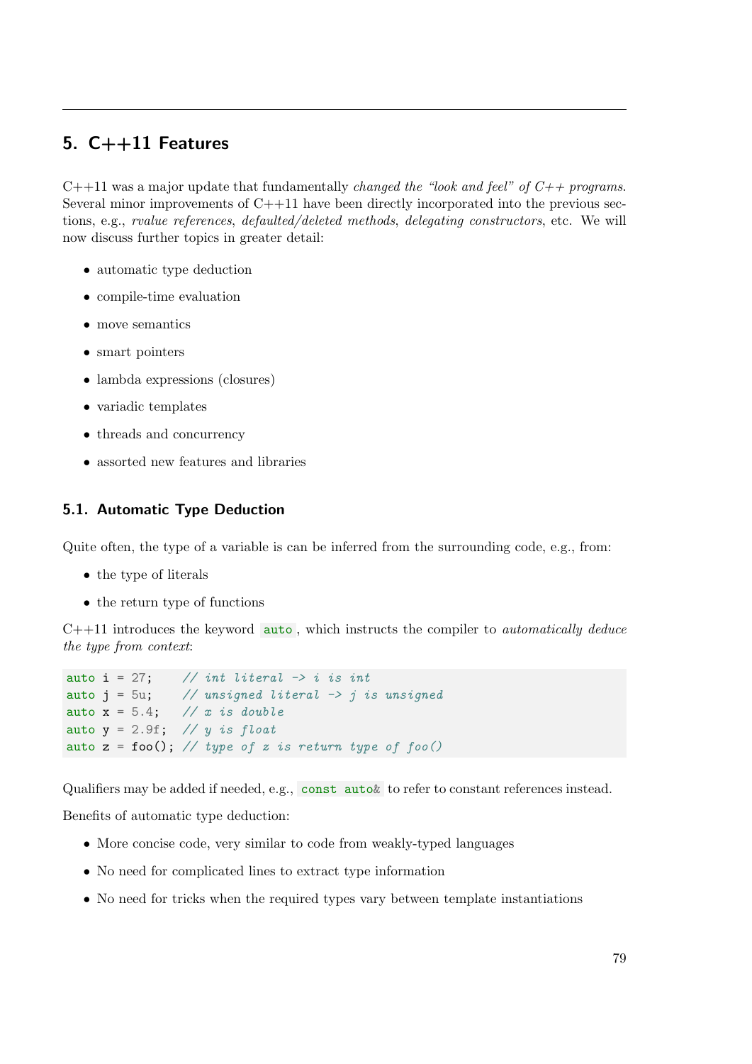# 5. C++11 Features

C++11 was a major update that fundamentally *changed the "look and feel" of C++ programs*. Several minor improvements of C++11 have been directly incorporated into the previous sections, e.g., *rvalue references*, *defaulted/deleted methods*, *delegating constructors*, etc. We will now discuss further topics in greater detail:

- automatic type deduction
- compile-time evaluation
- move semantics
- smart pointers
- lambda expressions (closures)
- variadic templates
- threads and concurrency
- assorted new features and libraries

## 5.1. Automatic Type Deduction

Quite often, the type of a variable is can be inferred from the surrounding code, e.g., from:

- the type of literals
- the return type of functions

C++11 introduces the keyword `auto`, which instructs the compiler to *automatically deduce the type from context*:

```
auto i = 27;     // int literal -> i is int
auto j = 5u;     // unsigned literal -> j is unsigned
auto x = 5.4;    // x is double
auto y = 2.9f;   // y is float
auto z = foo();  // type of z is return type of foo()
```

Qualifiers may be added if needed, e.g., `const auto&` to refer to constant references instead.

Benefits of automatic type deduction:

- More concise code, very similar to code from weakly-typed languages
- No need for complicated lines to extract type information
- No need for tricks when the required types vary between template instantiations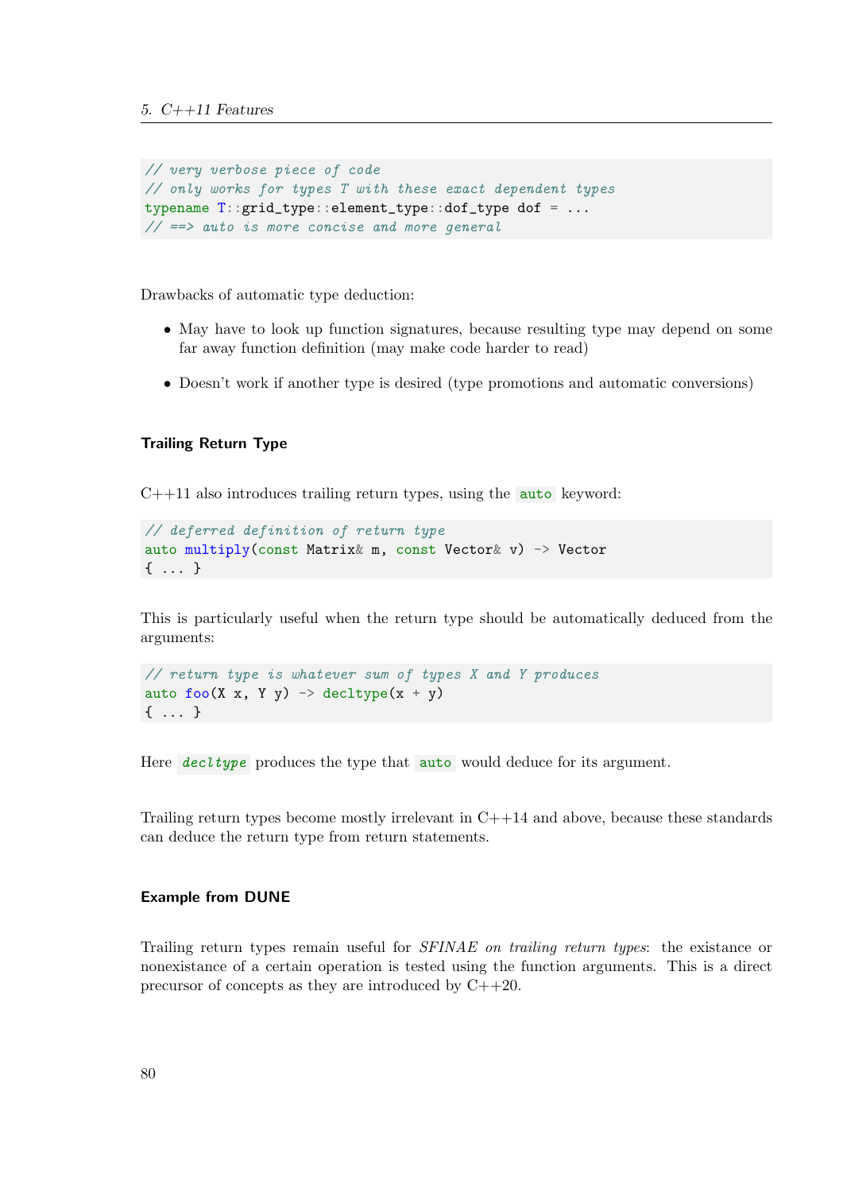```cpp
// very verbose piece of code
// only works for types T with these exact dependent types
typename T::grid_type::element_type::dof_type dof = ...
// ==> auto is more concise and more general
```

Drawbacks of automatic type deduction:

- May have to look up function signatures, because resulting type may depend on some far away function definition (may make code harder to read)
- Doesn't work if another type is desired (type promotions and automatic conversions)

### Trailing Return Type

C++11 also introduces trailing return types, using the `auto` keyword:

```cpp
// deferred definition of return type
auto multiply(const Matrix& m, const Vector& v) -> Vector
{ ... }
```

This is particularly useful when the return type should be automatically deduced from the arguments:

```cpp
// return type is whatever sum of types X and Y produces
auto foo(X x, Y y) -> decltype(x + y)
{ ... }
```

Here `decltype` produces the type that `auto` would deduce for its argument.

Trailing return types become mostly irrelevant in C++14 and above, because these standards can deduce the return type from return statements.

### Example from DUNE

Trailing return types remain useful for *SFINAE on trailing return types*: the existance or nonexistance of a certain operation is tested using the function arguments. This is a direct precursor of concepts as they are introduced by C++20.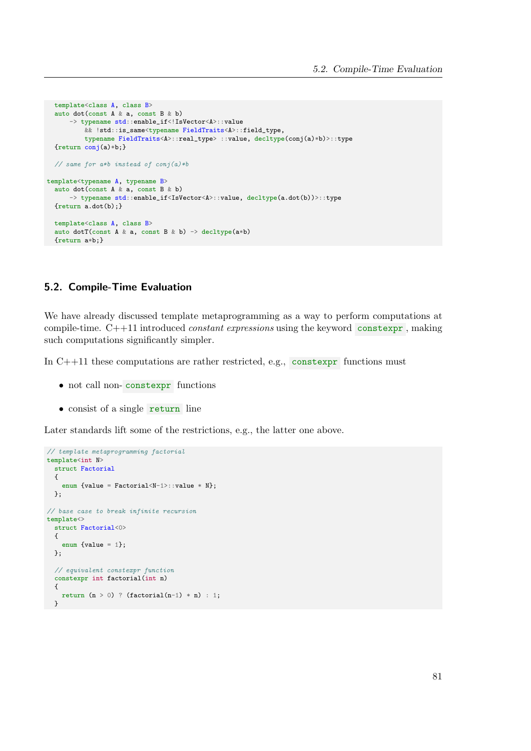```cpp
  template<class A, class B>
  auto dot(const A & a, const B & b)
      -> typename std::enable_if<!IsVector<A>::value
          && !std::is_same<typename FieldTraits<A>::field_type,
          typename FieldTraits<A>::real_type> ::value, decltype(conj(a)*b)>::type
  {return conj(a)*b;}

  // same for a*b instead of conj(a)*b

template<typename A, typename B>
  auto dot(const A & a, const B & b)
      -> typename std::enable_if<IsVector<A>::value, decltype(a.dot(b))>::type
  {return a.dot(b);}

  template<class A, class B>
  auto dotT(const A & a, const B & b) -> decltype(a*b)
  {return a*b;}
```

## 5.2. Compile-Time Evaluation

We have already discussed template metaprogramming as a way to perform computations at compile-time. C++11 introduced *constant expressions* using the keyword `constexpr`, making such computations significantly simpler.

In C++11 these computations are rather restricted, e.g., `constexpr` functions must

- not call non-`constexpr` functions
- consist of a single `return` line

Later standards lift some of the restrictions, e.g., the latter one above.

```cpp
// template metaprogramming factorial
template<int N>
  struct Factorial
  {
    enum {value = Factorial<N-1>::value * N};
  };

// base case to break infinite recursion
template<>
  struct Factorial<0>
  {
    enum {value = 1};
  };

  // equivalent constexpr function
  constexpr int factorial(int n)
  {
    return (n > 0) ? (factorial(n-1) * n) : 1;
  }
```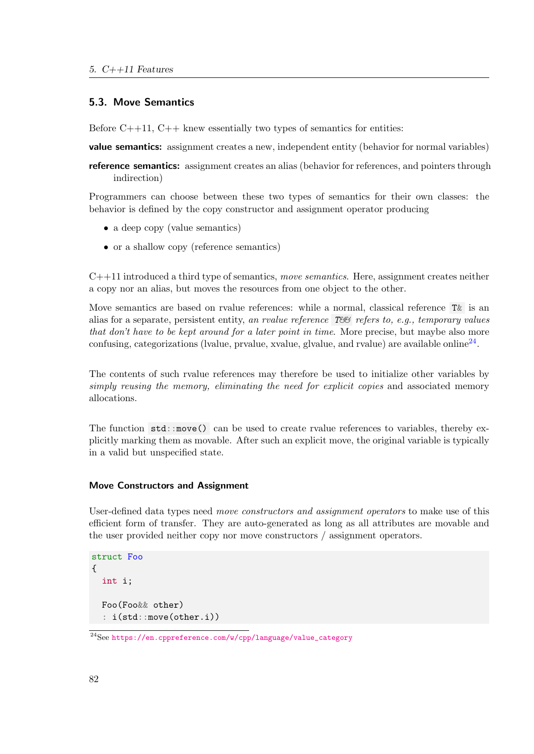## 5.3. Move Semantics

Before C++11, C++ knew essentially two types of semantics for entities:

**value semantics:** assignment creates a new, independent entity (behavior for normal variables)

**reference semantics:** assignment creates an alias (behavior for references, and pointers through indirection)

Programmers can choose between these two types of semantics for their own classes: the behavior is defined by the copy constructor and assignment operator producing

- a deep copy (value semantics)
- or a shallow copy (reference semantics)

C++11 introduced a third type of semantics, *move semantics*. Here, assignment creates neither a copy nor an alias, but moves the resources from one object to the other.

Move semantics are based on rvalue references: while a normal, classical reference `T&` is an alias for a separate, persistent entity, *an rvalue reference* `T&&` *refers to, e.g., temporary values that don't have to be kept around for a later point in time*. More precise, but maybe also more confusing, categorizations (lvalue, prvalue, xvalue, glvalue, and rvalue) are available online[24].

The contents of such rvalue references may therefore be used to initialize other variables by *simply reusing the memory, eliminating the need for explicit copies* and associated memory allocations.

The function `std::move()` can be used to create rvalue references to variables, thereby explicitly marking them as movable. After such an explicit move, the original variable is typically in a valid but unspecified state.

### Move Constructors and Assignment

User-defined data types need *move constructors and assignment operators* to make use of this efficient form of transfer. They are auto-generated as long as all attributes are movable and the user provided neither copy nor move constructors / assignment operators.

```
struct Foo
{
  int i;

  Foo(Foo&& other)
  : i(std::move(other.i))
```

[24] See https://en.cppreference.com/w/cpp/language/value_category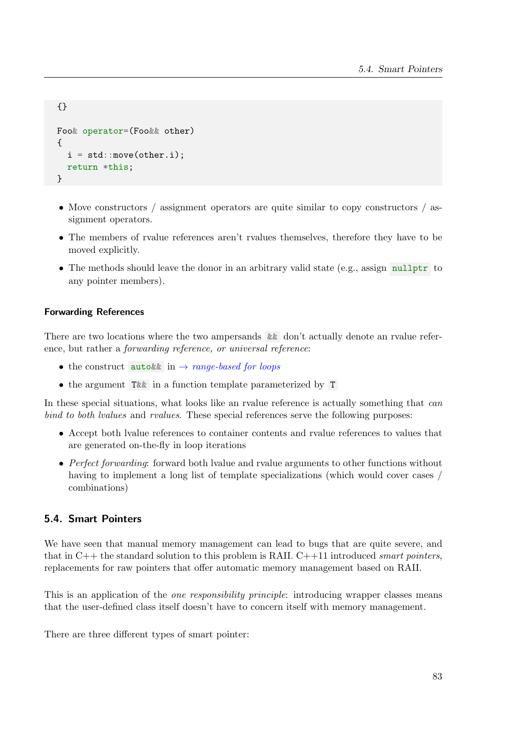```
{}

Foo& operator=(Foo&& other)
{
  i = std::move(other.i);
  return *this;
}
```

- Move constructors / assignment operators are quite similar to copy constructors / assignment operators.
- The members of rvalue references aren't rvalues themselves, therefore they have to be moved explicitly.
- The methods should leave the donor in an arbitrary valid state (e.g., assign `nullptr` to any pointer members).

#### Forwarding References

There are two locations where the two ampersands `&&` don't actually denote an rvalue reference, but rather a *forwarding reference, or universal reference*:

- the construct `auto&&` in → *range-based for loops*
- the argument `T&&` in a function template parameterized by `T`

In these special situations, what looks like an rvalue reference is actually something that *can bind to both lvalues* and *rvalues*. These special references serve the following purposes:

- Accept both lvalue references to container contents and rvalue references to values that are generated on-the-fly in loop iterations
- *Perfect forwarding*: forward both lvalue and rvalue arguments to other functions without having to implement a long list of template specializations (which would cover cases / combinations)

## 5.4. Smart Pointers

We have seen that manual memory management can lead to bugs that are quite severe, and that in C++ the standard solution to this problem is RAII. C++11 introduced *smart pointers*, replacements for raw pointers that offer automatic memory management based on RAII.

This is an application of the *one responsibility principle*: introducing wrapper classes means that the user-defined class itself doesn't have to concern itself with memory management.

There are three different types of smart pointer: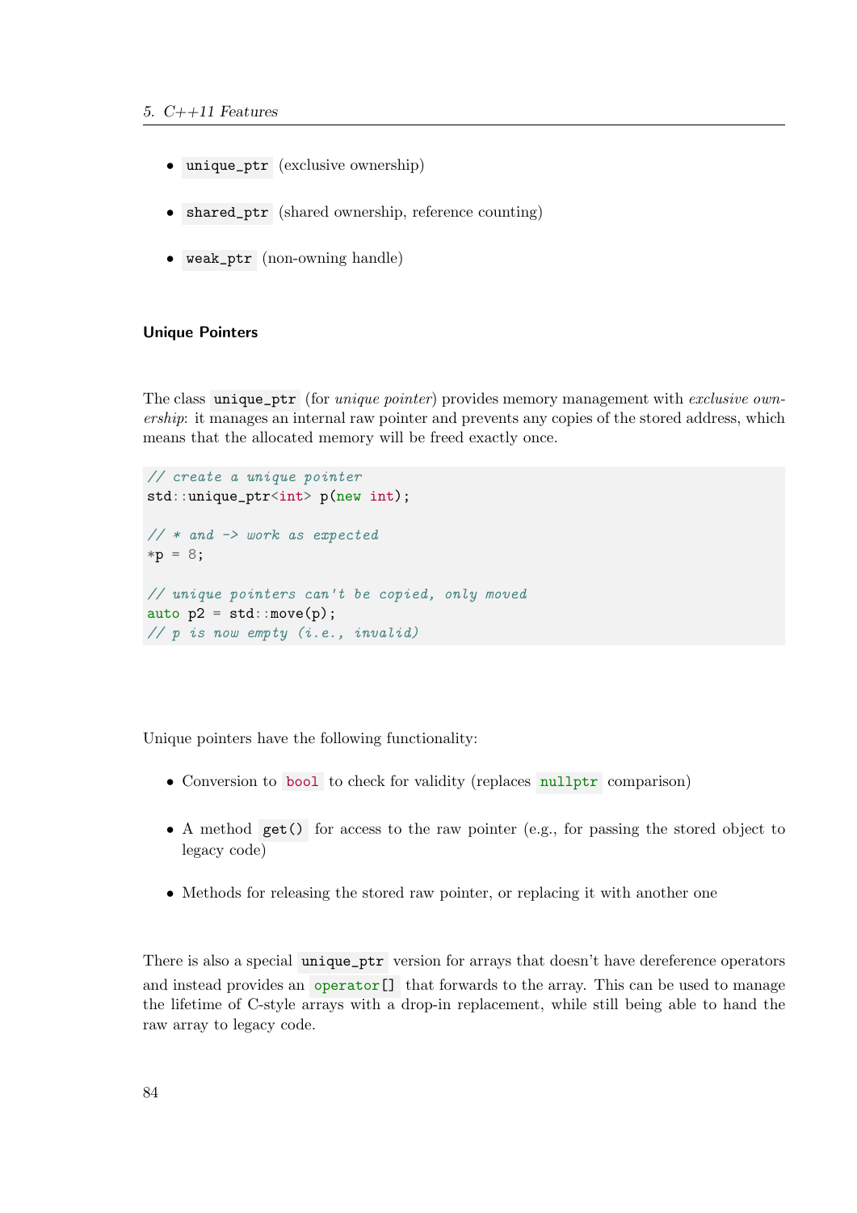- `unique_ptr` (exclusive ownership)
- `shared_ptr` (shared ownership, reference counting)
- `weak_ptr` (non-owning handle)

#### Unique Pointers

The class `unique_ptr` (for *unique pointer*) provides memory management with *exclusive ownership*: it manages an internal raw pointer and prevents any copies of the stored address, which means that the allocated memory will be freed exactly once.

```
// create a unique pointer
std::unique_ptr<int> p(new int);

// * and -> work as expected
*p = 8;

// unique pointers can't be copied, only moved
auto p2 = std::move(p);
// p is now empty (i.e., invalid)
```

Unique pointers have the following functionality:

- Conversion to `bool` to check for validity (replaces `nullptr` comparison)
- A method `get()` for access to the raw pointer (e.g., for passing the stored object to legacy code)
- Methods for releasing the stored raw pointer, or replacing it with another one

There is also a special `unique_ptr` version for arrays that doesn't have dereference operators and instead provides an `operator[]` that forwards to the array. This can be used to manage the lifetime of C-style arrays with a drop-in replacement, while still being able to hand the raw array to legacy code.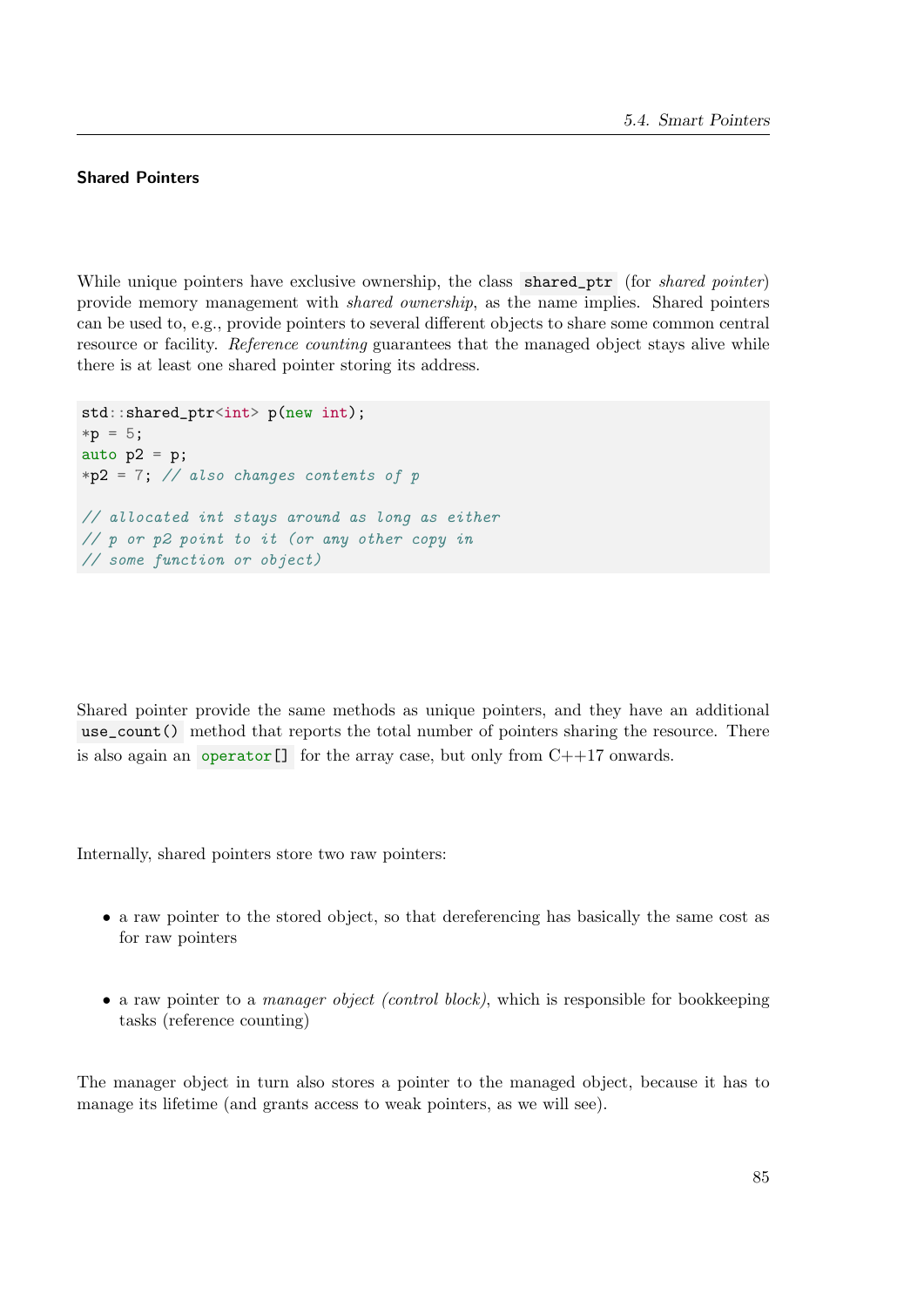#### Shared Pointers

While unique pointers have exclusive ownership, the class `shared_ptr` (for *shared pointer*) provide memory management with *shared ownership*, as the name implies. Shared pointers can be used to, e.g., provide pointers to several different objects to share some common central resource or facility. *Reference counting* guarantees that the managed object stays alive while there is at least one shared pointer storing its address.

```
std::shared_ptr<int> p(new int);
*p = 5;
auto p2 = p;
*p2 = 7; // also changes contents of p

// allocated int stays around as long as either
// p or p2 point to it (or any other copy in
// some function or object)
```

Shared pointer provide the same methods as unique pointers, and they have an additional `use_count()` method that reports the total number of pointers sharing the resource. There is also again an `operator[]` for the array case, but only from C++17 onwards.

Internally, shared pointers store two raw pointers:

- a raw pointer to the stored object, so that dereferencing has basically the same cost as for raw pointers
- a raw pointer to a *manager object (control block)*, which is responsible for bookkeeping tasks (reference counting)

The manager object in turn also stores a pointer to the managed object, because it has to manage its lifetime (and grants access to weak pointers, as we will see).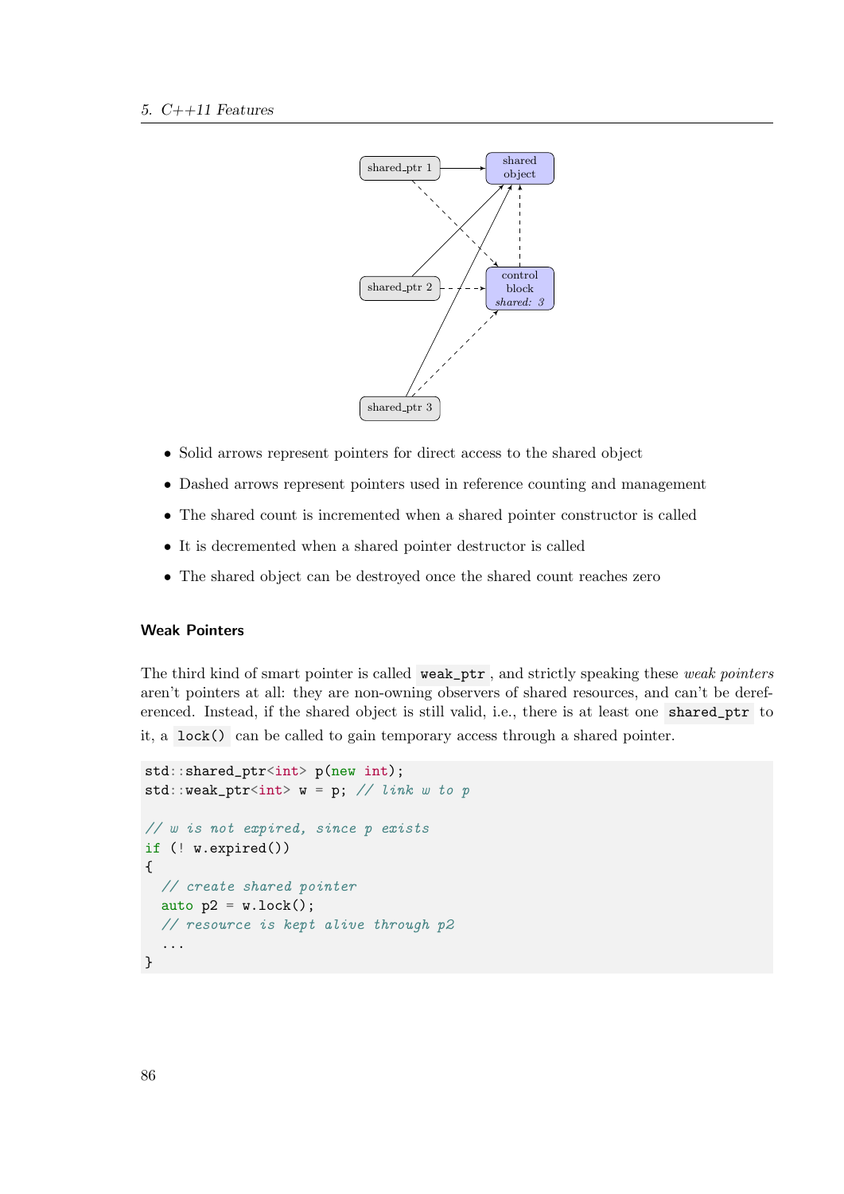- Solid arrows represent pointers for direct access to the shared object
- Dashed arrows represent pointers used in reference counting and management
- The shared count is incremented when a shared pointer constructor is called
- It is decremented when a shared pointer destructor is called
- The shared object can be destroyed once the shared count reaches zero

#### Weak Pointers

The third kind of smart pointer is called `weak_ptr`, and strictly speaking these *weak pointers* aren't pointers at all: they are non-owning observers of shared resources, and can't be dereferenced. Instead, if the shared object is still valid, i.e., there is at least one `shared_ptr` to it, a `lock()` can be called to gain temporary access through a shared pointer.

```
std::shared_ptr<int> p(new int);
std::weak_ptr<int> w = p; // link w to p

// w is not expired, since p exists
if (! w.expired())
{
  // create shared pointer
  auto p2 = w.lock();
  // resource is kept alive through p2
  ...
}
```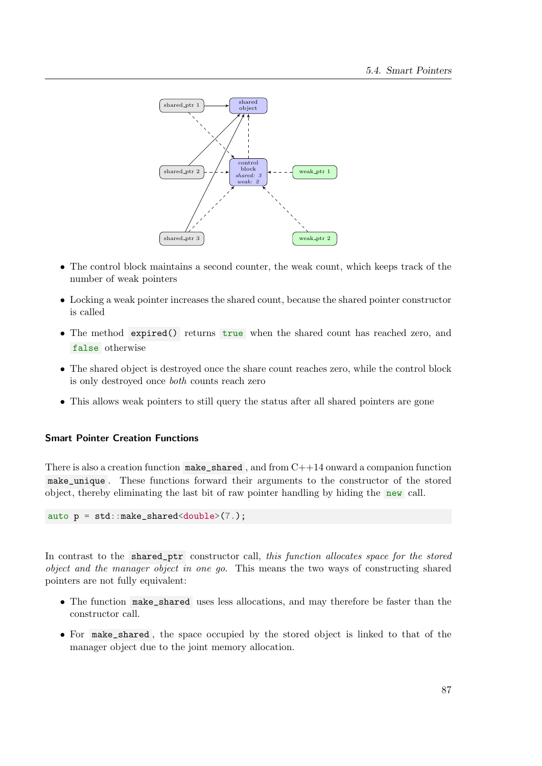- The control block maintains a second counter, the weak count, which keeps track of the number of weak pointers
- Locking a weak pointer increases the shared count, because the shared pointer constructor is called
- The method `expired()` returns `true` when the shared count has reached zero, and `false` otherwise
- The shared object is destroyed once the share count reaches zero, while the control block is only destroyed once *both* counts reach zero
- This allows weak pointers to still query the status after all shared pointers are gone

### Smart Pointer Creation Functions

There is also a creation function `make_shared`, and from C++14 onward a companion function `make_unique`. These functions forward their arguments to the constructor of the stored object, thereby eliminating the last bit of raw pointer handling by hiding the `new` call.

```
auto p = std::make_shared<double>(7.);
```

In contrast to the `shared_ptr` constructor call, *this function allocates space for the stored object and the manager object in one go*. This means the two ways of constructing shared pointers are not fully equivalent:

- The function `make_shared` uses less allocations, and may therefore be faster than the constructor call.
- For `make_shared`, the space occupied by the stored object is linked to that of the manager object due to the joint memory allocation.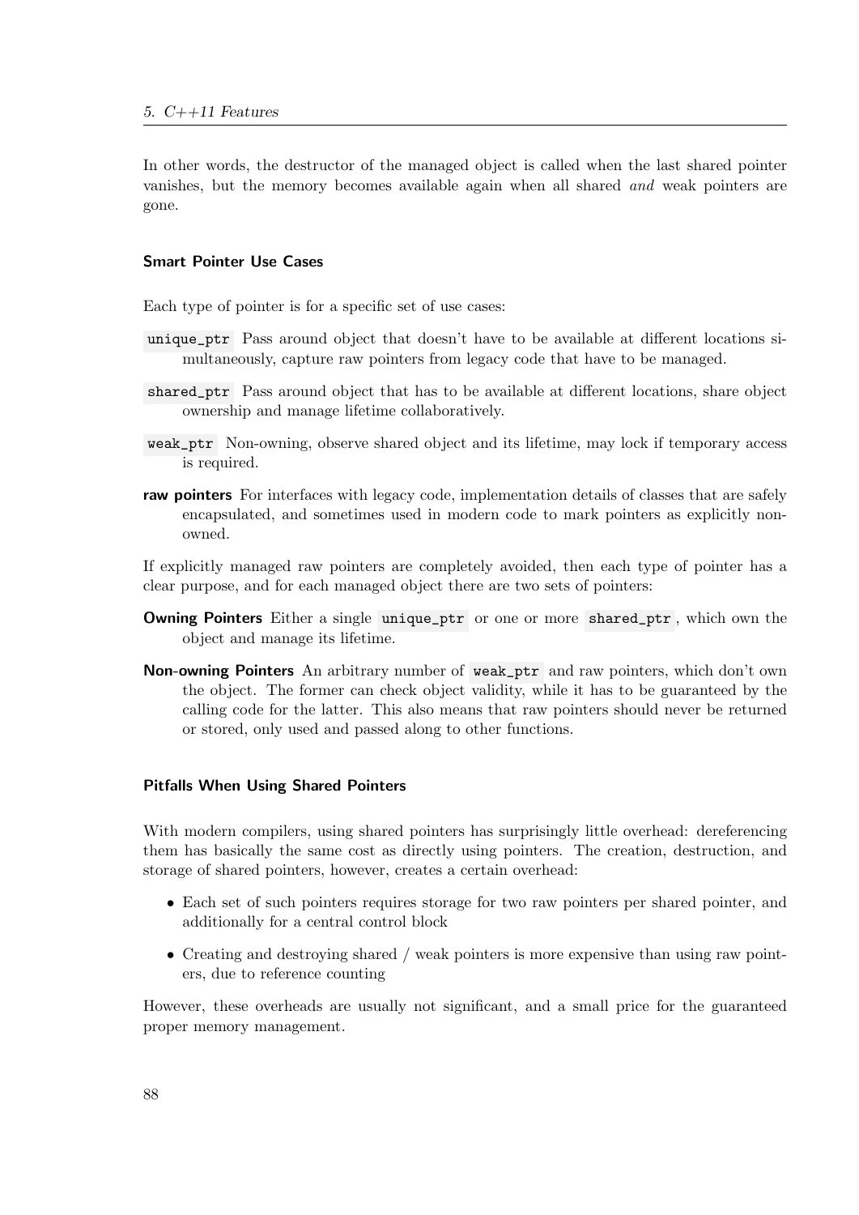In other words, the destructor of the managed object is called when the last shared pointer vanishes, but the memory becomes available again when all shared *and* weak pointers are gone.

### Smart Pointer Use Cases

Each type of pointer is for a specific set of use cases:

`unique_ptr` Pass around object that doesn't have to be available at different locations simultaneously, capture raw pointers from legacy code that have to be managed.

`shared_ptr` Pass around object that has to be available at different locations, share object ownership and manage lifetime collaboratively.

`weak_ptr` Non-owning, observe shared object and its lifetime, may lock if temporary access is required.

**raw pointers** For interfaces with legacy code, implementation details of classes that are safely encapsulated, and sometimes used in modern code to mark pointers as explicitly non-owned.

If explicitly managed raw pointers are completely avoided, then each type of pointer has a clear purpose, and for each managed object there are two sets of pointers:

**Owning Pointers** Either a single `unique_ptr` or one or more `shared_ptr`, which own the object and manage its lifetime.

**Non-owning Pointers** An arbitrary number of `weak_ptr` and raw pointers, which don't own the object. The former can check object validity, while it has to be guaranteed by the calling code for the latter. This also means that raw pointers should never be returned or stored, only used and passed along to other functions.

### Pitfalls When Using Shared Pointers

With modern compilers, using shared pointers has surprisingly little overhead: dereferencing them has basically the same cost as directly using pointers. The creation, destruction, and storage of shared pointers, however, creates a certain overhead:

- Each set of such pointers requires storage for two raw pointers per shared pointer, and additionally for a central control block
- Creating and destroying shared / weak pointers is more expensive than using raw pointers, due to reference counting

However, these overheads are usually not significant, and a small price for the guaranteed proper memory management.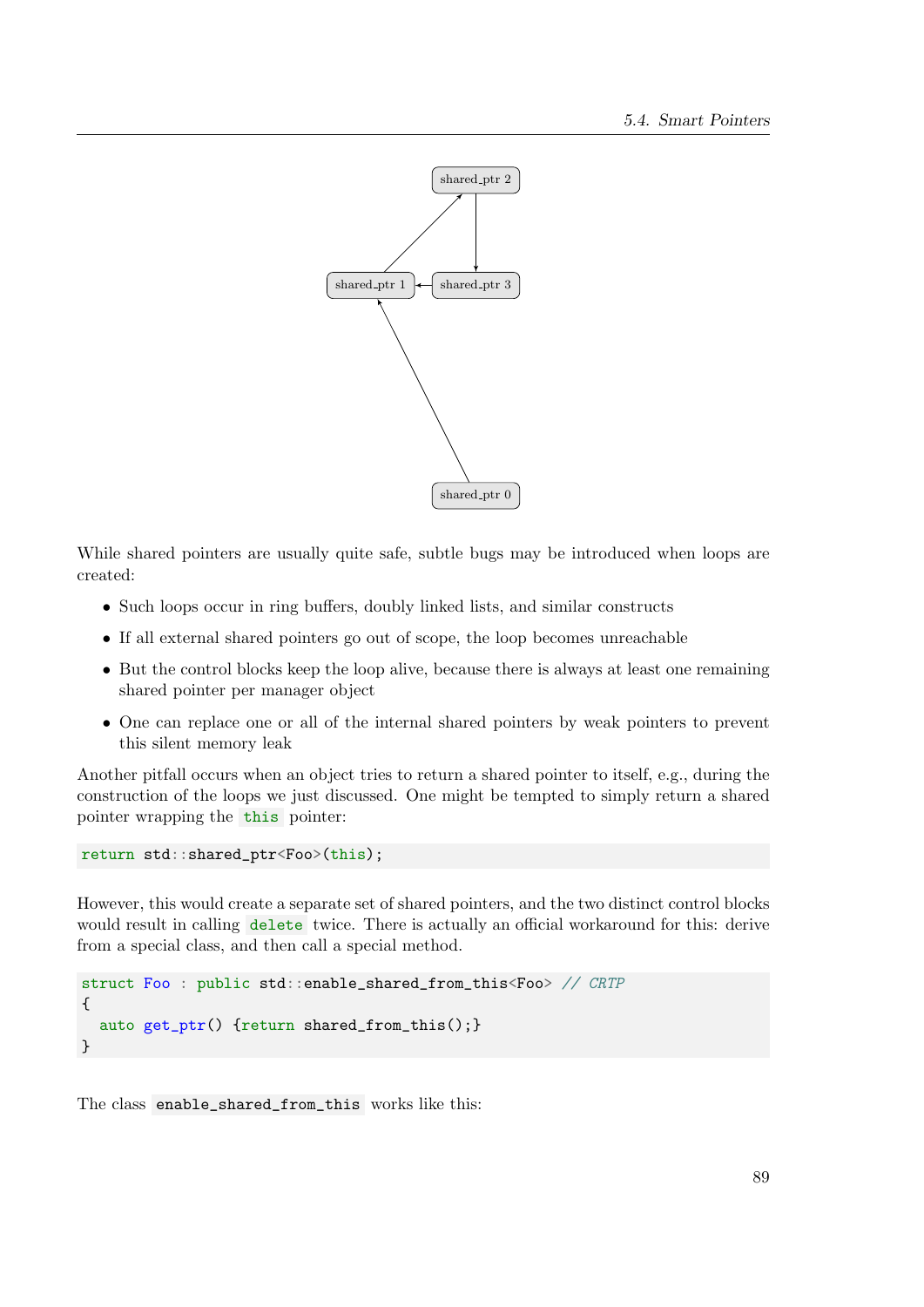While shared pointers are usually quite safe, subtle bugs may be introduced when loops are created:

- Such loops occur in ring buffers, doubly linked lists, and similar constructs
- If all external shared pointers go out of scope, the loop becomes unreachable
- But the control blocks keep the loop alive, because there is always at least one remaining shared pointer per manager object
- One can replace one or all of the internal shared pointers by weak pointers to prevent this silent memory leak

Another pitfall occurs when an object tries to return a shared pointer to itself, e.g., during the construction of the loops we just discussed. One might be tempted to simply return a shared pointer wrapping the `this` pointer:

```
return std::shared_ptr<Foo>(this);
```

However, this would create a separate set of shared pointers, and the two distinct control blocks would result in calling `delete` twice. There is actually an official workaround for this: derive from a special class, and then call a special method.

```
struct Foo : public std::enable_shared_from_this<Foo> // CRTP
{
  auto get_ptr() {return shared_from_this();}
}
```

The class `enable_shared_from_this` works like this: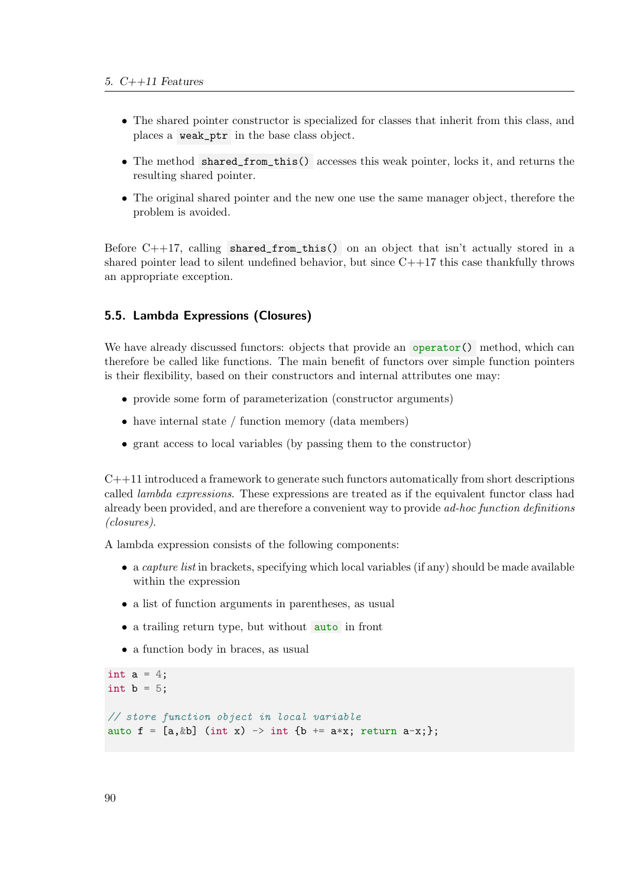- The shared pointer constructor is specialized for classes that inherit from this class, and places a `weak_ptr` in the base class object.
- The method `shared_from_this()` accesses this weak pointer, locks it, and returns the resulting shared pointer.
- The original shared pointer and the new one use the same manager object, therefore the problem is avoided.

Before C++17, calling `shared_from_this()` on an object that isn't actually stored in a shared pointer lead to silent undefined behavior, but since C++17 this case thankfully throws an appropriate exception.

## 5.5. Lambda Expressions (Closures)

We have already discussed functors: objects that provide an `operator()` method, which can therefore be called like functions. The main benefit of functors over simple function pointers is their flexibility, based on their constructors and internal attributes one may:

- provide some form of parameterization (constructor arguments)
- have internal state / function memory (data members)
- grant access to local variables (by passing them to the constructor)

C++11 introduced a framework to generate such functors automatically from short descriptions called *lambda expressions*. These expressions are treated as if the equivalent functor class had already been provided, and are therefore a convenient way to provide *ad-hoc function definitions (closures)*.

A lambda expression consists of the following components:

- a *capture list* in brackets, specifying which local variables (if any) should be made available within the expression
- a list of function arguments in parentheses, as usual
- a trailing return type, but without `auto` in front
- a function body in braces, as usual

```
int a = 4;
int b = 5;

// store function object in local variable
auto f = [a,&b] (int x) -> int {b += a*x; return a-x;};
```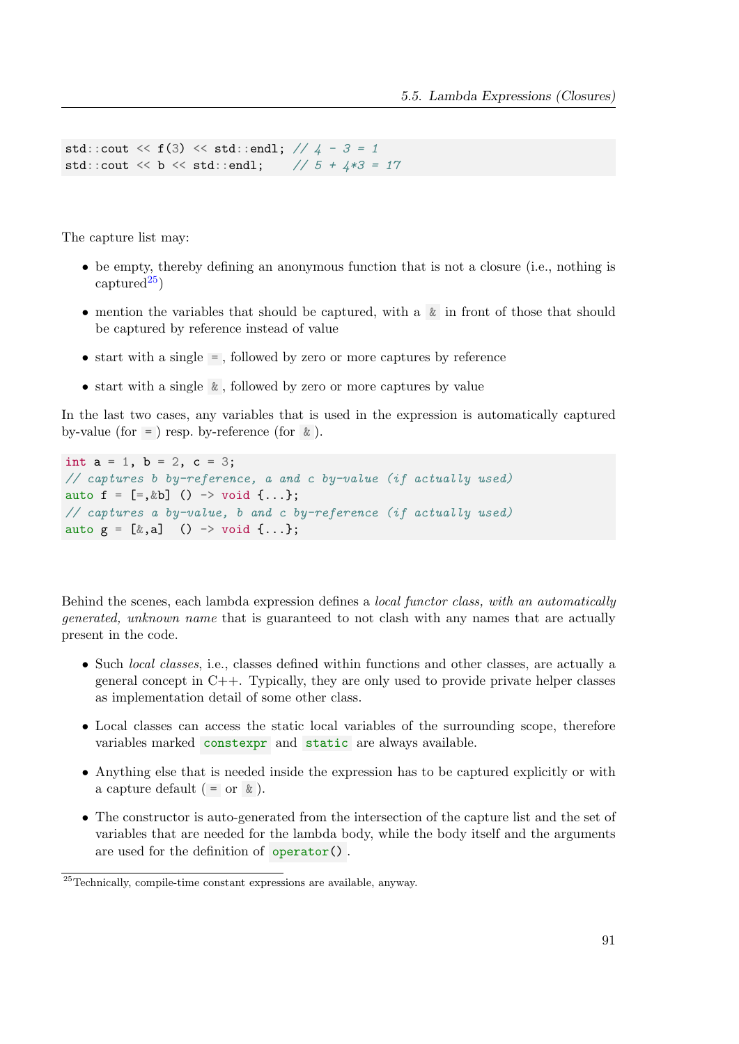```
std::cout << f(3) << std::endl; // 4 - 3 = 1
std::cout << b << std::endl;    // 5 + 4*3 = 17
```

The capture list may:

- be empty, thereby defining an anonymous function that is not a closure (i.e., nothing is captured[25])
- mention the variables that should be captured, with a `&` in front of those that should be captured by reference instead of value
- start with a single `=`, followed by zero or more captures by reference
- start with a single `&`, followed by zero or more captures by value

In the last two cases, any variables that is used in the expression is automatically captured by-value (for `=`) resp. by-reference (for `&`).

```
int a = 1, b = 2, c = 3;
// captures b by-reference, a and c by-value (if actually used)
auto f = [=,&b] () -> void {...};
// captures a by-value, b and c by-reference (if actually used)
auto g = [&,a]  () -> void {...};
```

Behind the scenes, each lambda expression defines a *local functor class, with an automatically generated, unknown name* that is guaranteed to not clash with any names that are actually present in the code.

- Such *local classes*, i.e., classes defined within functions and other classes, are actually a general concept in C++. Typically, they are only used to provide private helper classes as implementation detail of some other class.
- Local classes can access the static local variables of the surrounding scope, therefore variables marked `constexpr` and `static` are always available.
- Anything else that is needed inside the expression has to be captured explicitly or with a capture default (`=` or `&`).
- The constructor is auto-generated from the intersection of the capture list and the set of variables that are needed for the lambda body, while the body itself and the arguments are used for the definition of `operator()`.

[25]Technically, compile-time constant expressions are available, anyway.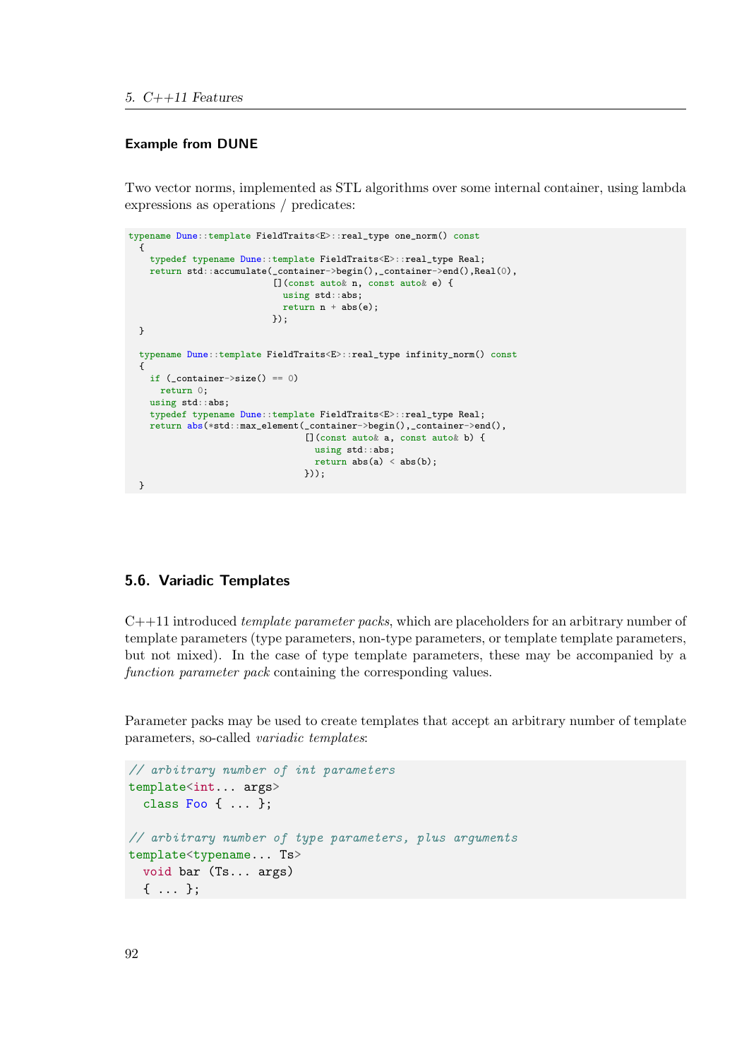#### Example from DUNE

Two vector norms, implemented as STL algorithms over some internal container, using lambda expressions as operations / predicates:

```
typename Dune::template FieldTraits<E>::real_type one_norm() const
  {
    typedef typename Dune::template FieldTraits<E>::real_type Real;
    return std::accumulate(_container->begin(),_container->end(),Real(0),
                           [](const auto& n, const auto& e) {
                             using std::abs;
                             return n + abs(e);
                           });
  }

  typename Dune::template FieldTraits<E>::real_type infinity_norm() const
  {
    if (_container->size() == 0)
      return 0;
    using std::abs;
    typedef typename Dune::template FieldTraits<E>::real_type Real;
    return abs(*std::max_element(_container->begin(),_container->end(),
                                 [](const auto& a, const auto& b) {
                                   using std::abs;
                                   return abs(a) < abs(b);
                                 }));
  }
```

### 5.6. Variadic Templates

C++11 introduced *template parameter packs*, which are placeholders for an arbitrary number of template parameters (type parameters, non-type parameters, or template template parameters, but not mixed). In the case of type template parameters, these may be accompanied by a *function parameter pack* containing the corresponding values.

Parameter packs may be used to create templates that accept an arbitrary number of template parameters, so-called *variadic templates*:

```
// arbitrary number of int parameters
template<int... args>
  class Foo { ... };

// arbitrary number of type parameters, plus arguments
template<typename... Ts>
  void bar (Ts... args)
  { ... };
```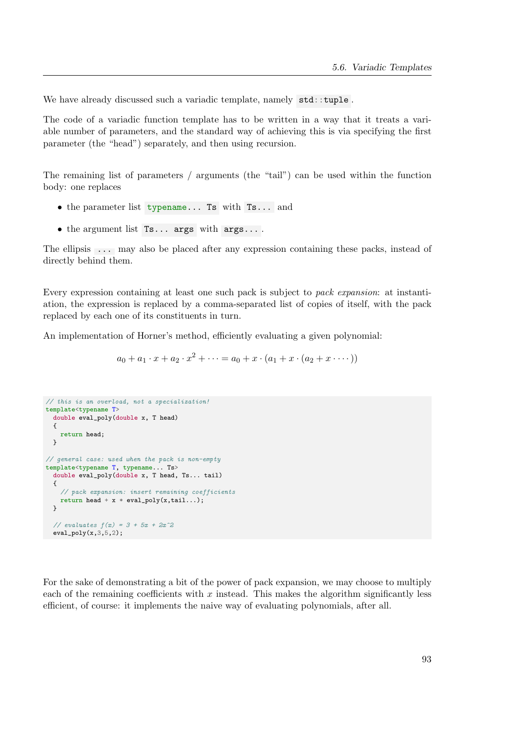We have already discussed such a variadic template, namely `std::tuple`.

The code of a variadic function template has to be written in a way that it treats a variable number of parameters, and the standard way of achieving this is via specifying the first parameter (the "head") separately, and then using recursion.

The remaining list of parameters / arguments (the "tail") can be used within the function body: one replaces

- the parameter list `typename... Ts` with `Ts...` and
- the argument list `Ts... args` with `args...`.

The ellipsis `...` may also be placed after any expression containing these packs, instead of directly behind them.

Every expression containing at least one such pack is subject to *pack expansion*: at instantiation, the expression is replaced by a comma-separated list of copies of itself, with the pack replaced by each one of its constituents in turn.

An implementation of Horner's method, efficiently evaluating a given polynomial:

$$a_0 + a_1 \cdot x + a_2 \cdot x^2 + \cdots = a_0 + x \cdot (a_1 + x \cdot (a_2 + x \cdot \cdots))$$

```
// this is an overload, not a specialization!
template<typename T>
  double eval_poly(double x, T head)
  {
    return head;
  }

// general case: used when the pack is non-empty
template<typename T, typename... Ts>
  double eval_poly(double x, T head, Ts... tail)
  {
    // pack expansion: insert remaining coefficients
    return head + x * eval_poly(x,tail...);
  }

  // evaluates f(x) = 3 + 5x + 2x^2
  eval_poly(x,3,5,2);
```

For the sake of demonstrating a bit of the power of pack expansion, we may choose to multiply each of the remaining coefficients with $x$ instead. This makes the algorithm significantly less efficient, of course: it implements the naive way of evaluating polynomials, after all.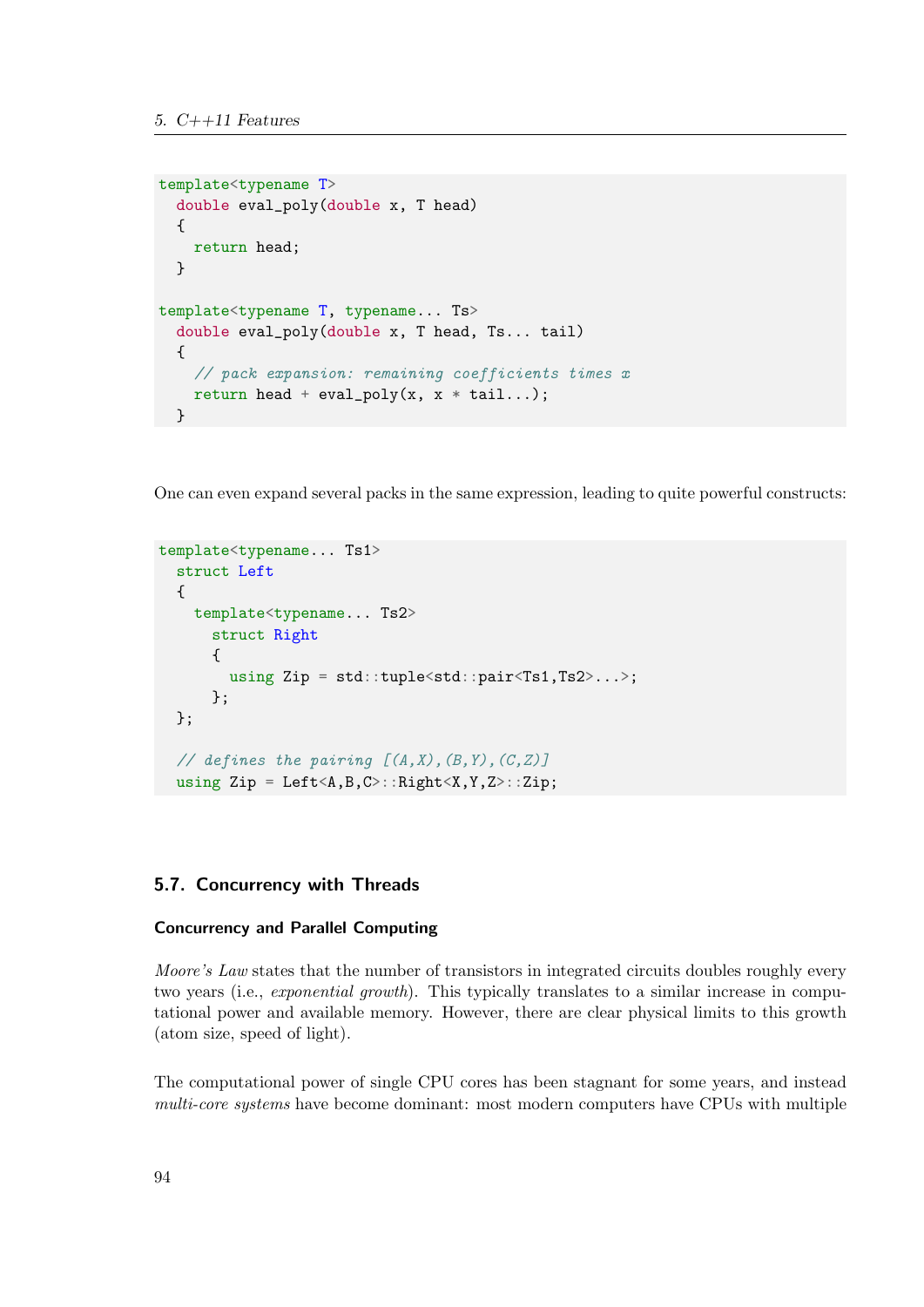```cpp
template<typename T>
  double eval_poly(double x, T head)
  {
    return head;
  }

template<typename T, typename... Ts>
  double eval_poly(double x, T head, Ts... tail)
  {
    // pack expansion: remaining coefficients times x
    return head + eval_poly(x, x * tail...);
  }
```

One can even expand several packs in the same expression, leading to quite powerful constructs:

```cpp
template<typename... Ts1>
  struct Left
  {
    template<typename... Ts2>
      struct Right
      {
        using Zip = std::tuple<std::pair<Ts1,Ts2>...>;
      };
  };

  // defines the pairing [(A,X),(B,Y),(C,Z)]
  using Zip = Left<A,B,C>::Right<X,Y,Z>::Zip;
```

## 5.7. Concurrency with Threads

### Concurrency and Parallel Computing

*Moore's Law* states that the number of transistors in integrated circuits doubles roughly every two years (i.e., *exponential growth*). This typically translates to a similar increase in computational power and available memory. However, there are clear physical limits to this growth (atom size, speed of light).

The computational power of single CPU cores has been stagnant for some years, and instead *multi-core systems* have become dominant: most modern computers have CPUs with multiple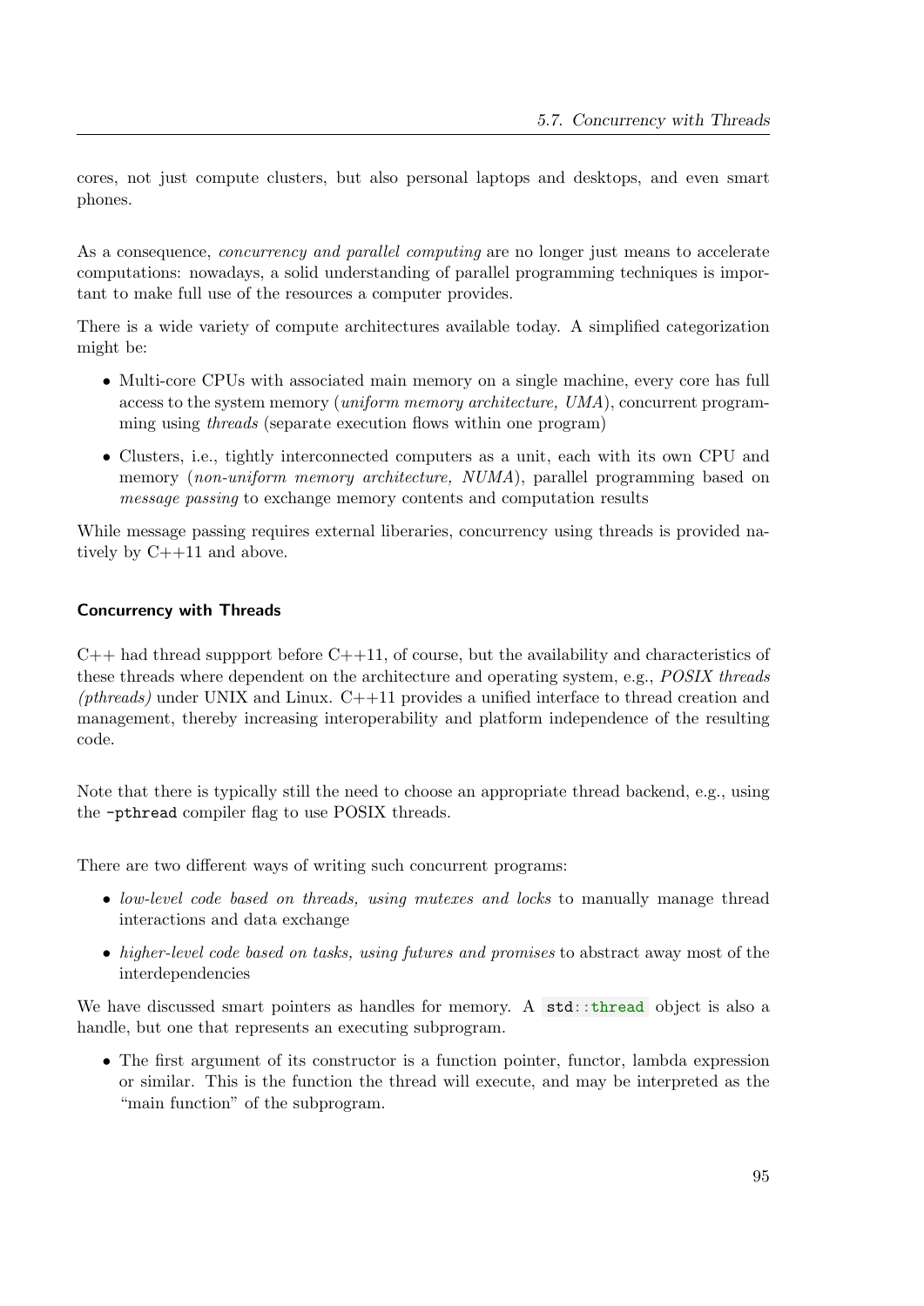cores, not just compute clusters, but also personal laptops and desktops, and even smart phones.

As a consequence, *concurrency and parallel computing* are no longer just means to accelerate computations: nowadays, a solid understanding of parallel programming techniques is important to make full use of the resources a computer provides.

There is a wide variety of compute architectures available today. A simplified categorization might be:

- Multi-core CPUs with associated main memory on a single machine, every core has full access to the system memory (*uniform memory architecture, UMA*), concurrent programming using *threads* (separate execution flows within one program)
- Clusters, i.e., tightly interconnected computers as a unit, each with its own CPU and memory (*non-uniform memory architecture, NUMA*), parallel programming based on *message passing* to exchange memory contents and computation results

While message passing requires external liberaries, concurrency using threads is provided natively by C++11 and above.

#### Concurrency with Threads

C++ had thread suppport before C++11, of course, but the availability and characteristics of these threads where dependent on the architecture and operating system, e.g., *POSIX threads (pthreads)* under UNIX and Linux. C++11 provides a unified interface to thread creation and management, thereby increasing interoperability and platform independence of the resulting code.

Note that there is typically still the need to choose an appropriate thread backend, e.g., using the `-pthread` compiler flag to use POSIX threads.

There are two different ways of writing such concurrent programs:

- *low-level code based on threads, using mutexes and locks* to manually manage thread interactions and data exchange
- *higher-level code based on tasks, using futures and promises* to abstract away most of the interdependencies

We have discussed smart pointers as handles for memory. A `std::thread` object is also a handle, but one that represents an executing subprogram.

- The first argument of its constructor is a function pointer, functor, lambda expression or similar. This is the function the thread will execute, and may be interpreted as the "main function" of the subprogram.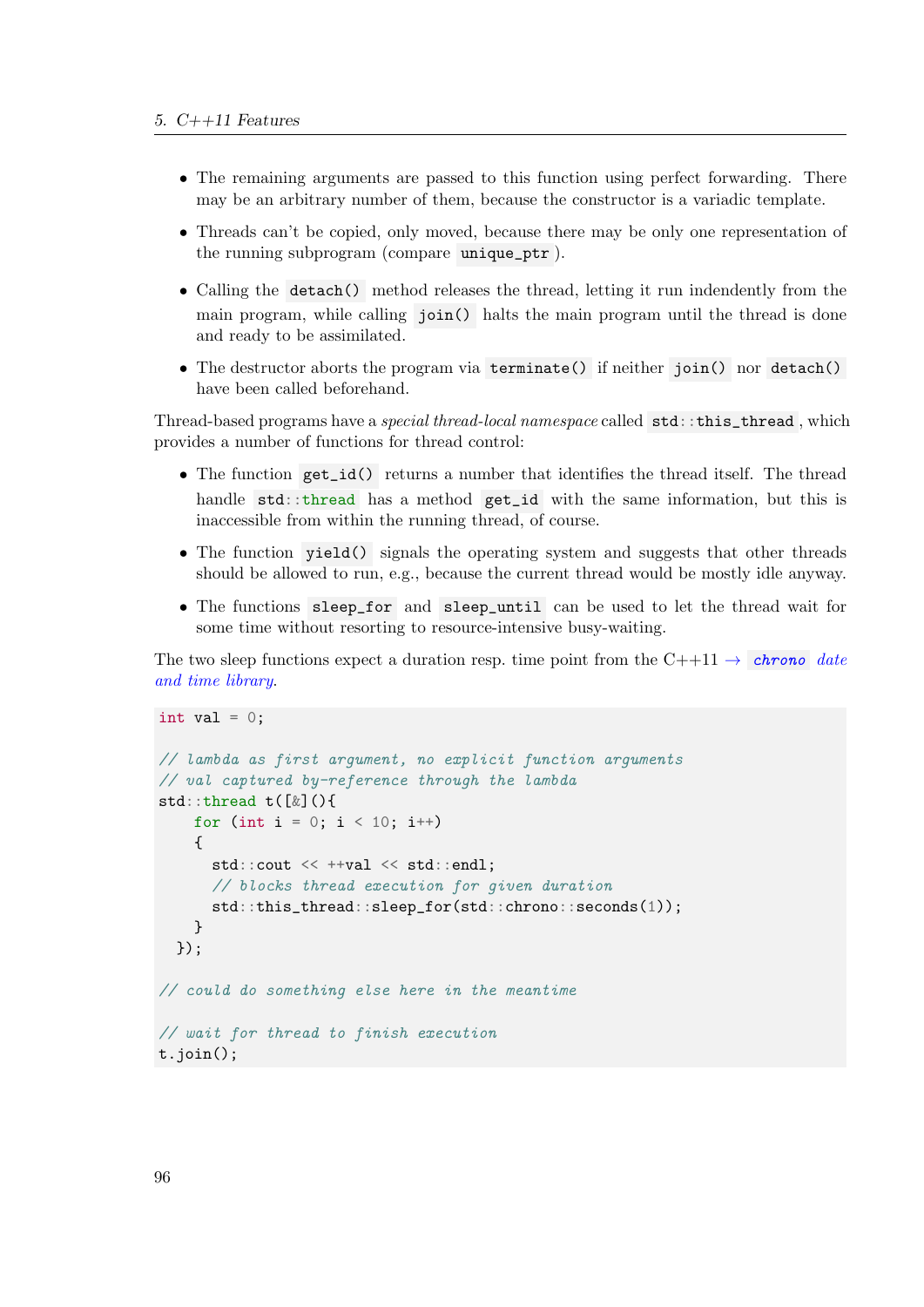- The remaining arguments are passed to this function using perfect forwarding. There may be an arbitrary number of them, because the constructor is a variadic template.
- Threads can't be copied, only moved, because there may be only one representation of the running subprogram (compare `unique_ptr`).
- Calling the `detach()` method releases the thread, letting it run indendently from the main program, while calling `join()` halts the main program until the thread is done and ready to be assimilated.
- The destructor aborts the program via `terminate()` if neither `join()` nor `detach()` have been called beforehand.

Thread-based programs have a *special thread-local namespace* called `std::this_thread`, which provides a number of functions for thread control:

- The function `get_id()` returns a number that identifies the thread itself. The thread handle `std::thread` has a method `get_id` with the same information, but this is inaccessible from within the running thread, of course.
- The function `yield()` signals the operating system and suggests that other threads should be allowed to run, e.g., because the current thread would be mostly idle anyway.
- The functions `sleep_for` and `sleep_until` can be used to let the thread wait for some time without resorting to resource-intensive busy-waiting.

The two sleep functions expect a duration resp. time point from the C++11 → *`chrono` date and time library*.

```
int val = 0;

// lambda as first argument, no explicit function arguments
// val captured by-reference through the lambda
std::thread t([&](){
    for (int i = 0; i < 10; i++)
    {
      std::cout << ++val << std::endl;
      // blocks thread execution for given duration
      std::this_thread::sleep_for(std::chrono::seconds(1));
    }
  });

// could do something else here in the meantime

// wait for thread to finish execution
t.join();
```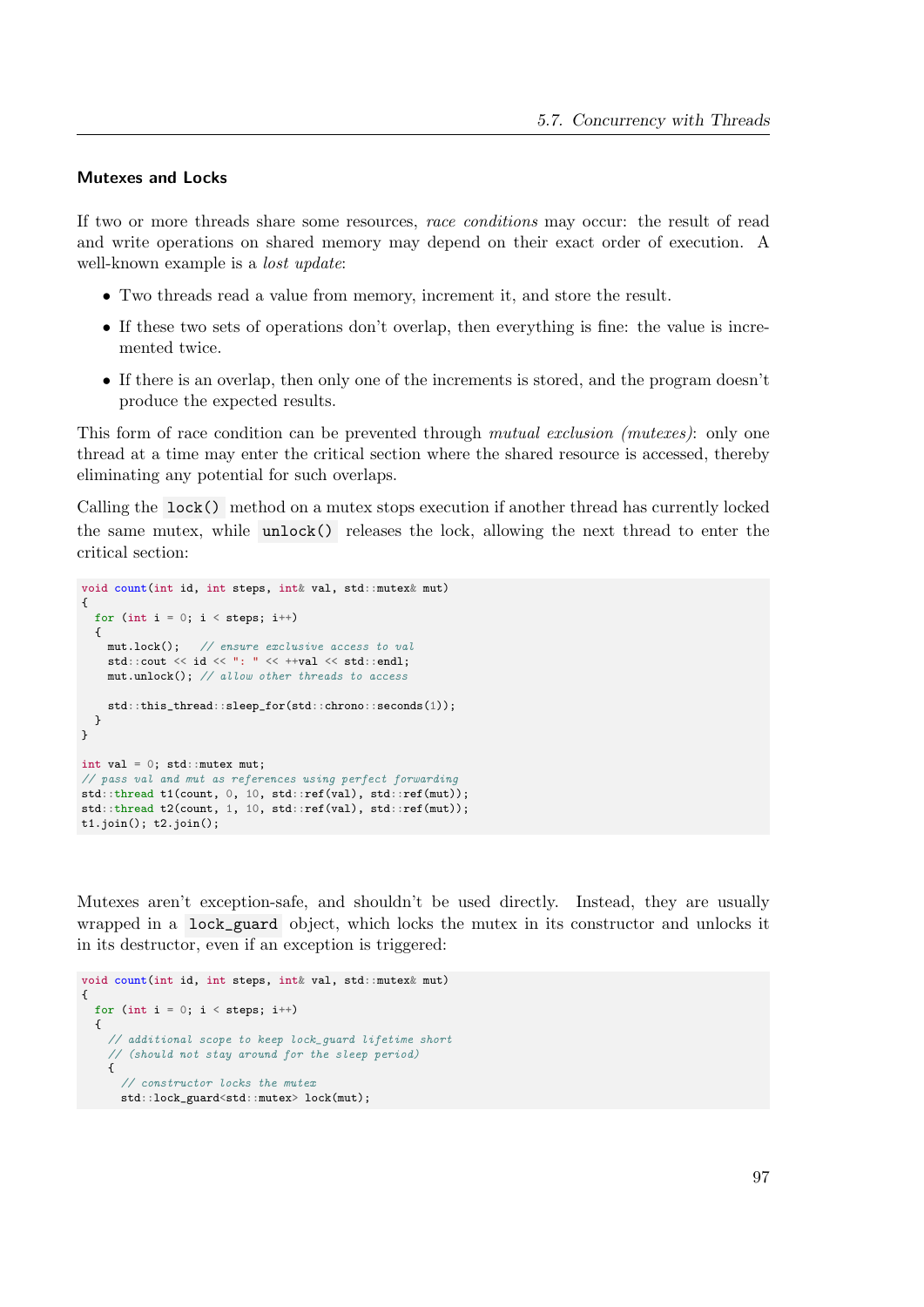#### Mutexes and Locks

If two or more threads share some resources, *race conditions* may occur: the result of read and write operations on shared memory may depend on their exact order of execution. A well-known example is a *lost update*:

- Two threads read a value from memory, increment it, and store the result.
- If these two sets of operations don't overlap, then everything is fine: the value is incremented twice.
- If there is an overlap, then only one of the increments is stored, and the program doesn't produce the expected results.

This form of race condition can be prevented through *mutual exclusion (mutexes)*: only one thread at a time may enter the critical section where the shared resource is accessed, thereby eliminating any potential for such overlaps.

Calling the `lock()` method on a mutex stops execution if another thread has currently locked the same mutex, while `unlock()` releases the lock, allowing the next thread to enter the critical section:

```
void count(int id, int steps, int& val, std::mutex& mut)
{
  for (int i = 0; i < steps; i++)
  {
    mut.lock();   // ensure exclusive access to val
    std::cout << id << ": " << ++val << std::endl;
    mut.unlock(); // allow other threads to access

    std::this_thread::sleep_for(std::chrono::seconds(1));
  }
}

int val = 0; std::mutex mut;
// pass val and mut as references using perfect forwarding
std::thread t1(count, 0, 10, std::ref(val), std::ref(mut));
std::thread t2(count, 1, 10, std::ref(val), std::ref(mut));
t1.join(); t2.join();
```

Mutexes aren't exception-safe, and shouldn't be used directly. Instead, they are usually wrapped in a `lock_guard` object, which locks the mutex in its constructor and unlocks it in its destructor, even if an exception is triggered:

```
void count(int id, int steps, int& val, std::mutex& mut)
{
  for (int i = 0; i < steps; i++)
  {
    // additional scope to keep lock_guard lifetime short
    // (should not stay around for the sleep period)
    {
      // constructor locks the mutex
      std::lock_guard<std::mutex> lock(mut);
```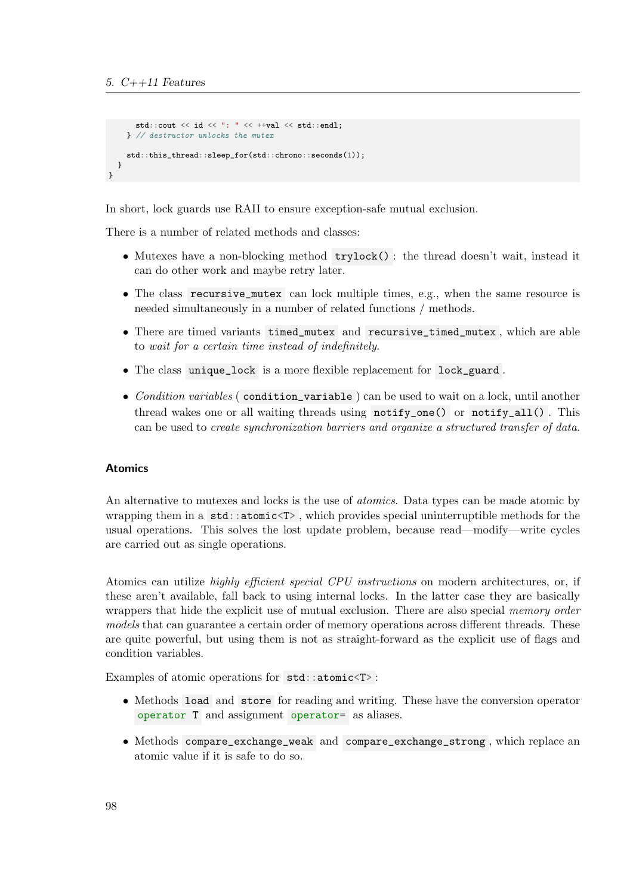```
      std::cout << id << ": " << ++val << std::endl;
    } // destructor unlocks the mutex

    std::this_thread::sleep_for(std::chrono::seconds(1));
  }
}
```

In short, lock guards use RAII to ensure exception-safe mutual exclusion.

There is a number of related methods and classes:

- Mutexes have a non-blocking method `trylock()`: the thread doesn't wait, instead it can do other work and maybe retry later.
- The class `recursive_mutex` can lock multiple times, e.g., when the same resource is needed simultaneously in a number of related functions / methods.
- There are timed variants `timed_mutex` and `recursive_timed_mutex`, which are able to *wait for a certain time instead of indefinitely*.
- The class `unique_lock` is a more flexible replacement for `lock_guard`.
- *Condition variables* (`condition_variable`) can be used to wait on a lock, until another thread wakes one or all waiting threads using `notify_one()` or `notify_all()`. This can be used to *create synchronization barriers and organize a structured transfer of data*.

#### Atomics

An alternative to mutexes and locks is the use of *atomics*. Data types can be made atomic by wrapping them in a `std::atomic<T>`, which provides special uninterruptible methods for the usual operations. This solves the lost update problem, because read—modify—write cycles are carried out as single operations.

Atomics can utilize *highly efficient special CPU instructions* on modern architectures, or, if these aren't available, fall back to using internal locks. In the latter case they are basically wrappers that hide the explicit use of mutual exclusion. There are also special *memory order models* that can guarantee a certain order of memory operations across different threads. These are quite powerful, but using them is not as straight-forward as the explicit use of flags and condition variables.

Examples of atomic operations for `std::atomic<T>`:

- Methods `load` and `store` for reading and writing. These have the conversion operator `operator T` and assignment `operator=` as aliases.
- Methods `compare_exchange_weak` and `compare_exchange_strong`, which replace an atomic value if it is safe to do so.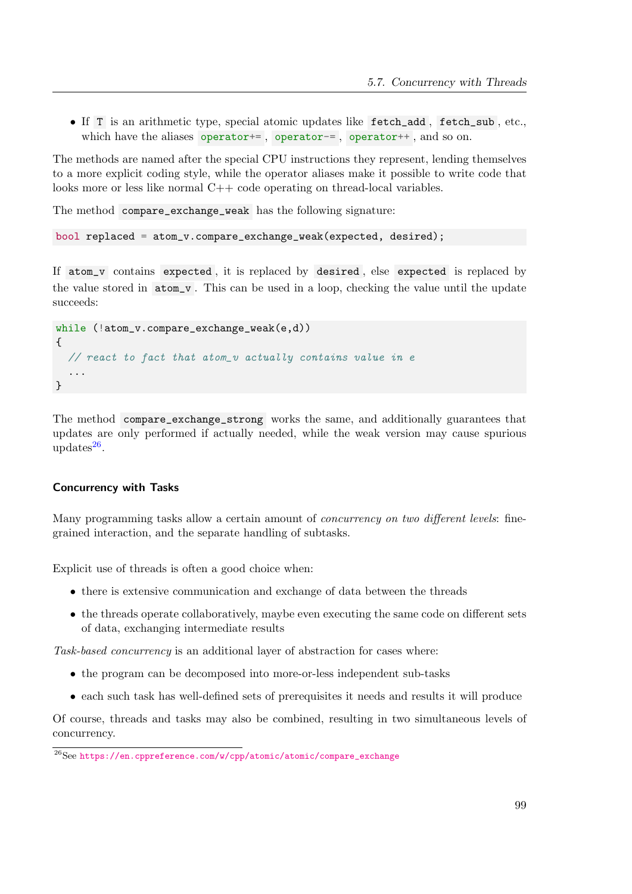- If `T` is an arithmetic type, special atomic updates like `fetch_add`, `fetch_sub`, etc., which have the aliases `operator+=`, `operator-=`, `operator++`, and so on.

The methods are named after the special CPU instructions they represent, lending themselves to a more explicit coding style, while the operator aliases make it possible to write code that looks more or less like normal C++ code operating on thread-local variables.

The method `compare_exchange_weak` has the following signature:

```
bool replaced = atom_v.compare_exchange_weak(expected, desired);
```

If `atom_v` contains `expected`, it is replaced by `desired`, else `expected` is replaced by the value stored in `atom_v`. This can be used in a loop, checking the value until the update succeeds:

```
while (!atom_v.compare_exchange_weak(e,d))
{
  // react to fact that atom_v actually contains value in e
  ...
}
```

The method `compare_exchange_strong` works the same, and additionally guarantees that updates are only performed if actually needed, while the weak version may cause spurious updates[26].

#### Concurrency with Tasks

Many programming tasks allow a certain amount of *concurrency on two different levels*: fine-grained interaction, and the separate handling of subtasks.

Explicit use of threads is often a good choice when:

- there is extensive communication and exchange of data between the threads
- the threads operate collaboratively, maybe even executing the same code on different sets of data, exchanging intermediate results

*Task-based concurrency* is an additional layer of abstraction for cases where:

- the program can be decomposed into more-or-less independent sub-tasks
- each such task has well-defined sets of prerequisites it needs and results it will produce

Of course, threads and tasks may also be combined, resulting in two simultaneous levels of concurrency.

[26]See https://en.cppreference.com/w/cpp/atomic/atomic/compare_exchange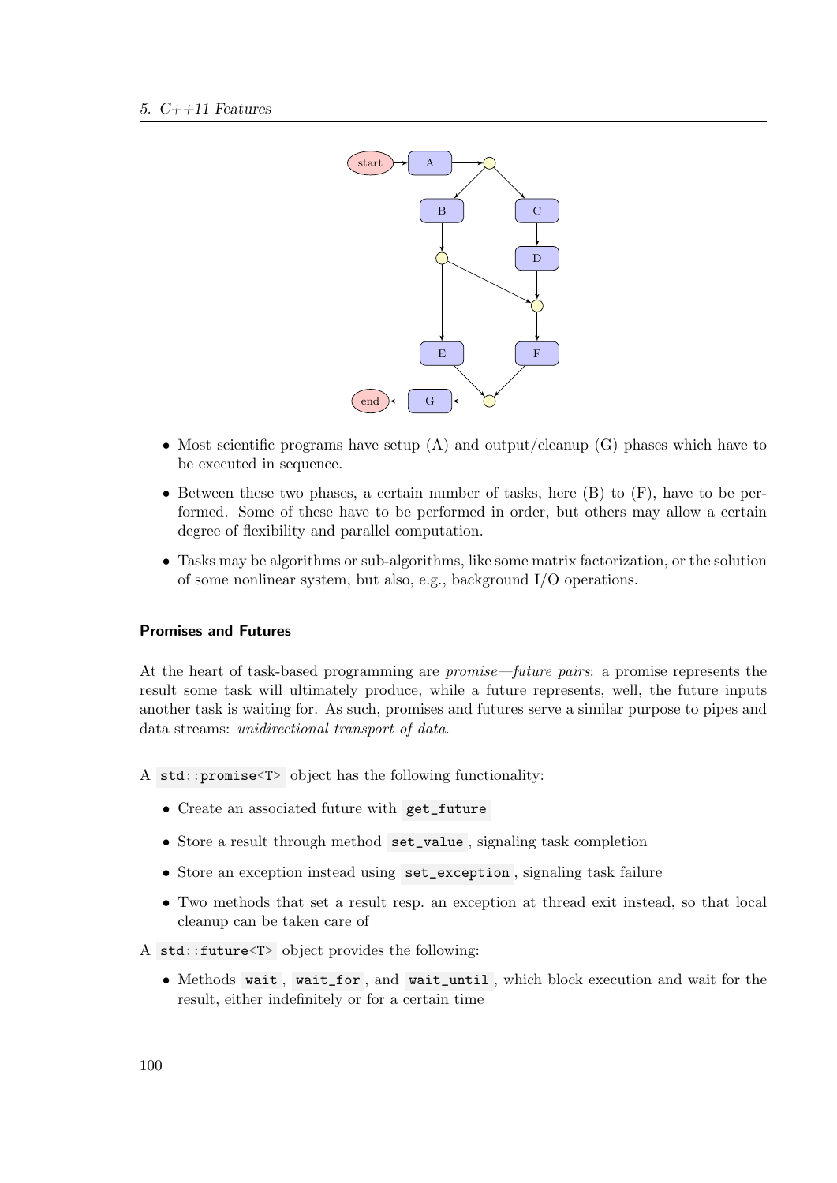- Most scientific programs have setup (A) and output/cleanup (G) phases which have to be executed in sequence.
- Between these two phases, a certain number of tasks, here (B) to (F), have to be performed. Some of these have to be performed in order, but others may allow a certain degree of flexibility and parallel computation.
- Tasks may be algorithms or sub-algorithms, like some matrix factorization, or the solution of some nonlinear system, but also, e.g., background I/O operations.

### Promises and Futures

At the heart of task-based programming are *promise—future pairs*: a promise represents the result some task will ultimately produce, while a future represents, well, the future inputs another task is waiting for. As such, promises and futures serve a similar purpose to pipes and data streams: *unidirectional transport of data*.

A `std::promise<T>` object has the following functionality:

- Create an associated future with `get_future`
- Store a result through method `set_value`, signaling task completion
- Store an exception instead using `set_exception`, signaling task failure
- Two methods that set a result resp. an exception at thread exit instead, so that local cleanup can be taken care of

A `std::future<T>` object provides the following:

- Methods `wait`, `wait_for`, and `wait_until`, which block execution and wait for the result, either indefinitely or for a certain time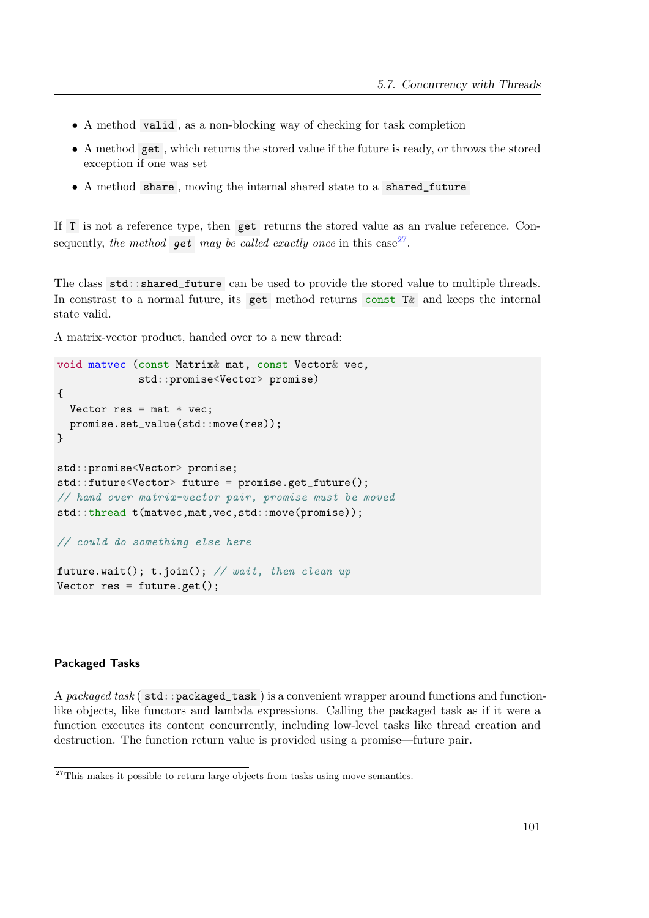- A method `valid`, as a non-blocking way of checking for task completion
- A method `get`, which returns the stored value if the future is ready, or throws the stored exception if one was set
- A method `share`, moving the internal shared state to a `shared_future`

If `T` is not a reference type, then `get` returns the stored value as an rvalue reference. Consequently, *the method* `get` *may be called exactly once* in this case[27].

The class `std::shared_future` can be used to provide the stored value to multiple threads. In constrast to a normal future, its `get` method returns `const T&` and keeps the internal state valid.

A matrix-vector product, handed over to a new thread:

```
void matvec (const Matrix& mat, const Vector& vec,
             std::promise<Vector> promise)
{
  Vector res = mat * vec;
  promise.set_value(std::move(res));
}

std::promise<Vector> promise;
std::future<Vector> future = promise.get_future();
// hand over matrix-vector pair, promise must be moved
std::thread t(matvec,mat,vec,std::move(promise));

// could do something else here

future.wait(); t.join(); // wait, then clean up
Vector res = future.get();
```

#### Packaged Tasks

A *packaged task* ( `std::packaged_task` ) is a convenient wrapper around functions and function-like objects, like functors and lambda expressions. Calling the packaged task as if it were a function executes its content concurrently, including low-level tasks like thread creation and destruction. The function return value is provided using a promise—future pair.

[27]This makes it possible to return large objects from tasks using move semantics.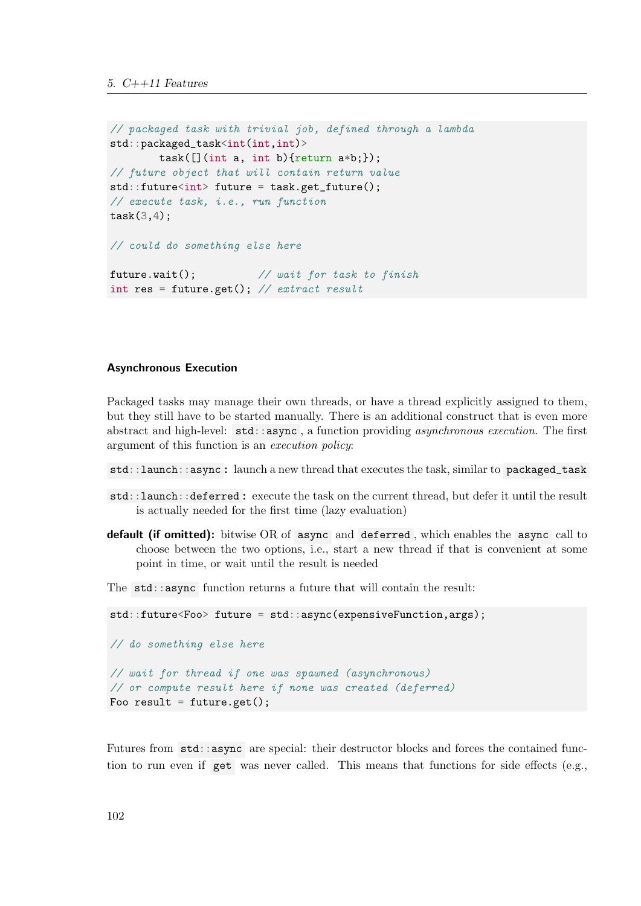```cpp
// packaged task with trivial job, defined through a lambda
std::packaged_task<int(int,int)>
        task([](int a, int b){return a*b;});
// future object that will contain return value
std::future<int> future = task.get_future();
// execute task, i.e., run function
task(3,4);

// could do something else here

future.wait();          // wait for task to finish
int res = future.get(); // extract result
```

#### Asynchronous Execution

Packaged tasks may manage their own threads, or have a thread explicitly assigned to them, but they still have to be started manually. There is an additional construct that is even more abstract and high-level: `std::async`, a function providing *asynchronous execution*. The first argument of this function is an *execution policy*:

`std::launch::async`**:** launch a new thread that executes the task, similar to `packaged_task`

`std::launch::deferred`**:** execute the task on the current thread, but defer it until the result is actually needed for the first time (lazy evaluation)

**default (if omitted):** bitwise OR of `async` and `deferred`, which enables the `async` call to choose between the two options, i.e., start a new thread if that is convenient at some point in time, or wait until the result is needed

The `std::async` function returns a future that will contain the result:

```cpp
std::future<Foo> future = std::async(expensiveFunction,args);

// do something else here

// wait for thread if one was spawned (asynchronous)
// or compute result here if none was created (deferred)
Foo result = future.get();
```

Futures from `std::async` are special: their destructor blocks and forces the contained function to run even if `get` was never called. This means that functions for side effects (e.g.,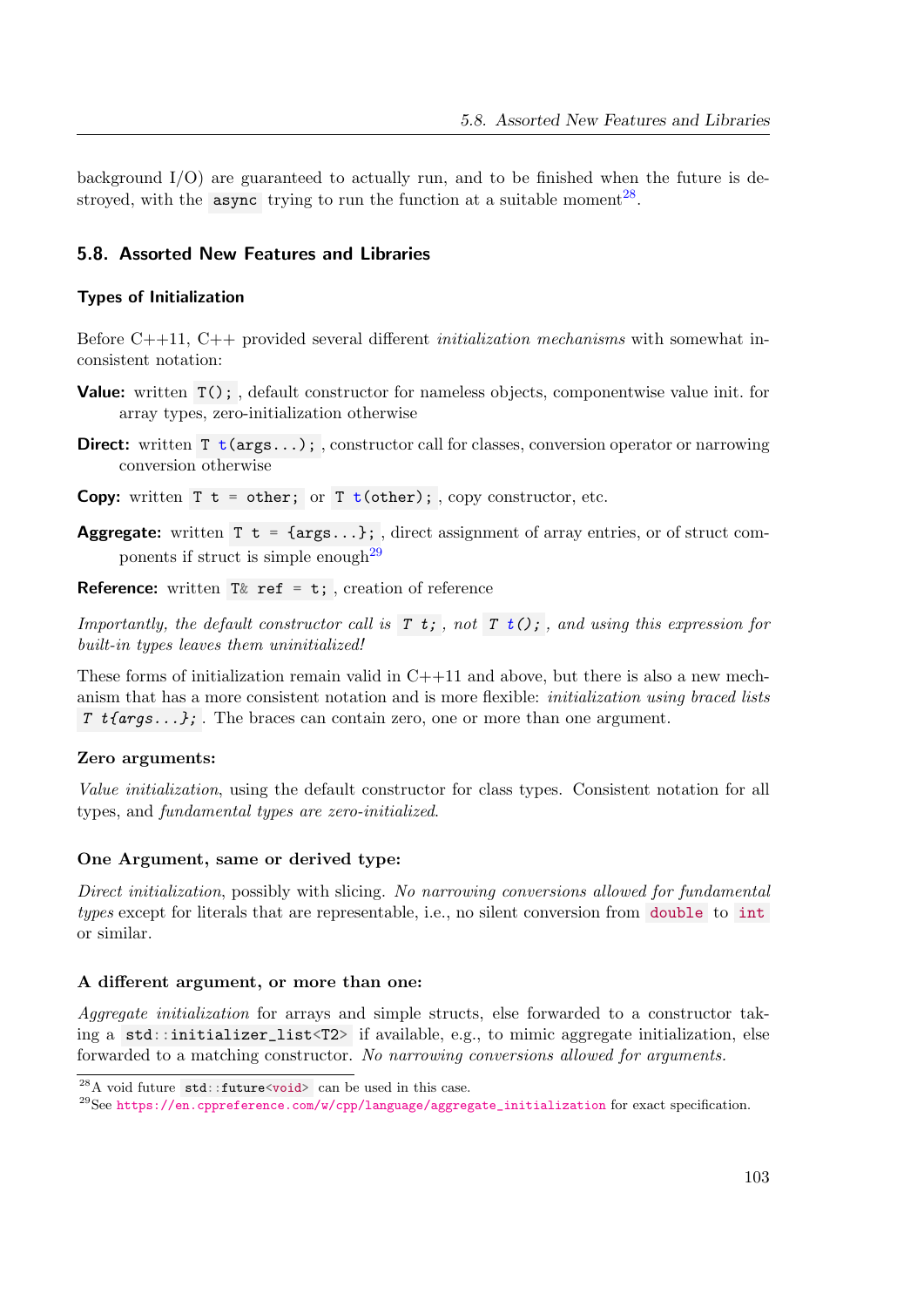background I/O) are guaranteed to actually run, and to be finished when the future is destroyed, with the `async` trying to run the function at a suitable moment[28].

## 5.8. Assorted New Features and Libraries

### Types of Initialization

Before C++11, C++ provided several different *initialization mechanisms* with somewhat inconsistent notation:

**Value:** written `T();`, default constructor for nameless objects, componentwise value init. for array types, zero-initialization otherwise

**Direct:** written `T t(args...);`, constructor call for classes, conversion operator or narrowing conversion otherwise

**Copy:** written `T t = other;` or `T t(other);`, copy constructor, etc.

**Aggregate:** written `T t = {args...};`, direct assignment of array entries, or of struct components if struct is simple enough[29]

**Reference:** written `T& ref = t;`, creation of reference

*Importantly, the default constructor call is* `T t;`*, not* `T t();`*, and using this expression for built-in types leaves them uninitialized!*

These forms of initialization remain valid in C++11 and above, but there is also a new mechanism that has a more consistent notation and is more flexible: *initialization using braced lists* `T t{args...};`. The braces can contain zero, one or more than one argument.

#### Zero arguments:

*Value initialization*, using the default constructor for class types. Consistent notation for all types, and *fundamental types are zero-initialized*.

#### One Argument, same or derived type:

*Direct initialization*, possibly with slicing. *No narrowing conversions allowed for fundamental types* except for literals that are representable, i.e., no silent conversion from `double` to `int` or similar.

#### A different argument, or more than one:

*Aggregate initialization* for arrays and simple structs, else forwarded to a constructor taking a `std::initializer_list<T2>` if available, e.g., to mimic aggregate initialization, else forwarded to a matching constructor. *No narrowing conversions allowed for arguments.*

---

[28] A void future `std::future<void>` can be used in this case.

[29] See https://en.cppreference.com/w/cpp/language/aggregate_initialization for exact specification.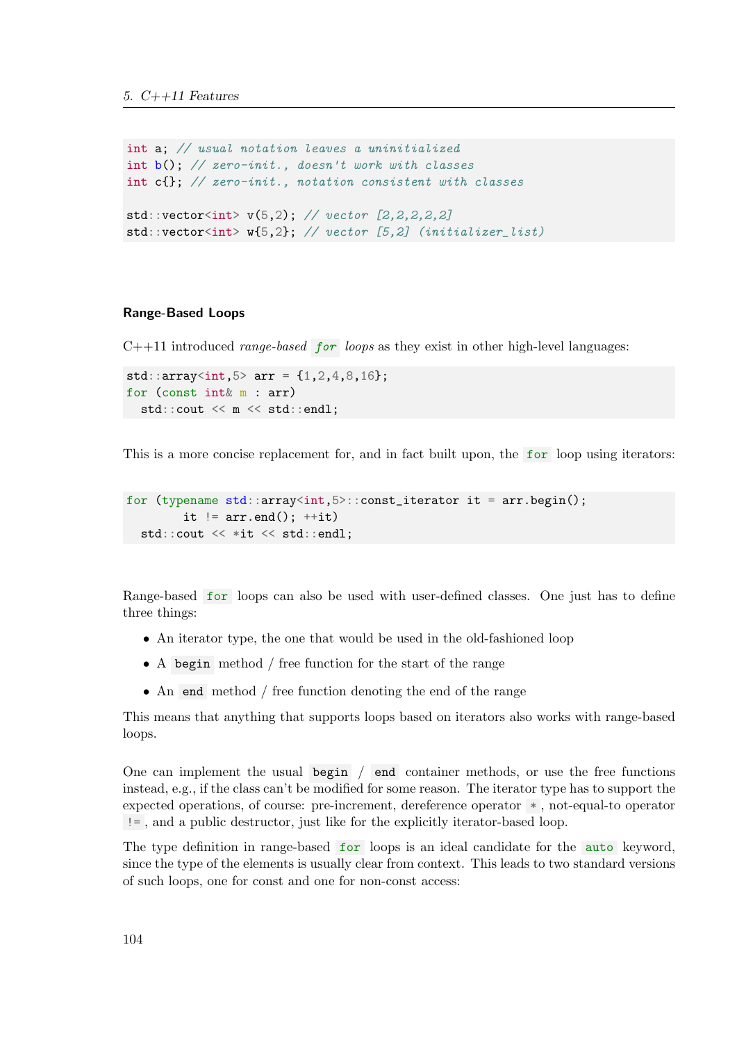```cpp
int a; // usual notation leaves a uninitialized
int b(); // zero-init., doesn't work with classes
int c{}; // zero-init., notation consistent with classes

std::vector<int> v(5,2); // vector [2,2,2,2,2]
std::vector<int> w{5,2}; // vector [5,2] (initializer_list)
```

### Range-Based Loops

C++11 introduced *range-based* `for` *loops* as they exist in other high-level languages:

```cpp
std::array<int,5> arr = {1,2,4,8,16};
for (const int& m : arr)
  std::cout << m << std::endl;
```

This is a more concise replacement for, and in fact built upon, the `for` loop using iterators:

```cpp
for (typename std::array<int,5>::const_iterator it = arr.begin();
        it != arr.end(); ++it)
  std::cout << *it << std::endl;
```

Range-based `for` loops can also be used with user-defined classes. One just has to define three things:

- An iterator type, the one that would be used in the old-fashioned loop
- A `begin` method / free function for the start of the range
- An `end` method / free function denoting the end of the range

This means that anything that supports loops based on iterators also works with range-based loops.

One can implement the usual `begin` / `end` container methods, or use the free functions instead, e.g., if the class can't be modified for some reason. The iterator type has to support the expected operations, of course: pre-increment, dereference operator `*`, not-equal-to operator `!=`, and a public destructor, just like for the explicitly iterator-based loop.

The type definition in range-based `for` loops is an ideal candidate for the `auto` keyword, since the type of the elements is usually clear from context. This leads to two standard versions of such loops, one for const and one for non-const access: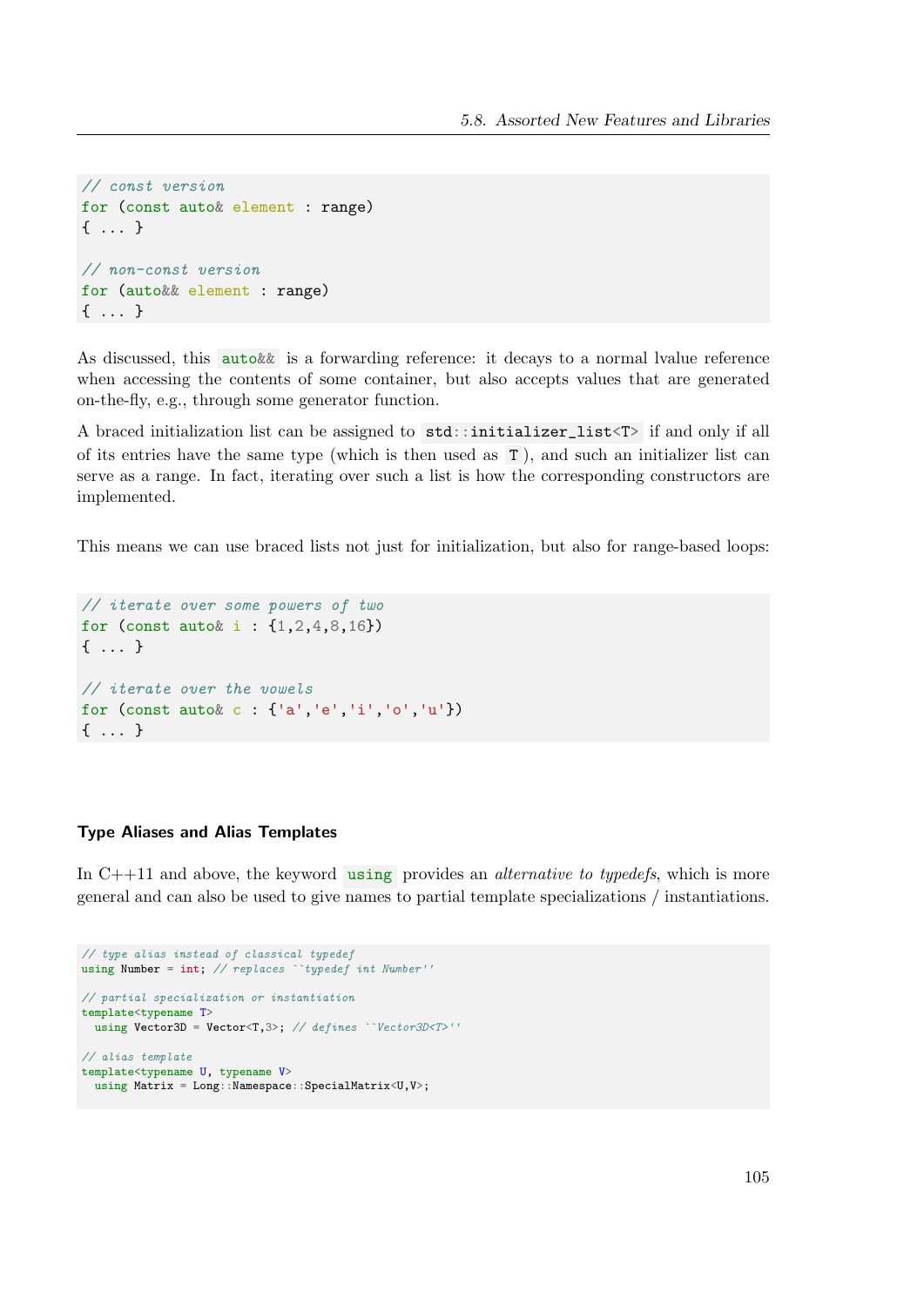```cpp
// const version
for (const auto& element : range)
{ ... }

// non-const version
for (auto&& element : range)
{ ... }
```

As discussed, this `auto&&` is a forwarding reference: it decays to a normal lvalue reference when accessing the contents of some container, but also accepts values that are generated on-the-fly, e.g., through some generator function.

A braced initialization list can be assigned to `std::initializer_list<T>` if and only if all of its entries have the same type (which is then used as `T`), and such an initializer list can serve as a range. In fact, iterating over such a list is how the corresponding constructors are implemented.

This means we can use braced lists not just for initialization, but also for range-based loops:

```cpp
// iterate over some powers of two
for (const auto& i : {1,2,4,8,16})
{ ... }

// iterate over the vowels
for (const auto& c : {'a','e','i','o','u'})
{ ... }
```

#### Type Aliases and Alias Templates

In C++11 and above, the keyword `using` provides an *alternative to typedefs*, which is more general and can also be used to give names to partial template specializations / instantiations.

```cpp
// type alias instead of classical typedef
using Number = int; // replaces ``typedef int Number''

// partial specialization or instantiation
template<typename T>
  using Vector3D = Vector<T,3>; // defines ``Vector3D<T>''

// alias template
template<typename U, typename V>
  using Matrix = Long::Namespace::SpecialMatrix<U,V>;
```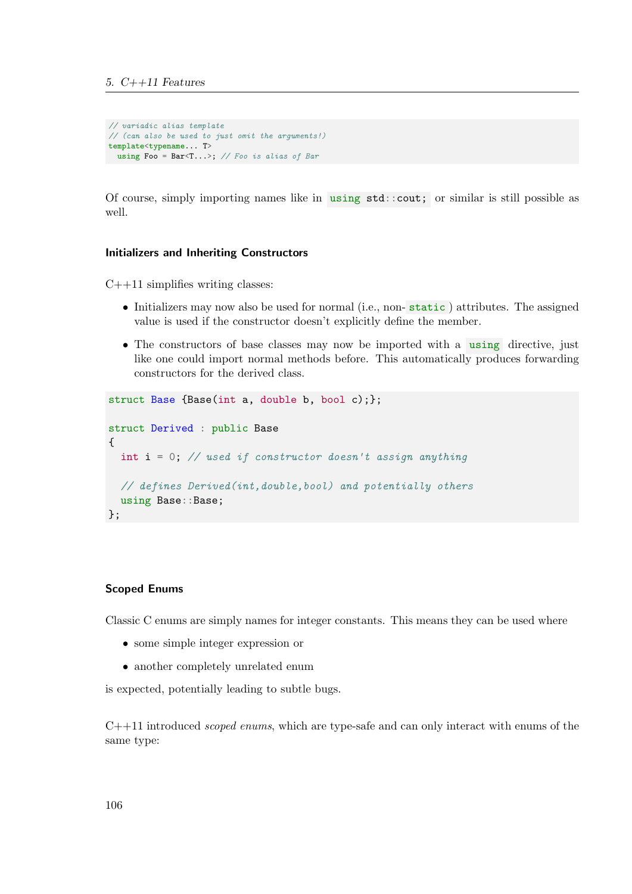```
// variadic alias template
// (can also be used to just omit the arguments!)
template<typename... T>
  using Foo = Bar<T...>; // Foo is alias of Bar
```

Of course, simply importing names like in `using std::cout;` or similar is still possible as well.

### Initializers and Inheriting Constructors

C++11 simplifies writing classes:

- Initializers may now also be used for normal (i.e., non-`static`) attributes. The assigned value is used if the constructor doesn't explicitly define the member.
- The constructors of base classes may now be imported with a `using` directive, just like one could import normal methods before. This automatically produces forwarding constructors for the derived class.

```
struct Base {Base(int a, double b, bool c);};

struct Derived : public Base
{
  int i = 0; // used if constructor doesn't assign anything

  // defines Derived(int,double,bool) and potentially others
  using Base::Base;
};
```

### Scoped Enums

Classic C enums are simply names for integer constants. This means they can be used where

- some simple integer expression or
- another completely unrelated enum

is expected, potentially leading to subtle bugs.

C++11 introduced *scoped enums*, which are type-safe and can only interact with enums of the same type: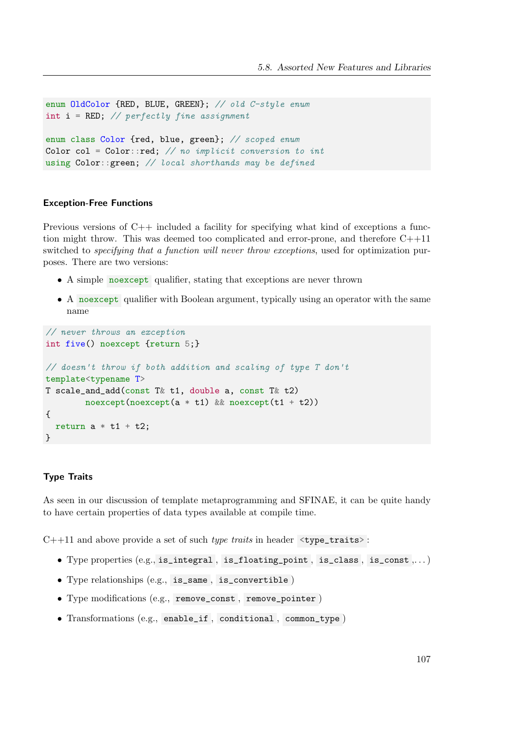```cpp
enum OldColor {RED, BLUE, GREEN}; // old C-style enum
int i = RED; // perfectly fine assignment

enum class Color {red, blue, green}; // scoped enum
Color col = Color::red; // no implicit conversion to int
using Color::green; // local shorthands may be defined
```

### Exception-Free Functions

Previous versions of C++ included a facility for specifying what kind of exceptions a function might throw. This was deemed too complicated and error-prone, and therefore C++11 switched to *specifying that a function will never throw exceptions*, used for optimization purposes. There are two versions:

- A simple `noexcept` qualifier, stating that exceptions are never thrown
- A `noexcept` qualifier with Boolean argument, typically using an operator with the same name

```cpp
// never throws an exception
int five() noexcept {return 5;}

// doesn't throw if both addition and scaling of type T don't
template<typename T>
T scale_and_add(const T& t1, double a, const T& t2)
        noexcept(noexcept(a * t1) && noexcept(t1 + t2))
{
  return a * t1 + t2;
}
```

### Type Traits

As seen in our discussion of template metaprogramming and SFINAE, it can be quite handy to have certain properties of data types available at compile time.

C++11 and above provide a set of such *type traits* in header `<type_traits>`:

- Type properties (e.g., `is_integral`, `is_floating_point`, `is_class`, `is_const`,...)
- Type relationships (e.g., `is_same`, `is_convertible`)
- Type modifications (e.g., `remove_const`, `remove_pointer`)
- Transformations (e.g., `enable_if`, `conditional`, `common_type`)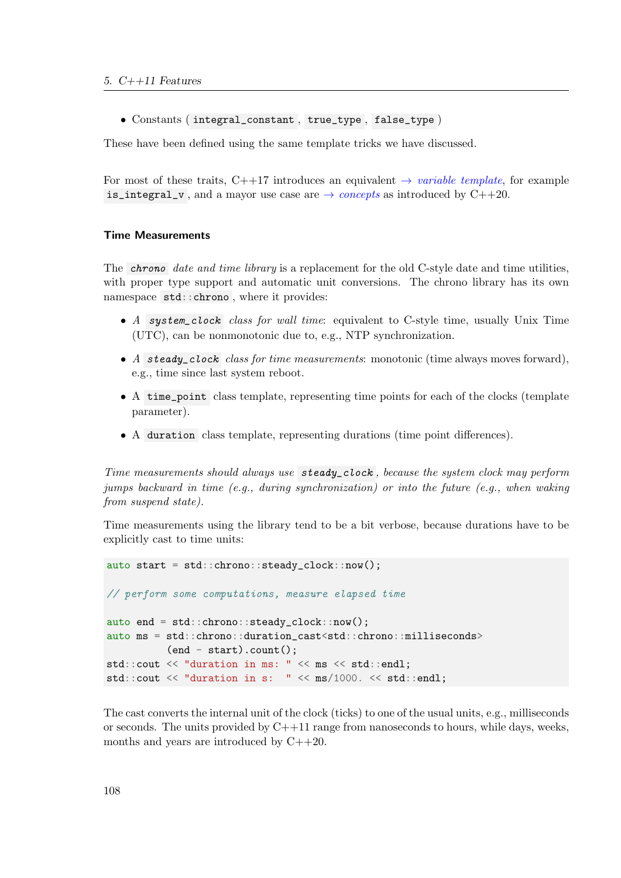- Constants ( `integral_constant` , `true_type` , `false_type` )

These have been defined using the same template tricks we have discussed.

For most of these traits, C++17 introduces an equivalent → *variable template*, for example `is_integral_v` , and a mayor use case are → *concepts* as introduced by C++20.

### Time Measurements

The *`chrono`* *date and time library* is a replacement for the old C-style date and time utilities, with proper type support and automatic unit conversions. The chrono library has its own namespace `std::chrono` , where it provides:

- *A `system_clock` class for wall time*: equivalent to C-style time, usually Unix Time (UTC), can be nonmonotonic due to, e.g., NTP synchronization.
- *A `steady_clock` class for time measurements*: monotonic (time always moves forward), e.g., time since last system reboot.
- A `time_point` class template, representing time points for each of the clocks (template parameter).
- A `duration` class template, representing durations (time point differences).

*Time measurements should always use `steady_clock`, because the system clock may perform jumps backward in time (e.g., during synchronization) or into the future (e.g., when waking from suspend state).*

Time measurements using the library tend to be a bit verbose, because durations have to be explicitly cast to time units:

```
auto start = std::chrono::steady_clock::now();

// perform some computations, measure elapsed time

auto end = std::chrono::steady_clock::now();
auto ms = std::chrono::duration_cast<std::chrono::milliseconds>
          (end - start).count();
std::cout << "duration in ms: " << ms << std::endl;
std::cout << "duration in s:  " << ms/1000. << std::endl;
```

The cast converts the internal unit of the clock (ticks) to one of the usual units, e.g., milliseconds or seconds. The units provided by C++11 range from nanoseconds to hours, while days, weeks, months and years are introduced by C++20.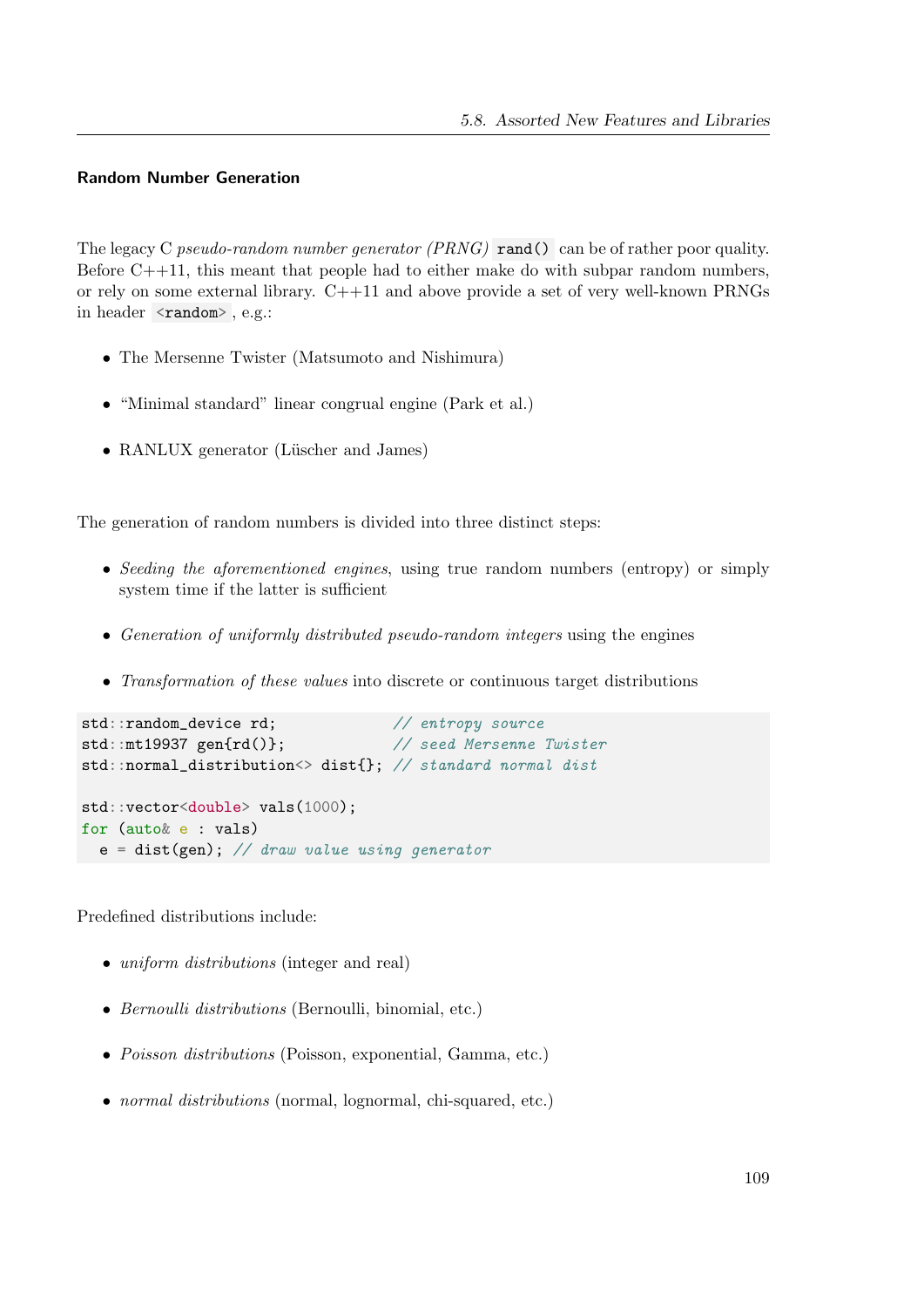### Random Number Generation

The legacy C *pseudo-random number generator (PRNG)* `rand()` can be of rather poor quality. Before C++11, this meant that people had to either make do with subpar random numbers, or rely on some external library. C++11 and above provide a set of very well-known PRNGs in header `<random>`, e.g.:

- The Mersenne Twister (Matsumoto and Nishimura)
- "Minimal standard" linear congrual engine (Park et al.)
- RANLUX generator (Lüscher and James)

The generation of random numbers is divided into three distinct steps:

- *Seeding the aforementioned engines*, using true random numbers (entropy) or simply system time if the latter is sufficient
- *Generation of uniformly distributed pseudo-random integers* using the engines
- *Transformation of these values* into discrete or continuous target distributions

```
std::random_device rd;             // entropy source
std::mt19937 gen{rd()};            // seed Mersenne Twister
std::normal_distribution<> dist{}; // standard normal dist

std::vector<double> vals(1000);
for (auto& e : vals)
  e = dist(gen); // draw value using generator
```

Predefined distributions include:

- *uniform distributions* (integer and real)
- *Bernoulli distributions* (Bernoulli, binomial, etc.)
- *Poisson distributions* (Poisson, exponential, Gamma, etc.)
- *normal distributions* (normal, lognormal, chi-squared, etc.)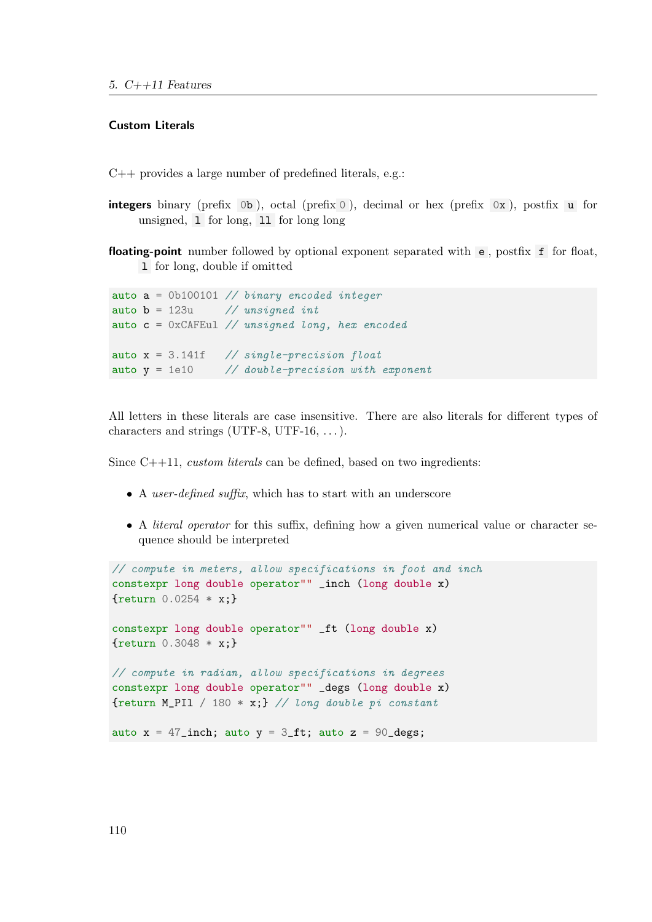### Custom Literals

C++ provides a large number of predefined literals, e.g.:

**integers** binary (prefix `0b`), octal (prefix `0`), decimal or hex (prefix `0x`), postfix `u` for unsigned, `l` for long, `ll` for long long

**floating-point** number followed by optional exponent separated with `e`, postfix `f` for float, `l` for long, double if omitted

```
auto a = 0b100101 // binary encoded integer
auto b = 123u     // unsigned int
auto c = 0xCAFEul // unsigned long, hex encoded

auto x = 3.141f   // single-precision float
auto y = 1e10     // double-precision with exponent
```

All letters in these literals are case insensitive. There are also literals for different types of characters and strings (UTF-8, UTF-16, . . . ).

Since C++11, *custom literals* can be defined, based on two ingredients:

- A *user-defined suffix*, which has to start with an underscore
- A *literal operator* for this suffix, defining how a given numerical value or character sequence should be interpreted

```
// compute in meters, allow specifications in foot and inch
constexpr long double operator"" _inch (long double x)
{return 0.0254 * x;}

constexpr long double operator"" _ft (long double x)
{return 0.3048 * x;}

// compute in radian, allow specifications in degrees
constexpr long double operator"" _degs (long double x)
{return M_PIl / 180 * x;} // long double pi constant

auto x = 47_inch; auto y = 3_ft; auto z = 90_degs;
```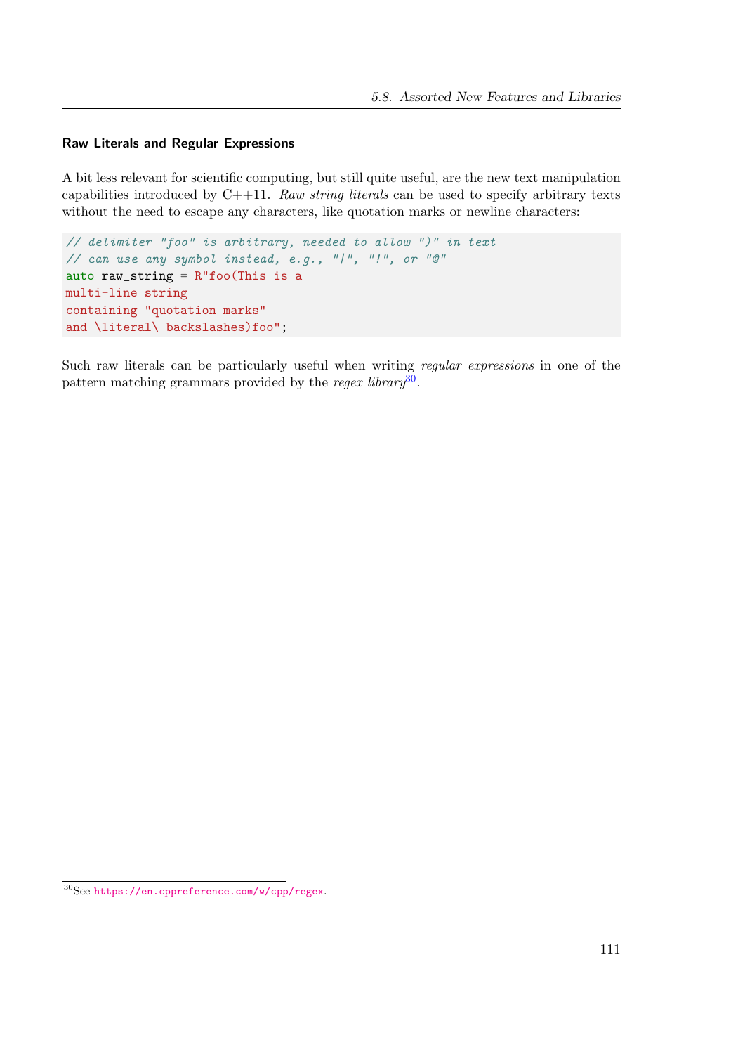### Raw Literals and Regular Expressions

A bit less relevant for scientific computing, but still quite useful, are the new text manipulation capabilities introduced by C++11. *Raw string literals* can be used to specify arbitrary texts without the need to escape any characters, like quotation marks or newline characters:

```
// delimiter "foo" is arbitrary, needed to allow ")" in text
// can use any symbol instead, e.g., "|", "!", or "@"
auto raw_string = R"foo(This is a
multi-line string
containing "quotation marks"
and \literal\ backslashes)foo";
```

Such raw literals can be particularly useful when writing *regular expressions* in one of the pattern matching grammars provided by the *regex library*[30].

[30] See https://en.cppreference.com/w/cpp/regex.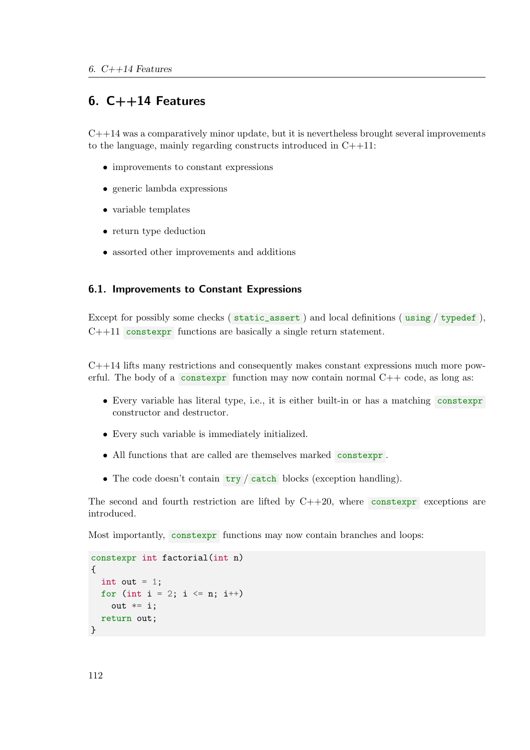# 6. C++14 Features

C++14 was a comparatively minor update, but it is nevertheless brought several improvements to the language, mainly regarding constructs introduced in C++11:

- improvements to constant expressions
- generic lambda expressions
- variable templates
- return type deduction
- assorted other improvements and additions

## 6.1. Improvements to Constant Expressions

Except for possibly some checks (`static_assert`) and local definitions (`using` / `typedef`), C++11 `constexpr` functions are basically a single return statement.

C++14 lifts many restrictions and consequently makes constant expressions much more powerful. The body of a `constexpr` function may now contain normal C++ code, as long as:

- Every variable has literal type, i.e., it is either built-in or has a matching `constexpr` constructor and destructor.
- Every such variable is immediately initialized.
- All functions that are called are themselves marked `constexpr`.
- The code doesn't contain `try` / `catch` blocks (exception handling).

The second and fourth restriction are lifted by C++20, where `constexpr` exceptions are introduced.

Most importantly, `constexpr` functions may now contain branches and loops:

```
constexpr int factorial(int n)
{
  int out = 1;
  for (int i = 2; i <= n; i++)
    out *= i;
  return out;
}
```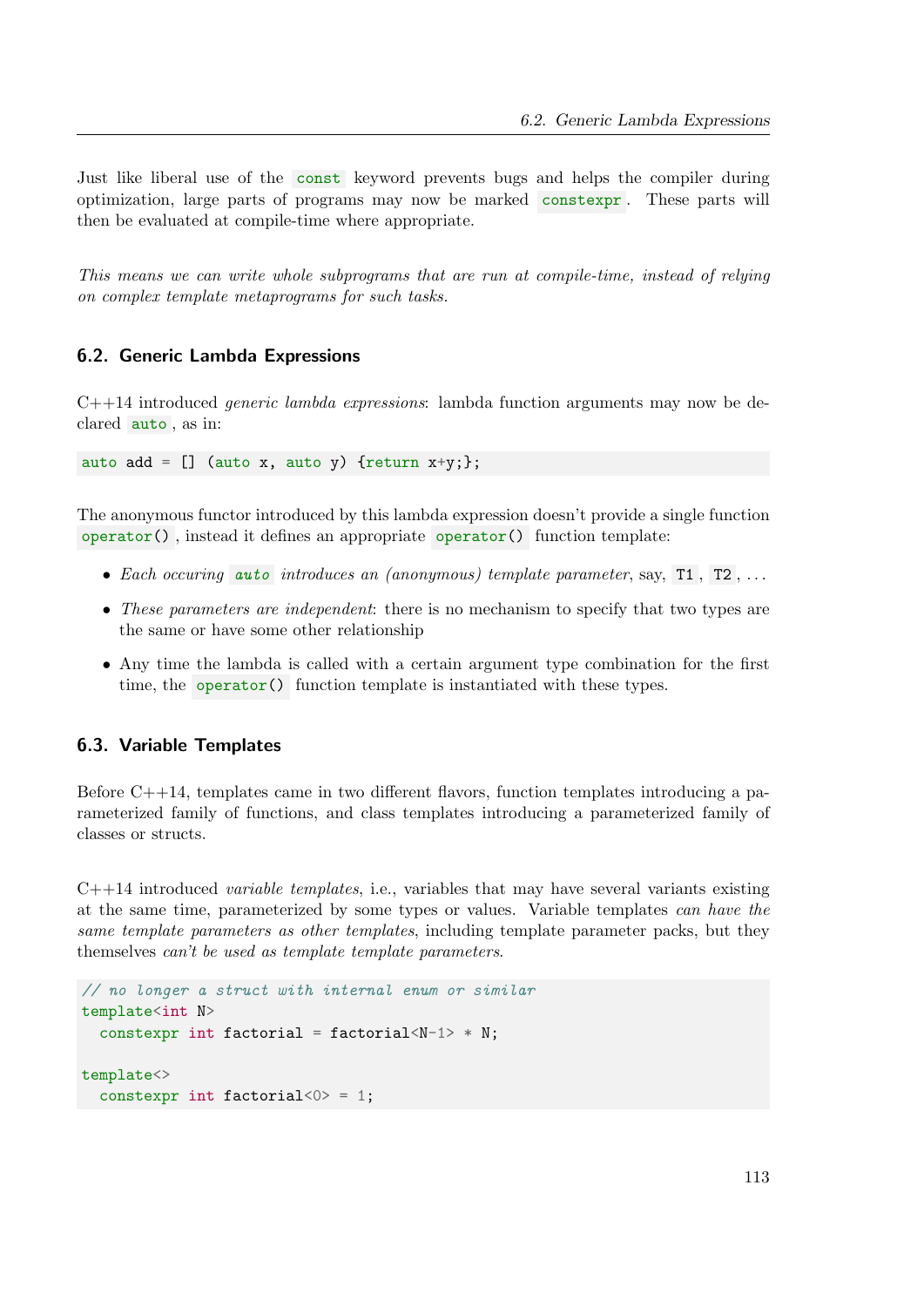Just like liberal use of the `const` keyword prevents bugs and helps the compiler during optimization, large parts of programs may now be marked `constexpr`. These parts will then be evaluated at compile-time where appropriate.

*This means we can write whole subprograms that are run at compile-time, instead of relying on complex template metaprograms for such tasks.*

## 6.2. Generic Lambda Expressions

C++14 introduced *generic lambda expressions*: lambda function arguments may now be declared `auto`, as in:

```
auto add = [] (auto x, auto y) {return x+y;};
```

The anonymous functor introduced by this lambda expression doesn't provide a single function `operator()`, instead it defines an appropriate `operator()` function template:

- *Each occuring* `auto` *introduces an (anonymous) template parameter*, say, `T1`, `T2`, ...
- *These parameters are independent*: there is no mechanism to specify that two types are the same or have some other relationship
- Any time the lambda is called with a certain argument type combination for the first time, the `operator()` function template is instantiated with these types.

## 6.3. Variable Templates

Before C++14, templates came in two different flavors, function templates introducing a parameterized family of functions, and class templates introducing a parameterized family of classes or structs.

C++14 introduced *variable templates*, i.e., variables that may have several variants existing at the same time, parameterized by some types or values. Variable templates *can have the same template parameters as other templates*, including template parameter packs, but they themselves *can't be used as template template parameters*.

```
// no longer a struct with internal enum or similar
template<int N>
  constexpr int factorial = factorial<N-1> * N;

template<>
  constexpr int factorial<0> = 1;
```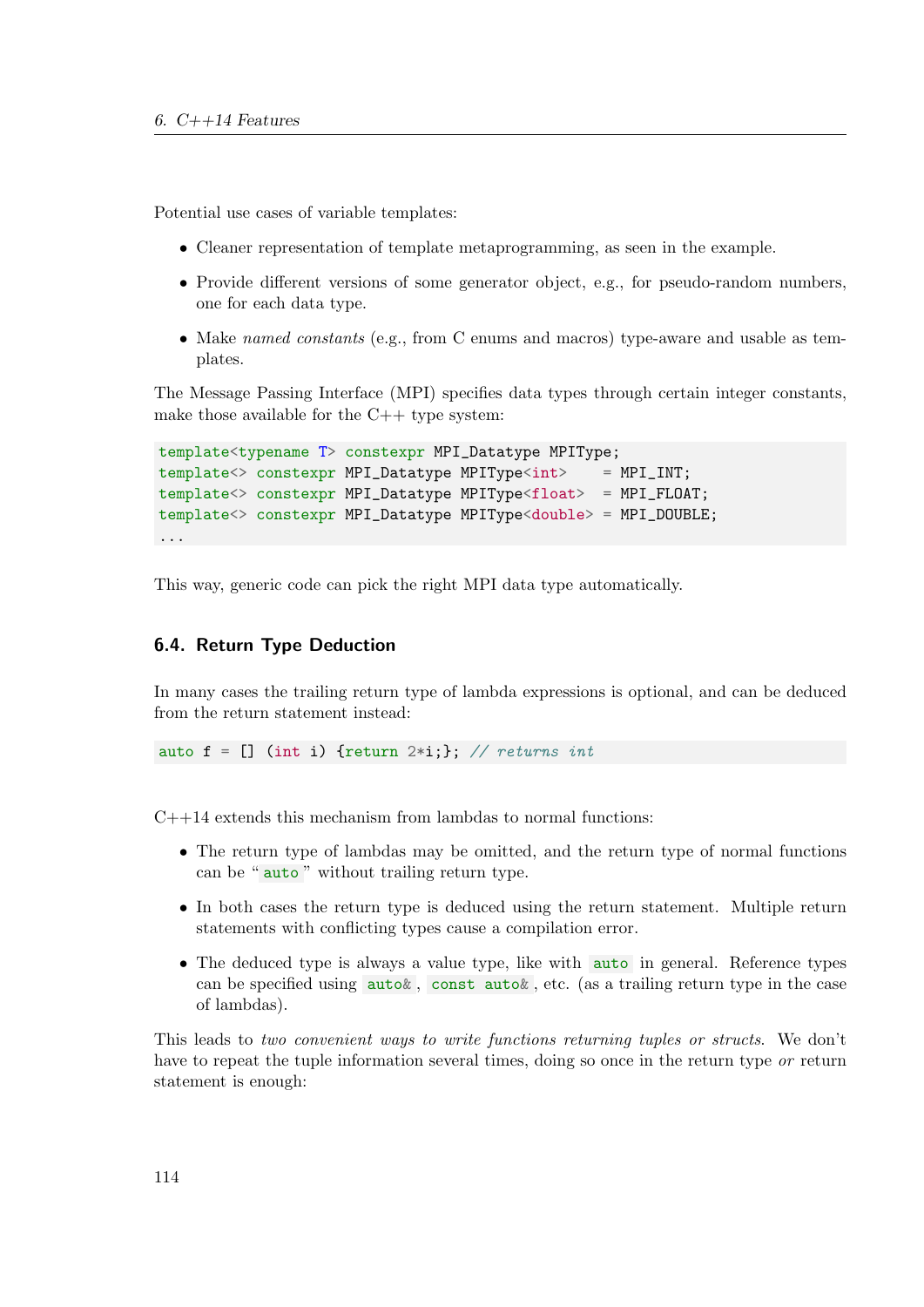Potential use cases of variable templates:

- Cleaner representation of template metaprogramming, as seen in the example.
- Provide different versions of some generator object, e.g., for pseudo-random numbers, one for each data type.
- Make *named constants* (e.g., from C enums and macros) type-aware and usable as templates.

The Message Passing Interface (MPI) specifies data types through certain integer constants, make those available for the C++ type system:

```
template<typename T> constexpr MPI_Datatype MPIType;
template<> constexpr MPI_Datatype MPIType<int>    = MPI_INT;
template<> constexpr MPI_Datatype MPIType<float>  = MPI_FLOAT;
template<> constexpr MPI_Datatype MPIType<double> = MPI_DOUBLE;
...
```

This way, generic code can pick the right MPI data type automatically.

## 6.4. Return Type Deduction

In many cases the trailing return type of lambda expressions is optional, and can be deduced from the return statement instead:

```
auto f = [] (int i) {return 2*i;}; // returns int
```

C++14 extends this mechanism from lambdas to normal functions:

- The return type of lambdas may be omitted, and the return type of normal functions can be "`auto`" without trailing return type.
- In both cases the return type is deduced using the return statement. Multiple return statements with conflicting types cause a compilation error.
- The deduced type is always a value type, like with `auto` in general. Reference types can be specified using `auto&`, `const auto&`, etc. (as a trailing return type in the case of lambdas).

This leads to *two convenient ways to write functions returning tuples or structs*. We don't have to repeat the tuple information several times, doing so once in the return type *or* return statement is enough: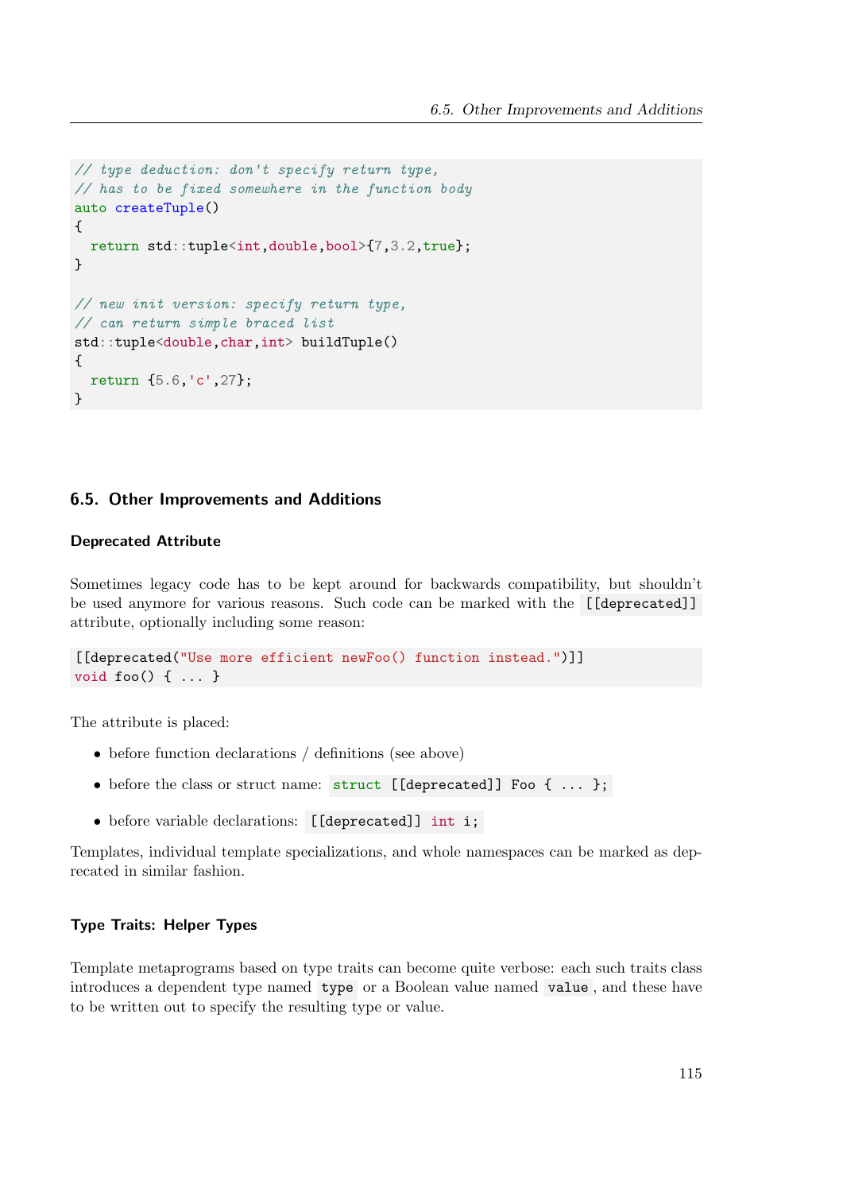```
// type deduction: don't specify return type,
// has to be fixed somewhere in the function body
auto createTuple()
{
  return std::tuple<int,double,bool>{7,3.2,true};
}

// new init version: specify return type,
// can return simple braced list
std::tuple<double,char,int> buildTuple()
{
  return {5.6,'c',27};
}
```

## 6.5. Other Improvements and Additions

### Deprecated Attribute

Sometimes legacy code has to be kept around for backwards compatibility, but shouldn't be used anymore for various reasons. Such code can be marked with the `[[deprecated]]` attribute, optionally including some reason:

```
[[deprecated("Use more efficient newFoo() function instead.")]]
void foo() { ... }
```

The attribute is placed:

- before function declarations / definitions (see above)
- before the class or struct name: `struct [[deprecated]] Foo { ... };`
- before variable declarations: `[[deprecated]] int i;`

Templates, individual template specializations, and whole namespaces can be marked as deprecated in similar fashion.

### Type Traits: Helper Types

Template metaprograms based on type traits can become quite verbose: each such traits class introduces a dependent type named `type` or a Boolean value named `value`, and these have to be written out to specify the resulting type or value.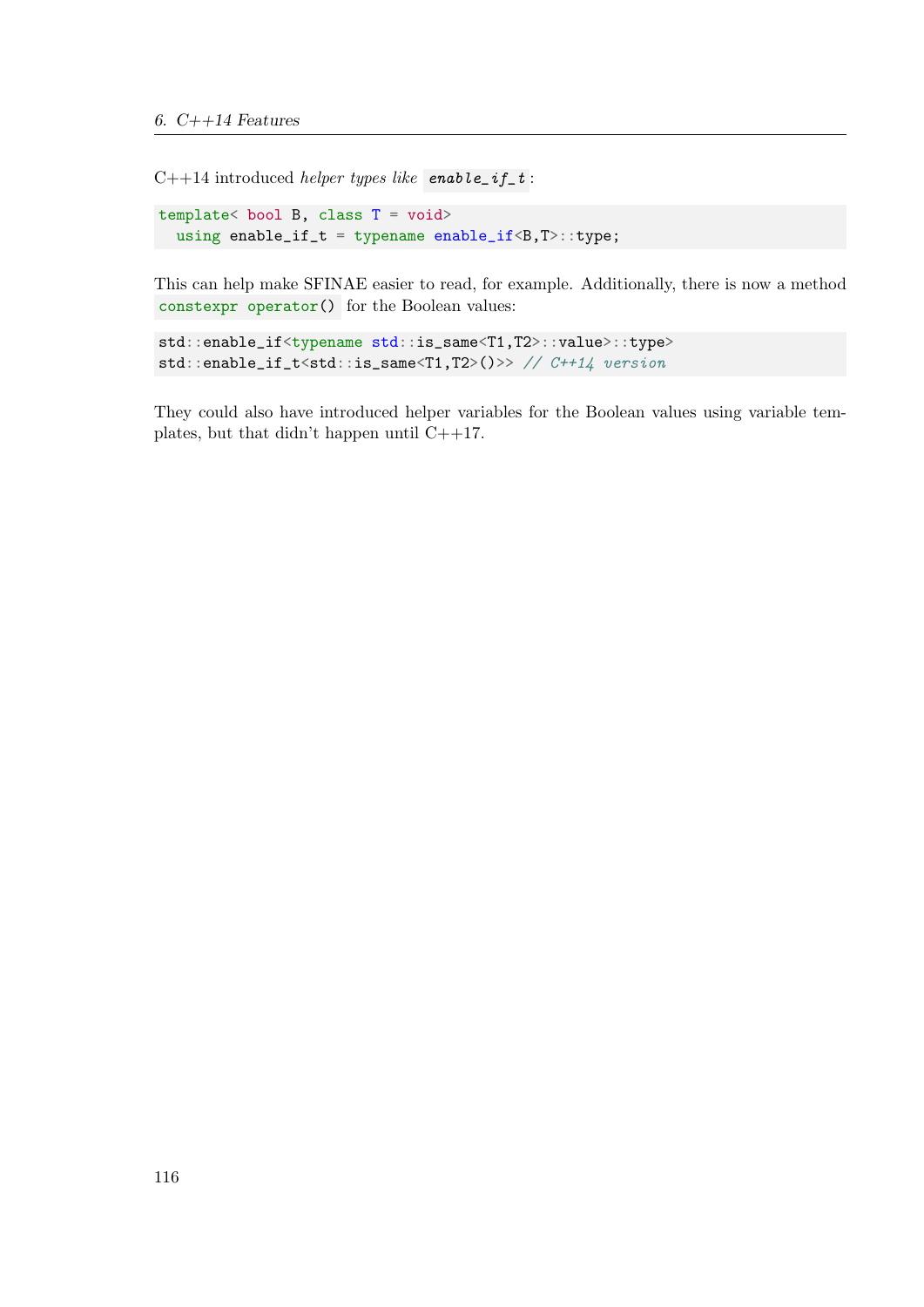C++14 introduced *helper types like* `enable_if_t`:

```
template< bool B, class T = void>
  using enable_if_t = typename enable_if<B,T>::type;
```

This can help make SFINAE easier to read, for example. Additionally, there is now a method `constexpr operator()` for the Boolean values:

```
std::enable_if<typename std::is_same<T1,T2>::value>::type>
std::enable_if_t<std::is_same<T1,T2>()>> // C++14 version
```

They could also have introduced helper variables for the Boolean values using variable templates, but that didn't happen until C++17.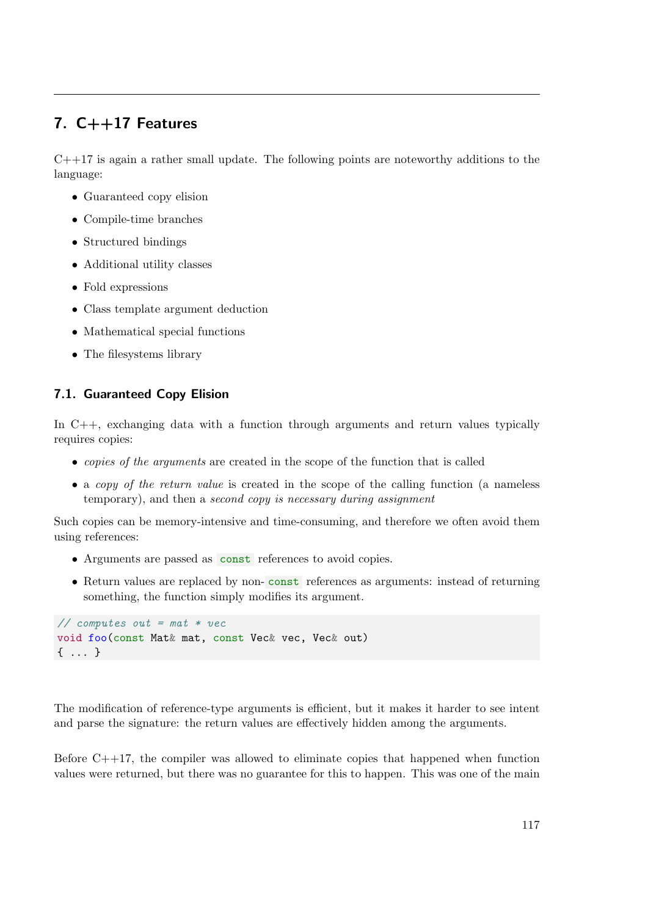# 7. C++17 Features

C++17 is again a rather small update. The following points are noteworthy additions to the language:

- Guaranteed copy elision
- Compile-time branches
- Structured bindings
- Additional utility classes
- Fold expressions
- Class template argument deduction
- Mathematical special functions
- The filesystems library

## 7.1. Guaranteed Copy Elision

In C++, exchanging data with a function through arguments and return values typically requires copies:

- *copies of the arguments* are created in the scope of the function that is called
- a *copy of the return value* is created in the scope of the calling function (a nameless temporary), and then a *second copy is necessary during assignment*

Such copies can be memory-intensive and time-consuming, and therefore we often avoid them using references:

- Arguments are passed as `const` references to avoid copies.
- Return values are replaced by non-`const` references as arguments: instead of returning something, the function simply modifies its argument.

```
// computes out = mat * vec
void foo(const Mat& mat, const Vec& vec, Vec& out)
{ ... }
```

The modification of reference-type arguments is efficient, but it makes it harder to see intent and parse the signature: the return values are effectively hidden among the arguments.

Before C++17, the compiler was allowed to eliminate copies that happened when function values were returned, but there was no guarantee for this to happen. This was one of the main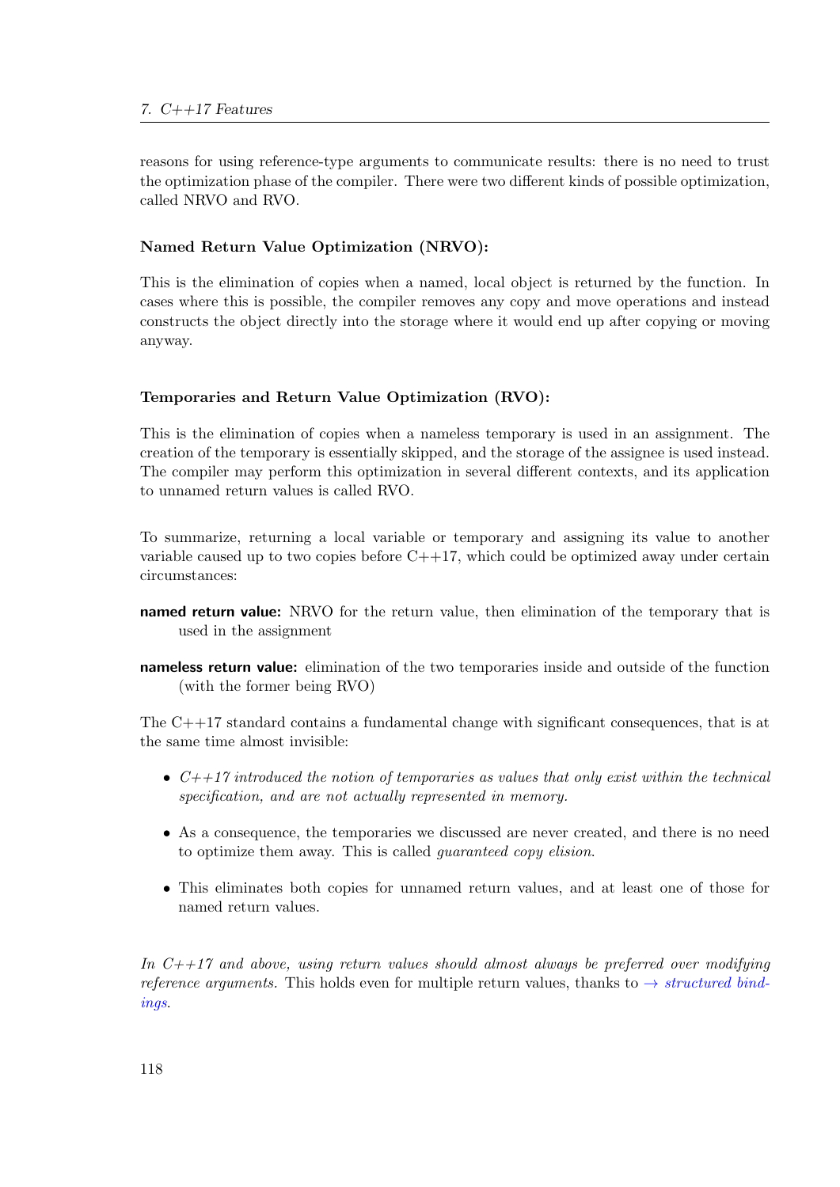reasons for using reference-type arguments to communicate results: there is no need to trust the optimization phase of the compiler. There were two different kinds of possible optimization, called NRVO and RVO.

### Named Return Value Optimization (NRVO):

This is the elimination of copies when a named, local object is returned by the function. In cases where this is possible, the compiler removes any copy and move operations and instead constructs the object directly into the storage where it would end up after copying or moving anyway.

### Temporaries and Return Value Optimization (RVO):

This is the elimination of copies when a nameless temporary is used in an assignment. The creation of the temporary is essentially skipped, and the storage of the assignee is used instead. The compiler may perform this optimization in several different contexts, and its application to unnamed return values is called RVO.

To summarize, returning a local variable or temporary and assigning its value to another variable caused up to two copies before C++17, which could be optimized away under certain circumstances:

**named return value:** NRVO for the return value, then elimination of the temporary that is used in the assignment

**nameless return value:** elimination of the two temporaries inside and outside of the function (with the former being RVO)

The C++17 standard contains a fundamental change with significant consequences, that is at the same time almost invisible:

- *C++17 introduced the notion of temporaries as values that only exist within the technical specification, and are not actually represented in memory.*
- As a consequence, the temporaries we discussed are never created, and there is no need to optimize them away. This is called *guaranteed copy elision*.
- This eliminates both copies for unnamed return values, and at least one of those for named return values.

*In C++17 and above, using return values should almost always be preferred over modifying reference arguments.* This holds even for multiple return values, thanks to → *structured bindings*.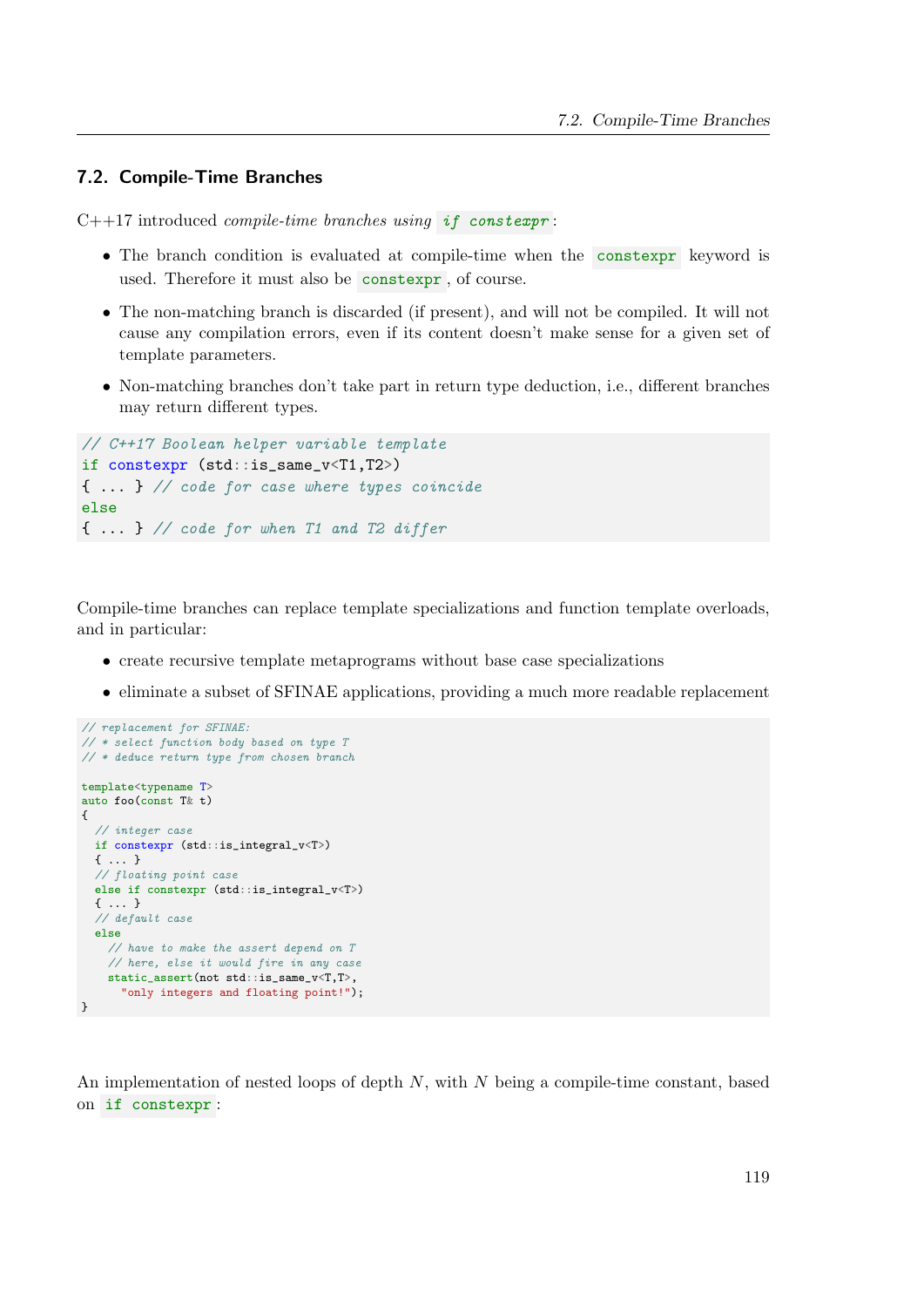## 7.2. Compile-Time Branches

C++17 introduced *compile-time branches using* `if constexpr`:

- The branch condition is evaluated at compile-time when the `constexpr` keyword is used. Therefore it must also be `constexpr`, of course.
- The non-matching branch is discarded (if present), and will not be compiled. It will not cause any compilation errors, even if its content doesn't make sense for a given set of template parameters.
- Non-matching branches don't take part in return type deduction, i.e., different branches may return different types.

```
// C++17 Boolean helper variable template
if constexpr (std::is_same_v<T1,T2>)
{ ... } // code for case where types coincide
else
{ ... } // code for when T1 and T2 differ
```

Compile-time branches can replace template specializations and function template overloads, and in particular:

- create recursive template metaprograms without base case specializations
- eliminate a subset of SFINAE applications, providing a much more readable replacement

```
// replacement for SFINAE:
// * select function body based on type T
// * deduce return type from chosen branch

template<typename T>
auto foo(const T& t)
{
  // integer case
  if constexpr (std::is_integral_v<T>)
  { ... }
  // floating point case
  else if constexpr (std::is_integral_v<T>)
  { ... }
  // default case
  else
    // have to make the assert depend on T
    // here, else it would fire in any case
    static_assert(not std::is_same_v<T,T>,
      "only integers and floating point!");
}
```

An implementation of nested loops of depth $N$, with $N$ being a compile-time constant, based on `if constexpr`: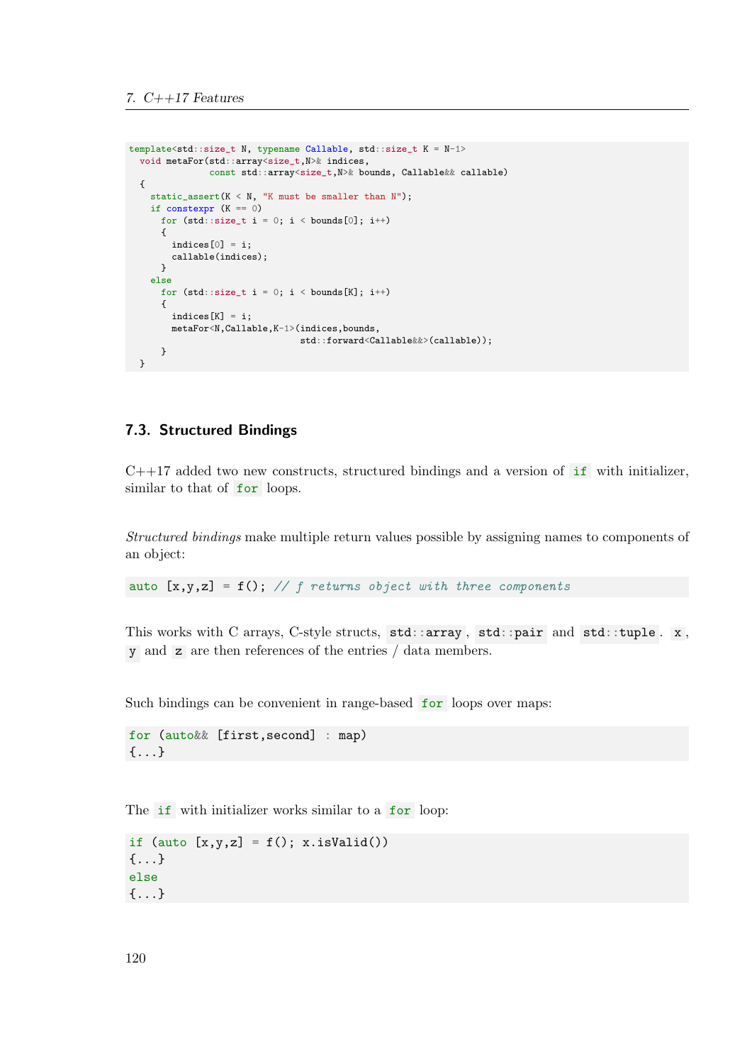```
template<std::size_t N, typename Callable, std::size_t K = N-1>
  void metaFor(std::array<size_t,N>& indices,
             const std::array<size_t,N>& bounds, Callable&& callable)
  {
    static_assert(K < N, "K must be smaller than N");
    if constexpr (K == 0)
      for (std::size_t i = 0; i < bounds[0]; i++)
      {
        indices[0] = i;
        callable(indices);
      }
    else
      for (std::size_t i = 0; i < bounds[K]; i++)
      {
        indices[K] = i;
        metaFor<N,Callable,K-1>(indices,bounds,
                                std::forward<Callable&&>(callable));
      }
  }
```

## 7.3. Structured Bindings

C++17 added two new constructs, structured bindings and a version of `if` with initializer, similar to that of `for` loops.

*Structured bindings* make multiple return values possible by assigning names to components of an object:

```
auto [x,y,z] = f(); // f returns object with three components
```

This works with C arrays, C-style structs, `std::array`, `std::pair` and `std::tuple`. `x`, `y` and `z` are then references of the entries / data members.

Such bindings can be convenient in range-based `for` loops over maps:

```
for (auto&& [first,second] : map)
{...}
```

The `if` with initializer works similar to a `for` loop:

```
if (auto [x,y,z] = f(); x.isValid())
{...}
else
{...}
```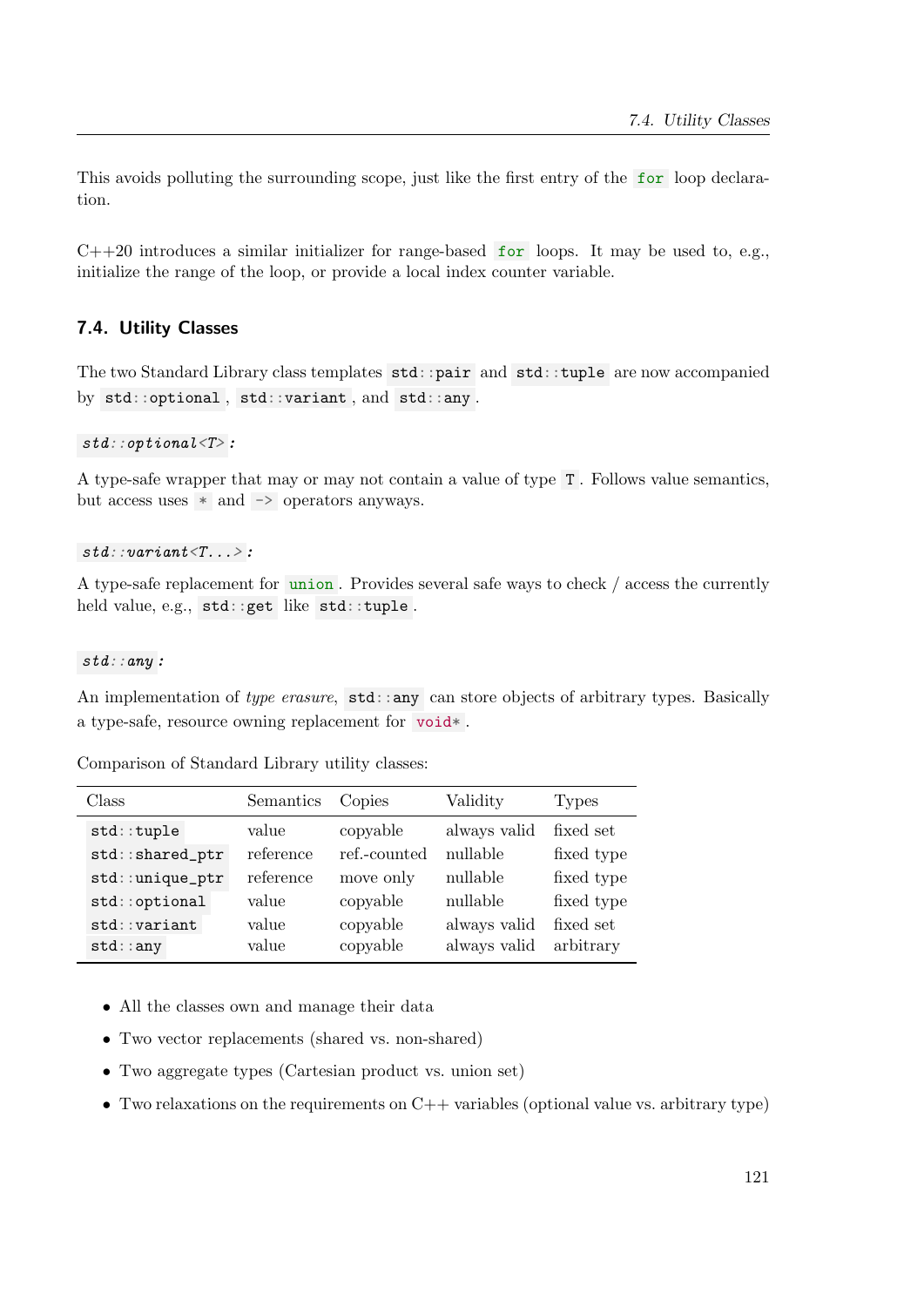This avoids polluting the surrounding scope, just like the first entry of the `for` loop declaration.

C++20 introduces a similar initializer for range-based `for` loops. It may be used to, e.g., initialize the range of the loop, or provide a local index counter variable.

## 7.4. Utility Classes

The two Standard Library class templates `std::pair` and `std::tuple` are now accompanied by `std::optional`, `std::variant`, and `std::any`.

***`std::optional<T>`*:**

A type-safe wrapper that may or may not contain a value of type `T`. Follows value semantics, but access uses `*` and `->` operators anyways.

***`std::variant<T...>`*:**

A type-safe replacement for `union`. Provides several safe ways to check / access the currently held value, e.g., `std::get` like `std::tuple`.

***`std::any`*:**

An implementation of *type erasure*, `std::any` can store objects of arbitrary types. Basically a type-safe, resource owning replacement for `void*`.

Comparison of Standard Library utility classes:

| Class | Semantics | Copies | Validity | Types |
|---|---|---|---|---|
| `std::tuple` | value | copyable | always valid | fixed set |
| `std::shared_ptr` | reference | ref.-counted | nullable | fixed type |
| `std::unique_ptr` | reference | move only | nullable | fixed type |
| `std::optional` | value | copyable | nullable | fixed type |
| `std::variant` | value | copyable | always valid | fixed set |
| `std::any` | value | copyable | always valid | arbitrary |

- All the classes own and manage their data
- Two vector replacements (shared vs. non-shared)
- Two aggregate types (Cartesian product vs. union set)
- Two relaxations on the requirements on C++ variables (optional value vs. arbitrary type)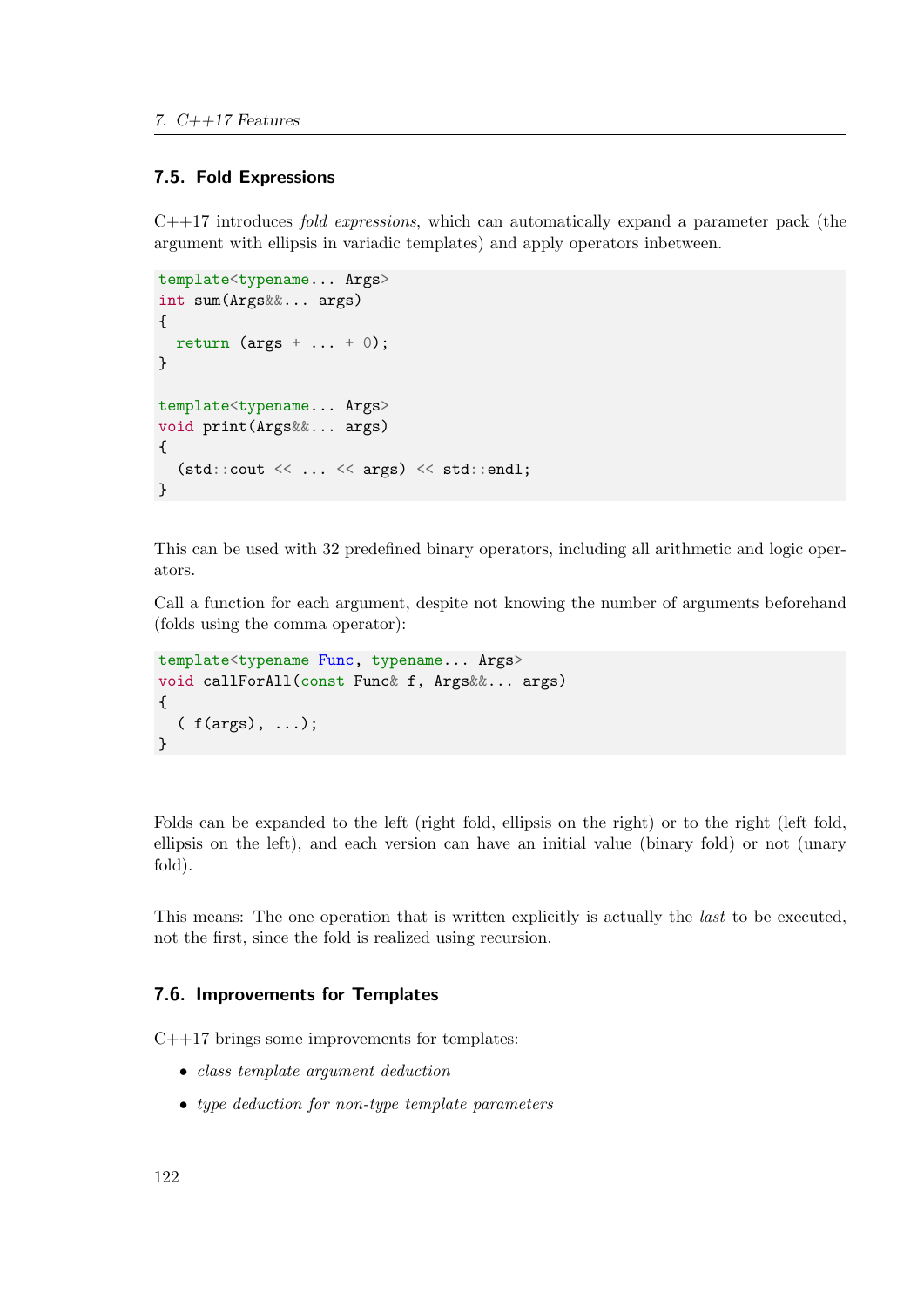## 7.5. Fold Expressions

C++17 introduces *fold expressions*, which can automatically expand a parameter pack (the argument with ellipsis in variadic templates) and apply operators inbetween.

```
template<typename... Args>
int sum(Args&&... args)
{
  return (args + ... + 0);
}

template<typename... Args>
void print(Args&&... args)
{
  (std::cout << ... << args) << std::endl;
}
```

This can be used with 32 predefined binary operators, including all arithmetic and logic operators.

Call a function for each argument, despite not knowing the number of arguments beforehand (folds using the comma operator):

```
template<typename Func, typename... Args>
void callForAll(const Func& f, Args&&... args)
{
  ( f(args), ...);
}
```

Folds can be expanded to the left (right fold, ellipsis on the right) or to the right (left fold, ellipsis on the left), and each version can have an initial value (binary fold) or not (unary fold).

This means: The one operation that is written explicitly is actually the *last* to be executed, not the first, since the fold is realized using recursion.

## 7.6. Improvements for Templates

C++17 brings some improvements for templates:

- *class template argument deduction*
- *type deduction for non-type template parameters*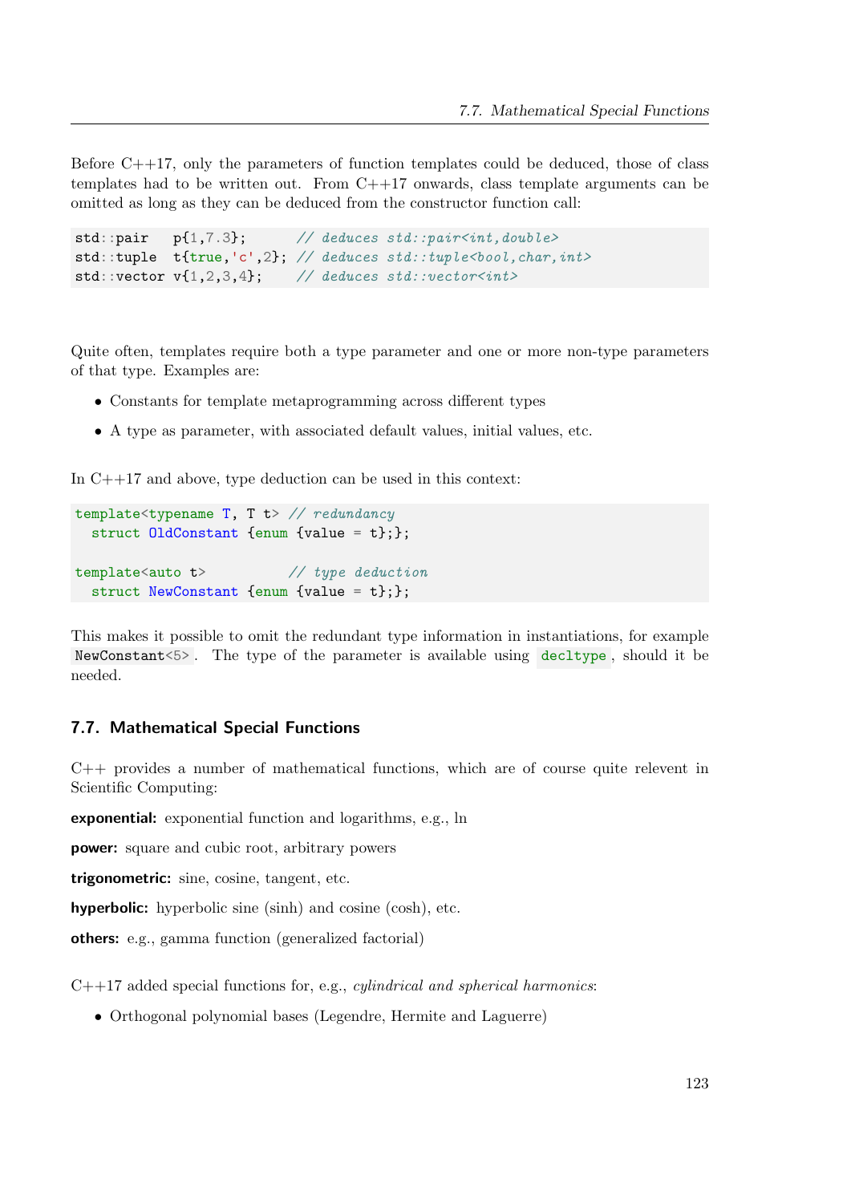Before C++17, only the parameters of function templates could be deduced, those of class templates had to be written out. From C++17 onwards, class template arguments can be omitted as long as they can be deduced from the constructor function call:

```
std::pair   p{1,7.3};      // deduces std::pair<int,double>
std::tuple  t{true,'c',2}; // deduces std::tuple<bool,char,int>
std::vector v{1,2,3,4};    // deduces std::vector<int>
```

Quite often, templates require both a type parameter and one or more non-type parameters of that type. Examples are:

- Constants for template metaprogramming across different types
- A type as parameter, with associated default values, initial values, etc.

In C++17 and above, type deduction can be used in this context:

```
template<typename T, T t> // redundancy
  struct OldConstant {enum {value = t};};

template<auto t>          // type deduction
  struct NewConstant {enum {value = t};};
```

This makes it possible to omit the redundant type information in instantiations, for example `NewConstant<5>`. The type of the parameter is available using `decltype`, should it be needed.

## 7.7. Mathematical Special Functions

C++ provides a number of mathematical functions, which are of course quite relevent in Scientific Computing:

**exponential:** exponential function and logarithms, e.g., ln

**power:** square and cubic root, arbitrary powers

**trigonometric:** sine, cosine, tangent, etc.

**hyperbolic:** hyperbolic sine (sinh) and cosine (cosh), etc.

**others:** e.g., gamma function (generalized factorial)

C++17 added special functions for, e.g., *cylindrical and spherical harmonics*:

- Orthogonal polynomial bases (Legendre, Hermite and Laguerre)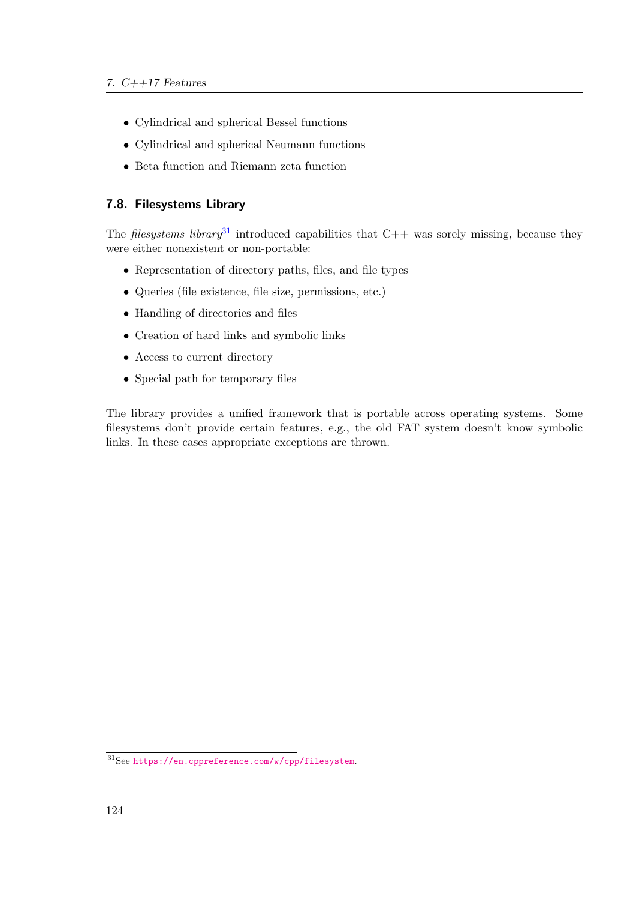- Cylindrical and spherical Bessel functions
- Cylindrical and spherical Neumann functions
- Beta function and Riemann zeta function

## 7.8. Filesystems Library

The *filesystems library*[31] introduced capabilities that C++ was sorely missing, because they were either nonexistent or non-portable:

- Representation of directory paths, files, and file types
- Queries (file existence, file size, permissions, etc.)
- Handling of directories and files
- Creation of hard links and symbolic links
- Access to current directory
- Special path for temporary files

The library provides a unified framework that is portable across operating systems. Some filesystems don't provide certain features, e.g., the old FAT system doesn't know symbolic links. In these cases appropriate exceptions are thrown.

[31] See https://en.cppreference.com/w/cpp/filesystem.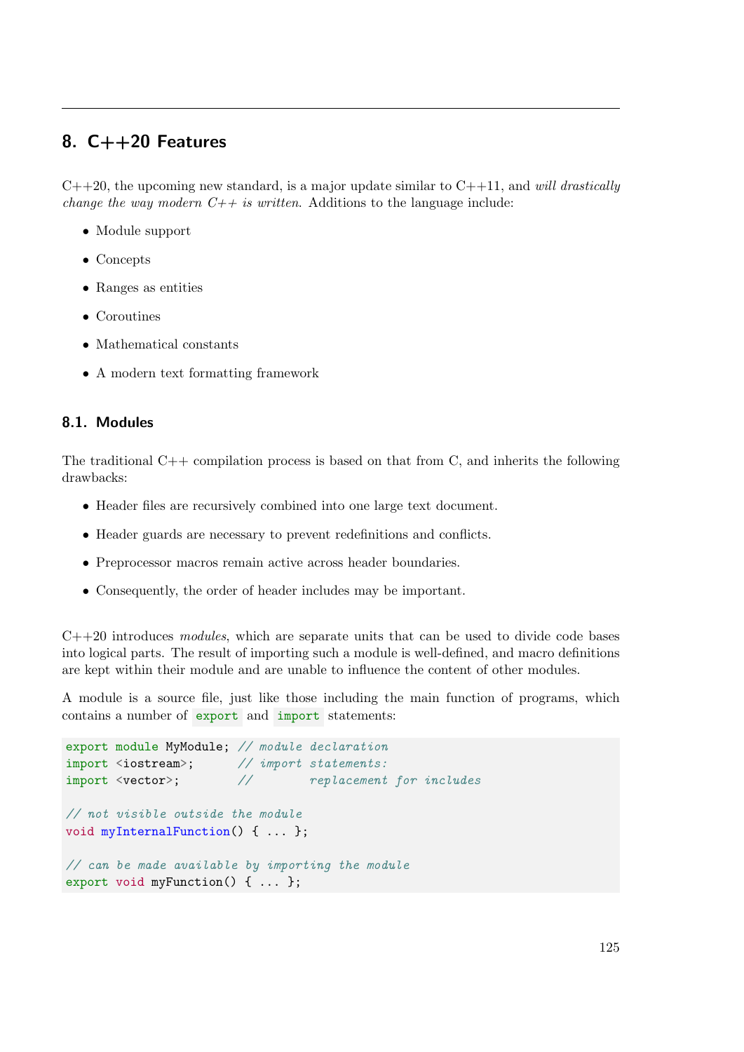## 8. C++20 Features

C++20, the upcoming new standard, is a major update similar to C++11, and *will drastically change the way modern C++ is written*. Additions to the language include:

- Module support
- Concepts
- Ranges as entities
- Coroutines
- Mathematical constants
- A modern text formatting framework

### 8.1. Modules

The traditional C++ compilation process is based on that from C, and inherits the following drawbacks:

- Header files are recursively combined into one large text document.
- Header guards are necessary to prevent redefinitions and conflicts.
- Preprocessor macros remain active across header boundaries.
- Consequently, the order of header includes may be important.

C++20 introduces *modules*, which are separate units that can be used to divide code bases into logical parts. The result of importing such a module is well-defined, and macro definitions are kept within their module and are unable to influence the content of other modules.

A module is a source file, just like those including the main function of programs, which contains a number of `export` and `import` statements:

```
export module MyModule; // module declaration
import <iostream>;      // import statements:
import <vector>;        //        replacement for includes

// not visible outside the module
void myInternalFunction() { ... };

// can be made available by importing the module
export void myFunction() { ... };
```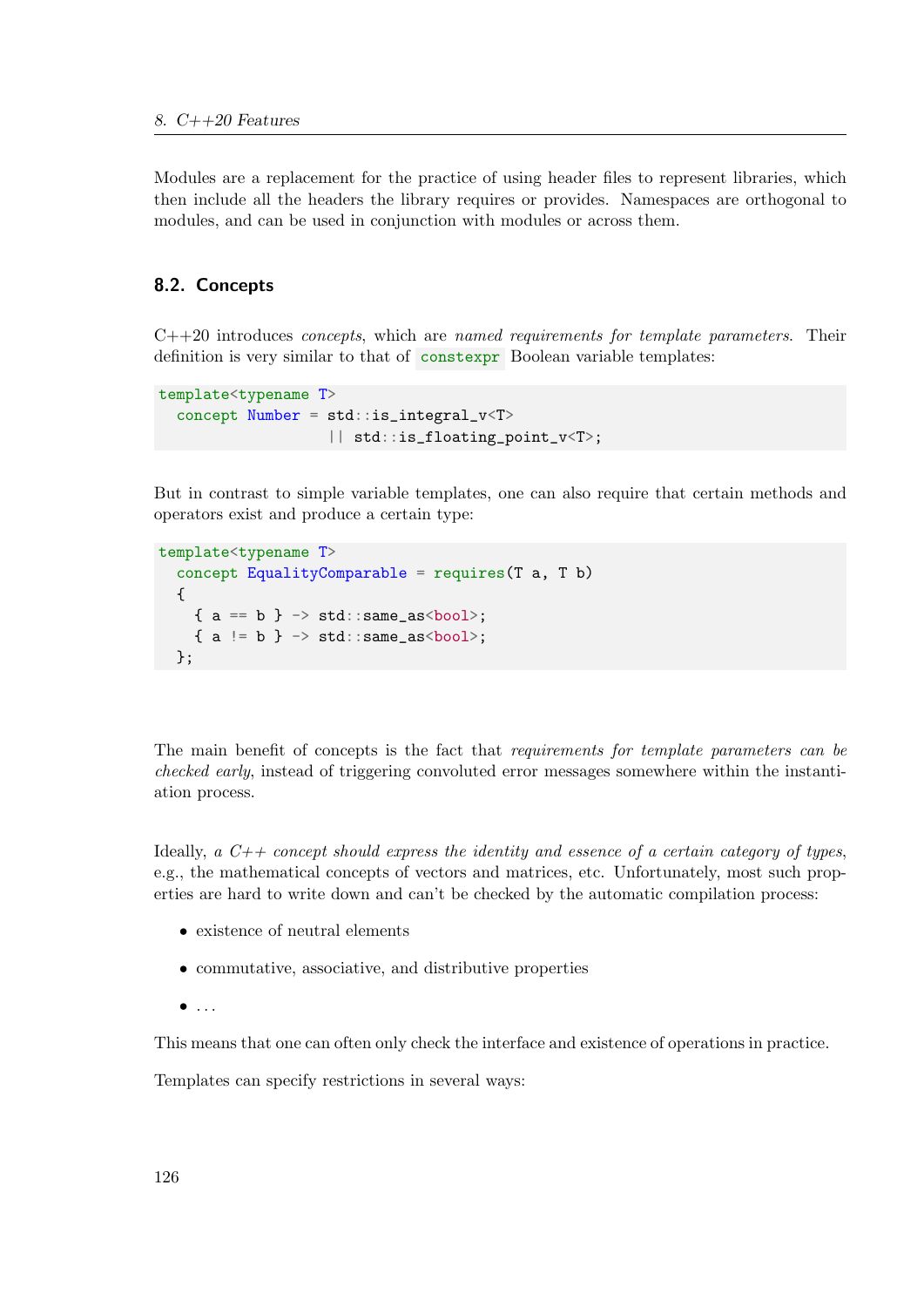Modules are a replacement for the practice of using header files to represent libraries, which then include all the headers the library requires or provides. Namespaces are orthogonal to modules, and can be used in conjunction with modules or across them.

## 8.2. Concepts

C++20 introduces *concepts*, which are *named requirements for template parameters*. Their definition is very similar to that of `constexpr` Boolean variable templates:

```
template<typename T>
  concept Number = std::is_integral_v<T>
                  || std::is_floating_point_v<T>;
```

But in contrast to simple variable templates, one can also require that certain methods and operators exist and produce a certain type:

```
template<typename T>
  concept EqualityComparable = requires(T a, T b)
  {
    { a == b } -> std::same_as<bool>;
    { a != b } -> std::same_as<bool>;
  };
```

The main benefit of concepts is the fact that *requirements for template parameters can be checked early*, instead of triggering convoluted error messages somewhere within the instantiation process.

Ideally, *a C++ concept should express the identity and essence of a certain category of types*, e.g., the mathematical concepts of vectors and matrices, etc. Unfortunately, most such properties are hard to write down and can't be checked by the automatic compilation process:

- existence of neutral elements
- commutative, associative, and distributive properties
- ...

This means that one can often only check the interface and existence of operations in practice.

Templates can specify restrictions in several ways: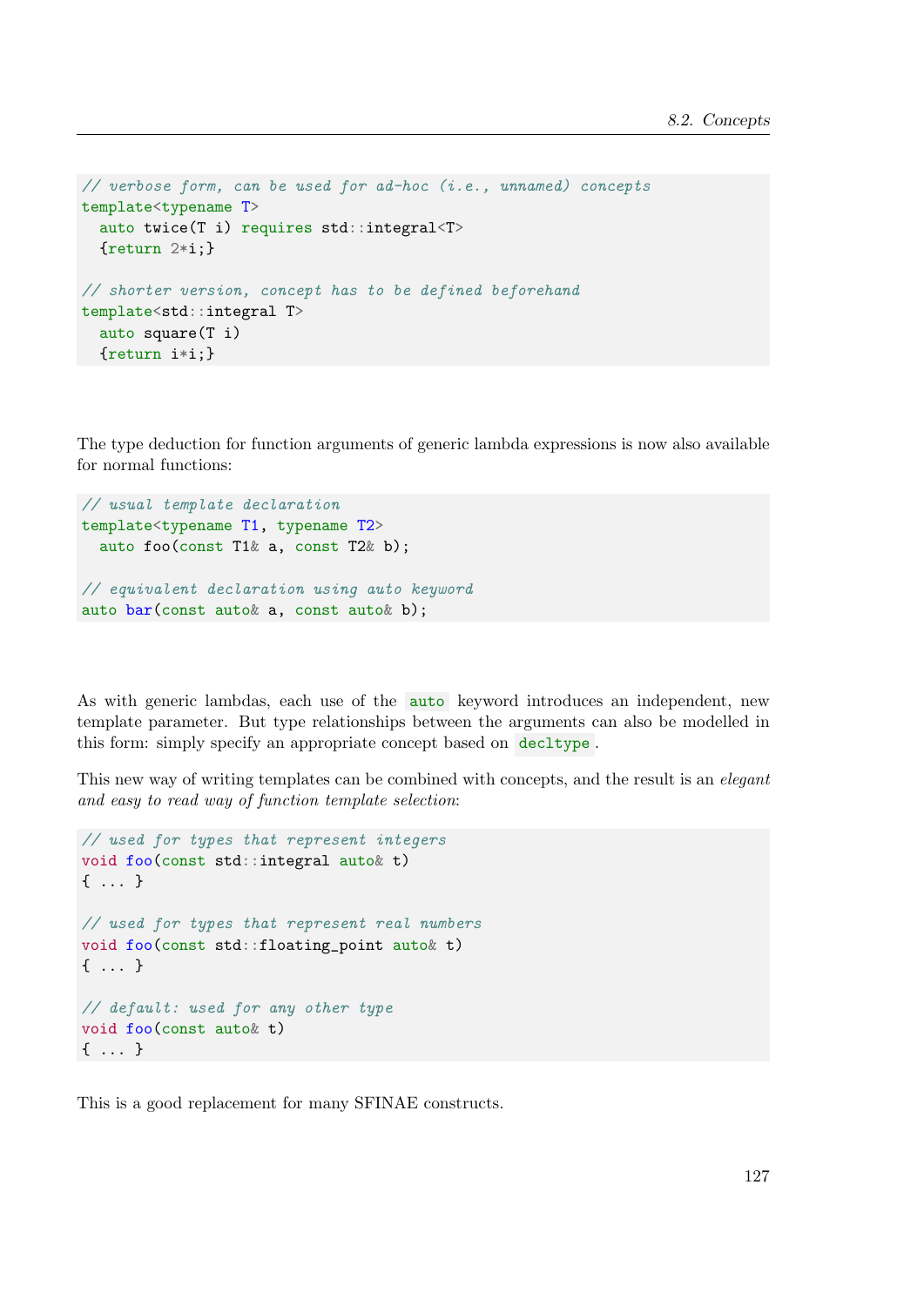```
// verbose form, can be used for ad-hoc (i.e., unnamed) concepts
template<typename T>
  auto twice(T i) requires std::integral<T>
  {return 2*i;}

// shorter version, concept has to be defined beforehand
template<std::integral T>
  auto square(T i)
  {return i*i;}
```

The type deduction for function arguments of generic lambda expressions is now also available for normal functions:

```
// usual template declaration
template<typename T1, typename T2>
  auto foo(const T1& a, const T2& b);

// equivalent declaration using auto keyword
auto bar(const auto& a, const auto& b);
```

As with generic lambdas, each use of the `auto` keyword introduces an independent, new template parameter. But type relationships between the arguments can also be modelled in this form: simply specify an appropriate concept based on `decltype`.

This new way of writing templates can be combined with concepts, and the result is an *elegant and easy to read way of function template selection*:

```
// used for types that represent integers
void foo(const std::integral auto& t)
{ ... }

// used for types that represent real numbers
void foo(const std::floating_point auto& t)
{ ... }

// default: used for any other type
void foo(const auto& t)
{ ... }
```

This is a good replacement for many SFINAE constructs.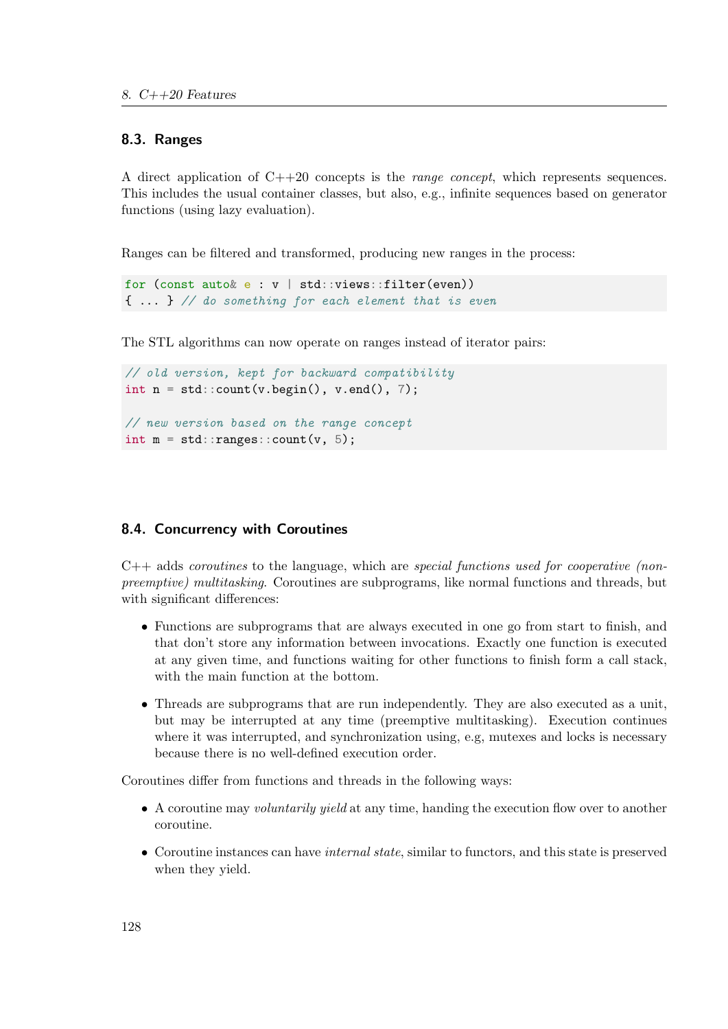## 8.3. Ranges

A direct application of C++20 concepts is the *range concept*, which represents sequences. This includes the usual container classes, but also, e.g., infinite sequences based on generator functions (using lazy evaluation).

Ranges can be filtered and transformed, producing new ranges in the process:

```
for (const auto& e : v | std::views::filter(even))
{ ... } // do something for each element that is even
```

The STL algorithms can now operate on ranges instead of iterator pairs:

```
// old version, kept for backward compatibility
int n = std::count(v.begin(), v.end(), 7);

// new version based on the range concept
int m = std::ranges::count(v, 5);
```

## 8.4. Concurrency with Coroutines

C++ adds *coroutines* to the language, which are *special functions used for cooperative (non-preemptive) multitasking*. Coroutines are subprograms, like normal functions and threads, but with significant differences:

- Functions are subprograms that are always executed in one go from start to finish, and that don't store any information between invocations. Exactly one function is executed at any given time, and functions waiting for other functions to finish form a call stack, with the main function at the bottom.
- Threads are subprograms that are run independently. They are also executed as a unit, but may be interrupted at any time (preemptive multitasking). Execution continues where it was interrupted, and synchronization using, e.g, mutexes and locks is necessary because there is no well-defined execution order.

Coroutines differ from functions and threads in the following ways:

- A coroutine may *voluntarily yield* at any time, handing the execution flow over to another coroutine.
- Coroutine instances can have *internal state*, similar to functors, and this state is preserved when they yield.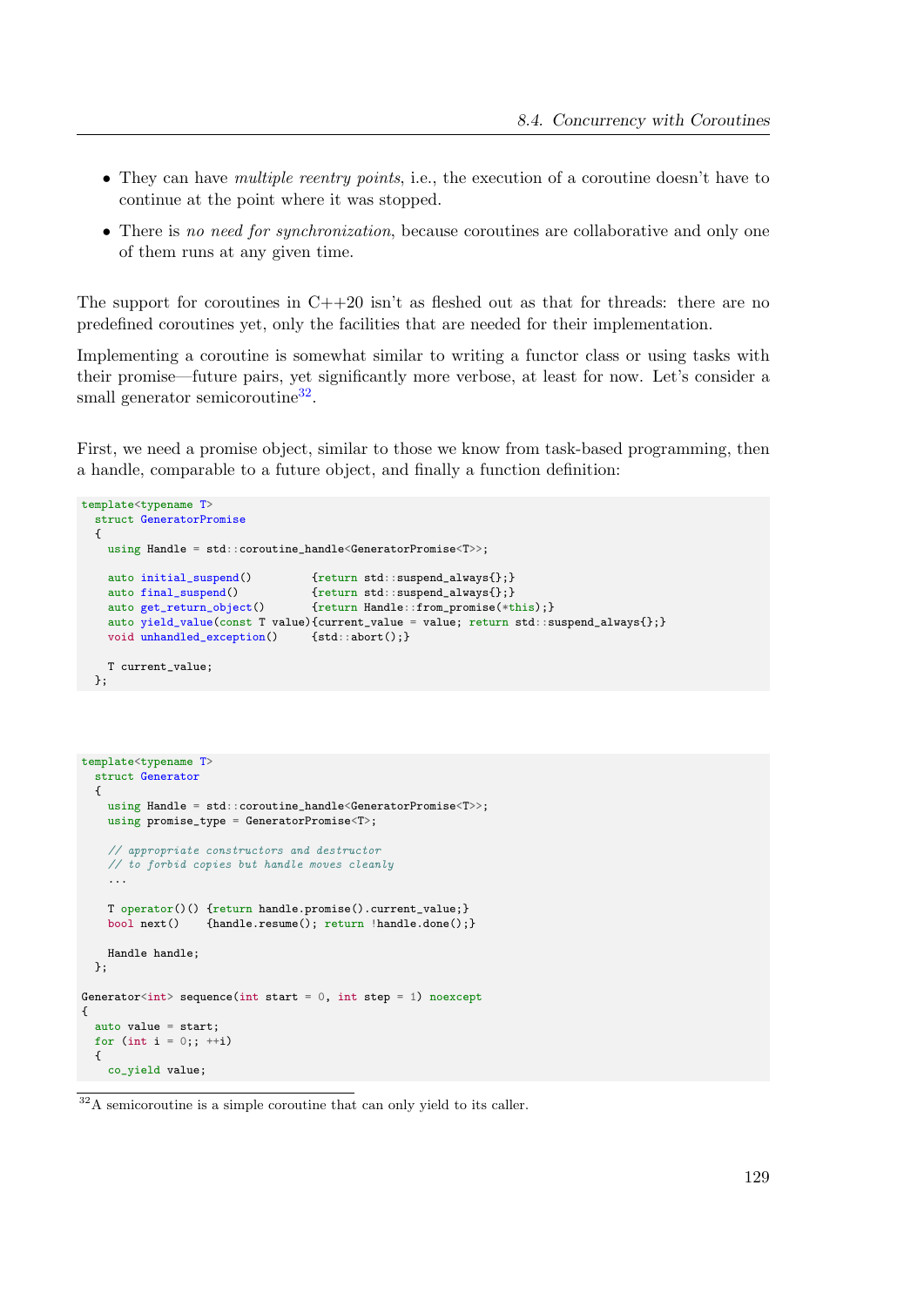- They can have *multiple reentry points*, i.e., the execution of a coroutine doesn't have to continue at the point where it was stopped.
- There is *no need for synchronization*, because coroutines are collaborative and only one of them runs at any given time.

The support for coroutines in C++20 isn't as fleshed out as that for threads: there are no predefined coroutines yet, only the facilities that are needed for their implementation.

Implementing a coroutine is somewhat similar to writing a functor class or using tasks with their promise—future pairs, yet significantly more verbose, at least for now. Let's consider a small generator semicoroutine[32].

First, we need a promise object, similar to those we know from task-based programming, then a handle, comparable to a future object, and finally a function definition:

```
template<typename T>
  struct GeneratorPromise
  {
    using Handle = std::coroutine_handle<GeneratorPromise<T>>;

    auto initial_suspend()         {return std::suspend_always{};}
    auto final_suspend()           {return std::suspend_always{};}
    auto get_return_object()       {return Handle::from_promise(*this);}
    auto yield_value(const T value){current_value = value; return std::suspend_always{};}
    void unhandled_exception()     {std::abort();}

    T current_value;
  };
```

```
template<typename T>
  struct Generator
  {
    using Handle = std::coroutine_handle<GeneratorPromise<T>>;
    using promise_type = GeneratorPromise<T>;

    // appropriate constructors and destructor
    // to forbid copies but handle moves cleanly
    ...

    T operator()() {return handle.promise().current_value;}
    bool next()    {handle.resume(); return !handle.done();}

    Handle handle;
  };

Generator<int> sequence(int start = 0, int step = 1) noexcept
{
  auto value = start;
  for (int i = 0;; ++i)
  {
    co_yield value;
```

[32] A semicoroutine is a simple coroutine that can only yield to its caller.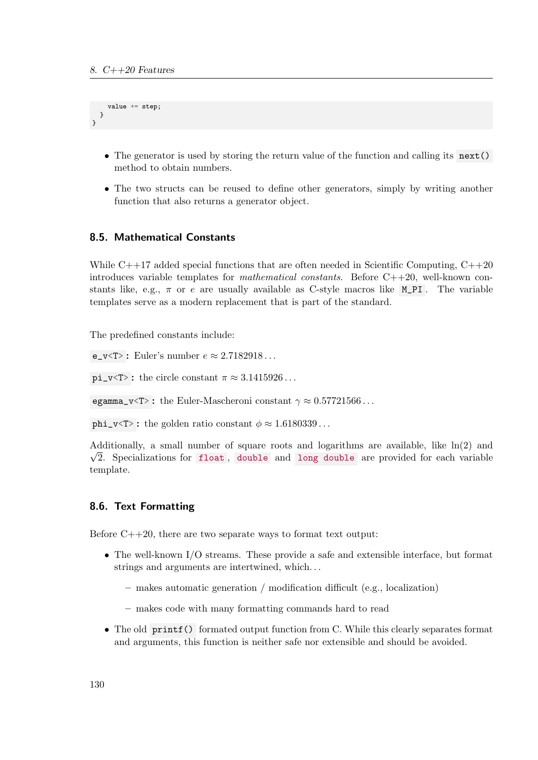```
    value += step;
  }
}
```

- The generator is used by storing the return value of the function and calling its `next()` method to obtain numbers.
- The two structs can be reused to define other generators, simply by writing another function that also returns a generator object.

### 8.5. Mathematical Constants

While C++17 added special functions that are often needed in Scientific Computing, C++20 introduces variable templates for *mathematical constants*. Before C++20, well-known constants like, e.g., $\pi$ or $e$ are usually available as C-style macros like `M_PI`. The variable templates serve as a modern replacement that is part of the standard.

The predefined constants include:

`e_v<T>`**:** Euler's number $e \approx 2.7182918\ldots$

`pi_v<T>`**:** the circle constant $\pi \approx 3.1415926\ldots$

`egamma_v<T>`**:** the Euler-Mascheroni constant $\gamma \approx 0.57721566\ldots$

`phi_v<T>`**:** the golden ratio constant $\phi \approx 1.6180339\ldots$

Additionally, a small number of square roots and logarithms are available, like $\ln(2)$ and $\sqrt{2}$. Specializations for `float`, `double` and `long double` are provided for each variable template.

### 8.6. Text Formatting

Before C++20, there are two separate ways to format text output:

- The well-known I/O streams. These provide a safe and extensible interface, but format strings and arguments are intertwined, which…
  - makes automatic generation / modification difficult (e.g., localization)
  - makes code with many formatting commands hard to read
- The old `printf()` formated output function from C. While this clearly separates format and arguments, this function is neither safe nor extensible and should be avoided.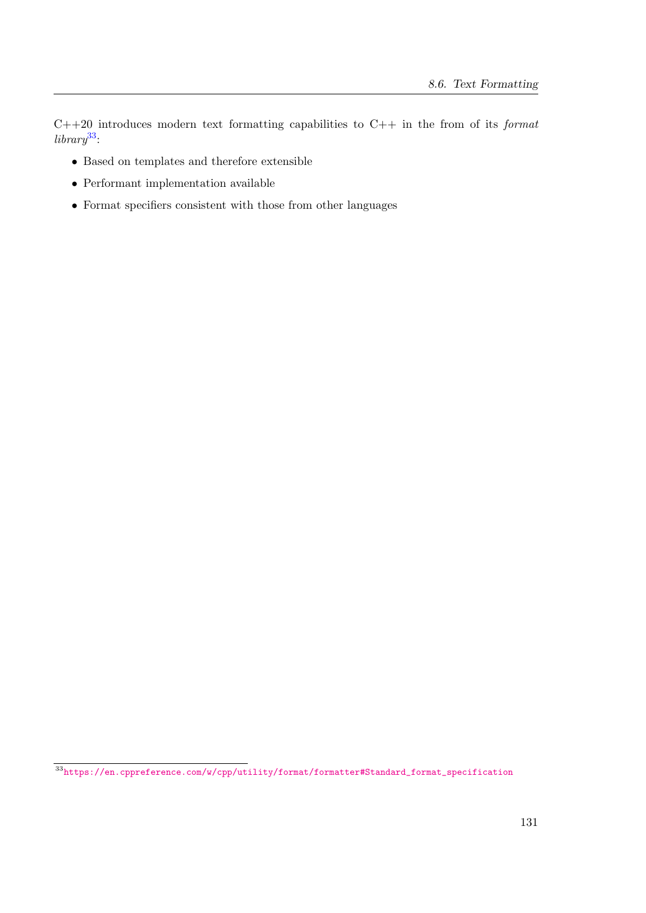C++20 introduces modern text formatting capabilities to C++ in the from of its *format library*[33]:

- Based on templates and therefore extensible
- Performant implementation available
- Format specifiers consistent with those from other languages

[33] https://en.cppreference.com/w/cpp/utility/format/formatter#Standard_format_specification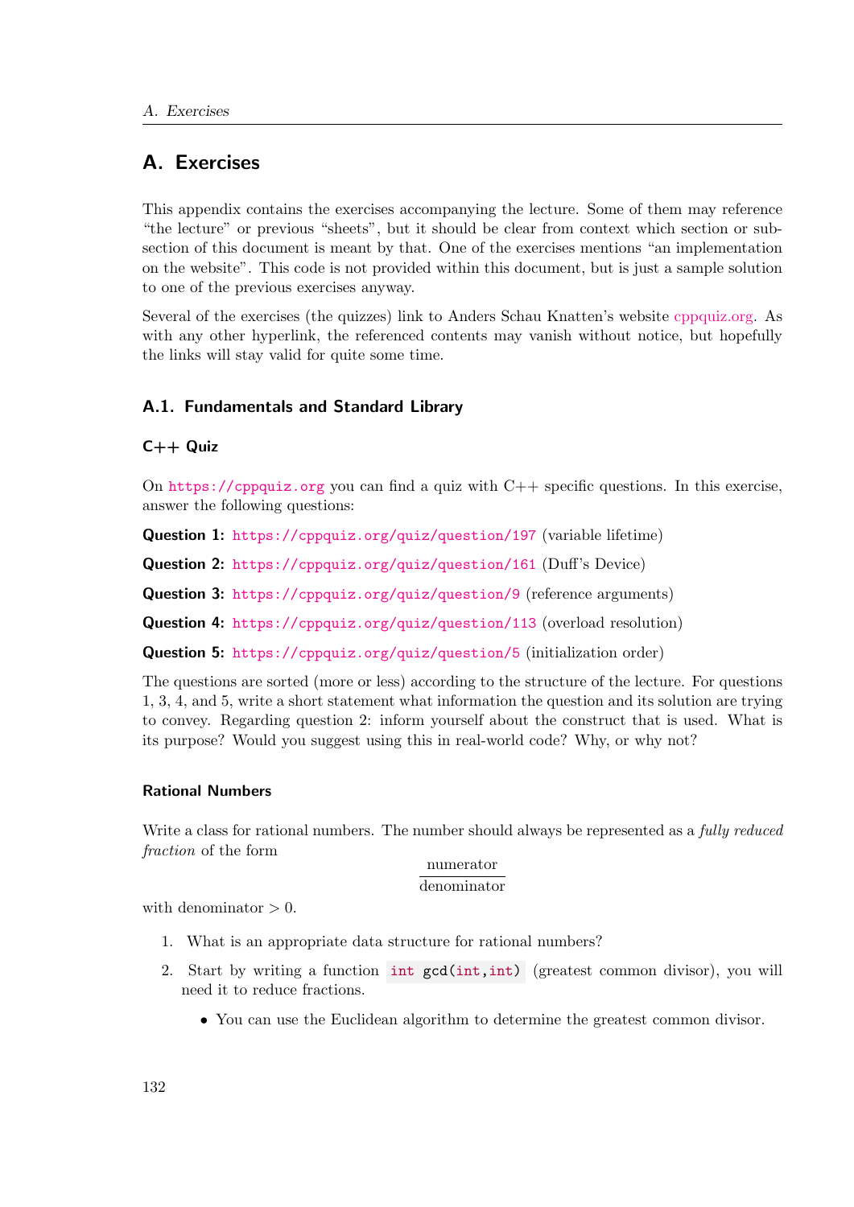# A. Exercises

This appendix contains the exercises accompanying the lecture. Some of them may reference "the lecture" or previous "sheets", but it should be clear from context which section or subsection of this document is meant by that. One of the exercises mentions "an implementation on the website". This code is not provided within this document, but is just a sample solution to one of the previous exercises anyway.

Several of the exercises (the quizzes) link to Anders Schau Knatten's website cppquiz.org. As with any other hyperlink, the referenced contents may vanish without notice, but hopefully the links will stay valid for quite some time.

## A.1. Fundamentals and Standard Library

### C++ Quiz

On `https://cppquiz.org` you can find a quiz with C++ specific questions. In this exercise, answer the following questions:

**Question 1:** `https://cppquiz.org/quiz/question/197` (variable lifetime)

**Question 2:** `https://cppquiz.org/quiz/question/161` (Duff's Device)

**Question 3:** `https://cppquiz.org/quiz/question/9` (reference arguments)

**Question 4:** `https://cppquiz.org/quiz/question/113` (overload resolution)

**Question 5:** `https://cppquiz.org/quiz/question/5` (initialization order)

The questions are sorted (more or less) according to the structure of the lecture. For questions 1, 3, 4, and 5, write a short statement what information the question and its solution are trying to convey. Regarding question 2: inform yourself about the construct that is used. What is its purpose? Would you suggest using this in real-world code? Why, or why not?

### Rational Numbers

Write a class for rational numbers. The number should always be represented as a *fully reduced fraction* of the form

$$\frac{\text{numerator}}{\text{denominator}}$$

with denominator $> 0$.

1. What is an appropriate data structure for rational numbers?
2. Start by writing a function `int gcd(int,int)` (greatest common divisor), you will need it to reduce fractions.
   - You can use the Euclidean algorithm to determine the greatest common divisor.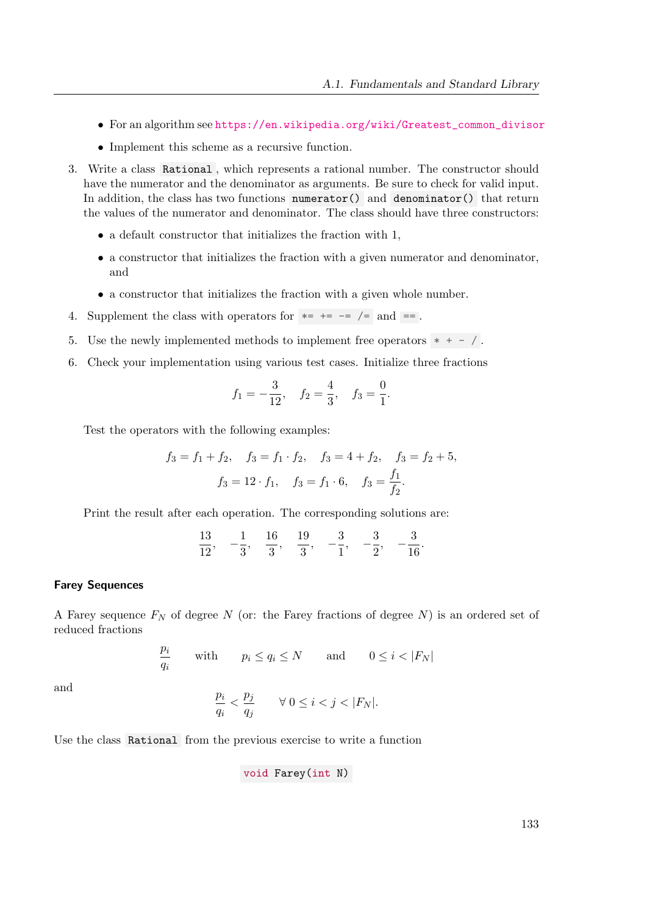- For an algorithm see https://en.wikipedia.org/wiki/Greatest_common_divisor
- Implement this scheme as a recursive function.

3. Write a class `Rational`, which represents a rational number. The constructor should have the numerator and the denominator as arguments. Be sure to check for valid input. In addition, the class has two functions `numerator()` and `denominator()` that return the values of the numerator and denominator. The class should have three constructors:

   - a default constructor that initializes the fraction with 1,
   - a constructor that initializes the fraction with a given numerator and denominator, and
   - a constructor that initializes the fraction with a given whole number.

4. Supplement the class with operators for `*= += -= /=` and `==`.

5. Use the newly implemented methods to implement free operators `* + - /`.

6. Check your implementation using various test cases. Initialize three fractions

$$f_1 = -\frac{3}{12}, \quad f_2 = \frac{4}{3}, \quad f_3 = \frac{0}{1}.$$

   Test the operators with the following examples:

$$f_3 = f_1 + f_2, \quad f_3 = f_1 \cdot f_2, \quad f_3 = 4 + f_2, \quad f_3 = f_2 + 5,$$
$$f_3 = 12 \cdot f_1, \quad f_3 = f_1 \cdot 6, \quad f_3 = \frac{f_1}{f_2}.$$

   Print the result after each operation. The corresponding solutions are:

$$\frac{13}{12}, \quad -\frac{1}{3}, \quad \frac{16}{3}, \quad \frac{19}{3}, \quad -\frac{3}{1}, \quad -\frac{3}{2}, \quad -\frac{3}{16}.$$

### Farey Sequences

A Farey sequence $F_N$ of degree $N$ (or: the Farey fractions of degree $N$) is an ordered set of reduced fractions

$$\frac{p_i}{q_i} \quad \text{with} \quad p_i \leq q_i \leq N \quad \text{and} \quad 0 \leq i < |F_N|$$

and

$$\frac{p_i}{q_i} < \frac{p_j}{q_j} \quad \forall\, 0 \leq i < j < |F_N|.$$

Use the class `Rational` from the previous exercise to write a function

```
void Farey(int N)
```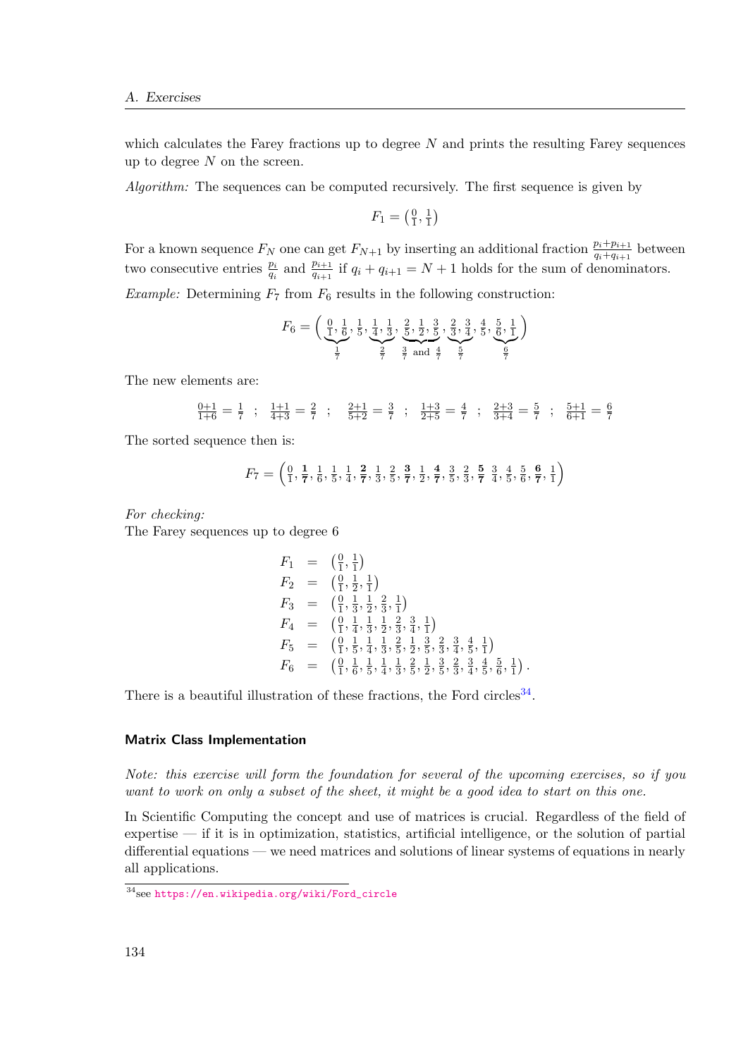which calculates the Farey fractions up to degree $N$ and prints the resulting Farey sequences up to degree $N$ on the screen.

*Algorithm:* The sequences can be computed recursively. The first sequence is given by

$$F_1 = \left(\tfrac{0}{1}, \tfrac{1}{1}\right)$$

For a known sequence $F_N$ one can get $F_{N+1}$ by inserting an additional fraction $\frac{p_i+p_{i+1}}{q_i+q_{i+1}}$ between two consecutive entries $\frac{p_i}{q_i}$ and $\frac{p_{i+1}}{q_{i+1}}$ if $q_i + q_{i+1} = N + 1$ holds for the sum of denominators.

*Example:* Determining $F_7$ from $F_6$ results in the following construction:

$$F_6 = \Big( \underbrace{\tfrac{0}{1}, \tfrac{1}{6}}_{\frac{1}{7}}, \tfrac{1}{5}, \underbrace{\tfrac{1}{4}, \tfrac{1}{3}}_{\frac{2}{7}}, \underbrace{\tfrac{2}{5}, \tfrac{1}{2}, \tfrac{3}{5}}_{\frac{3}{7} \text{ and } \frac{4}{7}}, \underbrace{\tfrac{2}{3}, \tfrac{3}{4}}_{\frac{5}{7}}, \tfrac{4}{5}, \underbrace{\tfrac{5}{6}, \tfrac{1}{1}}_{\frac{6}{7}} \Big)$$

The new elements are:

$$\tfrac{0+1}{1+6} = \tfrac{1}{7} \;\; ; \;\; \tfrac{1+1}{4+3} = \tfrac{2}{7} \;\; ; \;\; \tfrac{2+1}{5+2} = \tfrac{3}{7} \;\; ; \;\; \tfrac{1+3}{2+5} = \tfrac{4}{7} \;\; ; \;\; \tfrac{2+3}{3+4} = \tfrac{5}{7} \;\; ; \;\; \tfrac{5+1}{6+1} = \tfrac{6}{7}$$

The sorted sequence then is:

$$F_7 = \left(\tfrac{0}{1}, \boldsymbol{\tfrac{1}{7}}, \tfrac{1}{6}, \tfrac{1}{5}, \tfrac{1}{4}, \boldsymbol{\tfrac{2}{7}}, \tfrac{1}{3}, \tfrac{2}{5}, \boldsymbol{\tfrac{3}{7}}, \tfrac{1}{2}, \boldsymbol{\tfrac{4}{7}}, \tfrac{3}{5}, \tfrac{2}{3}, \boldsymbol{\tfrac{5}{7}}\ \tfrac{3}{4}, \tfrac{4}{5}, \tfrac{5}{6}, \boldsymbol{\tfrac{6}{7}}, \tfrac{1}{1}\right)$$

*For checking:*
The Farey sequences up to degree 6

$$\begin{aligned}
F_1 &= \left(\tfrac{0}{1}, \tfrac{1}{1}\right) \\
F_2 &= \left(\tfrac{0}{1}, \tfrac{1}{2}, \tfrac{1}{1}\right) \\
F_3 &= \left(\tfrac{0}{1}, \tfrac{1}{3}, \tfrac{1}{2}, \tfrac{2}{3}, \tfrac{1}{1}\right) \\
F_4 &= \left(\tfrac{0}{1}, \tfrac{1}{4}, \tfrac{1}{3}, \tfrac{1}{2}, \tfrac{2}{3}, \tfrac{3}{4}, \tfrac{1}{1}\right) \\
F_5 &= \left(\tfrac{0}{1}, \tfrac{1}{5}, \tfrac{1}{4}, \tfrac{1}{3}, \tfrac{2}{5}, \tfrac{1}{2}, \tfrac{3}{5}, \tfrac{2}{3}, \tfrac{3}{4}, \tfrac{4}{5}, \tfrac{1}{1}\right) \\
F_6 &= \left(\tfrac{0}{1}, \tfrac{1}{6}, \tfrac{1}{5}, \tfrac{1}{4}, \tfrac{1}{3}, \tfrac{2}{5}, \tfrac{1}{2}, \tfrac{3}{5}, \tfrac{2}{3}, \tfrac{3}{4}, \tfrac{4}{5}, \tfrac{5}{6}, \tfrac{1}{1}\right).
\end{aligned}$$

There is a beautiful illustration of these fractions, the Ford circles[34].

### Matrix Class Implementation

*Note: this exercise will form the foundation for several of the upcoming exercises, so if you want to work on only a subset of the sheet, it might be a good idea to start on this one.*

In Scientific Computing the concept and use of matrices is crucial. Regardless of the field of expertise — if it is in optimization, statistics, artificial intelligence, or the solution of partial differential equations — we need matrices and solutions of linear systems of equations in nearly all applications.

[34] see https://en.wikipedia.org/wiki/Ford_circle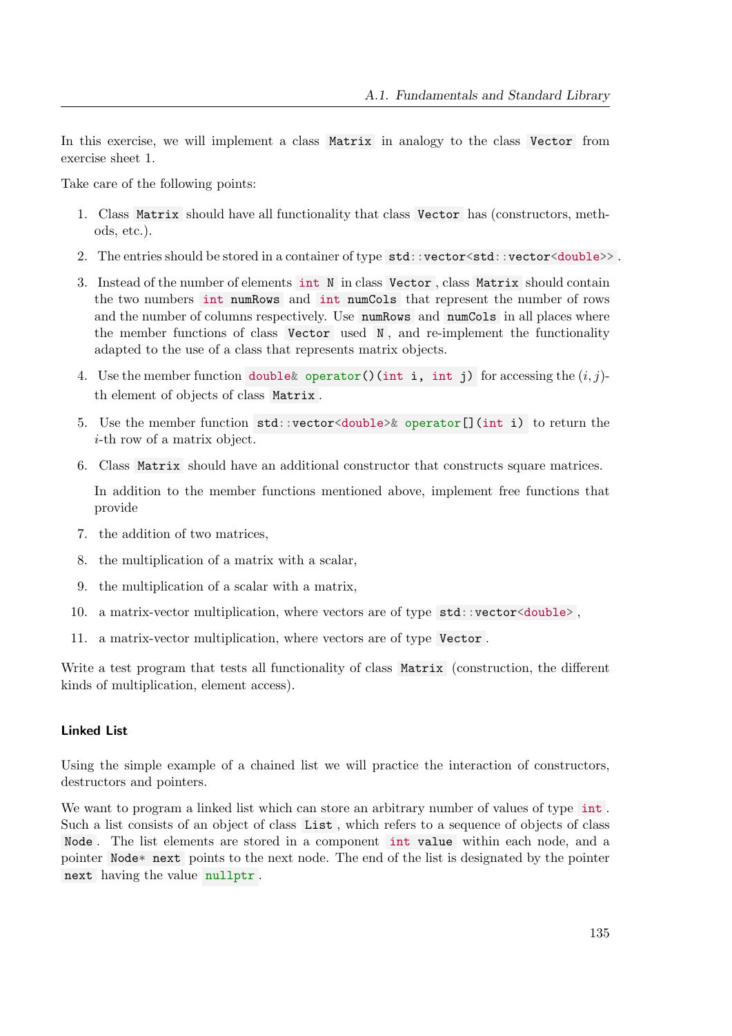In this exercise, we will implement a class `Matrix` in analogy to the class `Vector` from exercise sheet 1.

Take care of the following points:

1. Class `Matrix` should have all functionality that class `Vector` has (constructors, methods, etc.).
2. The entries should be stored in a container of type `std::vector<std::vector<double>>`.
3. Instead of the number of elements `int N` in class `Vector`, class `Matrix` should contain the two numbers `int numRows` and `int numCols` that represent the number of rows and the number of columns respectively. Use `numRows` and `numCols` in all places where the member functions of class `Vector` used `N`, and re-implement the functionality adapted to the use of a class that represents matrix objects.
4. Use the member function `double& operator()(int i, int j)` for accessing the $(i, j)$-th element of objects of class `Matrix`.
5. Use the member function `std::vector<double>& operator[](int i)` to return the $i$-th row of a matrix object.
6. Class `Matrix` should have an additional constructor that constructs square matrices.

   In addition to the member functions mentioned above, implement free functions that provide

7. the addition of two matrices,
8. the multiplication of a matrix with a scalar,
9. the multiplication of a scalar with a matrix,
10. a matrix-vector multiplication, where vectors are of type `std::vector<double>`,
11. a matrix-vector multiplication, where vectors are of type `Vector`.

Write a test program that tests all functionality of class `Matrix` (construction, the different kinds of multiplication, element access).

### Linked List

Using the simple example of a chained list we will practice the interaction of constructors, destructors and pointers.

We want to program a linked list which can store an arbitrary number of values of type `int`. Such a list consists of an object of class `List`, which refers to a sequence of objects of class `Node`. The list elements are stored in a component `int value` within each node, and a pointer `Node* next` points to the next node. The end of the list is designated by the pointer `next` having the value `nullptr`.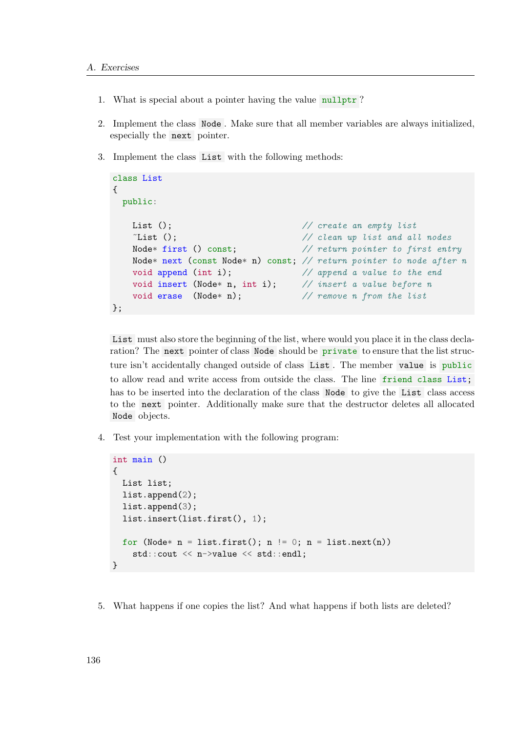1. What is special about a pointer having the value `nullptr`?

2. Implement the class `Node`. Make sure that all member variables are always initialized, especially the `next` pointer.

3. Implement the class `List` with the following methods:

```
class List
{
  public:

    List ();                           // create an empty list
    ~List ();                          // clean up list and all nodes
    Node* first () const;              // return pointer to first entry
    Node* next (const Node* n) const; // return pointer to node after n
    void append (int i);               // append a value to the end
    void insert (Node* n, int i);      // insert a value before n
    void erase  (Node* n);             // remove n from the list
};
```

   `List` must also store the beginning of the list, where would you place it in the class declaration? The `next` pointer of class `Node` should be `private` to ensure that the list structure isn't accidentally changed outside of class `List`. The member `value` is `public` to allow read and write access from outside the class. The line `friend class List;` has to be inserted into the declaration of the class `Node` to give the `List` class access to the `next` pointer. Additionally make sure that the destructor deletes all allocated `Node` objects.

4. Test your implementation with the following program:

```
int main ()
{
  List list;
  list.append(2);
  list.append(3);
  list.insert(list.first(), 1);

  for (Node* n = list.first(); n != 0; n = list.next(n))
    std::cout << n->value << std::endl;
}
```

5. What happens if one copies the list? And what happens if both lists are deleted?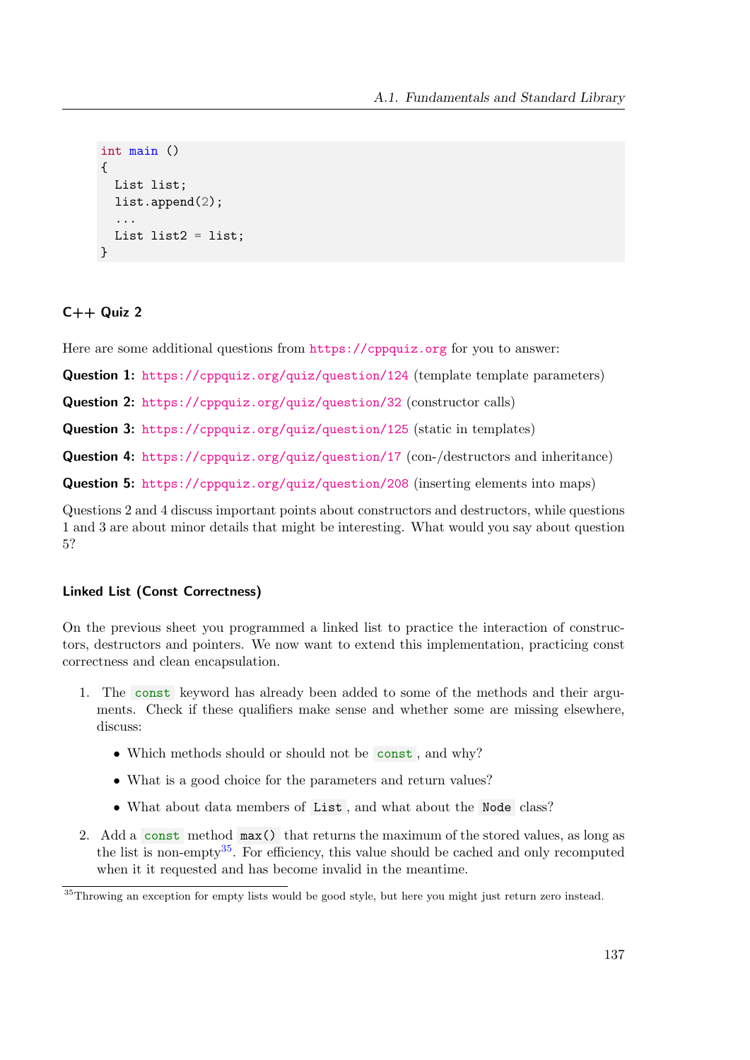```
int main ()
{
  List list;
  list.append(2);
  ...
  List list2 = list;
}
```

### C++ Quiz 2

Here are some additional questions from https://cppquiz.org for you to answer:

**Question 1:** https://cppquiz.org/quiz/question/124 (template template parameters)

**Question 2:** https://cppquiz.org/quiz/question/32 (constructor calls)

**Question 3:** https://cppquiz.org/quiz/question/125 (static in templates)

**Question 4:** https://cppquiz.org/quiz/question/17 (con-/destructors and inheritance)

**Question 5:** https://cppquiz.org/quiz/question/208 (inserting elements into maps)

Questions 2 and 4 discuss important points about constructors and destructors, while questions 1 and 3 are about minor details that might be interesting. What would you say about question 5?

### Linked List (Const Correctness)

On the previous sheet you programmed a linked list to practice the interaction of constructors, destructors and pointers. We now want to extend this implementation, practicing const correctness and clean encapsulation.

1. The `const` keyword has already been added to some of the methods and their arguments. Check if these qualifiers make sense and whether some are missing elsewhere, discuss:
   - Which methods should or should not be `const`, and why?
   - What is a good choice for the parameters and return values?
   - What about data members of `List`, and what about the `Node` class?
2. Add a `const` method `max()` that returns the maximum of the stored values, as long as the list is non-empty[35]. For efficiency, this value should be cached and only recomputed when it it requested and has become invalid in the meantime.

[35] Throwing an exception for empty lists would be good style, but here you might just return zero instead.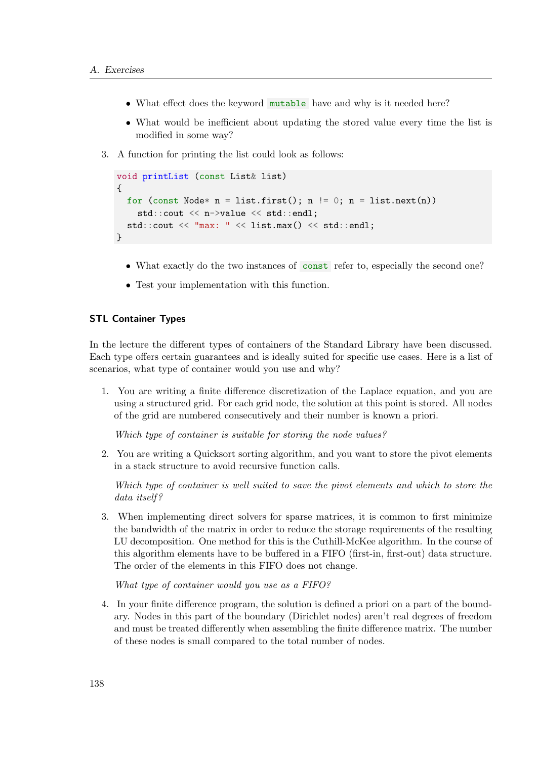- What effect does the keyword `mutable` have and why is it needed here?
- What would be inefficient about updating the stored value every time the list is modified in some way?

3. A function for printing the list could look as follows:

```
void printList (const List& list)
{
  for (const Node* n = list.first(); n != 0; n = list.next(n))
    std::cout << n->value << std::endl;
  std::cout << "max: " << list.max() << std::endl;
}
```

- What exactly do the two instances of `const` refer to, especially the second one?
- Test your implementation with this function.

### STL Container Types

In the lecture the different types of containers of the Standard Library have been discussed. Each type offers certain guarantees and is ideally suited for specific use cases. Here is a list of scenarios, what type of container would you use and why?

1. You are writing a finite difference discretization of the Laplace equation, and you are using a structured grid. For each grid node, the solution at this point is stored. All nodes of the grid are numbered consecutively and their number is known a priori.

   *Which type of container is suitable for storing the node values?*

2. You are writing a Quicksort sorting algorithm, and you want to store the pivot elements in a stack structure to avoid recursive function calls.

   *Which type of container is well suited to save the pivot elements and which to store the data itself?*

3. When implementing direct solvers for sparse matrices, it is common to first minimize the bandwidth of the matrix in order to reduce the storage requirements of the resulting LU decomposition. One method for this is the Cuthill-McKee algorithm. In the course of this algorithm elements have to be buffered in a FIFO (first-in, first-out) data structure. The order of the elements in this FIFO does not change.

   *What type of container would you use as a FIFO?*

4. In your finite difference program, the solution is defined a priori on a part of the boundary. Nodes in this part of the boundary (Dirichlet nodes) aren't real degrees of freedom and must be treated differently when assembling the finite difference matrix. The number of these nodes is small compared to the total number of nodes.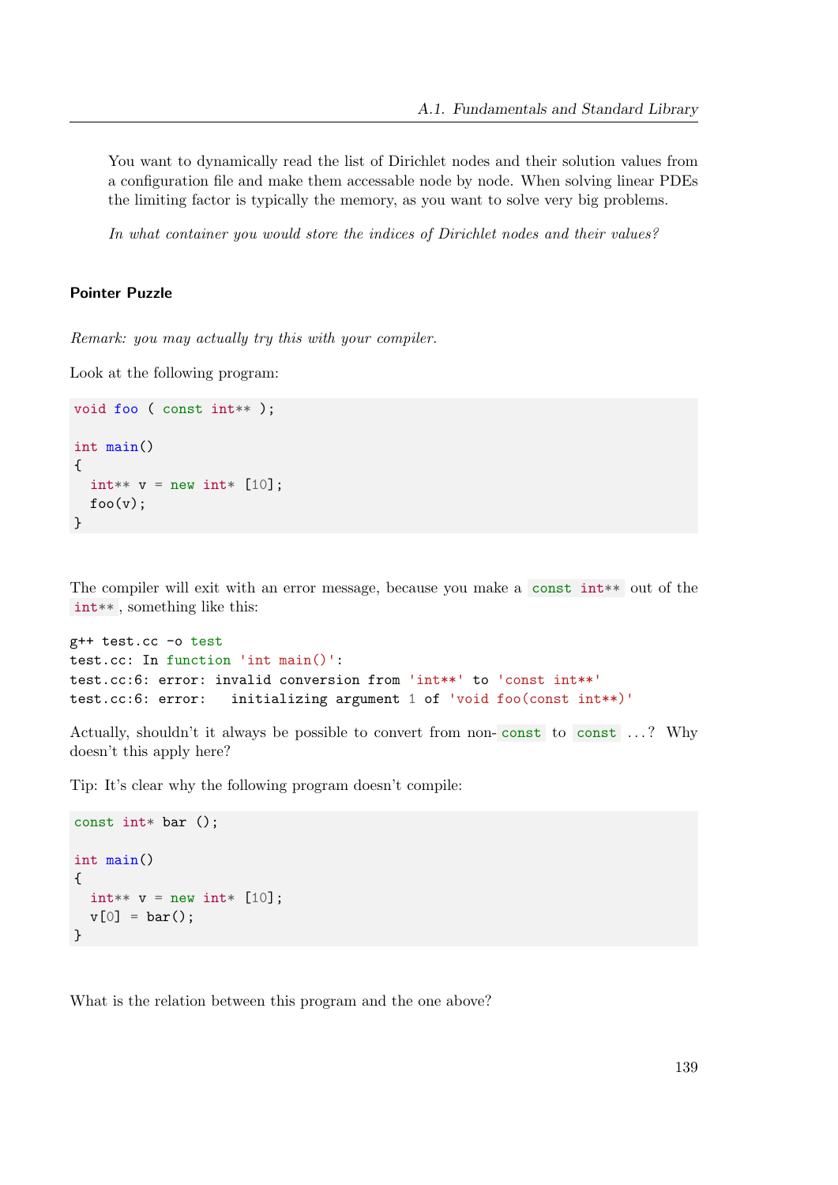You want to dynamically read the list of Dirichlet nodes and their solution values from a configuration file and make them accessable node by node. When solving linear PDEs the limiting factor is typically the memory, as you want to solve very big problems.

*In what container you would store the indices of Dirichlet nodes and their values?*

### Pointer Puzzle

*Remark: you may actually try this with your compiler.*

Look at the following program:

```
void foo ( const int** );

int main()
{
  int** v = new int* [10];
  foo(v);
}
```

The compiler will exit with an error message, because you make a `const int**` out of the `int**`, something like this:

```
g++ test.cc -o test
test.cc: In function 'int main()':
test.cc:6: error: invalid conversion from 'int**' to 'const int**'
test.cc:6: error:   initializing argument 1 of 'void foo(const int**)'
```

Actually, shouldn't it always be possible to convert from non-`const` to `const` ...? Why doesn't this apply here?

Tip: It's clear why the following program doesn't compile:

```
const int* bar ();

int main()
{
  int** v = new int* [10];
  v[0] = bar();
}
```

What is the relation between this program and the one above?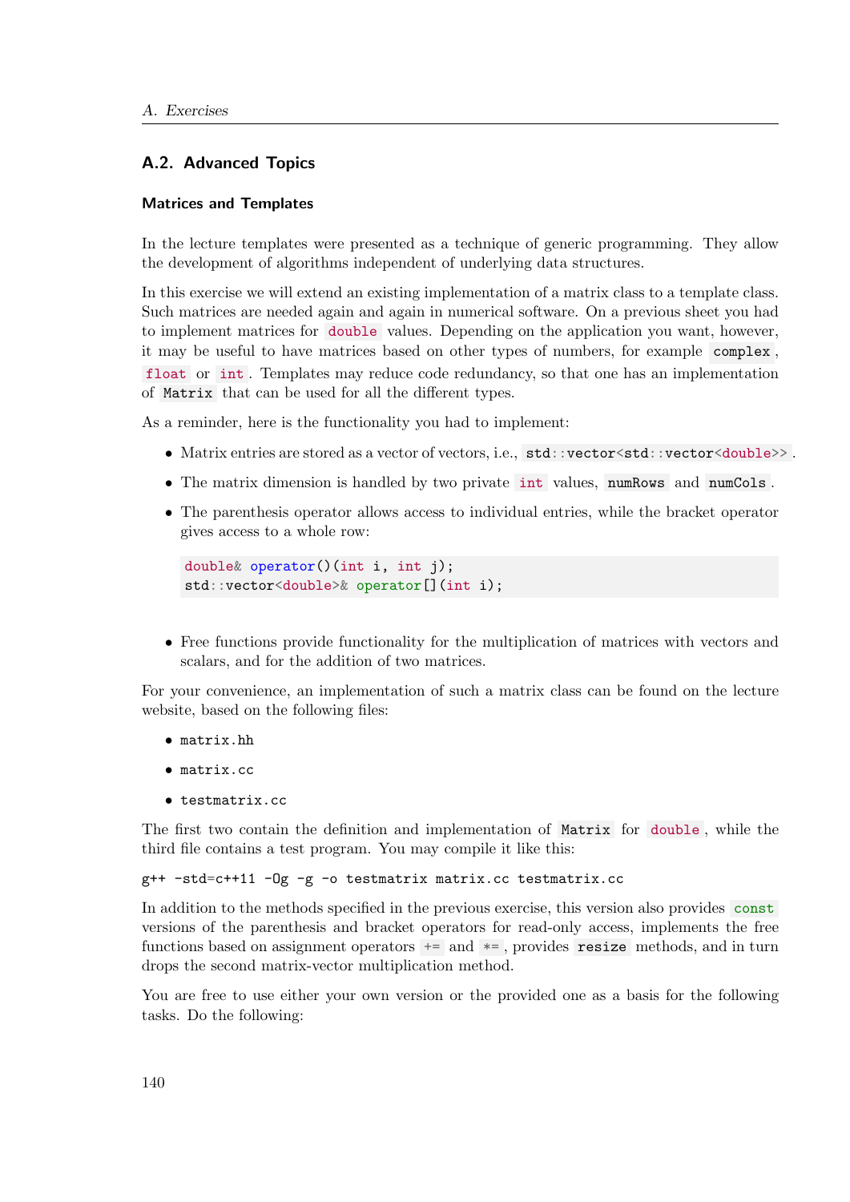## A.2. Advanced Topics

### Matrices and Templates

In the lecture templates were presented as a technique of generic programming. They allow the development of algorithms independent of underlying data structures.

In this exercise we will extend an existing implementation of a matrix class to a template class. Such matrices are needed again and again in numerical software. On a previous sheet you had to implement matrices for `double` values. Depending on the application you want, however, it may be useful to have matrices based on other types of numbers, for example `complex`, `float` or `int`. Templates may reduce code redundancy, so that one has an implementation of `Matrix` that can be used for all the different types.

As a reminder, here is the functionality you had to implement:

- Matrix entries are stored as a vector of vectors, i.e., `std::vector<std::vector<double>>`.
- The matrix dimension is handled by two private `int` values, `numRows` and `numCols`.
- The parenthesis operator allows access to individual entries, while the bracket operator gives access to a whole row:

```
double& operator()(int i, int j);
std::vector<double>& operator[](int i);
```

- Free functions provide functionality for the multiplication of matrices with vectors and scalars, and for the addition of two matrices.

For your convenience, an implementation of such a matrix class can be found on the lecture website, based on the following files:

- `matrix.hh`
- `matrix.cc`
- `testmatrix.cc`

The first two contain the definition and implementation of `Matrix` for `double`, while the third file contains a test program. You may compile it like this:

```
g++ -std=c++11 -Og -g -o testmatrix matrix.cc testmatrix.cc
```

In addition to the methods specified in the previous exercise, this version also provides `const` versions of the parenthesis and bracket operators for read-only access, implements the free functions based on assignment operators `+=` and `*=`, provides `resize` methods, and in turn drops the second matrix-vector multiplication method.

You are free to use either your own version or the provided one as a basis for the following tasks. Do the following: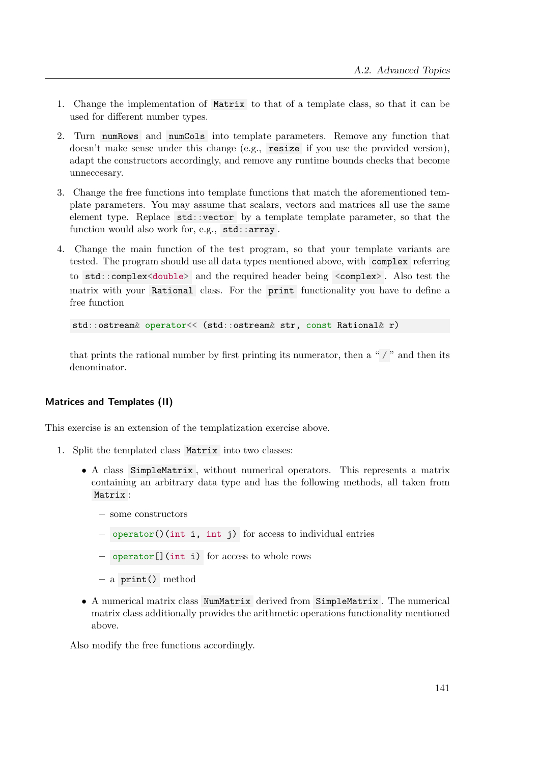1. Change the implementation of `Matrix` to that of a template class, so that it can be used for different number types.

2. Turn `numRows` and `numCols` into template parameters. Remove any function that doesn't make sense under this change (e.g., `resize` if you use the provided version), adapt the constructors accordingly, and remove any runtime bounds checks that become unneccesary.

3. Change the free functions into template functions that match the aforementioned template parameters. You may assume that scalars, vectors and matrices all use the same element type. Replace `std::vector` by a template template parameter, so that the function would also work for, e.g., `std::array`.

4. Change the main function of the test program, so that your template variants are tested. The program should use all data types mentioned above, with `complex` referring to `std::complex<double>` and the required header being `<complex>`. Also test the matrix with your `Rational` class. For the `print` functionality you have to define a free function

   ```
   std::ostream& operator<< (std::ostream& str, const Rational& r)
   ```

   that prints the rational number by first printing its numerator, then a "`/`" and then its denominator.

### Matrices and Templates (II)

This exercise is an extension of the templatization exercise above.

1. Split the templated class `Matrix` into two classes:

   - A class `SimpleMatrix`, without numerical operators. This represents a matrix containing an arbitrary data type and has the following methods, all taken from `Matrix`:
     - some constructors
     - `operator()(int i, int j)` for access to individual entries
     - `operator[](int i)` for access to whole rows
     - a `print()` method
   - A numerical matrix class `NumMatrix` derived from `SimpleMatrix`. The numerical matrix class additionally provides the arithmetic operations functionality mentioned above.

   Also modify the free functions accordingly.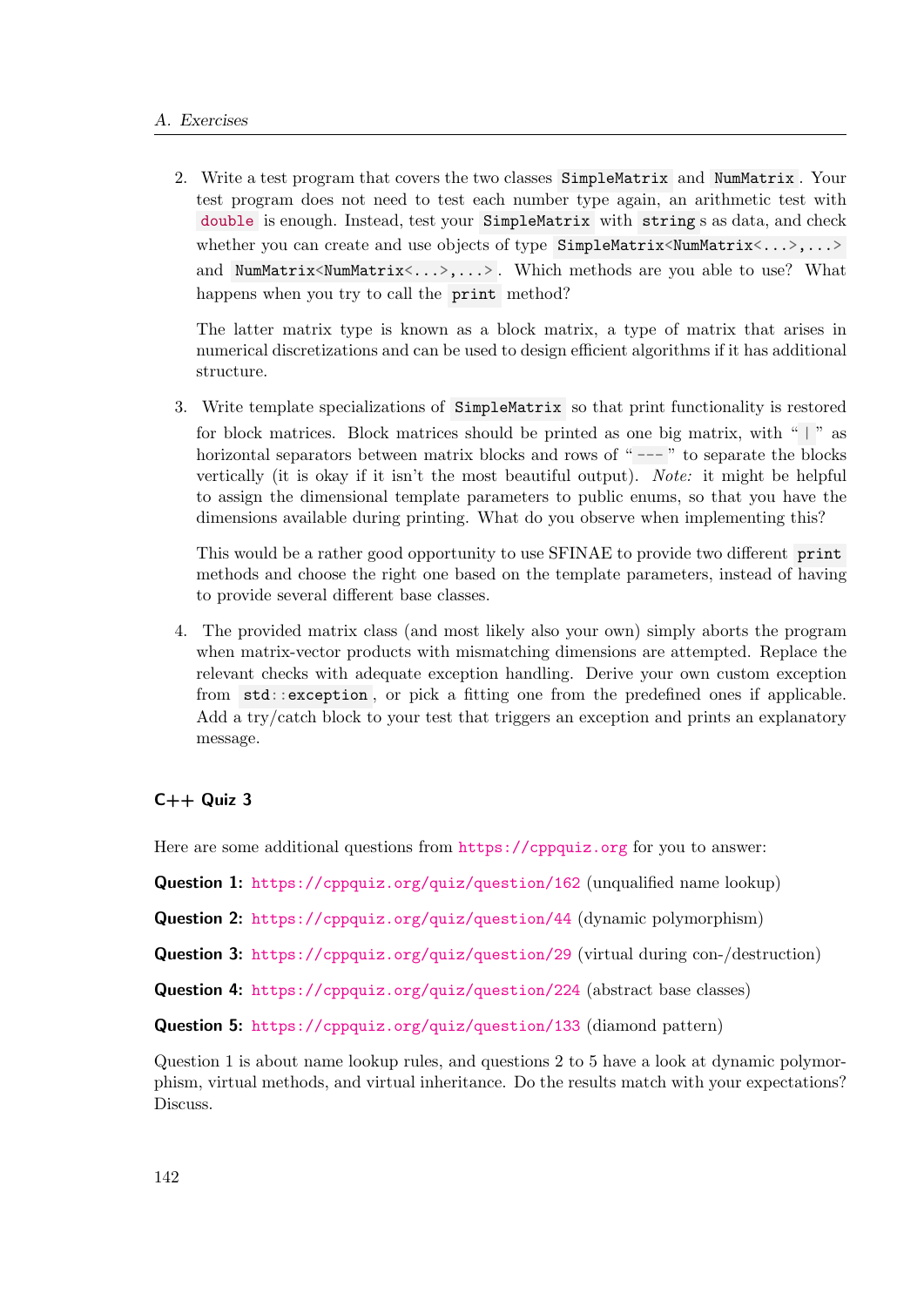2. Write a test program that covers the two classes `SimpleMatrix` and `NumMatrix`. Your test program does not need to test each number type again, an arithmetic test with `double` is enough. Instead, test your `SimpleMatrix` with `string`s as data, and check whether you can create and use objects of type `SimpleMatrix<NumMatrix<...>,...>` and `NumMatrix<NumMatrix<...>,...>`. Which methods are you able to use? What happens when you try to call the `print` method?

   The latter matrix type is known as a block matrix, a type of matrix that arises in numerical discretizations and can be used to design efficient algorithms if it has additional structure.

3. Write template specializations of `SimpleMatrix` so that print functionality is restored for block matrices. Block matrices should be printed as one big matrix, with "`|`" as horizontal separators between matrix blocks and rows of "`---`" to separate the blocks vertically (it is okay if it isn't the most beautiful output). *Note:* it might be helpful to assign the dimensional template parameters to public enums, so that you have the dimensions available during printing. What do you observe when implementing this?

   This would be a rather good opportunity to use SFINAE to provide two different `print` methods and choose the right one based on the template parameters, instead of having to provide several different base classes.

4. The provided matrix class (and most likely also your own) simply aborts the program when matrix-vector products with mismatching dimensions are attempted. Replace the relevant checks with adequate exception handling. Derive your own custom exception from `std::exception`, or pick a fitting one from the predefined ones if applicable. Add a try/catch block to your test that triggers an exception and prints an explanatory message.

## C++ Quiz 3

Here are some additional questions from https://cppquiz.org for you to answer:

**Question 1:** https://cppquiz.org/quiz/question/162 (unqualified name lookup)

**Question 2:** https://cppquiz.org/quiz/question/44 (dynamic polymorphism)

**Question 3:** https://cppquiz.org/quiz/question/29 (virtual during con-/destruction)

**Question 4:** https://cppquiz.org/quiz/question/224 (abstract base classes)

**Question 5:** https://cppquiz.org/quiz/question/133 (diamond pattern)

Question 1 is about name lookup rules, and questions 2 to 5 have a look at dynamic polymorphism, virtual methods, and virtual inheritance. Do the results match with your expectations? Discuss.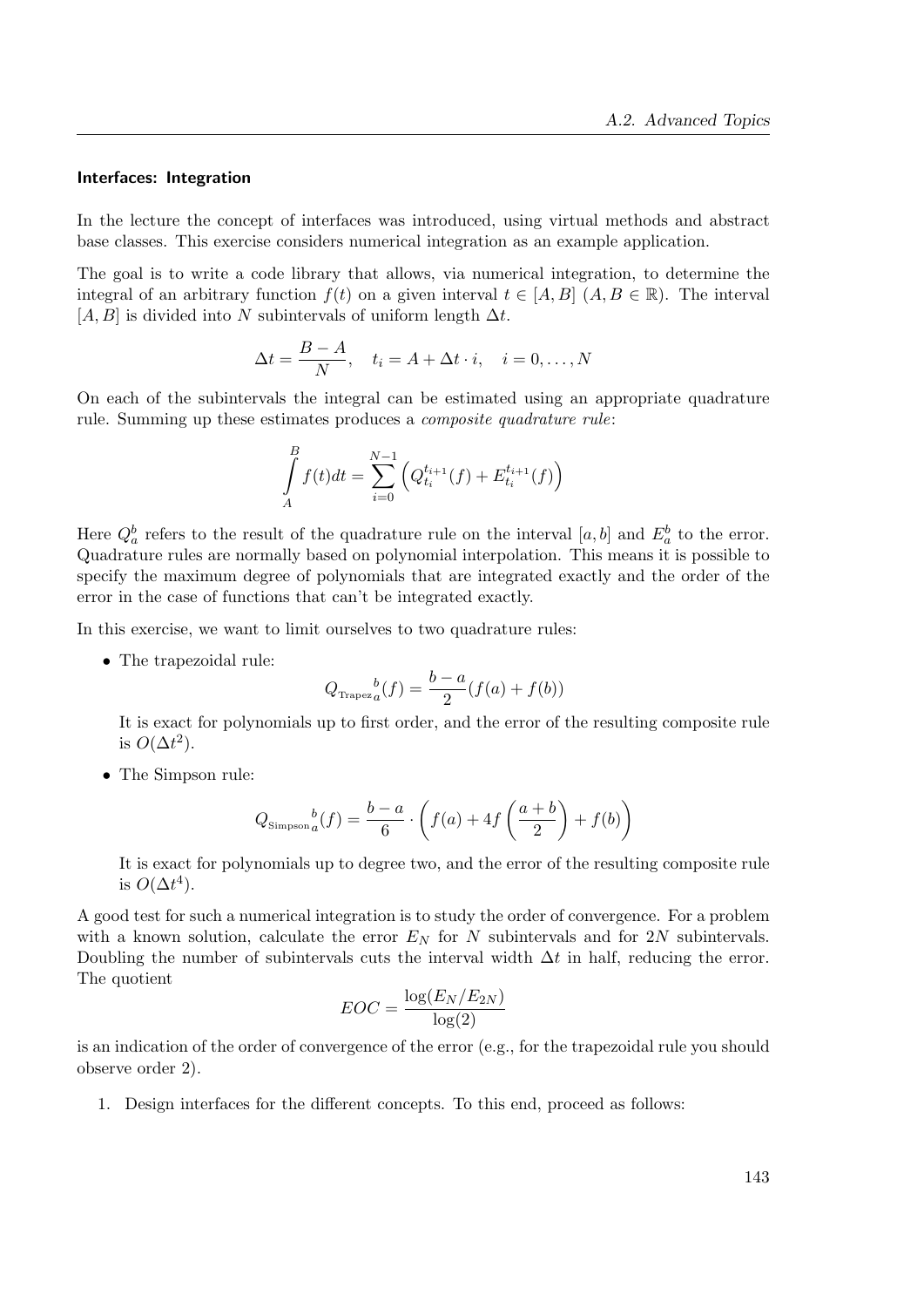#### Interfaces: Integration

In the lecture the concept of interfaces was introduced, using virtual methods and abstract base classes. This exercise considers numerical integration as an example application.

The goal is to write a code library that allows, via numerical integration, to determine the integral of an arbitrary function $f(t)$ on a given interval $t \in [A, B]$ $(A, B \in \mathbb{R})$. The interval $[A, B]$ is divided into $N$ subintervals of uniform length $\Delta t$.

$$\Delta t = \frac{B - A}{N}, \quad t_i = A + \Delta t \cdot i, \quad i = 0, \ldots, N$$

On each of the subintervals the integral can be estimated using an appropriate quadrature rule. Summing up these estimates produces a *composite quadrature rule*:

$$\int_A^B f(t)dt = \sum_{i=0}^{N-1} \left( Q_{t_i}^{t_{i+1}}(f) + E_{t_i}^{t_{i+1}}(f) \right)$$

Here $Q_a^b$ refers to the result of the quadrature rule on the interval $[a, b]$ and $E_a^b$ to the error. Quadrature rules are normally based on polynomial interpolation. This means it is possible to specify the maximum degree of polynomials that are integrated exactly and the order of the error in the case of functions that can't be integrated exactly.

In this exercise, we want to limit ourselves to two quadrature rules:

- The trapezoidal rule:

  $$Q_{\text{Trapez}}{}_a^b(f) = \frac{b - a}{2}(f(a) + f(b))$$

  It is exact for polynomials up to first order, and the error of the resulting composite rule is $O(\Delta t^2)$.

- The Simpson rule:

  $$Q_{\text{Simpson}}{}_a^b(f) = \frac{b - a}{6} \cdot \left( f(a) + 4f\left(\frac{a + b}{2}\right) + f(b) \right)$$

  It is exact for polynomials up to degree two, and the error of the resulting composite rule is $O(\Delta t^4)$.

A good test for such a numerical integration is to study the order of convergence. For a problem with a known solution, calculate the error $E_N$ for $N$ subintervals and for $2N$ subintervals. Doubling the number of subintervals cuts the interval width $\Delta t$ in half, reducing the error. The quotient

$$EOC = \frac{\log(E_N/E_{2N})}{\log(2)}$$

is an indication of the order of convergence of the error (e.g., for the trapezoidal rule you should observe order 2).

1. Design interfaces for the different concepts. To this end, proceed as follows: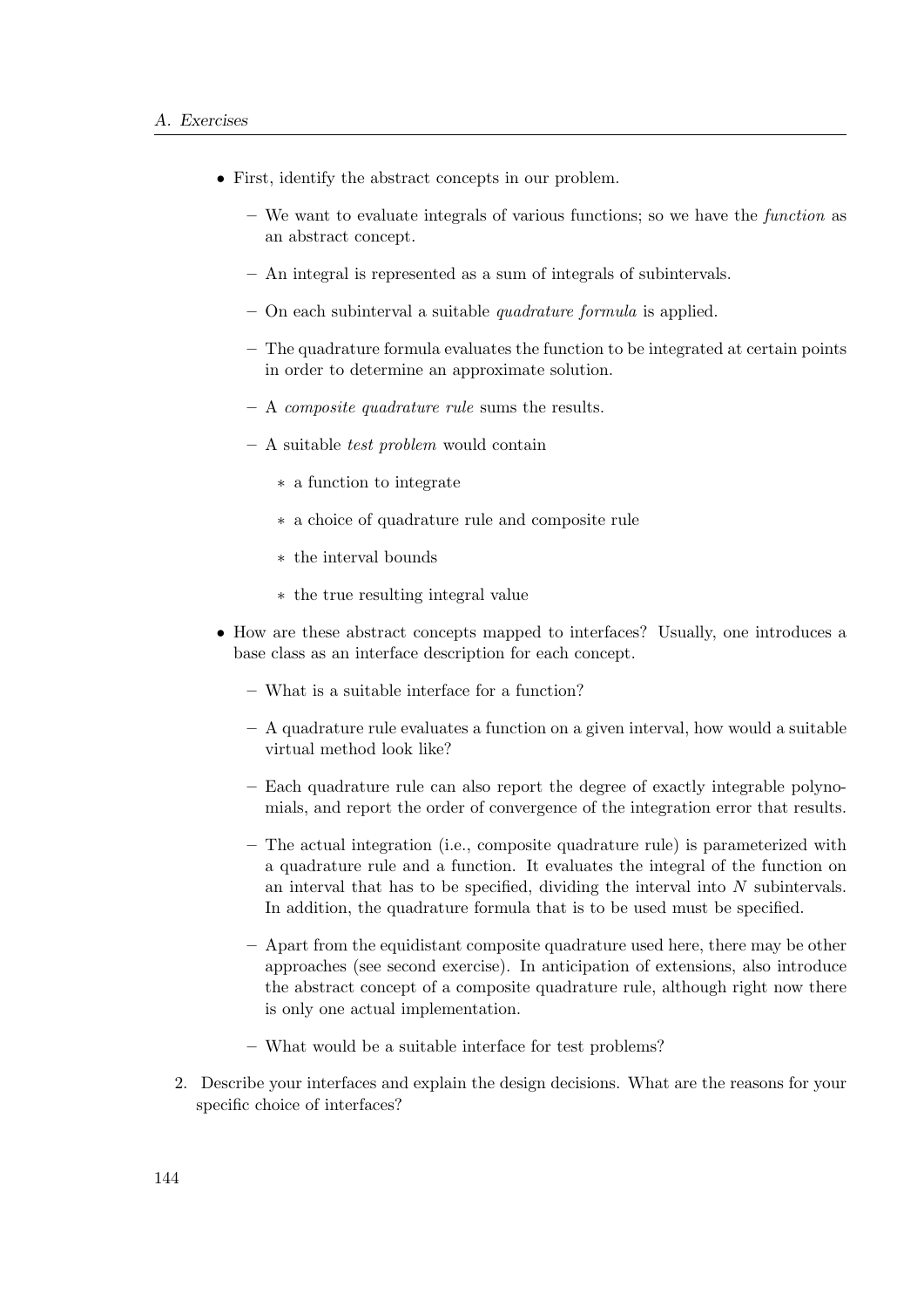- First, identify the abstract concepts in our problem.
  - We want to evaluate integrals of various functions; so we have the *function* as an abstract concept.
  - An integral is represented as a sum of integrals of subintervals.
  - On each subinterval a suitable *quadrature formula* is applied.
  - The quadrature formula evaluates the function to be integrated at certain points in order to determine an approximate solution.
  - A *composite quadrature rule* sums the results.
  - A suitable *test problem* would contain
    - a function to integrate
    - a choice of quadrature rule and composite rule
    - the interval bounds
    - the true resulting integral value
- How are these abstract concepts mapped to interfaces? Usually, one introduces a base class as an interface description for each concept.
  - What is a suitable interface for a function?
  - A quadrature rule evaluates a function on a given interval, how would a suitable virtual method look like?
  - Each quadrature rule can also report the degree of exactly integrable polynomials, and report the order of convergence of the integration error that results.
  - The actual integration (i.e., composite quadrature rule) is parameterized with a quadrature rule and a function. It evaluates the integral of the function on an interval that has to be specified, dividing the interval into $N$ subintervals. In addition, the quadrature formula that is to be used must be specified.
  - Apart from the equidistant composite quadrature used here, there may be other approaches (see second exercise). In anticipation of extensions, also introduce the abstract concept of a composite quadrature rule, although right now there is only one actual implementation.
  - What would be a suitable interface for test problems?

2. Describe your interfaces and explain the design decisions. What are the reasons for your specific choice of interfaces?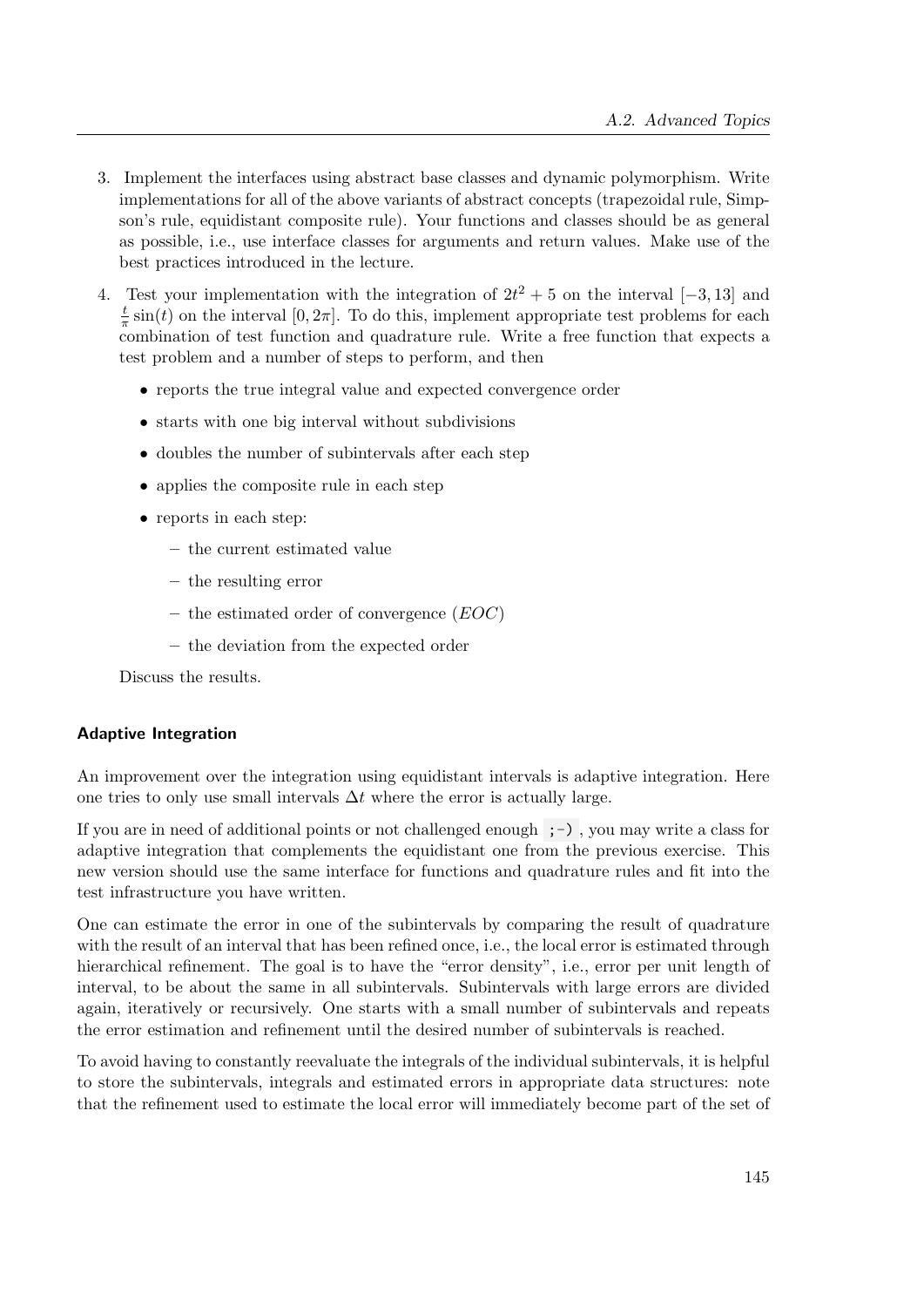3. Implement the interfaces using abstract base classes and dynamic polymorphism. Write implementations for all of the above variants of abstract concepts (trapezoidal rule, Simpson's rule, equidistant composite rule). Your functions and classes should be as general as possible, i.e., use interface classes for arguments and return values. Make use of the best practices introduced in the lecture.

4. Test your implementation with the integration of $2t^2 + 5$ on the interval $[-3, 13]$ and $\frac{t}{\pi}\sin(t)$ on the interval $[0, 2\pi]$. To do this, implement appropriate test problems for each combination of test function and quadrature rule. Write a free function that expects a test problem and a number of steps to perform, and then

   - reports the true integral value and expected convergence order
   - starts with one big interval without subdivisions
   - doubles the number of subintervals after each step
   - applies the composite rule in each step
   - reports in each step:
     - the current estimated value
     - the resulting error
     - the estimated order of convergence ($EOC$)
     - the deviation from the expected order

   Discuss the results.

#### Adaptive Integration

An improvement over the integration using equidistant intervals is adaptive integration. Here one tries to only use small intervals $\Delta t$ where the error is actually large.

If you are in need of additional points or not challenged enough `;-)`, you may write a class for adaptive integration that complements the equidistant one from the previous exercise. This new version should use the same interface for functions and quadrature rules and fit into the test infrastructure you have written.

One can estimate the error in one of the subintervals by comparing the result of quadrature with the result of an interval that has been refined once, i.e., the local error is estimated through hierarchical refinement. The goal is to have the "error density", i.e., error per unit length of interval, to be about the same in all subintervals. Subintervals with large errors are divided again, iteratively or recursively. One starts with a small number of subintervals and repeats the error estimation and refinement until the desired number of subintervals is reached.

To avoid having to constantly reevaluate the integrals of the individual subintervals, it is helpful to store the subintervals, integrals and estimated errors in appropriate data structures: note that the refinement used to estimate the local error will immediately become part of the set of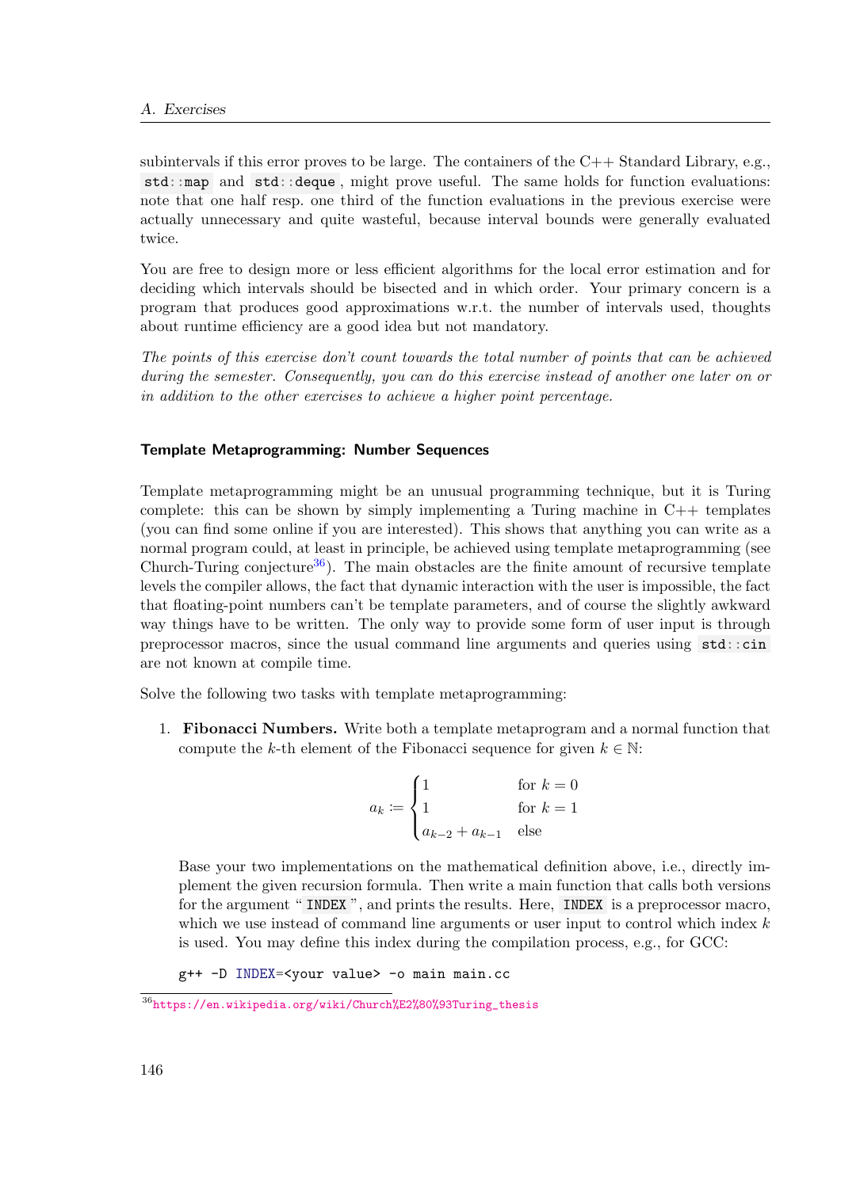subintervals if this error proves to be large. The containers of the C++ Standard Library, e.g., `std::map` and `std::deque`, might prove useful. The same holds for function evaluations: note that one half resp. one third of the function evaluations in the previous exercise were actually unnecessary and quite wasteful, because interval bounds were generally evaluated twice.

You are free to design more or less efficient algorithms for the local error estimation and for deciding which intervals should be bisected and in which order. Your primary concern is a program that produces good approximations w.r.t. the number of intervals used, thoughts about runtime efficiency are a good idea but not mandatory.

*The points of this exercise don't count towards the total number of points that can be achieved during the semester. Consequently, you can do this exercise instead of another one later on or in addition to the other exercises to achieve a higher point percentage.*

### Template Metaprogramming: Number Sequences

Template metaprogramming might be an unusual programming technique, but it is Turing complete: this can be shown by simply implementing a Turing machine in C++ templates (you can find some online if you are interested). This shows that anything you can write as a normal program could, at least in principle, be achieved using template metaprogramming (see Church-Turing conjecture[36]). The main obstacles are the finite amount of recursive template levels the compiler allows, the fact that dynamic interaction with the user is impossible, the fact that floating-point numbers can't be template parameters, and of course the slightly awkward way things have to be written. The only way to provide some form of user input is through preprocessor macros, since the usual command line arguments and queries using `std::cin` are not known at compile time.

Solve the following two tasks with template metaprogramming:

1. **Fibonacci Numbers.** Write both a template metaprogram and a normal function that compute the $k$-th element of the Fibonacci sequence for given $k \in \mathbb{N}$:

$$a_k := \begin{cases} 1 & \text{for } k = 0 \\ 1 & \text{for } k = 1 \\ a_{k-2} + a_{k-1} & \text{else} \end{cases}$$

   Base your two implementations on the mathematical definition above, i.e., directly implement the given recursion formula. Then write a main function that calls both versions for the argument "`INDEX`", and prints the results. Here, `INDEX` is a preprocessor macro, which we use instead of command line arguments or user input to control which index $k$ is used. You may define this index during the compilation process, e.g., for GCC:

```
g++ -D INDEX=<your value> -o main main.cc
```

[36] https://en.wikipedia.org/wiki/Church%E2%80%93Turing_thesis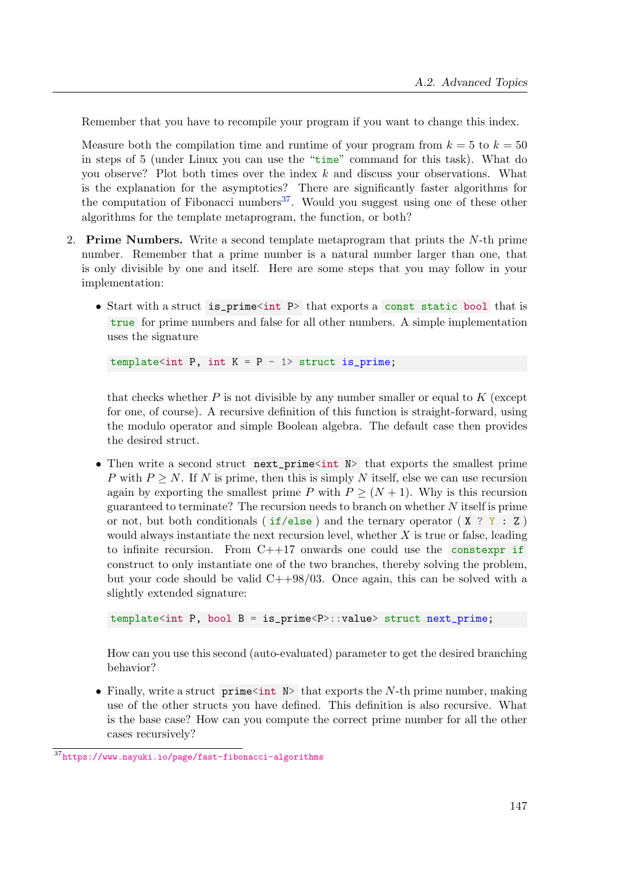Remember that you have to recompile your program if you want to change this index.

Measure both the compilation time and runtime of your program from $k = 5$ to $k = 50$ in steps of 5 (under Linux you can use the "`time`" command for this task). What do you observe? Plot both times over the index $k$ and discuss your observations. What is the explanation for the asymptotics? There are significantly faster algorithms for the computation of Fibonacci numbers[37]. Would you suggest using one of these other algorithms for the template metaprogram, the function, or both?

2. **Prime Numbers.** Write a second template metaprogram that prints the $N$-th prime number. Remember that a prime number is a natural number larger than one, that is only divisible by one and itself. Here are some steps that you may follow in your implementation:

   - Start with a struct `is_prime<int P>` that exports a `const static bool` that is `true` for prime numbers and false for all other numbers. A simple implementation uses the signature

     ```
     template<int P, int K = P - 1> struct is_prime;
     ```

     that checks whether $P$ is not divisible by any number smaller or equal to $K$ (except for one, of course). A recursive definition of this function is straight-forward, using the modulo operator and simple Boolean algebra. The default case then provides the desired struct.

   - Then write a second struct `next_prime<int N>` that exports the smallest prime $P$ with $P \geq N$. If $N$ is prime, then this is simply $N$ itself, else we can use recursion again by exporting the smallest prime $P$ with $P \geq (N + 1)$. Why is this recursion guaranteed to terminate? The recursion needs to branch on whether $N$ itself is prime or not, but both conditionals ( `if/else` ) and the ternary operator ( `X ? Y : Z` ) would always instantiate the next recursion level, whether $X$ is true or false, leading to infinite recursion. From C++17 onwards one could use the `constexpr if` construct to only instantiate one of the two branches, thereby solving the problem, but your code should be valid C++98/03. Once again, this can be solved with a slightly extended signature:

     ```
     template<int P, bool B = is_prime<P>::value> struct next_prime;
     ```

     How can you use this second (auto-evaluated) parameter to get the desired branching behavior?

   - Finally, write a struct `prime<int N>` that exports the $N$-th prime number, making use of the other structs you have defined. This definition is also recursive. What is the base case? How can you compute the correct prime number for all the other cases recursively?

[37] https://www.nayuki.io/page/fast-fibonacci-algorithms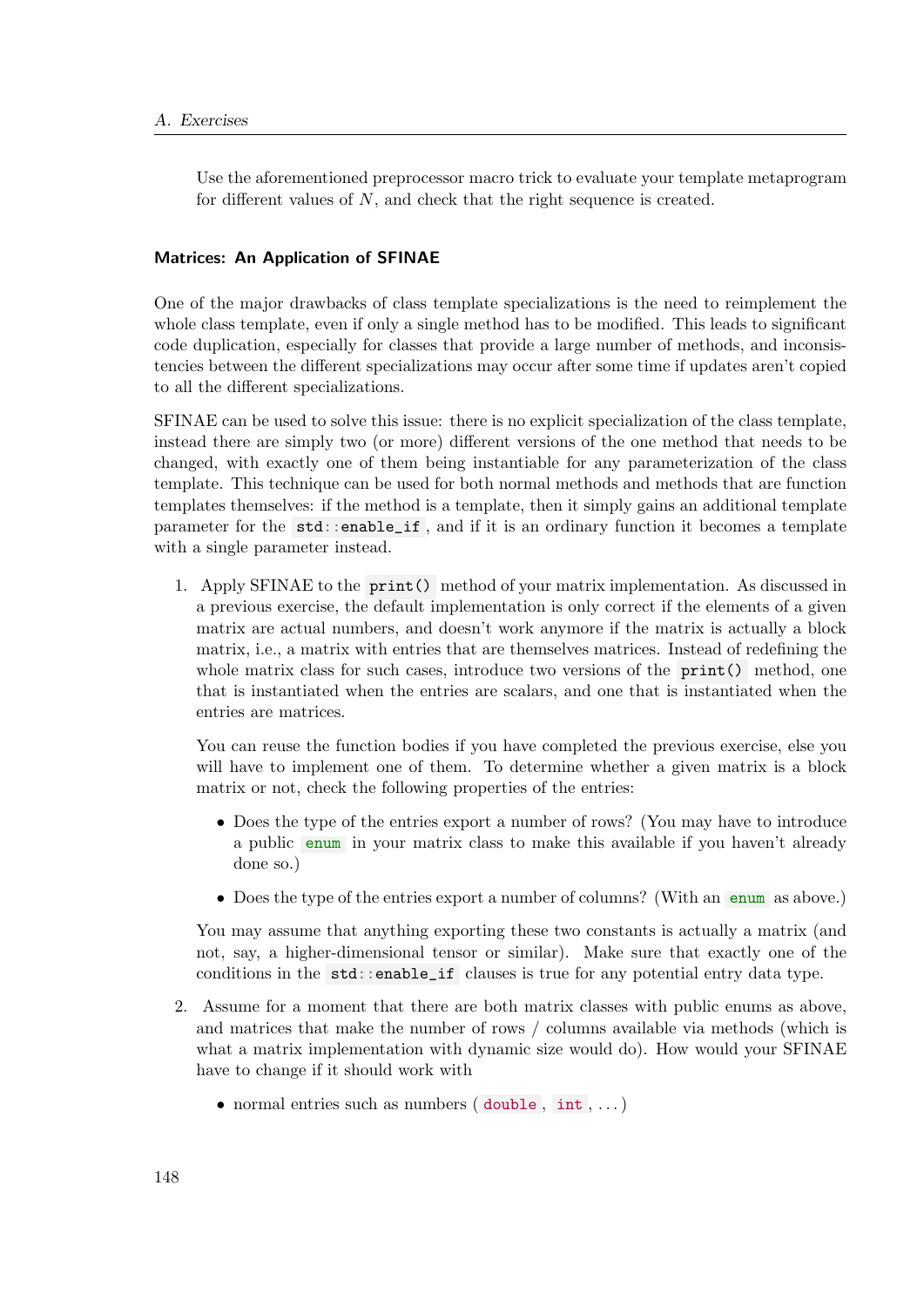Use the aforementioned preprocessor macro trick to evaluate your template metaprogram for different values of $N$, and check that the right sequence is created.

### Matrices: An Application of SFINAE

One of the major drawbacks of class template specializations is the need to reimplement the whole class template, even if only a single method has to be modified. This leads to significant code duplication, especially for classes that provide a large number of methods, and inconsistencies between the different specializations may occur after some time if updates aren't copied to all the different specializations.

SFINAE can be used to solve this issue: there is no explicit specialization of the class template, instead there are simply two (or more) different versions of the one method that needs to be changed, with exactly one of them being instantiable for any parameterization of the class template. This technique can be used for both normal methods and methods that are function templates themselves: if the method is a template, then it simply gains an additional template parameter for the `std::enable_if`, and if it is an ordinary function it becomes a template with a single parameter instead.

1. Apply SFINAE to the `print()` method of your matrix implementation. As discussed in a previous exercise, the default implementation is only correct if the elements of a given matrix are actual numbers, and doesn't work anymore if the matrix is actually a block matrix, i.e., a matrix with entries that are themselves matrices. Instead of redefining the whole matrix class for such cases, introduce two versions of the `print()` method, one that is instantiated when the entries are scalars, and one that is instantiated when the entries are matrices.

   You can reuse the function bodies if you have completed the previous exercise, else you will have to implement one of them. To determine whether a given matrix is a block matrix or not, check the following properties of the entries:

   - Does the type of the entries export a number of rows? (You may have to introduce a public `enum` in your matrix class to make this available if you haven't already done so.)
   - Does the type of the entries export a number of columns? (With an `enum` as above.)

   You may assume that anything exporting these two constants is actually a matrix (and not, say, a higher-dimensional tensor or similar). Make sure that exactly one of the conditions in the `std::enable_if` clauses is true for any potential entry data type.

2. Assume for a moment that there are both matrix classes with public enums as above, and matrices that make the number of rows / columns available via methods (which is what a matrix implementation with dynamic size would do). How would your SFINAE have to change if it should work with

   - normal entries such as numbers ( `double` , `int` , ...)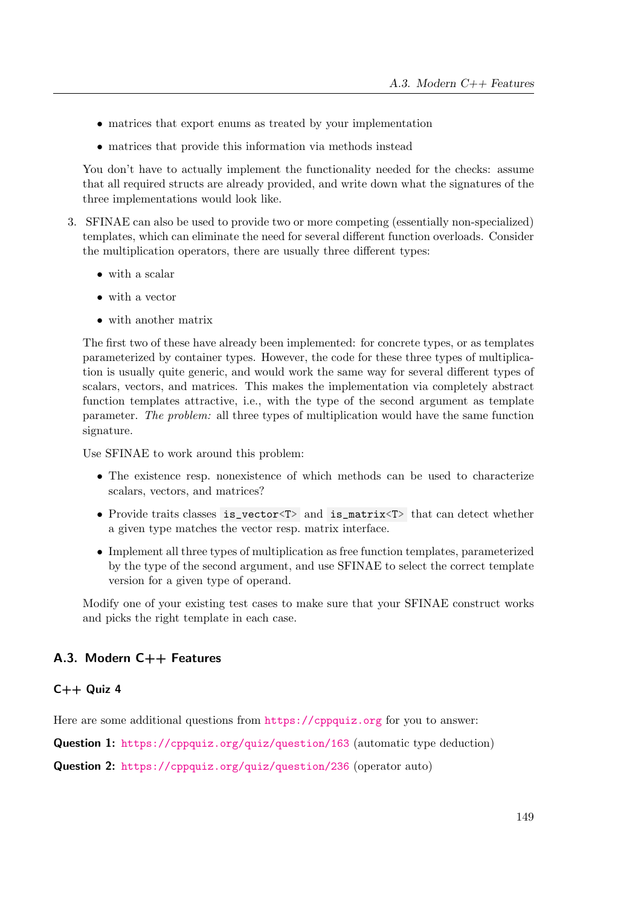- matrices that export enums as treated by your implementation
- matrices that provide this information via methods instead

You don't have to actually implement the functionality needed for the checks: assume that all required structs are already provided, and write down what the signatures of the three implementations would look like.

3. SFINAE can also be used to provide two or more competing (essentially non-specialized) templates, which can eliminate the need for several different function overloads. Consider the multiplication operators, there are usually three different types:

   - with a scalar
   - with a vector
   - with another matrix

   The first two of these have already been implemented: for concrete types, or as templates parameterized by container types. However, the code for these three types of multiplication is usually quite generic, and would work the same way for several different types of scalars, vectors, and matrices. This makes the implementation via completely abstract function templates attractive, i.e., with the type of the second argument as template parameter. *The problem:* all three types of multiplication would have the same function signature.

   Use SFINAE to work around this problem:

   - The existence resp. nonexistence of which methods can be used to characterize scalars, vectors, and matrices?
   - Provide traits classes `is_vector<T>` and `is_matrix<T>` that can detect whether a given type matches the vector resp. matrix interface.
   - Implement all three types of multiplication as free function templates, parameterized by the type of the second argument, and use SFINAE to select the correct template version for a given type of operand.

   Modify one of your existing test cases to make sure that your SFINAE construct works and picks the right template in each case.

## A.3. Modern C++ Features

### C++ Quiz 4

Here are some additional questions from https://cppquiz.org for you to answer:

**Question 1:** https://cppquiz.org/quiz/question/163 (automatic type deduction)

**Question 2:** https://cppquiz.org/quiz/question/236 (operator auto)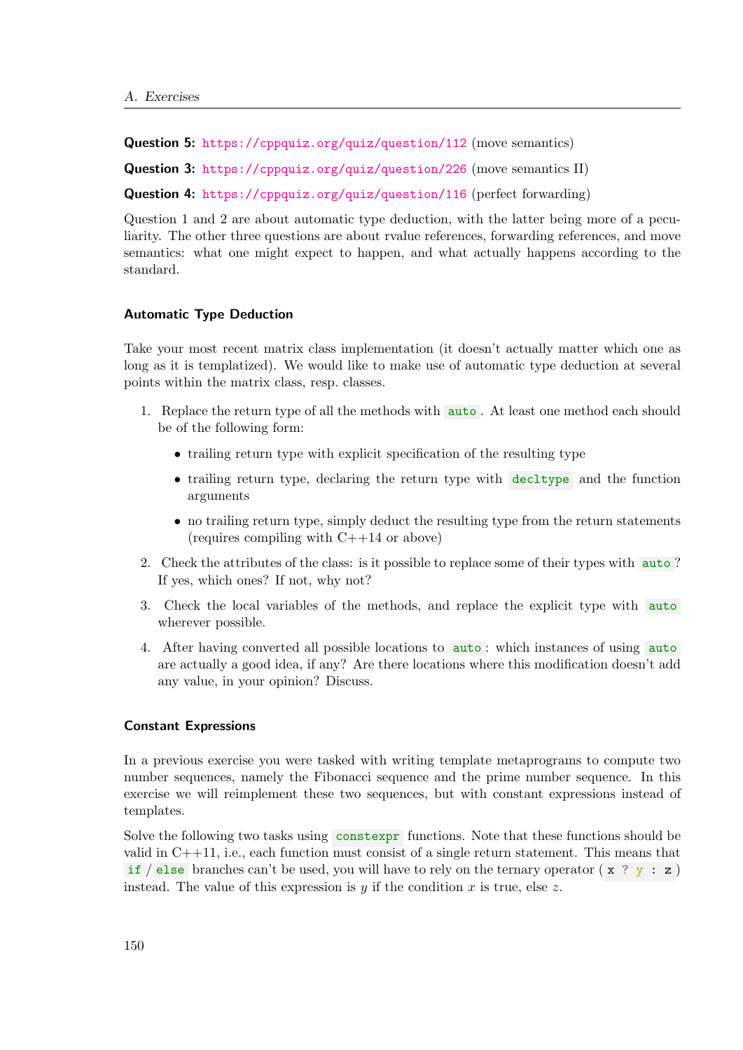**Question 5:** https://cppquiz.org/quiz/question/112 (move semantics)

**Question 3:** https://cppquiz.org/quiz/question/226 (move semantics II)

**Question 4:** https://cppquiz.org/quiz/question/116 (perfect forwarding)

Question 1 and 2 are about automatic type deduction, with the latter being more of a peculiarity. The other three questions are about rvalue references, forwarding references, and move semantics: what one might expect to happen, and what actually happens according to the standard.

### Automatic Type Deduction

Take your most recent matrix class implementation (it doesn't actually matter which one as long as it is templatized). We would like to make use of automatic type deduction at several points within the matrix class, resp. classes.

1. Replace the return type of all the methods with `auto`. At least one method each should be of the following form:
   - trailing return type with explicit specification of the resulting type
   - trailing return type, declaring the return type with `decltype` and the function arguments
   - no trailing return type, simply deduct the resulting type from the return statements (requires compiling with C++14 or above)
2. Check the attributes of the class: is it possible to replace some of their types with `auto`? If yes, which ones? If not, why not?
3. Check the local variables of the methods, and replace the explicit type with `auto` wherever possible.
4. After having converted all possible locations to `auto`: which instances of using `auto` are actually a good idea, if any? Are there locations where this modification doesn't add any value, in your opinion? Discuss.

### Constant Expressions

In a previous exercise you were tasked with writing template metaprograms to compute two number sequences, namely the Fibonacci sequence and the prime number sequence. In this exercise we will reimplement these two sequences, but with constant expressions instead of templates.

Solve the following two tasks using `constexpr` functions. Note that these functions should be valid in C++11, i.e., each function must consist of a single return statement. This means that `if` / `else` branches can't be used, you will have to rely on the ternary operator (`x ? y : z`) instead. The value of this expression is $y$ if the condition $x$ is true, else $z$.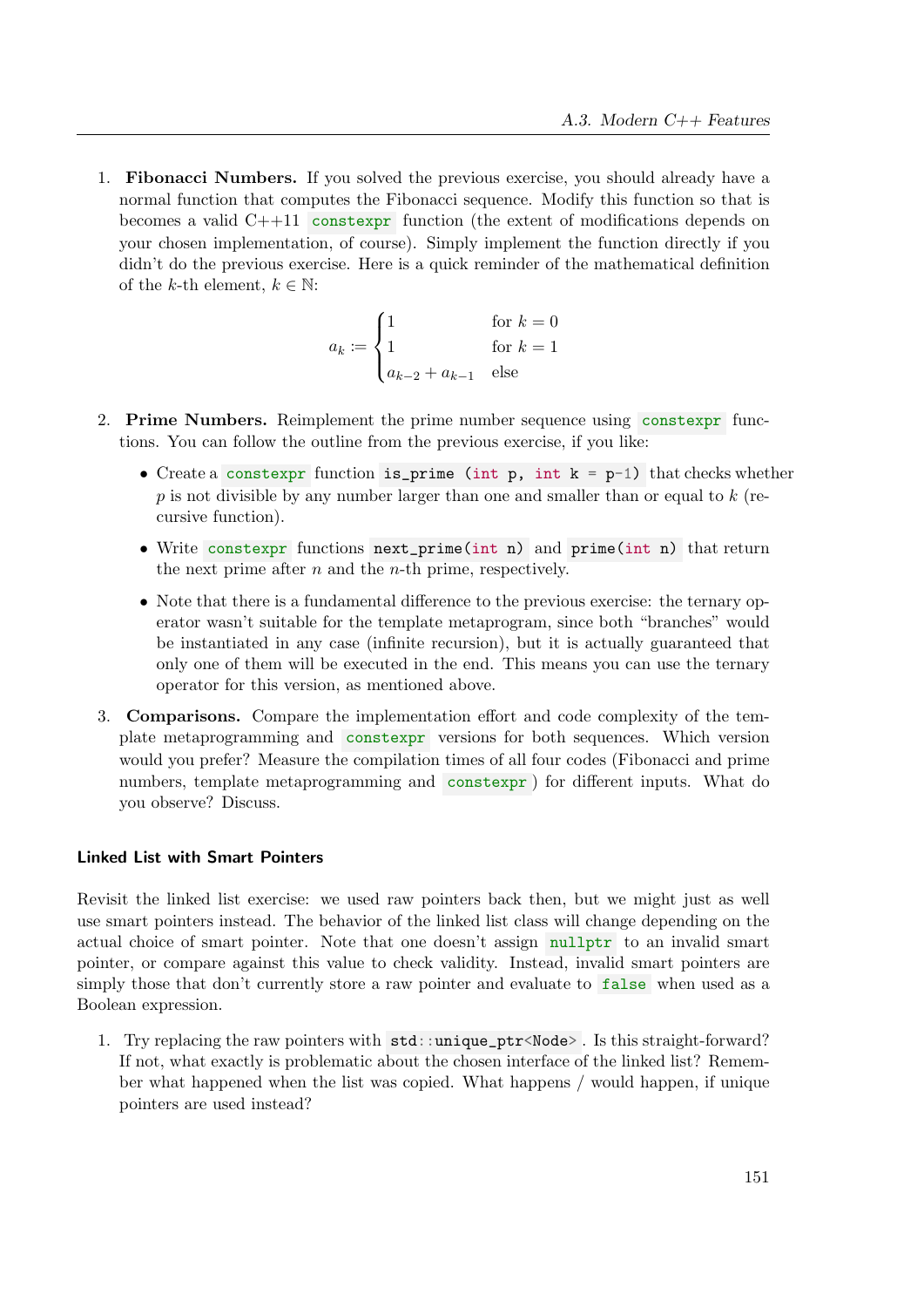1. **Fibonacci Numbers.** If you solved the previous exercise, you should already have a normal function that computes the Fibonacci sequence. Modify this function so that is becomes a valid C++11 `constexpr` function (the extent of modifications depends on your chosen implementation, of course). Simply implement the function directly if you didn't do the previous exercise. Here is a quick reminder of the mathematical definition of the $k$-th element, $k \in \mathbb{N}$:

$$a_k := \begin{cases} 1 & \text{for } k = 0 \\ 1 & \text{for } k = 1 \\ a_{k-2} + a_{k-1} & \text{else} \end{cases}$$

2. **Prime Numbers.** Reimplement the prime number sequence using `constexpr` functions. You can follow the outline from the previous exercise, if you like:

   - Create a `constexpr` function `is_prime (int p, int k = p-1)` that checks whether $p$ is not divisible by any number larger than one and smaller than or equal to $k$ (recursive function).
   - Write `constexpr` functions `next_prime(int n)` and `prime(int n)` that return the next prime after $n$ and the $n$-th prime, respectively.
   - Note that there is a fundamental difference to the previous exercise: the ternary operator wasn't suitable for the template metaprogram, since both "branches" would be instantiated in any case (infinite recursion), but it is actually guaranteed that only one of them will be executed in the end. This means you can use the ternary operator for this version, as mentioned above.

3. **Comparisons.** Compare the implementation effort and code complexity of the template metaprogramming and `constexpr` versions for both sequences. Which version would you prefer? Measure the compilation times of all four codes (Fibonacci and prime numbers, template metaprogramming and `constexpr`) for different inputs. What do you observe? Discuss.

#### Linked List with Smart Pointers

Revisit the linked list exercise: we used raw pointers back then, but we might just as well use smart pointers instead. The behavior of the linked list class will change depending on the actual choice of smart pointer. Note that one doesn't assign `nullptr` to an invalid smart pointer, or compare against this value to check validity. Instead, invalid smart pointers are simply those that don't currently store a raw pointer and evaluate to `false` when used as a Boolean expression.

1. Try replacing the raw pointers with `std::unique_ptr<Node>`. Is this straight-forward? If not, what exactly is problematic about the chosen interface of the linked list? Remember what happened when the list was copied. What happens / would happen, if unique pointers are used instead?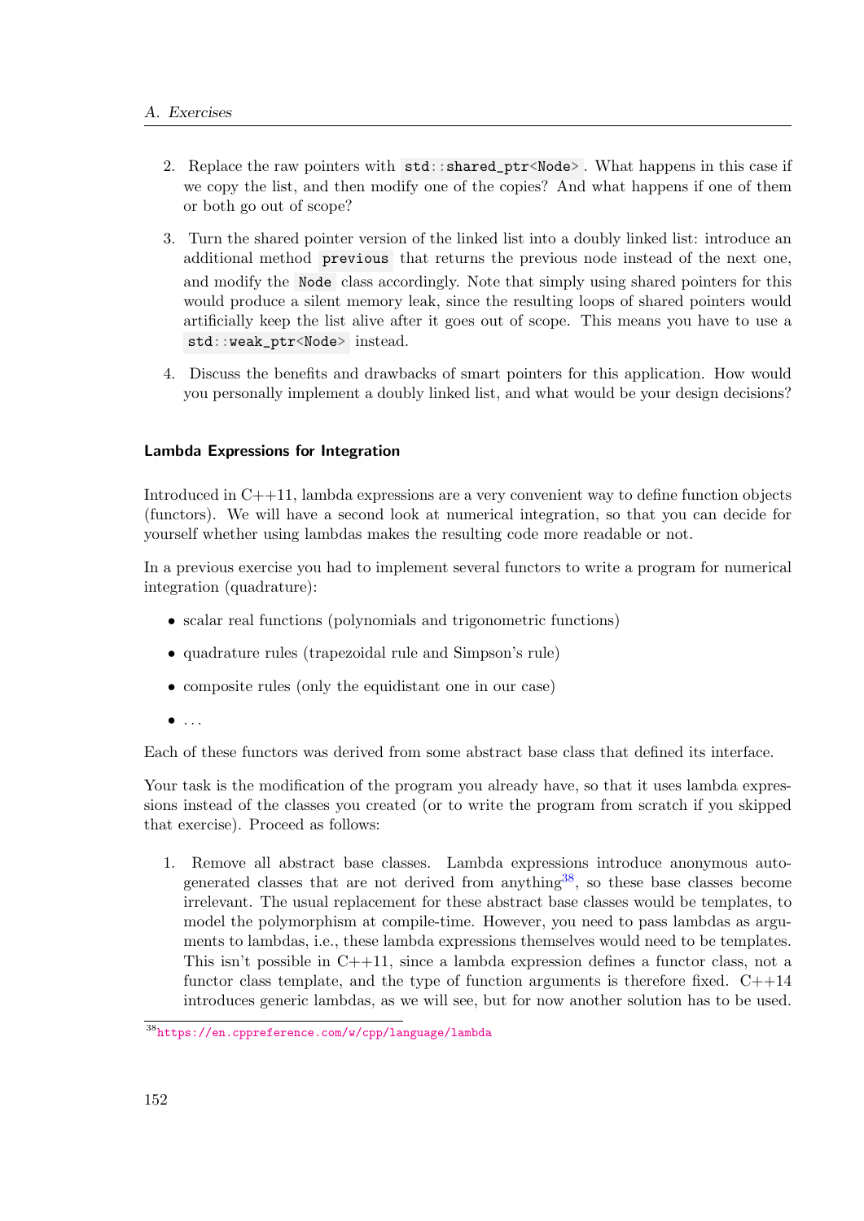2. Replace the raw pointers with `std::shared_ptr<Node>`. What happens in this case if we copy the list, and then modify one of the copies? And what happens if one of them or both go out of scope?

3. Turn the shared pointer version of the linked list into a doubly linked list: introduce an additional method `previous` that returns the previous node instead of the next one, and modify the `Node` class accordingly. Note that simply using shared pointers for this would produce a silent memory leak, since the resulting loops of shared pointers would artificially keep the list alive after it goes out of scope. This means you have to use a `std::weak_ptr<Node>` instead.

4. Discuss the benefits and drawbacks of smart pointers for this application. How would you personally implement a doubly linked list, and what would be your design decisions?

### Lambda Expressions for Integration

Introduced in C++11, lambda expressions are a very convenient way to define function objects (functors). We will have a second look at numerical integration, so that you can decide for yourself whether using lambdas makes the resulting code more readable or not.

In a previous exercise you had to implement several functors to write a program for numerical integration (quadrature):

- scalar real functions (polynomials and trigonometric functions)
- quadrature rules (trapezoidal rule and Simpson's rule)
- composite rules (only the equidistant one in our case)
- ...

Each of these functors was derived from some abstract base class that defined its interface.

Your task is the modification of the program you already have, so that it uses lambda expressions instead of the classes you created (or to write the program from scratch if you skipped that exercise). Proceed as follows:

1. Remove all abstract base classes. Lambda expressions introduce anonymous auto-generated classes that are not derived from anything[38], so these base classes become irrelevant. The usual replacement for these abstract base classes would be templates, to model the polymorphism at compile-time. However, you need to pass lambdas as arguments to lambdas, i.e., these lambda expressions themselves would need to be templates. This isn't possible in C++11, since a lambda expression defines a functor class, not a functor class template, and the type of function arguments is therefore fixed. C++14 introduces generic lambdas, as we will see, but for now another solution has to be used.

[38] https://en.cppreference.com/w/cpp/language/lambda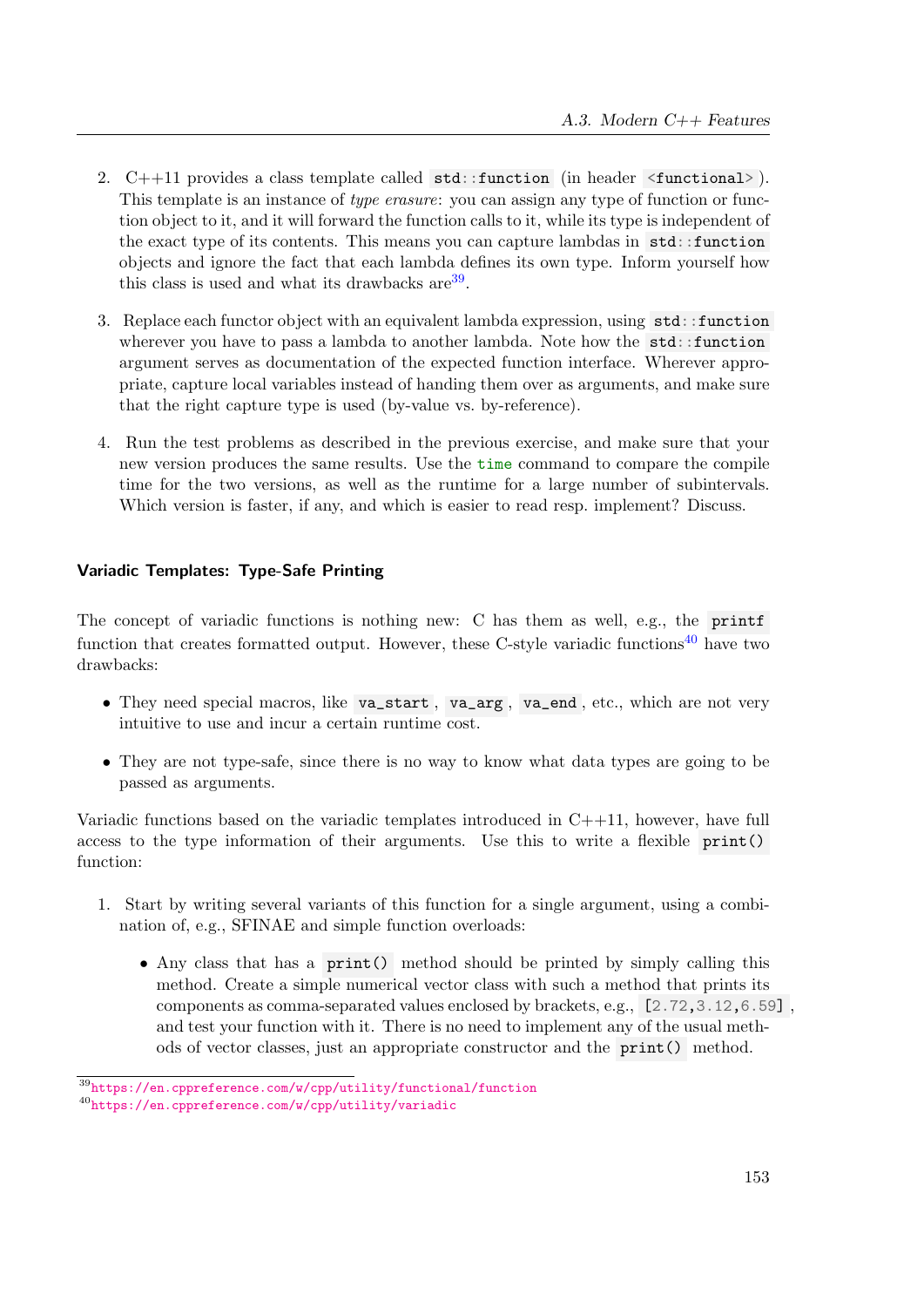2. C++11 provides a class template called `std::function` (in header `<functional>`). This template is an instance of *type erasure*: you can assign any type of function or function object to it, and it will forward the function calls to it, while its type is independent of the exact type of its contents. This means you can capture lambdas in `std::function` objects and ignore the fact that each lambda defines its own type. Inform yourself how this class is used and what its drawbacks are[39].

3. Replace each functor object with an equivalent lambda expression, using `std::function` wherever you have to pass a lambda to another lambda. Note how the `std::function` argument serves as documentation of the expected function interface. Wherever appropriate, capture local variables instead of handing them over as arguments, and make sure that the right capture type is used (by-value vs. by-reference).

4. Run the test problems as described in the previous exercise, and make sure that your new version produces the same results. Use the `time` command to compare the compile time for the two versions, as well as the runtime for a large number of subintervals. Which version is faster, if any, and which is easier to read resp. implement? Discuss.

#### Variadic Templates: Type-Safe Printing

The concept of variadic functions is nothing new: C has them as well, e.g., the `printf` function that creates formatted output. However, these C-style variadic functions[40] have two drawbacks:

- They need special macros, like `va_start`, `va_arg`, `va_end`, etc., which are not very intuitive to use and incur a certain runtime cost.
- They are not type-safe, since there is no way to know what data types are going to be passed as arguments.

Variadic functions based on the variadic templates introduced in C++11, however, have full access to the type information of their arguments. Use this to write a flexible `print()` function:

1. Start by writing several variants of this function for a single argument, using a combination of, e.g., SFINAE and simple function overloads:

   - Any class that has a `print()` method should be printed by simply calling this method. Create a simple numerical vector class with such a method that prints its components as comma-separated values enclosed by brackets, e.g., `[2.72,3.12,6.59]`, and test your function with it. There is no need to implement any of the usual methods of vector classes, just an appropriate constructor and the `print()` method.

---

[39] https://en.cppreference.com/w/cpp/utility/functional/function

[40] https://en.cppreference.com/w/cpp/utility/variadic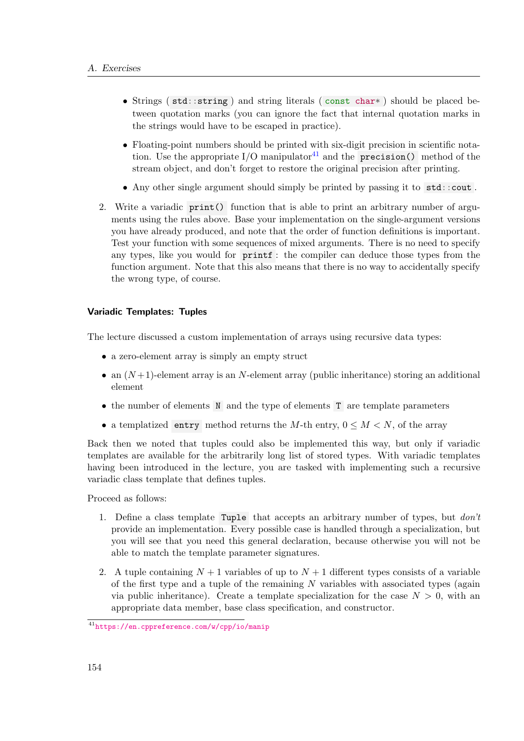- Strings ( `std::string` ) and string literals ( `const char*` ) should be placed between quotation marks (you can ignore the fact that internal quotation marks in the strings would have to be escaped in practice).

- Floating-point numbers should be printed with six-digit precision in scientific notation. Use the appropriate I/O manipulator[41] and the `precision()` method of the stream object, and don't forget to restore the original precision after printing.

- Any other single argument should simply be printed by passing it to `std::cout` .

2. Write a variadic `print()` function that is able to print an arbitrary number of arguments using the rules above. Base your implementation on the single-argument versions you have already produced, and note that the order of function definitions is important. Test your function with some sequences of mixed arguments. There is no need to specify any types, like you would for `printf` : the compiler can deduce those types from the function argument. Note that this also means that there is no way to accidentally specify the wrong type, of course.

#### Variadic Templates: Tuples

The lecture discussed a custom implementation of arrays using recursive data types:

- a zero-element array is simply an empty struct
- an $(N+1)$-element array is an $N$-element array (public inheritance) storing an additional element
- the number of elements `N` and the type of elements `T` are template parameters
- a templatized `entry` method returns the $M$-th entry, $0 \leq M < N$, of the array

Back then we noted that tuples could also be implemented this way, but only if variadic templates are available for the arbitrarily long list of stored types. With variadic templates having been introduced in the lecture, you are tasked with implementing such a recursive variadic class template that defines tuples.

Proceed as follows:

1. Define a class template `Tuple` that accepts an arbitrary number of types, but *don't* provide an implementation. Every possible case is handled through a specialization, but you will see that you need this general declaration, because otherwise you will not be able to match the template parameter signatures.

2. A tuple containing $N + 1$ variables of up to $N + 1$ different types consists of a variable of the first type and a tuple of the remaining $N$ variables with associated types (again via public inheritance). Create a template specialization for the case $N > 0$, with an appropriate data member, base class specification, and constructor.

[41] https://en.cppreference.com/w/cpp/io/manip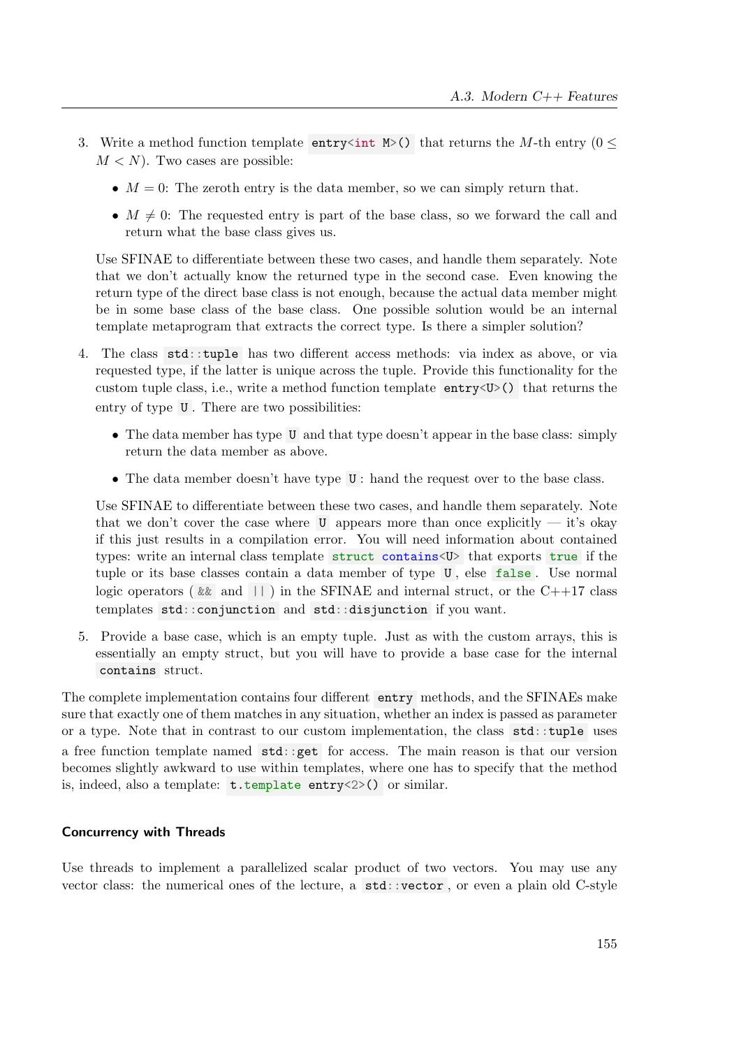3. Write a method function template `entry<int M>()` that returns the $M$-th entry ($0 \leq M < N$). Two cases are possible:

   - $M = 0$: The zeroth entry is the data member, so we can simply return that.
   - $M \neq 0$: The requested entry is part of the base class, so we forward the call and return what the base class gives us.

   Use SFINAE to differentiate between these two cases, and handle them separately. Note that we don't actually know the returned type in the second case. Even knowing the return type of the direct base class is not enough, because the actual data member might be in some base class of the base class. One possible solution would be an internal template metaprogram that extracts the correct type. Is there a simpler solution?

4. The class `std::tuple` has two different access methods: via index as above, or via requested type, if the latter is unique across the tuple. Provide this functionality for the custom tuple class, i.e., write a method function template `entry<U>()` that returns the entry of type `U`. There are two possibilities:

   - The data member has type `U` and that type doesn't appear in the base class: simply return the data member as above.
   - The data member doesn't have type `U`: hand the request over to the base class.

   Use SFINAE to differentiate between these two cases, and handle them separately. Note that we don't cover the case where `U` appears more than once explicitly — it's okay if this just results in a compilation error. You will need information about contained types: write an internal class template `struct contains<U>` that exports `true` if the tuple or its base classes contain a data member of type `U`, else `false`. Use normal logic operators (`&&` and `||`) in the SFINAE and internal struct, or the C++17 class templates `std::conjunction` and `std::disjunction` if you want.

5. Provide a base case, which is an empty tuple. Just as with the custom arrays, this is essentially an empty struct, but you will have to provide a base case for the internal `contains` struct.

The complete implementation contains four different `entry` methods, and the SFINAEs make sure that exactly one of them matches in any situation, whether an index is passed as parameter or a type. Note that in contrast to our custom implementation, the class `std::tuple` uses a free function template named `std::get` for access. The main reason is that our version becomes slightly awkward to use within templates, where one has to specify that the method is, indeed, also a template: `t.template entry<2>()` or similar.

#### Concurrency with Threads

Use threads to implement a parallelized scalar product of two vectors. You may use any vector class: the numerical ones of the lecture, a `std::vector`, or even a plain old C-style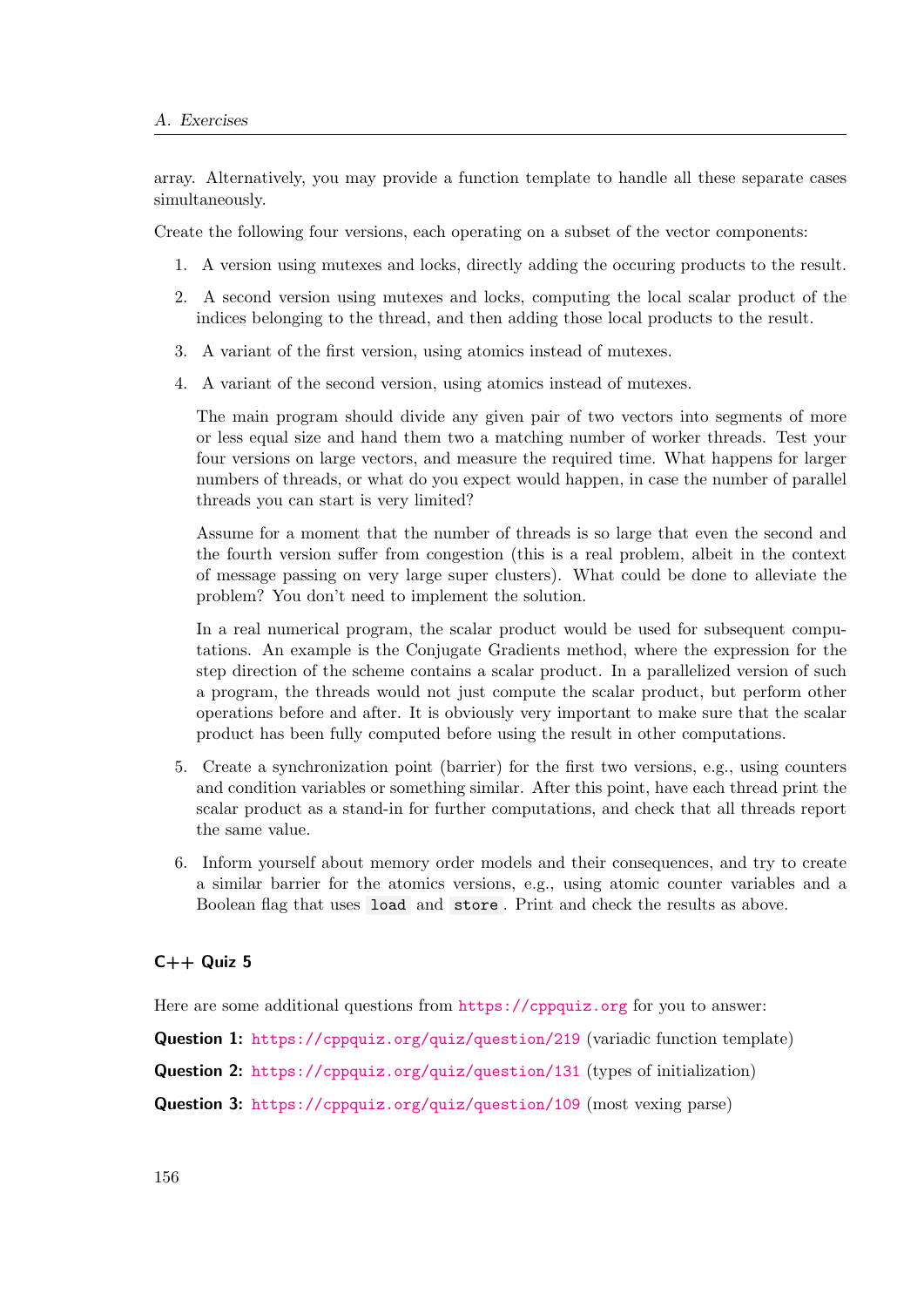array. Alternatively, you may provide a function template to handle all these separate cases simultaneously.

Create the following four versions, each operating on a subset of the vector components:

1. A version using mutexes and locks, directly adding the occuring products to the result.
2. A second version using mutexes and locks, computing the local scalar product of the indices belonging to the thread, and then adding those local products to the result.
3. A variant of the first version, using atomics instead of mutexes.
4. A variant of the second version, using atomics instead of mutexes.

   The main program should divide any given pair of two vectors into segments of more or less equal size and hand them two a matching number of worker threads. Test your four versions on large vectors, and measure the required time. What happens for larger numbers of threads, or what do you expect would happen, in case the number of parallel threads you can start is very limited?

   Assume for a moment that the number of threads is so large that even the second and the fourth version suffer from congestion (this is a real problem, albeit in the context of message passing on very large super clusters). What could be done to alleviate the problem? You don't need to implement the solution.

   In a real numerical program, the scalar product would be used for subsequent computations. An example is the Conjugate Gradients method, where the expression for the step direction of the scheme contains a scalar product. In a parallelized version of such a program, the threads would not just compute the scalar product, but perform other operations before and after. It is obviously very important to make sure that the scalar product has been fully computed before using the result in other computations.

5. Create a synchronization point (barrier) for the first two versions, e.g., using counters and condition variables or something similar. After this point, have each thread print the scalar product as a stand-in for further computations, and check that all threads report the same value.
6. Inform yourself about memory order models and their consequences, and try to create a similar barrier for the atomics versions, e.g., using atomic counter variables and a Boolean flag that uses `load` and `store`. Print and check the results as above.

### C++ Quiz 5

Here are some additional questions from https://cppquiz.org for you to answer:

**Question 1:** https://cppquiz.org/quiz/question/219 (variadic function template)

**Question 2:** https://cppquiz.org/quiz/question/131 (types of initialization)

**Question 3:** https://cppquiz.org/quiz/question/109 (most vexing parse)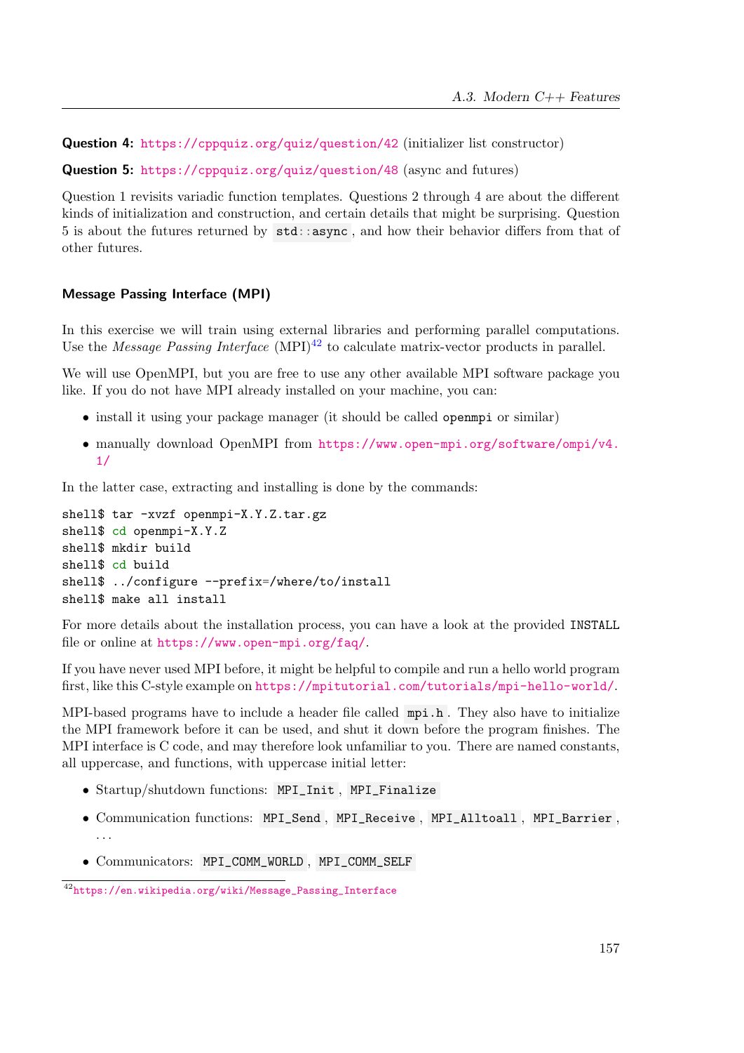**Question 4:** https://cppquiz.org/quiz/question/42 (initializer list constructor)

**Question 5:** https://cppquiz.org/quiz/question/48 (async and futures)

Question 1 revisits variadic function templates. Questions 2 through 4 are about the different kinds of initialization and construction, and certain details that might be surprising. Question 5 is about the futures returned by `std::async`, and how their behavior differs from that of other futures.

### Message Passing Interface (MPI)

In this exercise we will train using external libraries and performing parallel computations. Use the *Message Passing Interface* (MPI)[42] to calculate matrix-vector products in parallel.

We will use OpenMPI, but you are free to use any other available MPI software package you like. If you do not have MPI already installed on your machine, you can:

- install it using your package manager (it should be called `openmpi` or similar)
- manually download OpenMPI from https://www.open-mpi.org/software/ompi/v4.1/

In the latter case, extracting and installing is done by the commands:

```
shell$ tar -xvzf openmpi-X.Y.Z.tar.gz
shell$ cd openmpi-X.Y.Z
shell$ mkdir build
shell$ cd build
shell$ ../configure --prefix=/where/to/install
shell$ make all install
```

For more details about the installation process, you can have a look at the provided `INSTALL` file or online at https://www.open-mpi.org/faq/.

If you have never used MPI before, it might be helpful to compile and run a hello world program first, like this C-style example on https://mpitutorial.com/tutorials/mpi-hello-world/.

MPI-based programs have to include a header file called `mpi.h`. They also have to initialize the MPI framework before it can be used, and shut it down before the program finishes. The MPI interface is C code, and may therefore look unfamiliar to you. There are named constants, all uppercase, and functions, with uppercase initial letter:

- Startup/shutdown functions: `MPI_Init`, `MPI_Finalize`
- Communication functions: `MPI_Send`, `MPI_Receive`, `MPI_Alltoall`, `MPI_Barrier`, ...
- Communicators: `MPI_COMM_WORLD`, `MPI_COMM_SELF`

[42] https://en.wikipedia.org/wiki/Message_Passing_Interface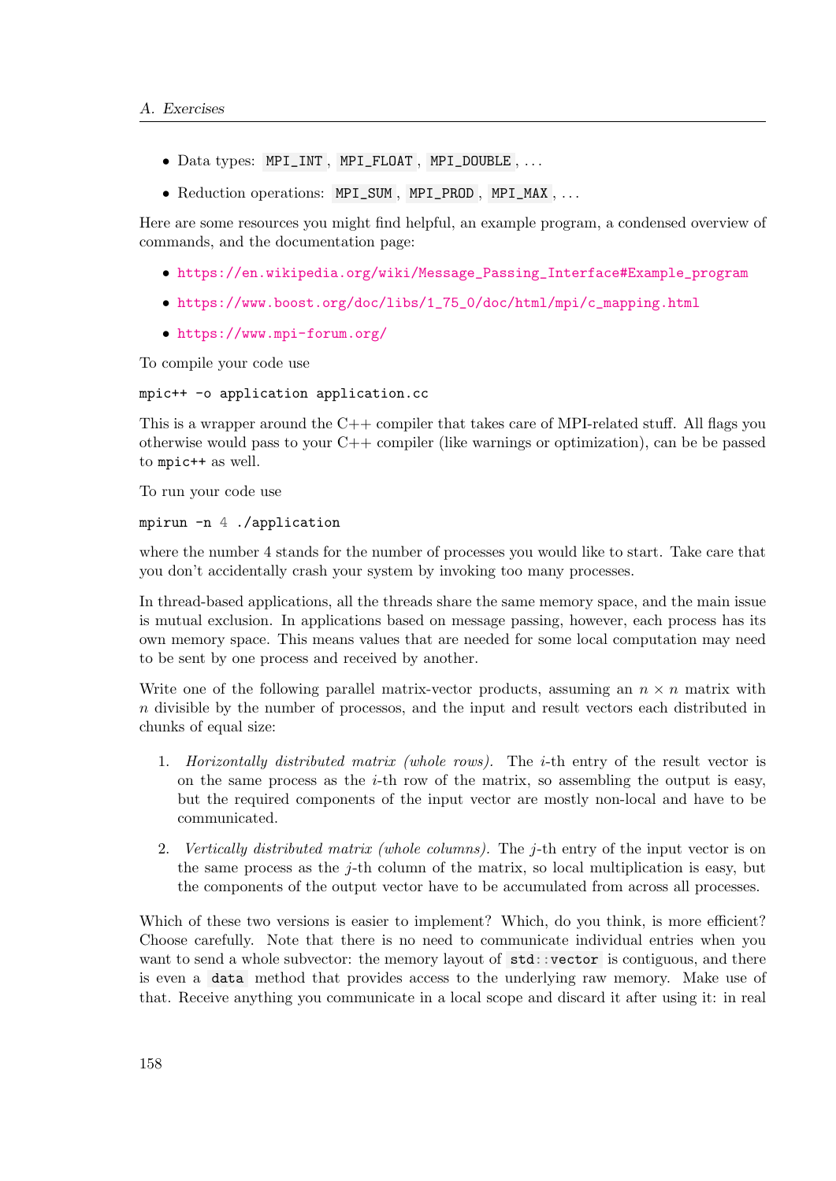- Data types: `MPI_INT`, `MPI_FLOAT`, `MPI_DOUBLE`, …
- Reduction operations: `MPI_SUM`, `MPI_PROD`, `MPI_MAX`, …

Here are some resources you might find helpful, an example program, a condensed overview of commands, and the documentation page:

- https://en.wikipedia.org/wiki/Message_Passing_Interface#Example_program
- https://www.boost.org/doc/libs/1_75_0/doc/html/mpi/c_mapping.html
- https://www.mpi-forum.org/

To compile your code use

```
mpic++ -o application application.cc
```

This is a wrapper around the C++ compiler that takes care of MPI-related stuff. All flags you otherwise would pass to your C++ compiler (like warnings or optimization), can be be passed to `mpic++` as well.

To run your code use

```
mpirun -n 4 ./application
```

where the number 4 stands for the number of processes you would like to start. Take care that you don't accidentally crash your system by invoking too many processes.

In thread-based applications, all the threads share the same memory space, and the main issue is mutual exclusion. In applications based on message passing, however, each process has its own memory space. This means values that are needed for some local computation may need to be sent by one process and received by another.

Write one of the following parallel matrix-vector products, assuming an $n \times n$ matrix with $n$ divisible by the number of processos, and the input and result vectors each distributed in chunks of equal size:

1. *Horizontally distributed matrix (whole rows).* The $i$-th entry of the result vector is on the same process as the $i$-th row of the matrix, so assembling the output is easy, but the required components of the input vector are mostly non-local and have to be communicated.
2. *Vertically distributed matrix (whole columns).* The $j$-th entry of the input vector is on the same process as the $j$-th column of the matrix, so local multiplication is easy, but the components of the output vector have to be accumulated from across all processes.

Which of these two versions is easier to implement? Which, do you think, is more efficient? Choose carefully. Note that there is no need to communicate individual entries when you want to send a whole subvector: the memory layout of `std::vector` is contiguous, and there is even a `data` method that provides access to the underlying raw memory. Make use of that. Receive anything you communicate in a local scope and discard it after using it: in real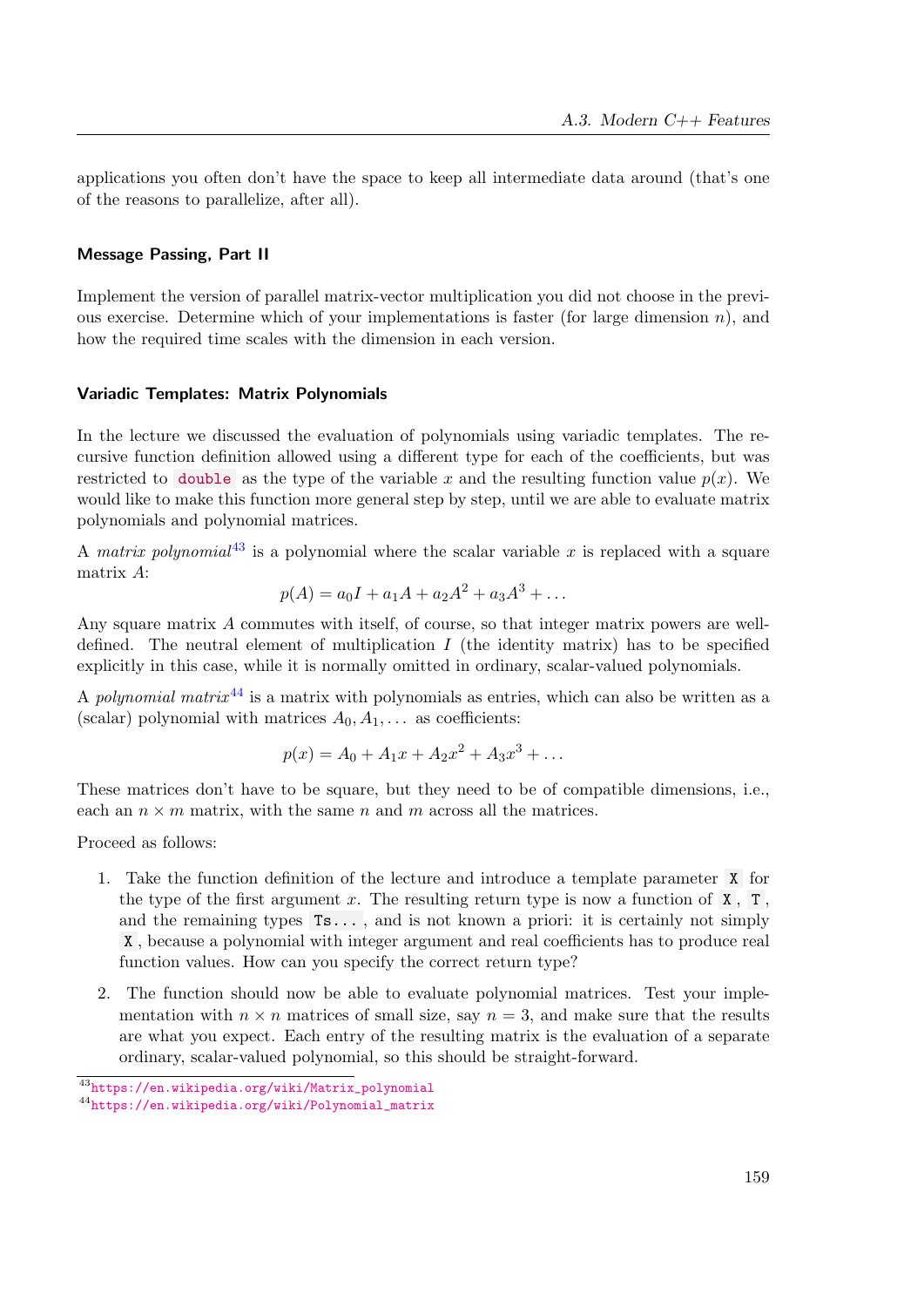applications you often don't have the space to keep all intermediate data around (that's one of the reasons to parallelize, after all).

### Message Passing, Part II

Implement the version of parallel matrix-vector multiplication you did not choose in the previous exercise. Determine which of your implementations is faster (for large dimension $n$), and how the required time scales with the dimension in each version.

### Variadic Templates: Matrix Polynomials

In the lecture we discussed the evaluation of polynomials using variadic templates. The recursive function definition allowed using a different type for each of the coefficients, but was restricted to `double` as the type of the variable $x$ and the resulting function value $p(x)$. We would like to make this function more general step by step, until we are able to evaluate matrix polynomials and polynomial matrices.

A *matrix polynomial*[43] is a polynomial where the scalar variable $x$ is replaced with a square matrix $A$:

$$p(A) = a_0 I + a_1 A + a_2 A^2 + a_3 A^3 + \dots$$

Any square matrix $A$ commutes with itself, of course, so that integer matrix powers are well-defined. The neutral element of multiplication $I$ (the identity matrix) has to be specified explicitly in this case, while it is normally omitted in ordinary, scalar-valued polynomials.

A *polynomial matrix*[44] is a matrix with polynomials as entries, which can also be written as a (scalar) polynomial with matrices $A_0, A_1, \dots$ as coefficients:

$$p(x) = A_0 + A_1 x + A_2 x^2 + A_3 x^3 + \dots$$

These matrices don't have to be square, but they need to be of compatible dimensions, i.e., each an $n \times m$ matrix, with the same $n$ and $m$ across all the matrices.

Proceed as follows:

1. Take the function definition of the lecture and introduce a template parameter `X` for the type of the first argument $x$. The resulting return type is now a function of `X`, `T`, and the remaining types `Ts...`, and is not known a priori: it is certainly not simply `X`, because a polynomial with integer argument and real coefficients has to produce real function values. How can you specify the correct return type?

2. The function should now be able to evaluate polynomial matrices. Test your implementation with $n \times n$ matrices of small size, say $n = 3$, and make sure that the results are what you expect. Each entry of the resulting matrix is the evaluation of a separate ordinary, scalar-valued polynomial, so this should be straight-forward.

[43] https://en.wikipedia.org/wiki/Matrix_polynomial

[44] https://en.wikipedia.org/wiki/Polynomial_matrix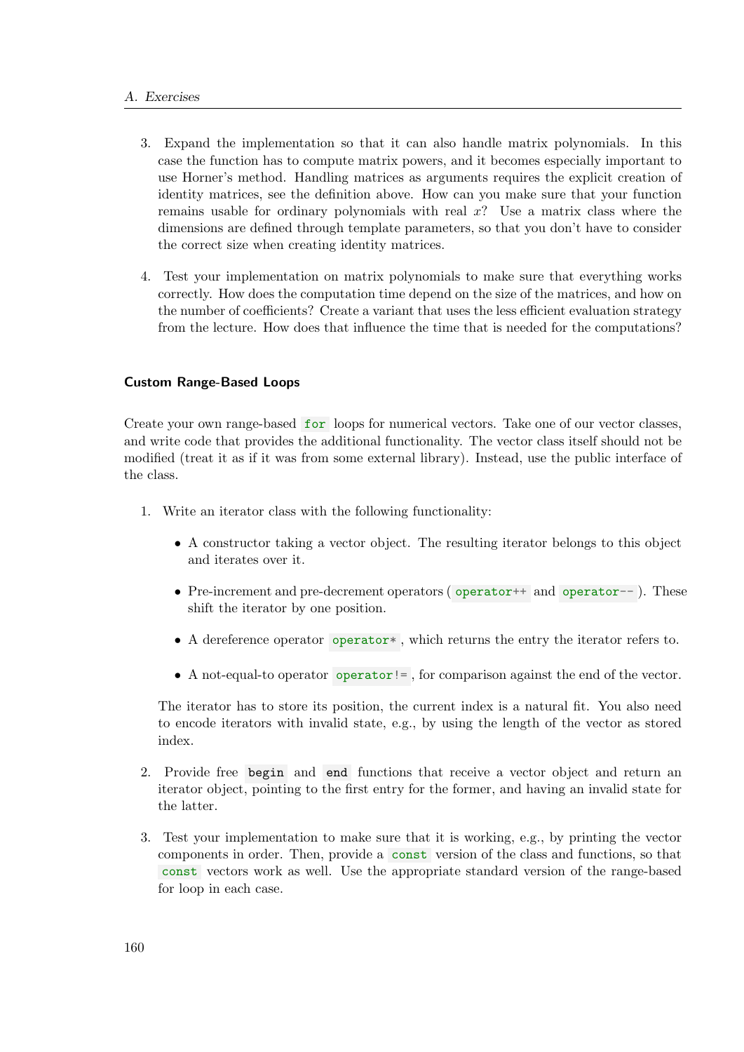3. Expand the implementation so that it can also handle matrix polynomials. In this case the function has to compute matrix powers, and it becomes especially important to use Horner's method. Handling matrices as arguments requires the explicit creation of identity matrices, see the definition above. How can you make sure that your function remains usable for ordinary polynomials with real $x$? Use a matrix class where the dimensions are defined through template parameters, so that you don't have to consider the correct size when creating identity matrices.

4. Test your implementation on matrix polynomials to make sure that everything works correctly. How does the computation time depend on the size of the matrices, and how on the number of coefficients? Create a variant that uses the less efficient evaluation strategy from the lecture. How does that influence the time that is needed for the computations?

### Custom Range-Based Loops

Create your own range-based `for` loops for numerical vectors. Take one of our vector classes, and write code that provides the additional functionality. The vector class itself should not be modified (treat it as if it was from some external library). Instead, use the public interface of the class.

1. Write an iterator class with the following functionality:

   - A constructor taking a vector object. The resulting iterator belongs to this object and iterates over it.
   - Pre-increment and pre-decrement operators (`operator++` and `operator--`). These shift the iterator by one position.
   - A dereference operator `operator*`, which returns the entry the iterator refers to.
   - A not-equal-to operator `operator!=`, for comparison against the end of the vector.

   The iterator has to store its position, the current index is a natural fit. You also need to encode iterators with invalid state, e.g., by using the length of the vector as stored index.

2. Provide free `begin` and `end` functions that receive a vector object and return an iterator object, pointing to the first entry for the former, and having an invalid state for the latter.

3. Test your implementation to make sure that it is working, e.g., by printing the vector components in order. Then, provide a `const` version of the class and functions, so that `const` vectors work as well. Use the appropriate standard version of the range-based for loop in each case.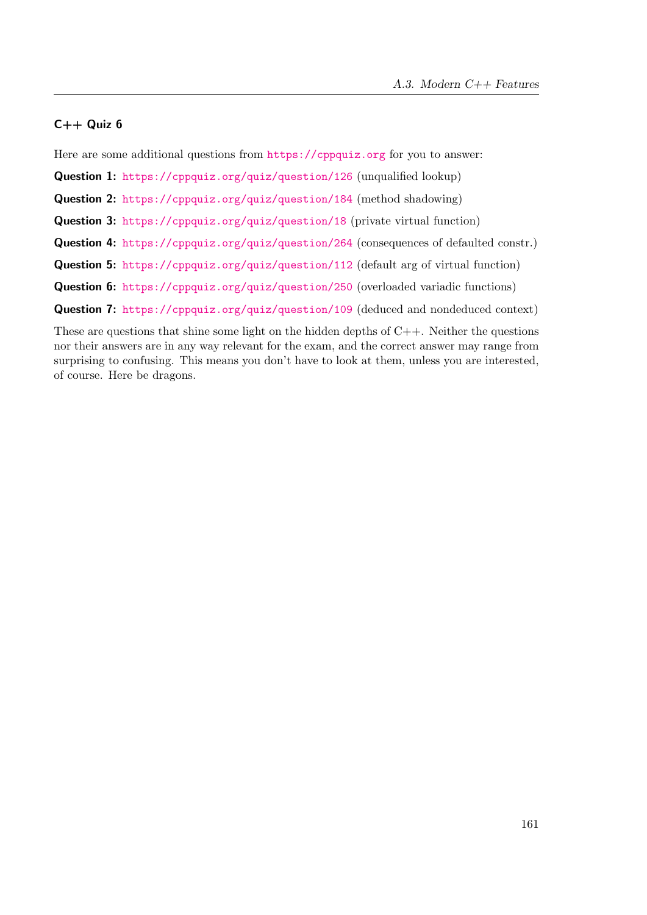### C++ Quiz 6

Here are some additional questions from https://cppquiz.org for you to answer:

**Question 1:** https://cppquiz.org/quiz/question/126 (unqualified lookup)

**Question 2:** https://cppquiz.org/quiz/question/184 (method shadowing)

**Question 3:** https://cppquiz.org/quiz/question/18 (private virtual function)

**Question 4:** https://cppquiz.org/quiz/question/264 (consequences of defaulted constr.)

**Question 5:** https://cppquiz.org/quiz/question/112 (default arg of virtual function)

**Question 6:** https://cppquiz.org/quiz/question/250 (overloaded variadic functions)

**Question 7:** https://cppquiz.org/quiz/question/109 (deduced and nondeduced context)

These are questions that shine some light on the hidden depths of C++. Neither the questions nor their answers are in any way relevant for the exam, and the correct answer may range from surprising to confusing. This means you don't have to look at them, unless you are interested, of course. Here be dragons.